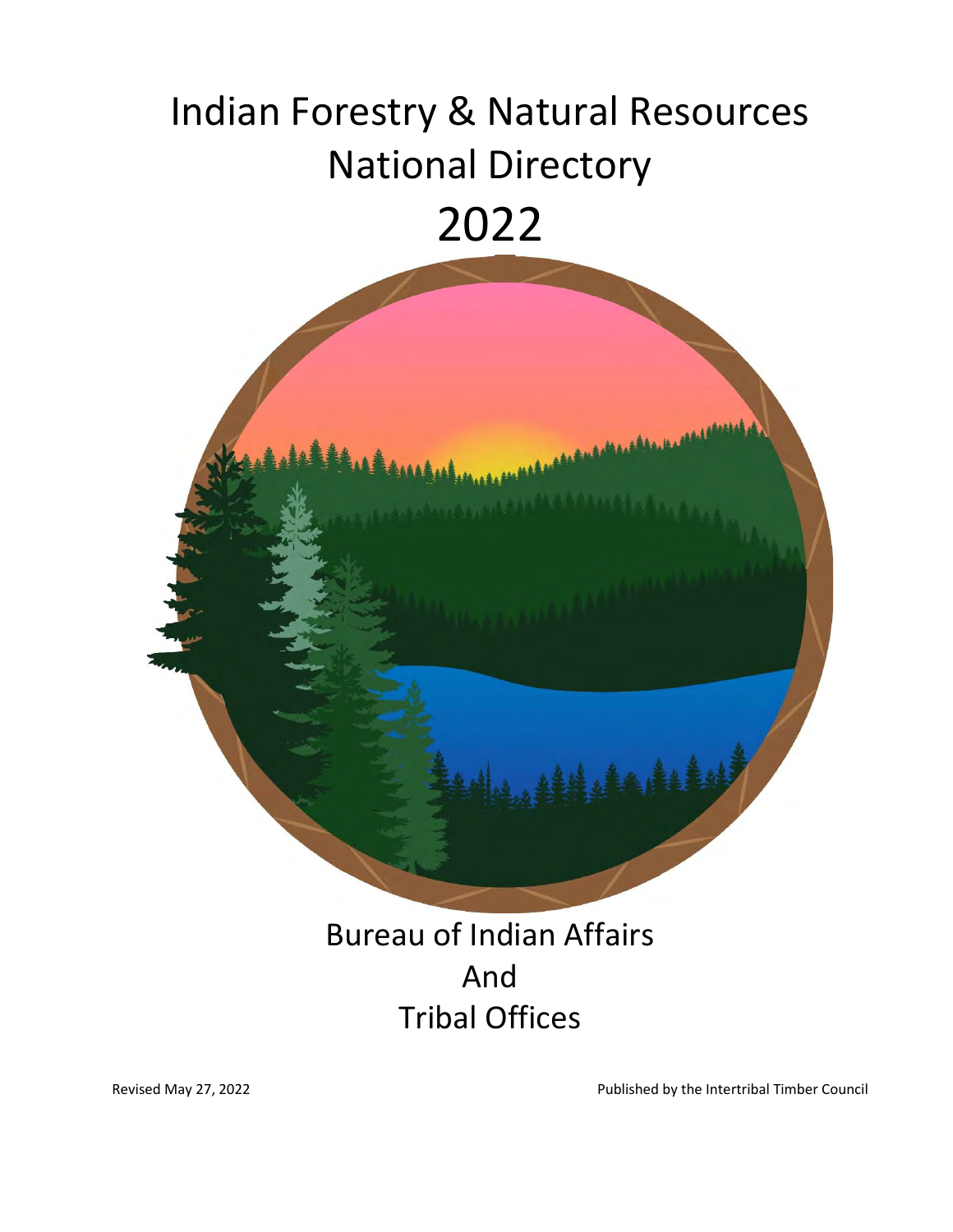# Indian Forestry & Natural Resources National Directory

# 2022

Bureau of Indian Affairs
And
Tribal Offices

Revised May 27, 2022

Published by the Intertribal Timber Council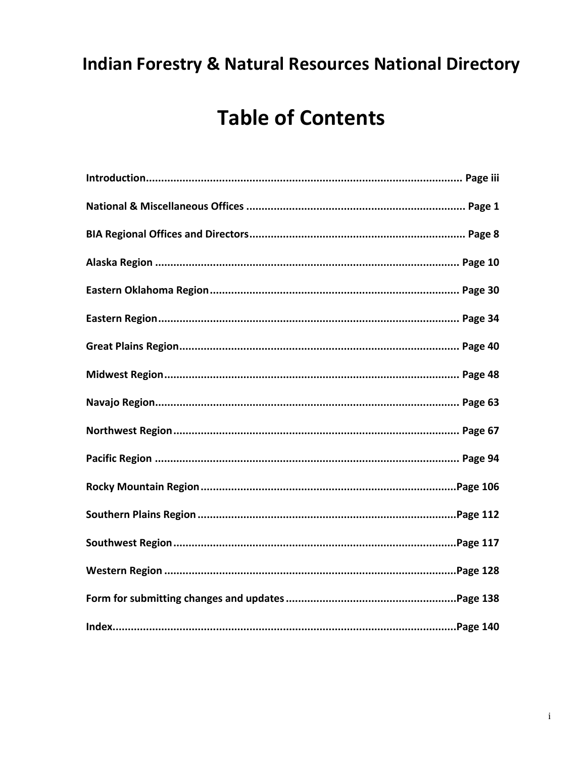# Indian Forestry & Natural Resources National Directory

## Table of Contents

**Introduction** ........................................................................ **Page iii**

**National & Miscellaneous Offices** ........................................ **Page 1**

**BIA Regional Offices and Directors** ..................................... **Page 8**

**Alaska Region** ....................................................................... **Page 10**

**Eastern Oklahoma Region** ..................................................... **Page 30**

**Eastern Region** ...................................................................... **Page 34**

**Great Plains Region** ............................................................... **Page 40**

**Midwest Region** .................................................................... **Page 48**

**Navajo Region** ....................................................................... **Page 63**

**Northwest Region** ................................................................. **Page 67**

**Pacific Region** ....................................................................... **Page 94**

**Rocky Mountain Region** ........................................................ **Page 106**

**Southern Plains Region** ........................................................ **Page 112**

**Southwest Region** ................................................................. **Page 117**

**Western Region** ..................................................................... **Page 128**

**Form for submitting changes and updates** ........................... **Page 138**

**Index** ..................................................................................... **Page 140**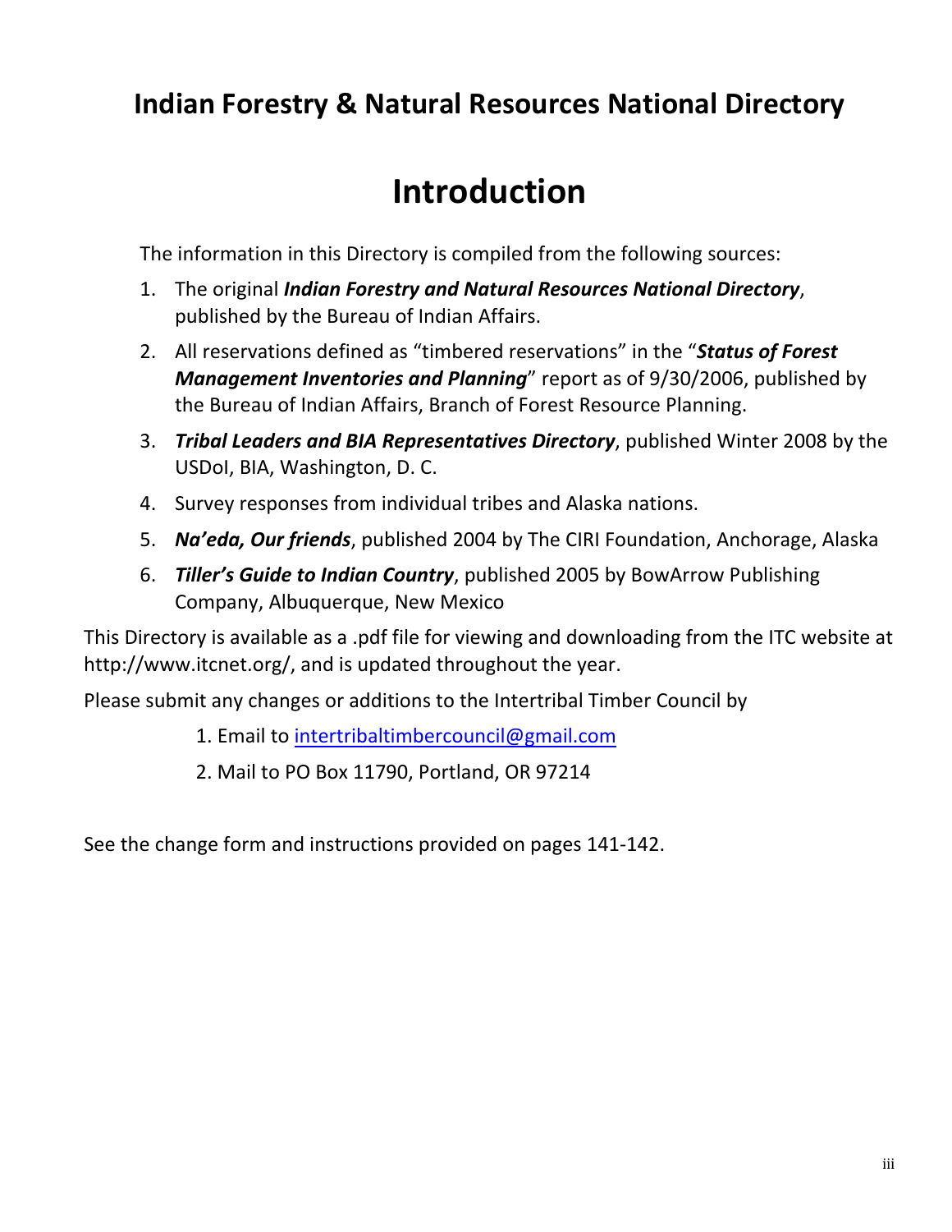# Indian Forestry & Natural Resources National Directory

## Introduction

The information in this Directory is compiled from the following sources:

1. The original ***Indian Forestry and Natural Resources National Directory***, published by the Bureau of Indian Affairs.
2. All reservations defined as "timbered reservations" in the "***Status of Forest Management Inventories and Planning***" report as of 9/30/2006, published by the Bureau of Indian Affairs, Branch of Forest Resource Planning.
3. ***Tribal Leaders and BIA Representatives Directory***, published Winter 2008 by the USDoI, BIA, Washington, D. C.
4. Survey responses from individual tribes and Alaska nations.
5. ***Na'eda, Our friends***, published 2004 by The CIRI Foundation, Anchorage, Alaska
6. ***Tiller's Guide to Indian Country***, published 2005 by BowArrow Publishing Company, Albuquerque, New Mexico

This Directory is available as a .pdf file for viewing and downloading from the ITC website at http://www.itcnet.org/, and is updated throughout the year.

Please submit any changes or additions to the Intertribal Timber Council by

1. Email to intertribaltimbercouncil@gmail.com
2. Mail to PO Box 11790, Portland, OR 97214

See the change form and instructions provided on pages 141-142.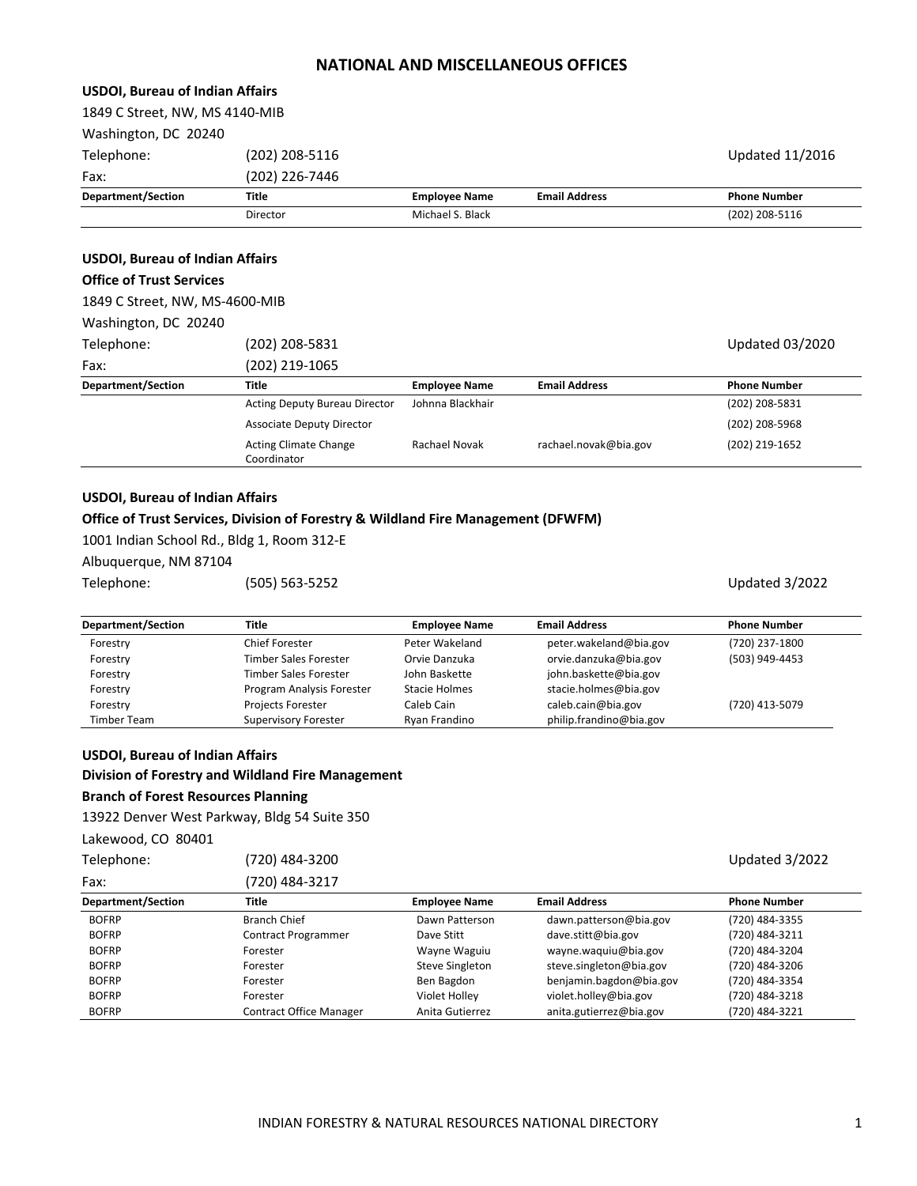# NATIONAL AND MISCELLANEOUS OFFICES

**USDOI, Bureau of Indian Affairs**

1849 C Street, NW, MS 4140-MIB

Washington, DC 20240

Telephone: (202) 208-5116 Updated 11/2016

Fax: (202) 226-7446

| Department/Section | Title | Employee Name | Email Address | Phone Number |
|---|---|---|---|---|
| | Director | Michael S. Black | | (202) 208-5116 |

**USDOI, Bureau of Indian Affairs**

**Office of Trust Services**

1849 C Street, NW, MS-4600-MIB

Washington, DC 20240

Telephone: (202) 208-5831 Updated 03/2020

Fax: (202) 219-1065

| Department/Section | Title | Employee Name | Email Address | Phone Number |
|---|---|---|---|---|
| | Acting Deputy Bureau Director | Johnna Blackhair | | (202) 208-5831 |
| | Associate Deputy Director | | | (202) 208-5968 |
| | Acting Climate Change Coordinator | Rachael Novak | rachael.novak@bia.gov | (202) 219-1652 |

**USDOI, Bureau of Indian Affairs**

**Office of Trust Services, Division of Forestry & Wildland Fire Management (DFWFM)**

1001 Indian School Rd., Bldg 1, Room 312-E

Albuquerque, NM 87104

Telephone: (505) 563-5252 Updated 3/2022

| Department/Section | Title | Employee Name | Email Address | Phone Number |
|---|---|---|---|---|
| Forestry | Chief Forester | Peter Wakeland | peter.wakeland@bia.gov | (720) 237-1800 |
| Forestry | Timber Sales Forester | Orvie Danzuka | orvie.danzuka@bia.gov | (503) 949-4453 |
| Forestry | Timber Sales Forester | John Baskette | john.baskette@bia.gov | |
| Forestry | Program Analysis Forester | Stacie Holmes | stacie.holmes@bia.gov | |
| Forestry | Projects Forester | Caleb Cain | caleb.cain@bia.gov | (720) 413-5079 |
| Timber Team | Supervisory Forester | Ryan Frandino | philip.frandino@bia.gov | |

**USDOI, Bureau of Indian Affairs**

**Division of Forestry and Wildland Fire Management**

**Branch of Forest Resources Planning**

13922 Denver West Parkway, Bldg 54 Suite 350

Lakewood, CO 80401

Telephone: (720) 484-3200 Updated 3/2022

Fax: (720) 484-3217

| Department/Section | Title | Employee Name | Email Address | Phone Number |
|---|---|---|---|---|
| BOFRP | Branch Chief | Dawn Patterson | dawn.patterson@bia.gov | (720) 484-3355 |
| BOFRP | Contract Programmer | Dave Stitt | dave.stitt@bia.gov | (720) 484-3211 |
| BOFRP | Forester | Wayne Waguiu | wayne.waquiu@bia.gov | (720) 484-3204 |
| BOFRP | Forester | Steve Singleton | steve.singleton@bia.gov | (720) 484-3206 |
| BOFRP | Forester | Ben Bagdon | benjamin.bagdon@bia.gov | (720) 484-3354 |
| BOFRP | Forester | Violet Holley | violet.holley@bia.gov | (720) 484-3218 |
| BOFRP | Contract Office Manager | Anita Gutierrez | anita.gutierrez@bia.gov | (720) 484-3221 |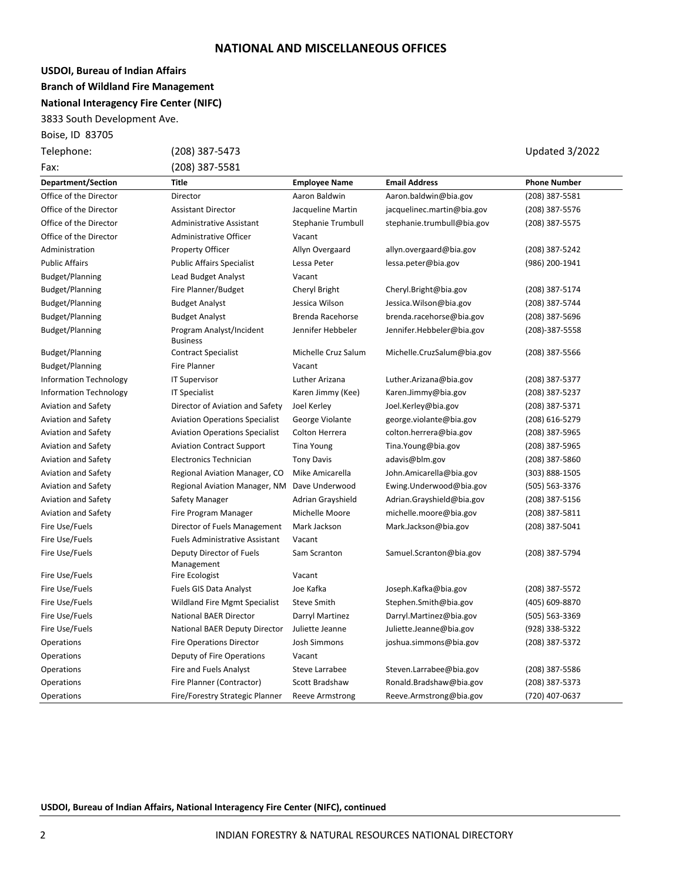# NATIONAL AND MISCELLANEOUS OFFICES

**USDOI, Bureau of Indian Affairs**

**Branch of Wildland Fire Management**

**National Interagency Fire Center (NIFC)**

3833 South Development Ave.

Boise, ID 83705

Telephone: (208) 387-5473 Updated 3/2022

Fax: (208) 387-5581

| Department/Section | Title | Employee Name | Email Address | Phone Number |
|---|---|---|---|---|
| Office of the Director | Director | Aaron Baldwin | Aaron.baldwin@bia.gov | (208) 387-5581 |
| Office of the Director | Assistant Director | Jacqueline Martin | jacquelinec.martin@bia.gov | (208) 387-5576 |
| Office of the Director | Administrative Assistant | Stephanie Trumbull | stephanie.trumbull@bia.gov | (208) 387-5575 |
| Office of the Director | Administrative Officer | Vacant | | |
| Administration | Property Officer | Allyn Overgaard | allyn.overgaard@bia.gov | (208) 387-5242 |
| Public Affairs | Public Affairs Specialist | Lessa Peter | lessa.peter@bia.gov | (986) 200-1941 |
| Budget/Planning | Lead Budget Analyst | Vacant | | |
| Budget/Planning | Fire Planner/Budget | Cheryl Bright | Cheryl.Bright@bia.gov | (208) 387-5174 |
| Budget/Planning | Budget Analyst | Jessica Wilson | Jessica.Wilson@bia.gov | (208) 387-5744 |
| Budget/Planning | Budget Analyst | Brenda Racehorse | brenda.racehorse@bia.gov | (208) 387-5696 |
| Budget/Planning | Program Analyst/Incident Business | Jennifer Hebbeler | Jennifer.Hebbeler@bia.gov | (208)-387-5558 |
| Budget/Planning | Contract Specialist | Michelle Cruz Salum | Michelle.CruzSalum@bia.gov | (208) 387-5566 |
| Budget/Planning | Fire Planner | Vacant | | |
| Information Technology | IT Supervisor | Luther Arizana | Luther.Arizana@bia.gov | (208) 387-5377 |
| Information Technology | IT Specialist | Karen Jimmy (Kee) | Karen.Jimmy@bia.gov | (208) 387-5237 |
| Aviation and Safety | Director of Aviation and Safety | Joel Kerley | Joel.Kerley@bia.gov | (208) 387-5371 |
| Aviation and Safety | Aviation Operations Specialist | George Violante | george.violante@bia.gov | (208) 616-5279 |
| Aviation and Safety | Aviation Operations Specialist | Colton Herrera | colton.herrera@bia.gov | (208) 387-5965 |
| Aviation and Safety | Aviation Contract Support | Tina Young | Tina.Young@bia.gov | (208) 387-5965 |
| Aviation and Safety | Electronics Technician | Tony Davis | adavis@blm.gov | (208) 387-5860 |
| Aviation and Safety | Regional Aviation Manager, CO | Mike Amicarella | John.Amicarella@bia.gov | (303) 888-1505 |
| Aviation and Safety | Regional Aviation Manager, NM | Dave Underwood | Ewing.Underwood@bia.gov | (505) 563-3376 |
| Aviation and Safety | Safety Manager | Adrian Grayshield | Adrian.Grayshield@bia.gov | (208) 387-5156 |
| Aviation and Safety | Fire Program Manager | Michelle Moore | michelle.moore@bia.gov | (208) 387-5811 |
| Fire Use/Fuels | Director of Fuels Management | Mark Jackson | Mark.Jackson@bia.gov | (208) 387-5041 |
| Fire Use/Fuels | Fuels Administrative Assistant | Vacant | | |
| Fire Use/Fuels | Deputy Director of Fuels Management | Sam Scranton | Samuel.Scranton@bia.gov | (208) 387-5794 |
| Fire Use/Fuels | Fire Ecologist | Vacant | | |
| Fire Use/Fuels | Fuels GIS Data Analyst | Joe Kafka | Joseph.Kafka@bia.gov | (208) 387-5572 |
| Fire Use/Fuels | Wildland Fire Mgmt Specialist | Steve Smith | Stephen.Smith@bia.gov | (405) 609-8870 |
| Fire Use/Fuels | National BAER Director | Darryl Martinez | Darryl.Martinez@bia.gov | (505) 563-3369 |
| Fire Use/Fuels | National BAER Deputy Director | Juliette Jeanne | Juliette.Jeanne@bia.gov | (928) 338-5322 |
| Operations | Fire Operations Director | Josh Simmons | joshua.simmons@bia.gov | (208) 387-5372 |
| Operations | Deputy of Fire Operations | Vacant | | |
| Operations | Fire and Fuels Analyst | Steve Larrabee | Steven.Larrabee@bia.gov | (208) 387-5586 |
| Operations | Fire Planner (Contractor) | Scott Bradshaw | Ronald.Bradshaw@bia.gov | (208) 387-5373 |
| Operations | Fire/Forestry Strategic Planner | Reeve Armstrong | Reeve.Armstrong@bia.gov | (720) 407-0637 |

**USDOI, Bureau of Indian Affairs, National Interagency Fire Center (NIFC), continued**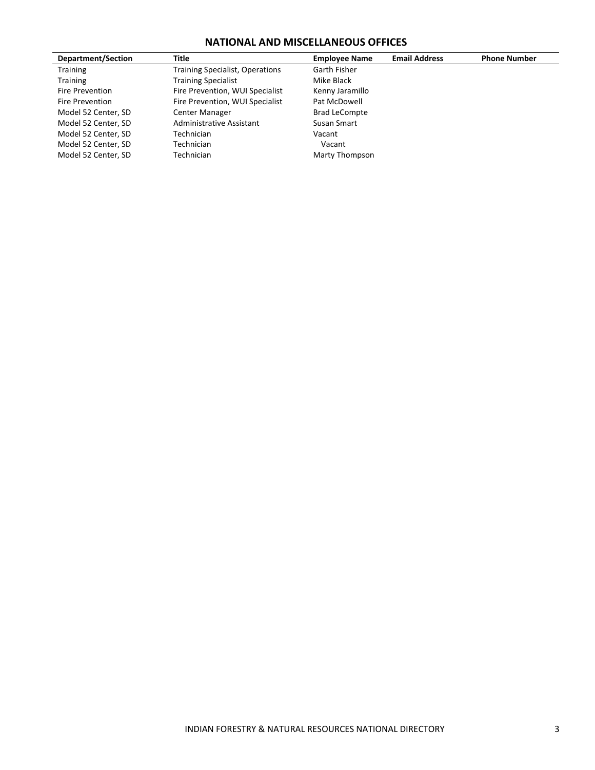## NATIONAL AND MISCELLANEOUS OFFICES

| Department/Section | Title | Employee Name | Email Address | Phone Number |
|---|---|---|---|---|
| Training | Training Specialist, Operations | Garth Fisher | | |
| Training | Training Specialist | Mike Black | | |
| Fire Prevention | Fire Prevention, WUI Specialist | Kenny Jaramillo | | |
| Fire Prevention | Fire Prevention, WUI Specialist | Pat McDowell | | |
| Model 52 Center, SD | Center Manager | Brad LeCompte | | |
| Model 52 Center, SD | Administrative Assistant | Susan Smart | | |
| Model 52 Center, SD | Technician | Vacant | | |
| Model 52 Center, SD | Technician | Vacant | | |
| Model 52 Center, SD | Technician | Marty Thompson | | |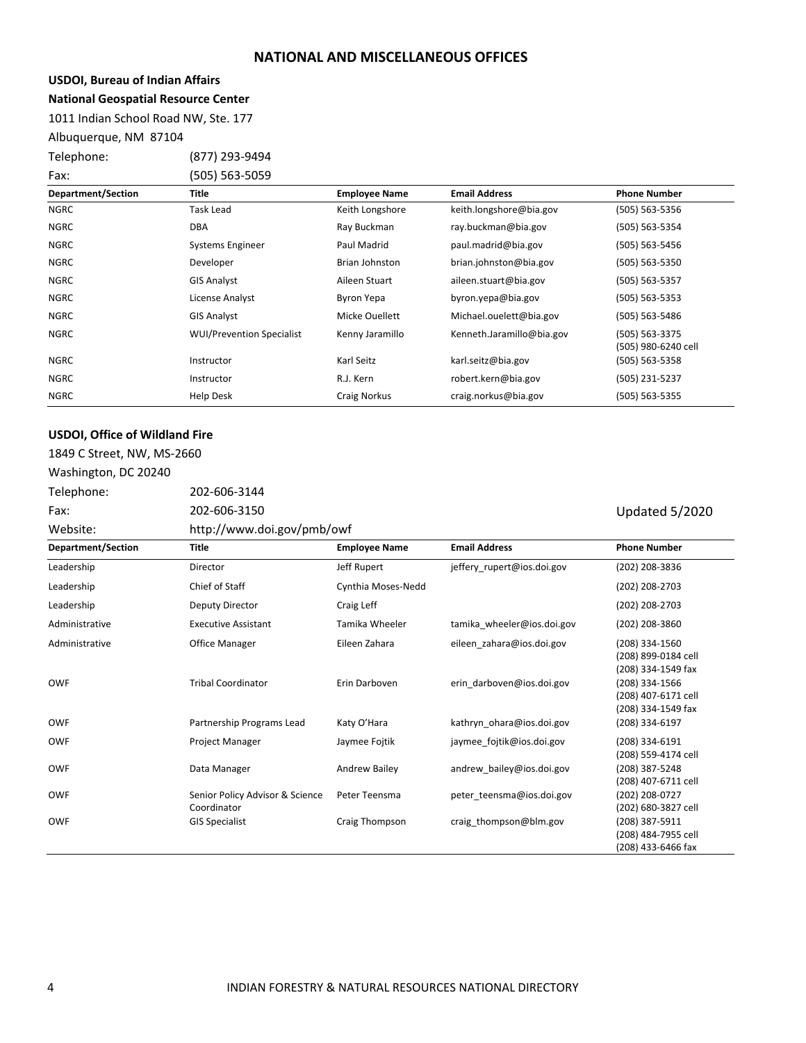# NATIONAL AND MISCELLANEOUS OFFICES

**USDOI, Bureau of Indian Affairs**

**National Geospatial Resource Center**

1011 Indian School Road NW, Ste. 177

Albuquerque, NM 87104

Telephone: (877) 293-9494

Fax: (505) 563-5059

| Department/Section | Title | Employee Name | Email Address | Phone Number |
|---|---|---|---|---|
| NGRC | Task Lead | Keith Longshore | keith.longshore@bia.gov | (505) 563-5356 |
| NGRC | DBA | Ray Buckman | ray.buckman@bia.gov | (505) 563-5354 |
| NGRC | Systems Engineer | Paul Madrid | paul.madrid@bia.gov | (505) 563-5456 |
| NGRC | Developer | Brian Johnston | brian.johnston@bia.gov | (505) 563-5350 |
| NGRC | GIS Analyst | Aileen Stuart | aileen.stuart@bia.gov | (505) 563-5357 |
| NGRC | License Analyst | Byron Yepa | byron.yepa@bia.gov | (505) 563-5353 |
| NGRC | GIS Analyst | Micke Ouellett | Michael.ouelett@bia.gov | (505) 563-5486 |
| NGRC | WUI/Prevention Specialist | Kenny Jaramillo | Kenneth.Jaramillo@bia.gov | (505) 563-3375<br>(505) 980-6240 cell |
| NGRC | Instructor | Karl Seitz | karl.seitz@bia.gov | (505) 563-5358 |
| NGRC | Instructor | R.J. Kern | robert.kern@bia.gov | (505) 231-5237 |
| NGRC | Help Desk | Craig Norkus | craig.norkus@bia.gov | (505) 563-5355 |

**USDOI, Office of Wildland Fire**

1849 C Street, NW, MS-2660

Washington, DC 20240

Telephone: 202-606-3144

Fax: 202-606-3150

Website: http://www.doi.gov/pmb/owf

Updated 5/2020

| Department/Section | Title | Employee Name | Email Address | Phone Number |
|---|---|---|---|---|
| Leadership | Director | Jeff Rupert | jeffery_rupert@ios.doi.gov | (202) 208-3836 |
| Leadership | Chief of Staff | Cynthia Moses-Nedd | | (202) 208-2703 |
| Leadership | Deputy Director | Craig Leff | | (202) 208-2703 |
| Administrative | Executive Assistant | Tamika Wheeler | tamika_wheeler@ios.doi.gov | (202) 208-3860 |
| Administrative | Office Manager | Eileen Zahara | eileen_zahara@ios.doi.gov | (208) 334-1560<br>(208) 899-0184 cell<br>(208) 334-1549 fax |
| OWF | Tribal Coordinator | Erin Darboven | erin_darboven@ios.doi.gov | (208) 334-1566<br>(208) 407-6171 cell<br>(208) 334-1549 fax |
| OWF | Partnership Programs Lead | Katy O'Hara | kathryn_ohara@ios.doi.gov | (208) 334-6197 |
| OWF | Project Manager | Jaymee Fojtik | jaymee_fojtik@ios.doi.gov | (208) 334-6191<br>(208) 559-4174 cell |
| OWF | Data Manager | Andrew Bailey | andrew_bailey@ios.doi.gov | (208) 387-5248<br>(208) 407-6711 cell |
| OWF | Senior Policy Advisor & Science Coordinator | Peter Teensma | peter_teensma@ios.doi.gov | (202) 208-0727<br>(202) 680-3827 cell |
| OWF | GIS Specialist | Craig Thompson | craig_thompson@blm.gov | (208) 387-5911<br>(208) 484-7955 cell<br>(208) 433-6466 fax |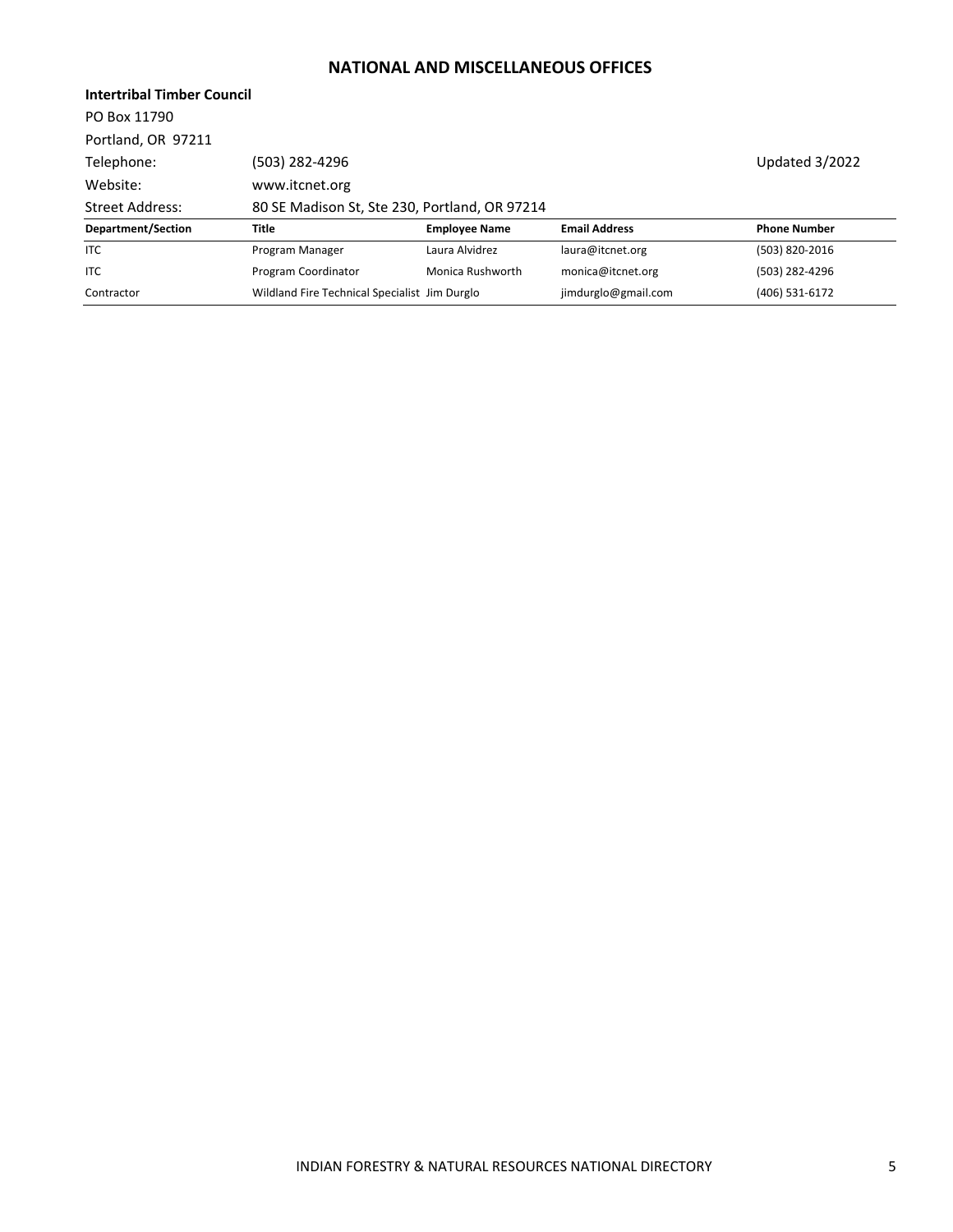# NATIONAL AND MISCELLANEOUS OFFICES

**Intertribal Timber Council**

PO Box 11790

Portland, OR 97211

Telephone: (503) 282-4296

Updated 3/2022

Website: www.itcnet.org

Street Address: 80 SE Madison St, Ste 230, Portland, OR 97214

| Department/Section | Title | Employee Name | Email Address | Phone Number |
|---|---|---|---|---|
| ITC | Program Manager | Laura Alvidrez | laura@itcnet.org | (503) 820-2016 |
| ITC | Program Coordinator | Monica Rushworth | monica@itcnet.org | (503) 282-4296 |
| Contractor | Wildland Fire Technical Specialist | Jim Durglo | jimdurglo@gmail.com | (406) 531-6172 |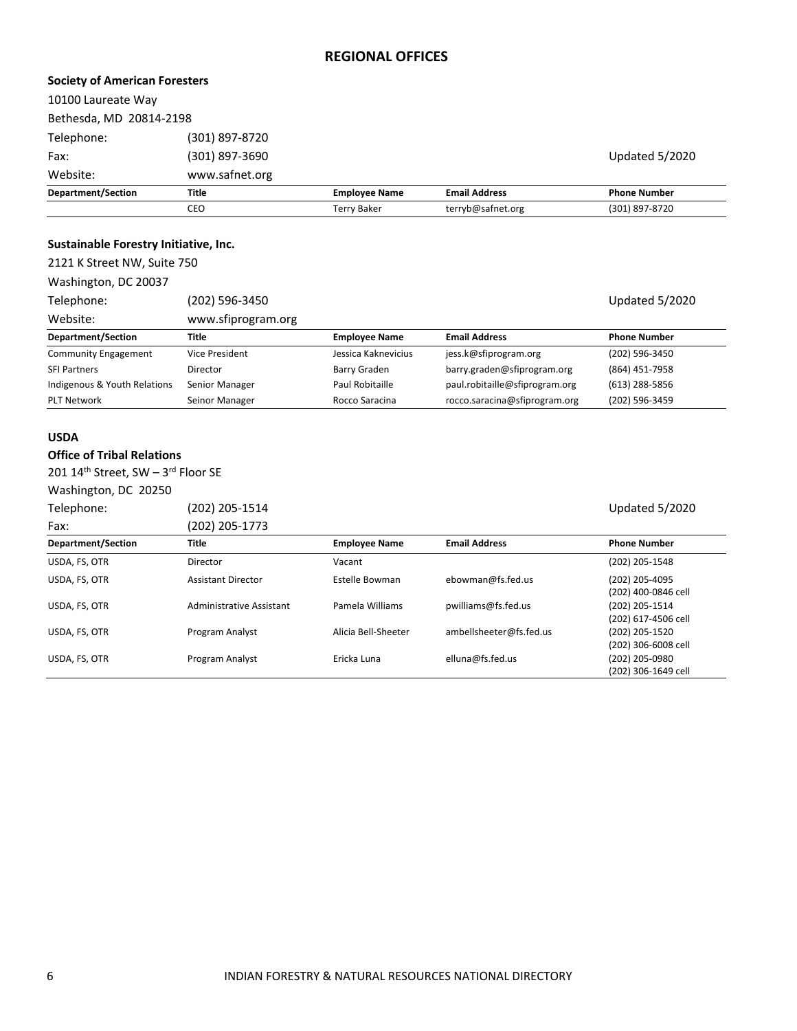## REGIONAL OFFICES

**Society of American Foresters**

10100 Laureate Way

Bethesda, MD 20814-2198

Telephone: (301) 897-8720

Fax: (301) 897-3690

Website: www.safnet.org

Updated 5/2020

| Department/Section | Title | Employee Name | Email Address | Phone Number |
|---|---|---|---|---|
| | CEO | Terry Baker | terryb@safnet.org | (301) 897-8720 |

**Sustainable Forestry Initiative, Inc.**

2121 K Street NW, Suite 750

Washington, DC 20037

Telephone: (202) 596-3450

Website: www.sfiprogram.org

Updated 5/2020

| Department/Section | Title | Employee Name | Email Address | Phone Number |
|---|---|---|---|---|
| Community Engagement | Vice President | Jessica Kaknevicius | jess.k@sfiprogram.org | (202) 596-3450 |
| SFI Partners | Director | Barry Graden | barry.graden@sfiprogram.org | (864) 451-7958 |
| Indigenous & Youth Relations | Senior Manager | Paul Robitaille | paul.robitaille@sfiprogram.org | (613) 288-5856 |
| PLT Network | Seinor Manager | Rocco Saracina | rocco.saracina@sfiprogram.org | (202) 596-3459 |

**USDA**

**Office of Tribal Relations**

201 14th Street, SW – 3rd Floor SE

Washington, DC 20250

Telephone: (202) 205-1514

Fax: (202) 205-1773

Updated 5/2020

| Department/Section | Title | Employee Name | Email Address | Phone Number |
|---|---|---|---|---|
| USDA, FS, OTR | Director | Vacant | | (202) 205-1548 |
| USDA, FS, OTR | Assistant Director | Estelle Bowman | ebowman@fs.fed.us | (202) 205-4095<br>(202) 400-0846 cell |
| USDA, FS, OTR | Administrative Assistant | Pamela Williams | pwilliams@fs.fed.us | (202) 205-1514<br>(202) 617-4506 cell |
| USDA, FS, OTR | Program Analyst | Alicia Bell-Sheeter | ambellsheeter@fs.fed.us | (202) 205-1520<br>(202) 306-6008 cell |
| USDA, FS, OTR | Program Analyst | Ericka Luna | elluna@fs.fed.us | (202) 205-0980<br>(202) 306-1649 cell |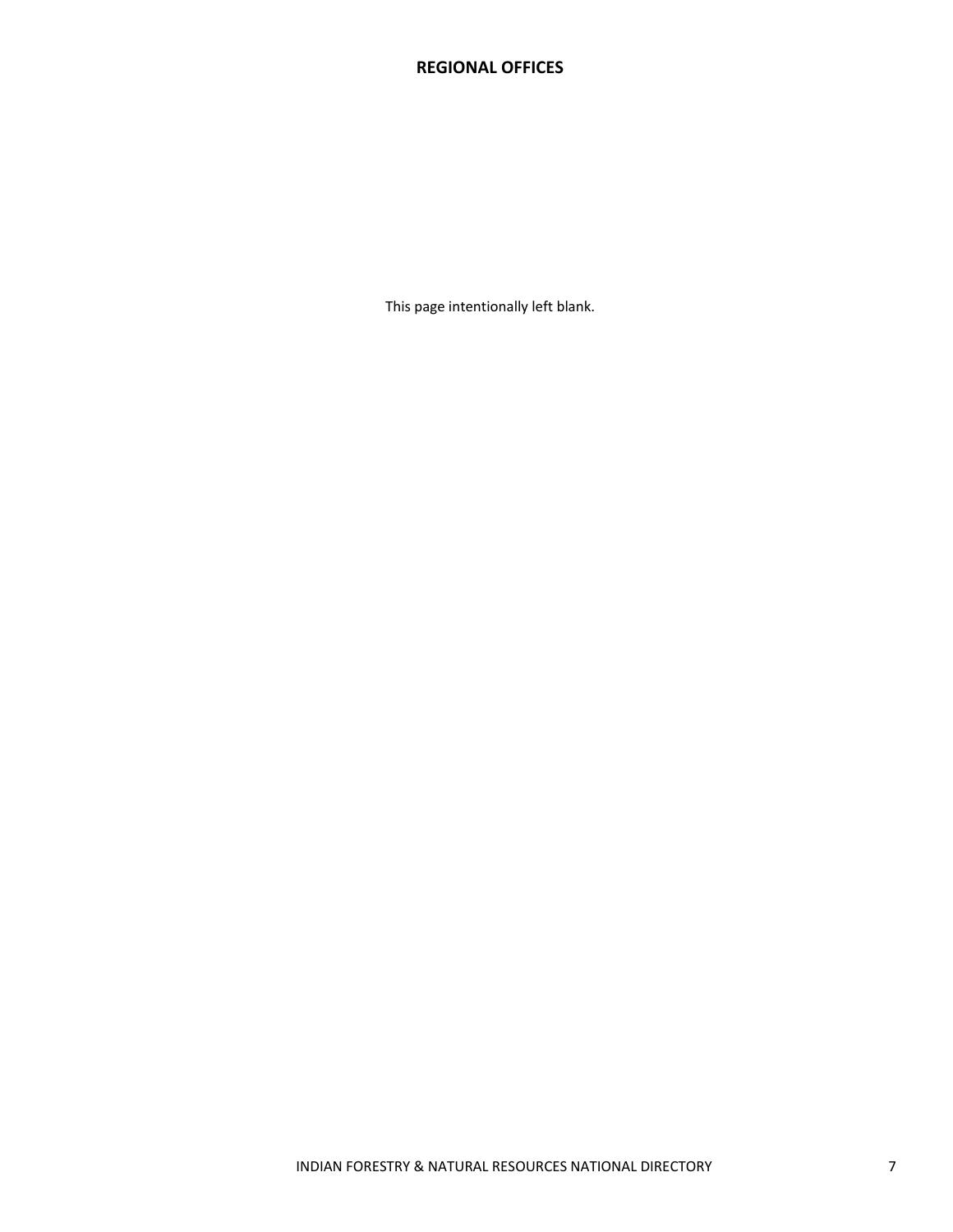**REGIONAL OFFICES**

This page intentionally left blank.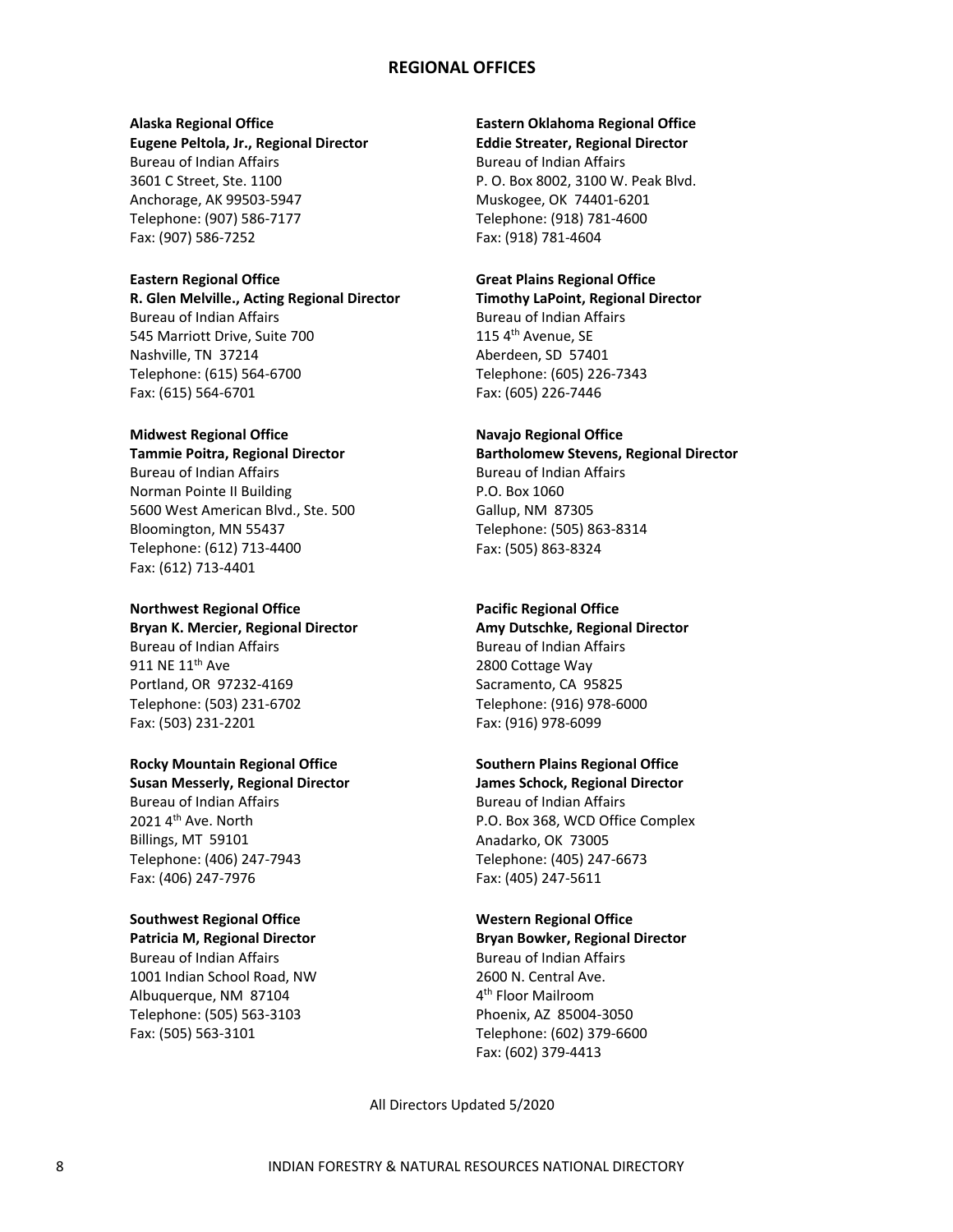## REGIONAL OFFICES

**Alaska Regional Office**
**Eugene Peltola, Jr., Regional Director**
Bureau of Indian Affairs
3601 C Street, Ste. 1100
Anchorage, AK 99503-5947
Telephone: (907) 586-7177
Fax: (907) 586-7252

**Eastern Regional Office**
**R. Glen Melville., Acting Regional Director**
Bureau of Indian Affairs
545 Marriott Drive, Suite 700
Nashville, TN 37214
Telephone: (615) 564-6700
Fax: (615) 564-6701

**Midwest Regional Office**
**Tammie Poitra, Regional Director**
Bureau of Indian Affairs
Norman Pointe II Building
5600 West American Blvd., Ste. 500
Bloomington, MN 55437
Telephone: (612) 713-4400
Fax: (612) 713-4401

**Northwest Regional Office**
**Bryan K. Mercier, Regional Director**
Bureau of Indian Affairs
911 NE 11th Ave
Portland, OR 97232-4169
Telephone: (503) 231-6702
Fax: (503) 231-2201

**Rocky Mountain Regional Office**
**Susan Messerly, Regional Director**
Bureau of Indian Affairs
2021 4th Ave. North
Billings, MT 59101
Telephone: (406) 247-7943
Fax: (406) 247-7976

**Southwest Regional Office**
**Patricia M, Regional Director**
Bureau of Indian Affairs
1001 Indian School Road, NW
Albuquerque, NM 87104
Telephone: (505) 563-3103
Fax: (505) 563-3101

**Eastern Oklahoma Regional Office**
**Eddie Streater, Regional Director**
Bureau of Indian Affairs
P. O. Box 8002, 3100 W. Peak Blvd.
Muskogee, OK 74401-6201
Telephone: (918) 781-4600
Fax: (918) 781-4604

**Great Plains Regional Office**
**Timothy LaPoint, Regional Director**
Bureau of Indian Affairs
115 4th Avenue, SE
Aberdeen, SD 57401
Telephone: (605) 226-7343
Fax: (605) 226-7446

**Navajo Regional Office**
**Bartholomew Stevens, Regional Director**
Bureau of Indian Affairs
P.O. Box 1060
Gallup, NM 87305
Telephone: (505) 863-8314
Fax: (505) 863-8324

**Pacific Regional Office**
**Amy Dutschke, Regional Director**
Bureau of Indian Affairs
2800 Cottage Way
Sacramento, CA 95825
Telephone: (916) 978-6000
Fax: (916) 978-6099

**Southern Plains Regional Office**
**James Schock, Regional Director**
Bureau of Indian Affairs
P.O. Box 368, WCD Office Complex
Anadarko, OK 73005
Telephone: (405) 247-6673
Fax: (405) 247-5611

**Western Regional Office**
**Bryan Bowker, Regional Director**
Bureau of Indian Affairs
2600 N. Central Ave.
4th Floor Mailroom
Phoenix, AZ 85004-3050
Telephone: (602) 379-6600
Fax: (602) 379-4413

All Directors Updated 5/2020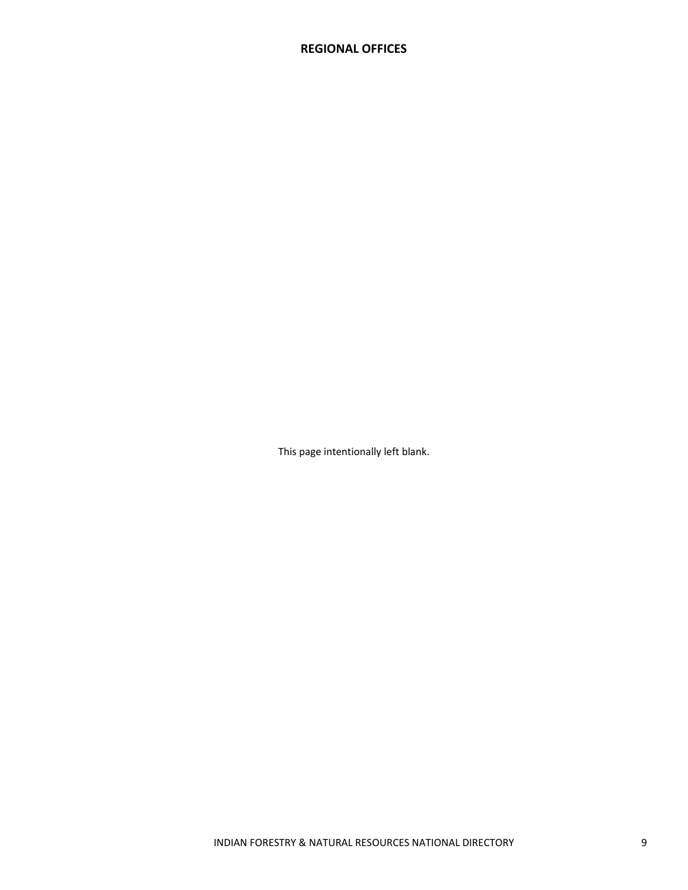## REGIONAL OFFICES

This page intentionally left blank.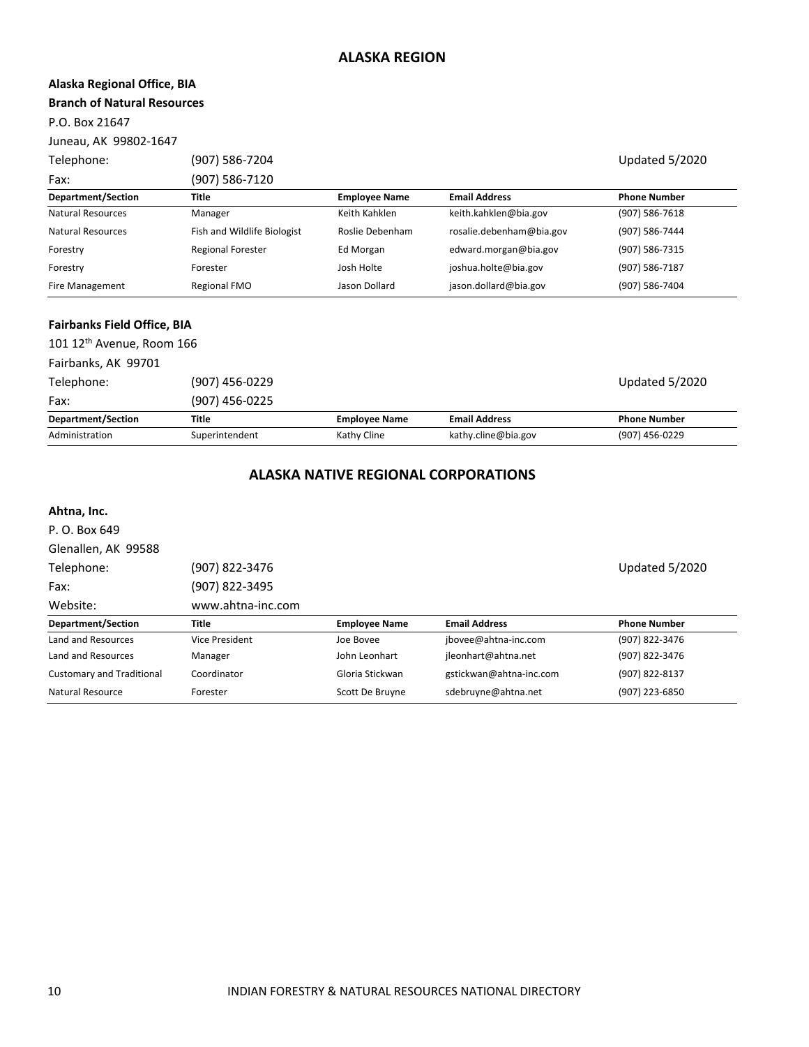# ALASKA REGION

**Alaska Regional Office, BIA**
**Branch of Natural Resources**
P.O. Box 21647
Juneau, AK 99802-1647

Telephone: (907) 586-7204 Updated 5/2020
Fax: (907) 586-7120

| Department/Section | Title | Employee Name | Email Address | Phone Number |
|---|---|---|---|---|
| Natural Resources | Manager | Keith Kahklen | keith.kahklen@bia.gov | (907) 586-7618 |
| Natural Resources | Fish and Wildlife Biologist | Roslie Debenham | rosalie.debenham@bia.gov | (907) 586-7444 |
| Forestry | Regional Forester | Ed Morgan | edward.morgan@bia.gov | (907) 586-7315 |
| Forestry | Forester | Josh Holte | joshua.holte@bia.gov | (907) 586-7187 |
| Fire Management | Regional FMO | Jason Dollard | jason.dollard@bia.gov | (907) 586-7404 |

**Fairbanks Field Office, BIA**
101 12th Avenue, Room 166
Fairbanks, AK 99701

Telephone: (907) 456-0229 Updated 5/2020
Fax: (907) 456-0225

| Department/Section | Title | Employee Name | Email Address | Phone Number |
|---|---|---|---|---|
| Administration | Superintendent | Kathy Cline | kathy.cline@bia.gov | (907) 456-0229 |

# ALASKA NATIVE REGIONAL CORPORATIONS

**Ahtna, Inc.**
P. O. Box 649
Glenallen, AK 99588

Telephone: (907) 822-3476 Updated 5/2020
Fax: (907) 822-3495
Website: www.ahtna-inc.com

| Department/Section | Title | Employee Name | Email Address | Phone Number |
|---|---|---|---|---|
| Land and Resources | Vice President | Joe Bovee | jbovee@ahtna-inc.com | (907) 822-3476 |
| Land and Resources | Manager | John Leonhart | jleonhart@ahtna.net | (907) 822-3476 |
| Customary and Traditional | Coordinator | Gloria Stickwan | gstickwan@ahtna-inc.com | (907) 822-8137 |
| Natural Resource | Forester | Scott De Bruyne | sdebruyne@ahtna.net | (907) 223-6850 |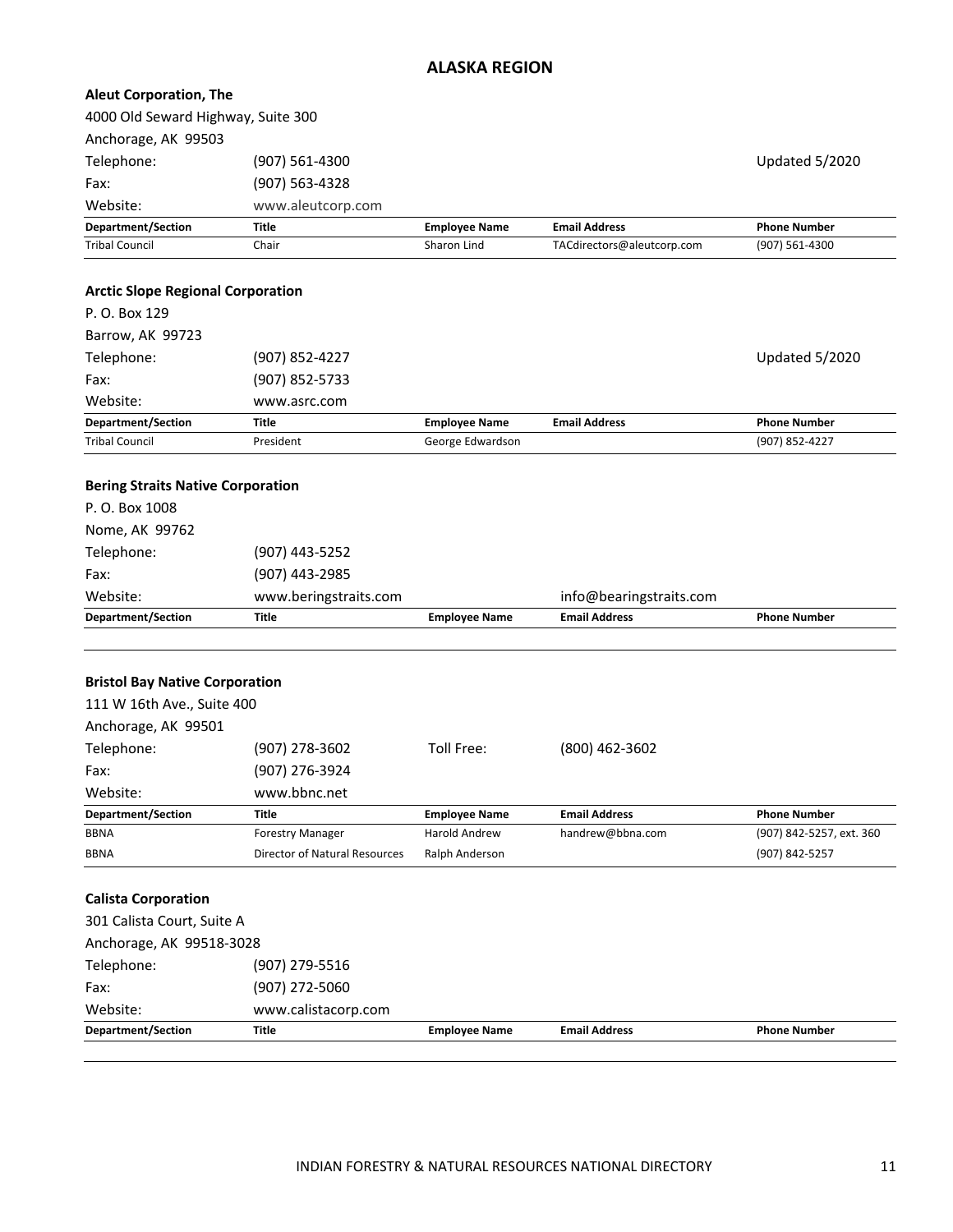## ALASKA REGION

### Aleut Corporation, The

4000 Old Seward Highway, Suite 300
Anchorage, AK 99503

Telephone: (907) 561-4300 — Updated 5/2020
Fax: (907) 563-4328
Website: www.aleutcorp.com

| Department/Section | Title | Employee Name | Email Address | Phone Number |
|---|---|---|---|---|
| Tribal Council | Chair | Sharon Lind | TACdirectors@aleutcorp.com | (907) 561-4300 |

### Arctic Slope Regional Corporation

P. O. Box 129
Barrow, AK 99723

Telephone: (907) 852-4227 — Updated 5/2020
Fax: (907) 852-5733
Website: www.asrc.com

| Department/Section | Title | Employee Name | Email Address | Phone Number |
|---|---|---|---|---|
| Tribal Council | President | George Edwardson | | (907) 852-4227 |

### Bering Straits Native Corporation

P. O. Box 1008
Nome, AK 99762

Telephone: (907) 443-5252
Fax: (907) 443-2985
Website: www.beringstraits.com — info@bearingstraits.com

| Department/Section | Title | Employee Name | Email Address | Phone Number |
|---|---|---|---|---|
| | | | | |

### Bristol Bay Native Corporation

111 W 16th Ave., Suite 400
Anchorage, AK 99501

Telephone: (907) 278-3602 — Toll Free: (800) 462-3602
Fax: (907) 276-3924
Website: www.bbnc.net

| Department/Section | Title | Employee Name | Email Address | Phone Number |
|---|---|---|---|---|
| BBNA | Forestry Manager | Harold Andrew | handrew@bbna.com | (907) 842-5257, ext. 360 |
| BBNA | Director of Natural Resources | Ralph Anderson | | (907) 842-5257 |

### Calista Corporation

301 Calista Court, Suite A
Anchorage, AK 99518-3028

Telephone: (907) 279-5516
Fax: (907) 272-5060
Website: www.calistacorp.com

| Department/Section | Title | Employee Name | Email Address | Phone Number |
|---|---|---|---|---|
| | | | | |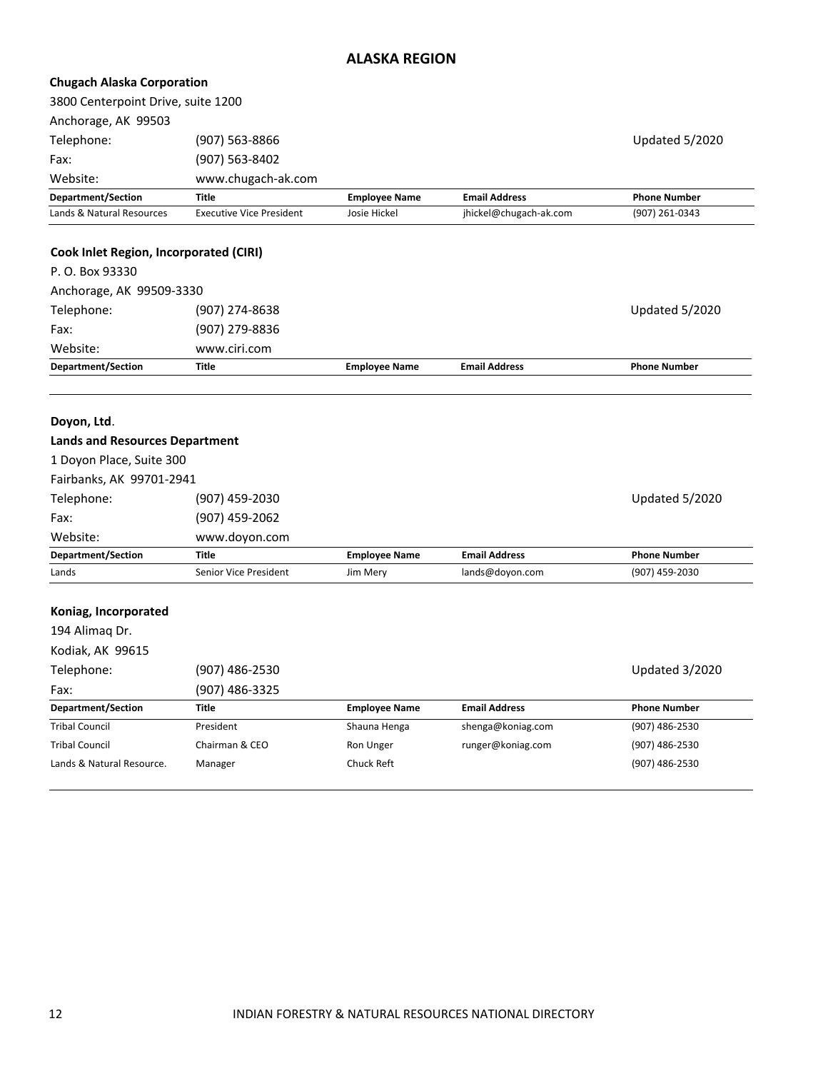# ALASKA REGION

**Chugach Alaska Corporation**

3800 Centerpoint Drive, suite 1200

Anchorage, AK 99503

Telephone: (907) 563-8866 Updated 5/2020

Fax: (907) 563-8402

Website: www.chugach-ak.com

| Department/Section | Title | Employee Name | Email Address | Phone Number |
|---|---|---|---|---|
| Lands & Natural Resources | Executive Vice President | Josie Hickel | jhickel@chugach-ak.com | (907) 261-0343 |

**Cook Inlet Region, Incorporated (CIRI)**

P. O. Box 93330

Anchorage, AK 99509-3330

Telephone: (907) 274-8638 Updated 5/2020

Fax: (907) 279-8836

Website: www.ciri.com

| Department/Section | Title | Employee Name | Email Address | Phone Number |
|---|---|---|---|---|
| | | | | |

**Doyon, Ltd**.

**Lands and Resources Department**

1 Doyon Place, Suite 300

Fairbanks, AK 99701-2941

Telephone: (907) 459-2030 Updated 5/2020

Fax: (907) 459-2062

Website: www.doyon.com

| Department/Section | Title | Employee Name | Email Address | Phone Number |
|---|---|---|---|---|
| Lands | Senior Vice President | Jim Mery | lands@doyon.com | (907) 459-2030 |

**Koniag, Incorporated**

194 Alimaq Dr.

Kodiak, AK 99615

Telephone: (907) 486-2530 Updated 3/2020

Fax: (907) 486-3325

| Department/Section | Title | Employee Name | Email Address | Phone Number |
|---|---|---|---|---|
| Tribal Council | President | Shauna Henga | shenga@koniag.com | (907) 486-2530 |
| Tribal Council | Chairman & CEO | Ron Unger | runger@koniag.com | (907) 486-2530 |
| Lands & Natural Resource. | Manager | Chuck Reft | | (907) 486-2530 |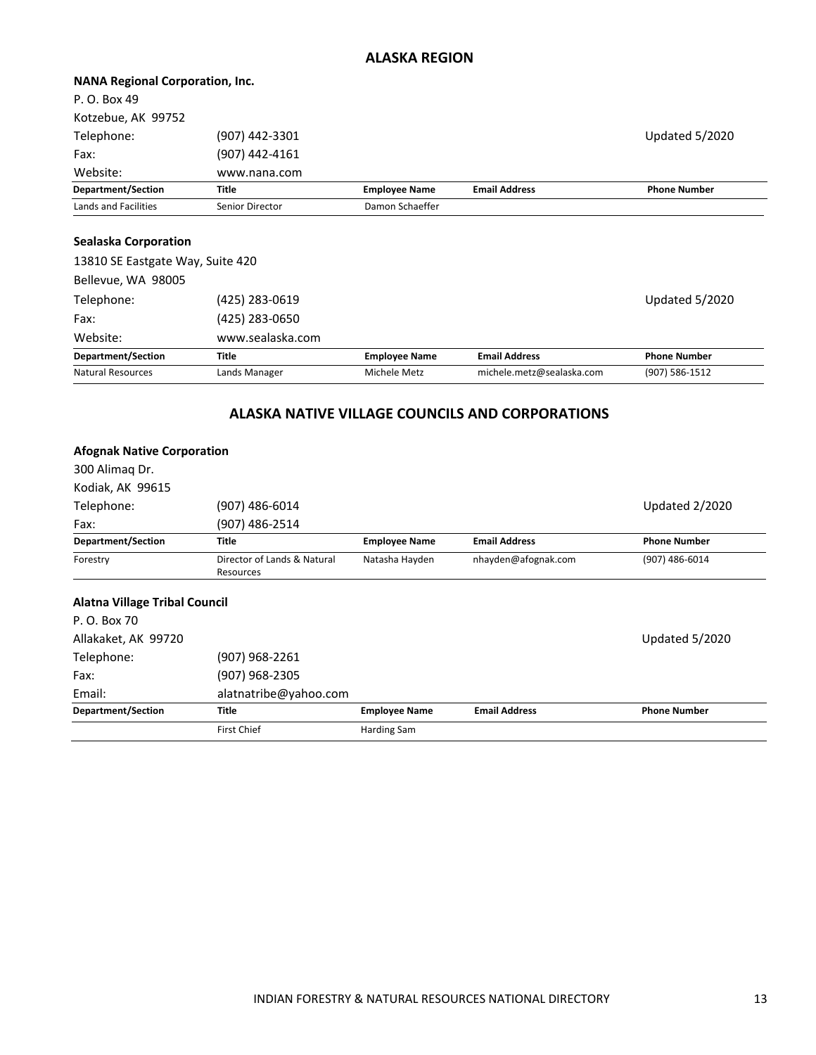## ALASKA REGION

**NANA Regional Corporation, Inc.**

P. O. Box 49
Kotzebue, AK 99752

Telephone: (907) 442-3301 Updated 5/2020
Fax: (907) 442-4161
Website: www.nana.com

| Department/Section | Title | Employee Name | Email Address | Phone Number |
|---|---|---|---|---|
| Lands and Facilities | Senior Director | Damon Schaeffer | | |

**Sealaska Corporation**

13810 SE Eastgate Way, Suite 420
Bellevue, WA 98005

Telephone: (425) 283-0619 Updated 5/2020
Fax: (425) 283-0650
Website: www.sealaska.com

| Department/Section | Title | Employee Name | Email Address | Phone Number |
|---|---|---|---|---|
| Natural Resources | Lands Manager | Michele Metz | michele.metz@sealaska.com | (907) 586-1512 |

## ALASKA NATIVE VILLAGE COUNCILS AND CORPORATIONS

**Afognak Native Corporation**

300 Alimaq Dr.
Kodiak, AK 99615

Telephone: (907) 486-6014 Updated 2/2020
Fax: (907) 486-2514

| Department/Section | Title | Employee Name | Email Address | Phone Number |
|---|---|---|---|---|
| Forestry | Director of Lands & Natural Resources | Natasha Hayden | nhayden@afognak.com | (907) 486-6014 |

**Alatna Village Tribal Council**

P. O. Box 70
Allakaket, AK 99720 Updated 5/2020

Telephone: (907) 968-2261
Fax: (907) 968-2305
Email: alatnatribe@yahoo.com

| Department/Section | Title | Employee Name | Email Address | Phone Number |
|---|---|---|---|---|
| | First Chief | Harding Sam | | |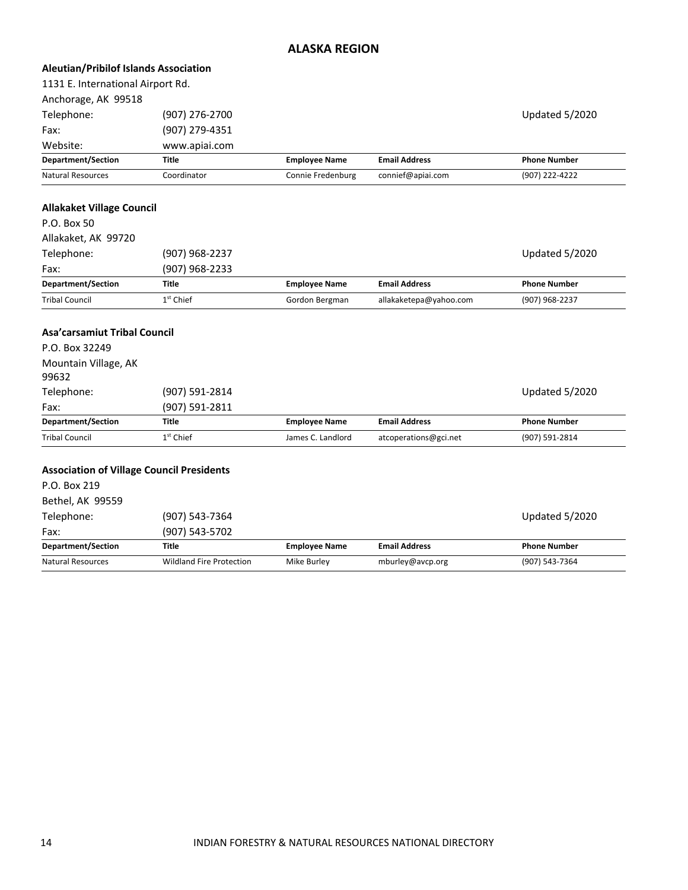## ALASKA REGION

### Aleutian/Pribilof Islands Association

1131 E. International Airport Rd.
Anchorage, AK 99518

Telephone: (907) 276-2700
Fax: (907) 279-4351
Website: www.apiai.com

Updated 5/2020

| Department/Section | Title | Employee Name | Email Address | Phone Number |
|---|---|---|---|---|
| Natural Resources | Coordinator | Connie Fredenburg | connief@apiai.com | (907) 222-4222 |

### Allakaket Village Council

P.O. Box 50
Allakaket, AK 99720

Telephone: (907) 968-2237
Fax: (907) 968-2233

Updated 5/2020

| Department/Section | Title | Employee Name | Email Address | Phone Number |
|---|---|---|---|---|
| Tribal Council | 1st Chief | Gordon Bergman | allakaketepa@yahoo.com | (907) 968-2237 |

### Asa'carsamiut Tribal Council

P.O. Box 32249
Mountain Village, AK 99632

Telephone: (907) 591-2814
Fax: (907) 591-2811

Updated 5/2020

| Department/Section | Title | Employee Name | Email Address | Phone Number |
|---|---|---|---|---|
| Tribal Council | 1st Chief | James C. Landlord | atcoperations@gci.net | (907) 591-2814 |

### Association of Village Council Presidents

P.O. Box 219
Bethel, AK 99559

Telephone: (907) 543-7364
Fax: (907) 543-5702

Updated 5/2020

| Department/Section | Title | Employee Name | Email Address | Phone Number |
|---|---|---|---|---|
| Natural Resources | Wildland Fire Protection | Mike Burley | mburley@avcp.org | (907) 543-7364 |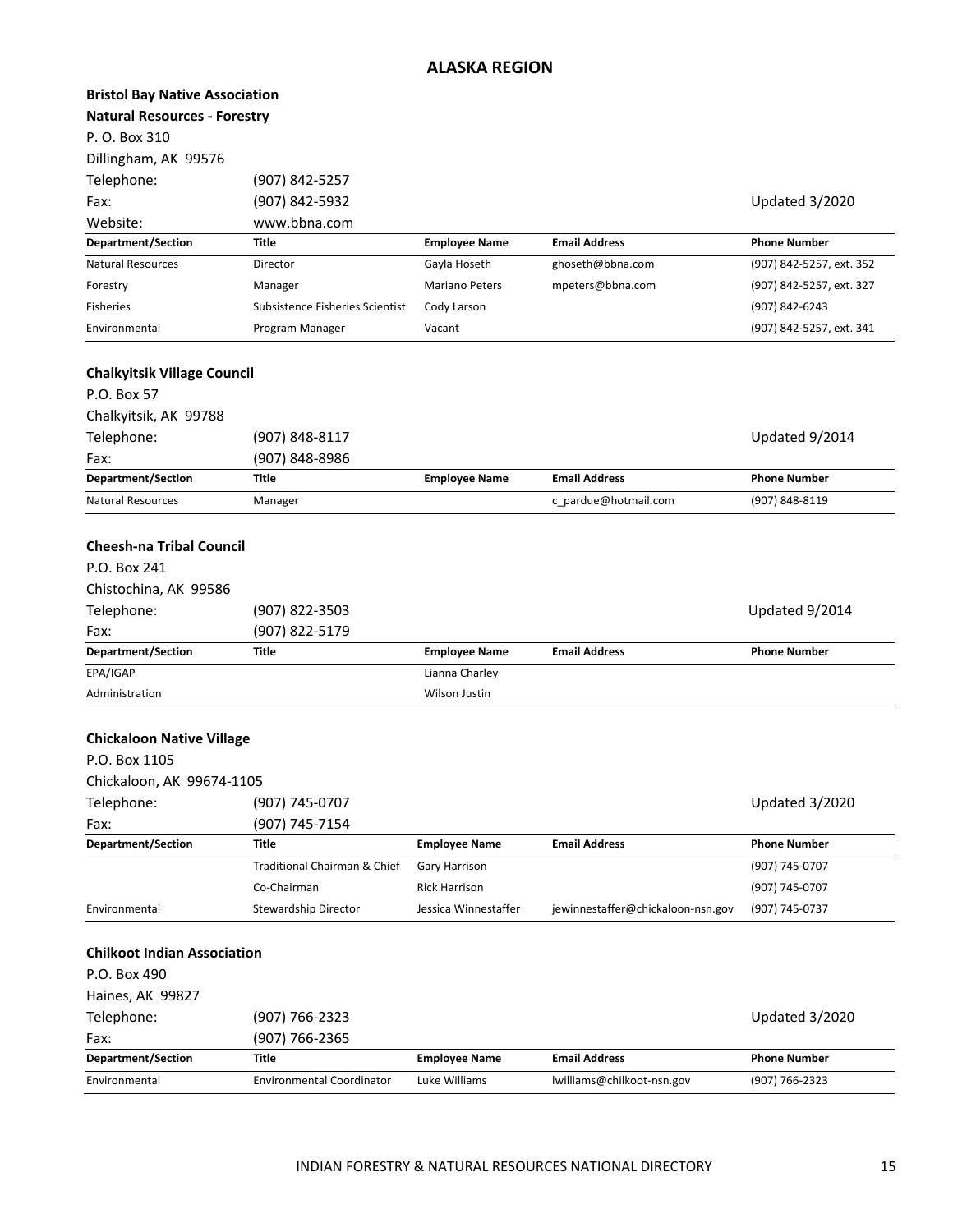## ALASKA REGION

**Bristol Bay Native Association**
**Natural Resources - Forestry**
P. O. Box 310
Dillingham, AK 99576
Telephone: (907) 842-5257
Fax: (907) 842-5932
Website: www.bbna.com
Updated 3/2020

| Department/Section | Title | Employee Name | Email Address | Phone Number |
|---|---|---|---|---|
| Natural Resources | Director | Gayla Hoseth | ghoseth@bbna.com | (907) 842-5257, ext. 352 |
| Forestry | Manager | Mariano Peters | mpeters@bbna.com | (907) 842-5257, ext. 327 |
| Fisheries | Subsistence Fisheries Scientist | Cody Larson | | (907) 842-6243 |
| Environmental | Program Manager | Vacant | | (907) 842-5257, ext. 341 |

**Chalkyitsik Village Council**
P.O. Box 57
Chalkyitsik, AK 99788
Telephone: (907) 848-8117
Fax: (907) 848-8986
Updated 9/2014

| Department/Section | Title | Employee Name | Email Address | Phone Number |
|---|---|---|---|---|
| Natural Resources | Manager | | c_pardue@hotmail.com | (907) 848-8119 |

**Cheesh-na Tribal Council**
P.O. Box 241
Chistochina, AK 99586
Telephone: (907) 822-3503
Fax: (907) 822-5179
Updated 9/2014

| Department/Section | Title | Employee Name | Email Address | Phone Number |
|---|---|---|---|---|
| EPA/IGAP | | Lianna Charley | | |
| Administration | | Wilson Justin | | |

**Chickaloon Native Village**
P.O. Box 1105
Chickaloon, AK 99674-1105
Telephone: (907) 745-0707
Fax: (907) 745-7154
Updated 3/2020

| Department/Section | Title | Employee Name | Email Address | Phone Number |
|---|---|---|---|---|
| | Traditional Chairman & Chief | Gary Harrison | | (907) 745-0707 |
| | Co-Chairman | Rick Harrison | | (907) 745-0707 |
| Environmental | Stewardship Director | Jessica Winnestaffer | jewinnestaffer@chickaloon-nsn.gov | (907) 745-0737 |

**Chilkoot Indian Association**
P.O. Box 490
Haines, AK 99827
Telephone: (907) 766-2323
Fax: (907) 766-2365
Updated 3/2020

| Department/Section | Title | Employee Name | Email Address | Phone Number |
|---|---|---|---|---|
| Environmental | Environmental Coordinator | Luke Williams | lwilliams@chilkoot-nsn.gov | (907) 766-2323 |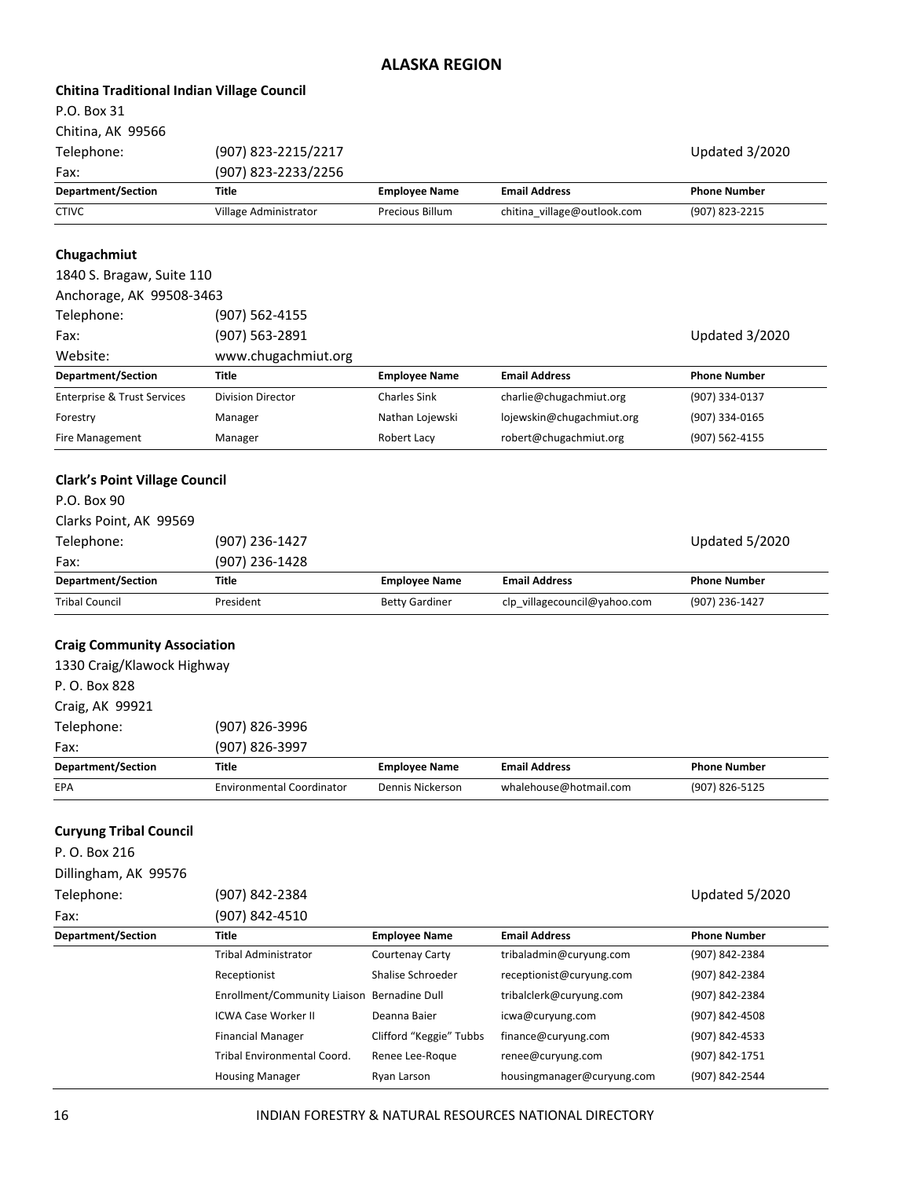# ALASKA REGION

**Chitina Traditional Indian Village Council**

P.O. Box 31
Chitina, AK 99566

Telephone: (907) 823-2215/2217 — Updated 3/2020
Fax: (907) 823-2233/2256

| Department/Section | Title | Employee Name | Email Address | Phone Number |
|---|---|---|---|---|
| CTIVC | Village Administrator | Precious Billum | chitina_village@outlook.com | (907) 823-2215 |

**Chugachmiut**

1840 S. Bragaw, Suite 110
Anchorage, AK 99508-3463

Telephone: (907) 562-4155
Fax: (907) 563-2891 — Updated 3/2020
Website: www.chugachmiut.org

| Department/Section | Title | Employee Name | Email Address | Phone Number |
|---|---|---|---|---|
| Enterprise & Trust Services | Division Director | Charles Sink | charlie@chugachmiut.org | (907) 334-0137 |
| Forestry | Manager | Nathan Lojewski | lojewskin@chugachmiut.org | (907) 334-0165 |
| Fire Management | Manager | Robert Lacy | robert@chugachmiut.org | (907) 562-4155 |

**Clark's Point Village Council**

P.O. Box 90
Clarks Point, AK 99569

Telephone: (907) 236-1427 — Updated 5/2020
Fax: (907) 236-1428

| Department/Section | Title | Employee Name | Email Address | Phone Number |
|---|---|---|---|---|
| Tribal Council | President | Betty Gardiner | clp_villagecouncil@yahoo.com | (907) 236-1427 |

**Craig Community Association**

1330 Craig/Klawock Highway
P. O. Box 828
Craig, AK 99921

Telephone: (907) 826-3996
Fax: (907) 826-3997

| Department/Section | Title | Employee Name | Email Address | Phone Number |
|---|---|---|---|---|
| EPA | Environmental Coordinator | Dennis Nickerson | whalehouse@hotmail.com | (907) 826-5125 |

**Curyung Tribal Council**

P. O. Box 216
Dillingham, AK 99576

Telephone: (907) 842-2384 — Updated 5/2020
Fax: (907) 842-4510

| Department/Section | Title | Employee Name | Email Address | Phone Number |
|---|---|---|---|---|
| | Tribal Administrator | Courtenay Carty | tribaladmin@curyung.com | (907) 842-2384 |
| | Receptionist | Shalise Schroeder | receptionist@curyung.com | (907) 842-2384 |
| | Enrollment/Community Liaison | Bernadine Dull | tribalclerk@curyung.com | (907) 842-2384 |
| | ICWA Case Worker II | Deanna Baier | icwa@curyung.com | (907) 842-4508 |
| | Financial Manager | Clifford "Keggie" Tubbs | finance@curyung.com | (907) 842-4533 |
| | Tribal Environmental Coord. | Renee Lee-Roque | renee@curyung.com | (907) 842-1751 |
| | Housing Manager | Ryan Larson | housingmanager@curyung.com | (907) 842-2544 |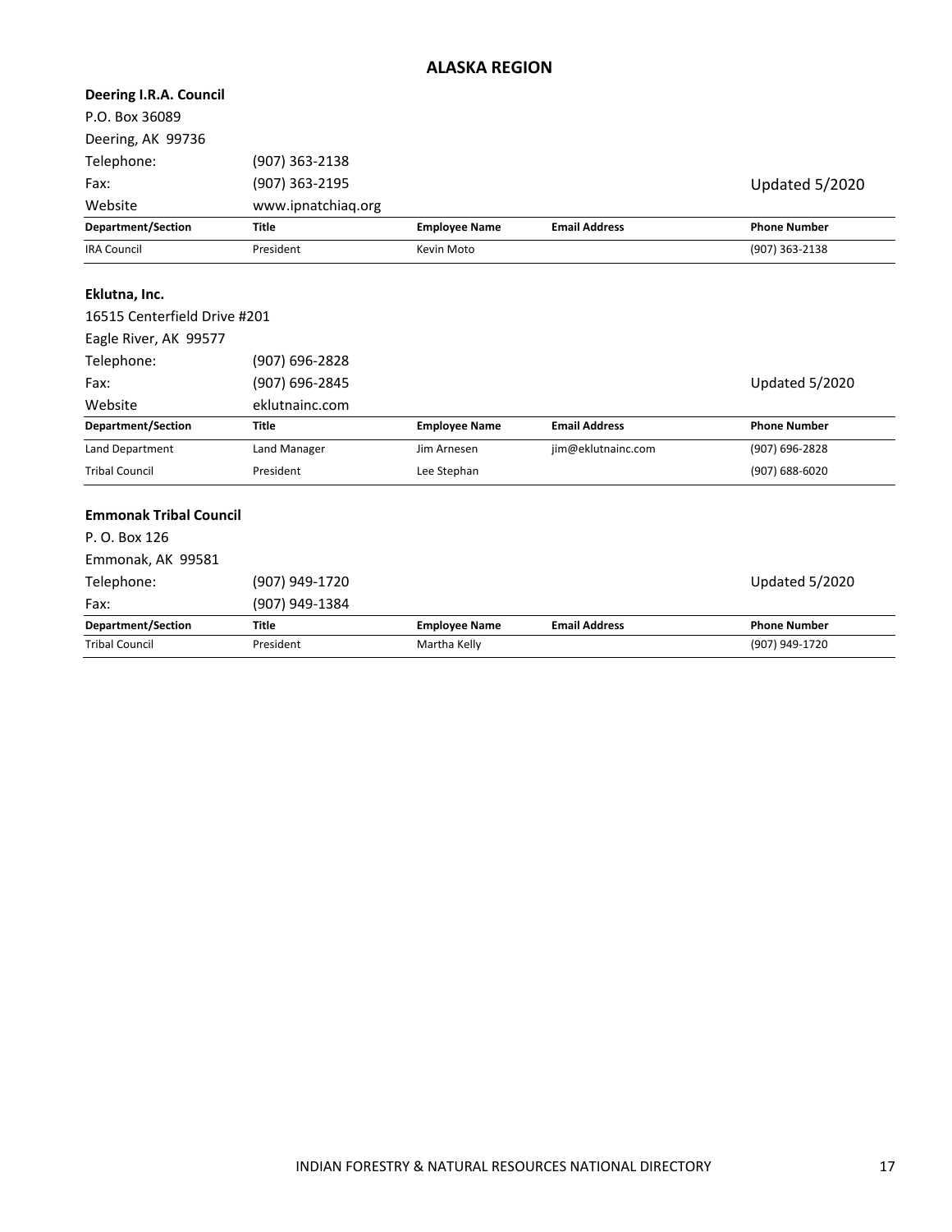## ALASKA REGION

**Deering I.R.A. Council**

P.O. Box 36089

Deering, AK 99736

Telephone: (907) 363-2138

Fax: (907) 363-2195

Website www.ipnatchiaq.org

Updated 5/2020

| Department/Section | Title | Employee Name | Email Address | Phone Number |
|---|---|---|---|---|
| IRA Council | President | Kevin Moto | | (907) 363-2138 |

**Eklutna, Inc.**

16515 Centerfield Drive #201

Eagle River, AK 99577

Telephone: (907) 696-2828

Fax: (907) 696-2845

Website eklutnainc.com

Updated 5/2020

| Department/Section | Title | Employee Name | Email Address | Phone Number |
|---|---|---|---|---|
| Land Department | Land Manager | Jim Arnesen | jim@eklutnainc.com | (907) 696-2828 |
| Tribal Council | President | Lee Stephan | | (907) 688-6020 |

**Emmonak Tribal Council**

P. O. Box 126

Emmonak, AK 99581

Telephone: (907) 949-1720

Fax: (907) 949-1384

Updated 5/2020

| Department/Section | Title | Employee Name | Email Address | Phone Number |
|---|---|---|---|---|
| Tribal Council | President | Martha Kelly | | (907) 949-1720 |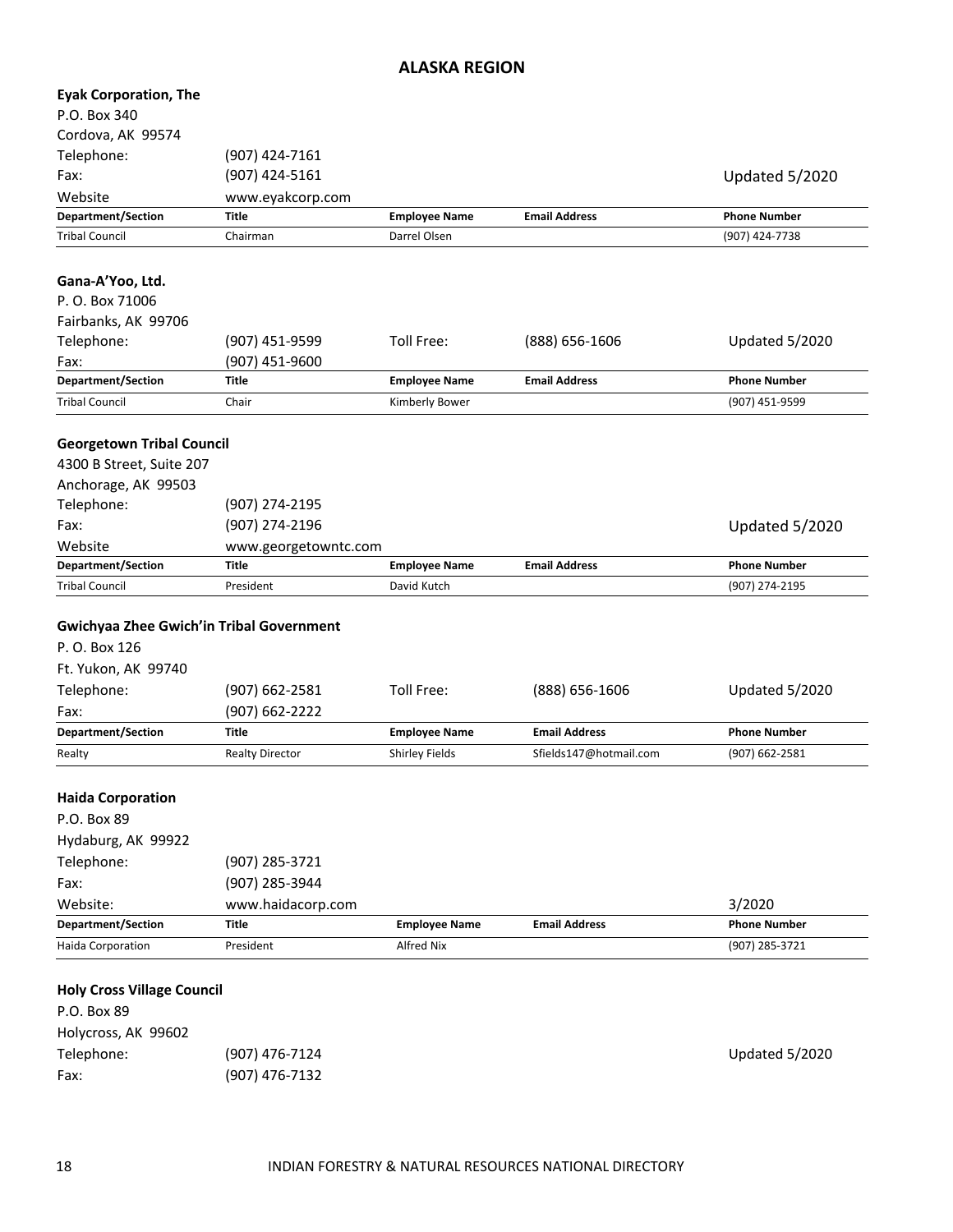## ALASKA REGION

**Eyak Corporation, The**
P.O. Box 340
Cordova, AK 99574
Telephone: (907) 424-7161
Fax: (907) 424-5161
Website www.eyakcorp.com

Updated 5/2020

| Department/Section | Title | Employee Name | Email Address | Phone Number |
|---|---|---|---|---|
| Tribal Council | Chairman | Darrel Olsen | | (907) 424-7738 |

**Gana-A'Yoo, Ltd.**
P. O. Box 71006
Fairbanks, AK 99706
Telephone: (907) 451-9599 Toll Free: (888) 656-1606
Fax: (907) 451-9600

Updated 5/2020

| Department/Section | Title | Employee Name | Email Address | Phone Number |
|---|---|---|---|---|
| Tribal Council | Chair | Kimberly Bower | | (907) 451-9599 |

**Georgetown Tribal Council**
4300 B Street, Suite 207
Anchorage, AK 99503
Telephone: (907) 274-2195
Fax: (907) 274-2196
Website www.georgetowntc.com

Updated 5/2020

| Department/Section | Title | Employee Name | Email Address | Phone Number |
|---|---|---|---|---|
| Tribal Council | President | David Kutch | | (907) 274-2195 |

**Gwichyaa Zhee Gwich'in Tribal Government**
P. O. Box 126
Ft. Yukon, AK 99740
Telephone: (907) 662-2581 Toll Free: (888) 656-1606
Fax: (907) 662-2222

Updated 5/2020

| Department/Section | Title | Employee Name | Email Address | Phone Number |
|---|---|---|---|---|
| Realty | Realty Director | Shirley Fields | Sfields147@hotmail.com | (907) 662-2581 |

**Haida Corporation**
P.O. Box 89
Hydaburg, AK 99922
Telephone: (907) 285-3721
Fax: (907) 285-3944
Website: www.haidacorp.com

3/2020

| Department/Section | Title | Employee Name | Email Address | Phone Number |
|---|---|---|---|---|
| Haida Corporation | President | Alfred Nix | | (907) 285-3721 |

**Holy Cross Village Council**
P.O. Box 89
Holycross, AK 99602
Telephone: (907) 476-7124
Fax: (907) 476-7132

Updated 5/2020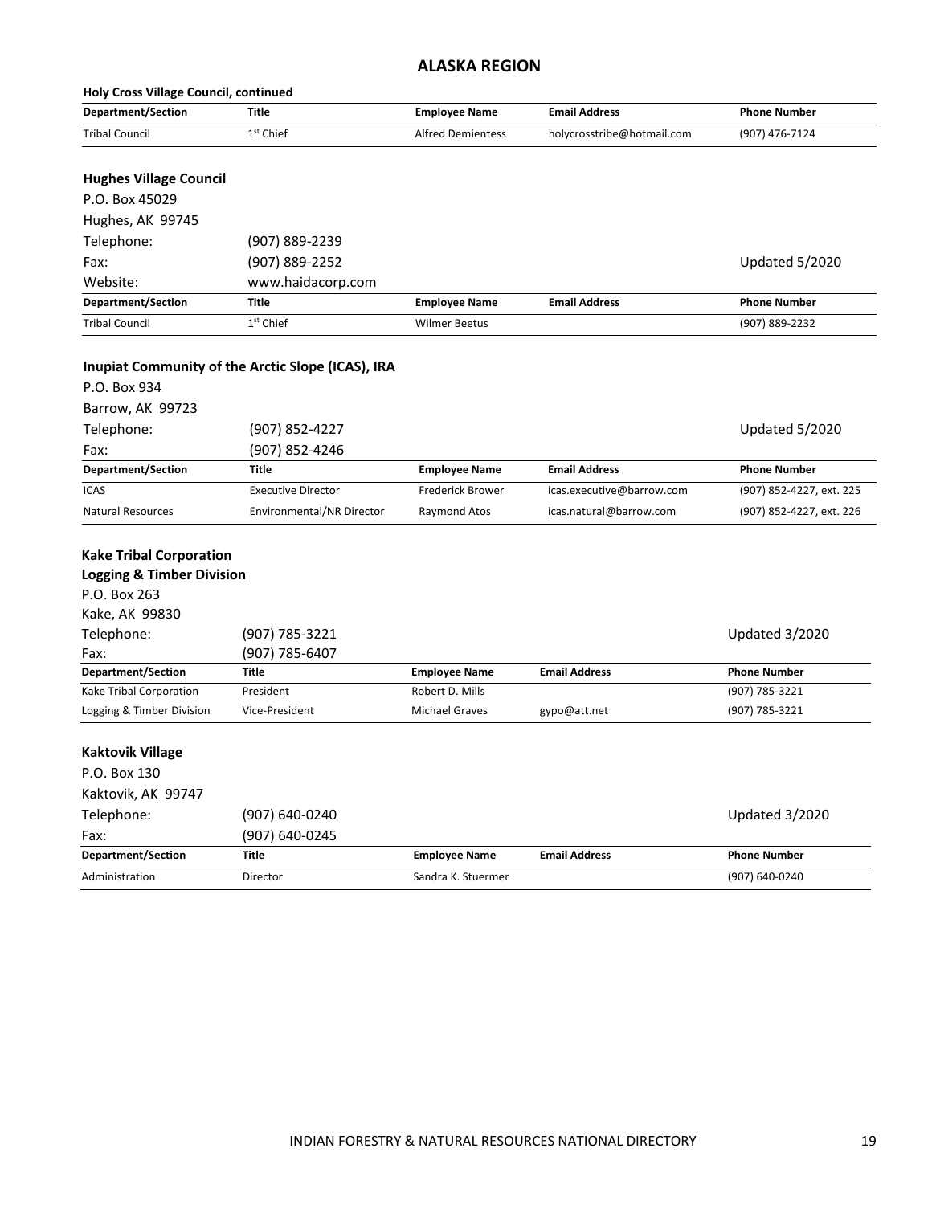## ALASKA REGION

**Holy Cross Village Council, continued**

| Department/Section | Title | Employee Name | Email Address | Phone Number |
|---|---|---|---|---|
| Tribal Council | 1st Chief | Alfred Demientess | holycrosstribe@hotmail.com | (907) 476-7124 |

### Hughes Village Council

P.O. Box 45029
Hughes, AK 99745
Telephone: (907) 889-2239
Fax: (907) 889-2252
Website: www.haidacorp.com

Updated 5/2020

| Department/Section | Title | Employee Name | Email Address | Phone Number |
|---|---|---|---|---|
| Tribal Council | 1st Chief | Wilmer Beetus | | (907) 889-2232 |

### Inupiat Community of the Arctic Slope (ICAS), IRA

P.O. Box 934
Barrow, AK 99723
Telephone: (907) 852-4227
Fax: (907) 852-4246

Updated 5/2020

| Department/Section | Title | Employee Name | Email Address | Phone Number |
|---|---|---|---|---|
| ICAS | Executive Director | Frederick Brower | icas.executive@barrow.com | (907) 852-4227, ext. 225 |
| Natural Resources | Environmental/NR Director | Raymond Atos | icas.natural@barrow.com | (907) 852-4227, ext. 226 |

### Kake Tribal Corporation
### Logging & Timber Division

P.O. Box 263
Kake, AK 99830
Telephone: (907) 785-3221
Fax: (907) 785-6407

Updated 3/2020

| Department/Section | Title | Employee Name | Email Address | Phone Number |
|---|---|---|---|---|
| Kake Tribal Corporation | President | Robert D. Mills | | (907) 785-3221 |
| Logging & Timber Division | Vice-President | Michael Graves | gypo@att.net | (907) 785-3221 |

### Kaktovik Village

P.O. Box 130
Kaktovik, AK 99747
Telephone: (907) 640-0240
Fax: (907) 640-0245

Updated 3/2020

| Department/Section | Title | Employee Name | Email Address | Phone Number |
|---|---|---|---|---|
| Administration | Director | Sandra K. Stuermer | | (907) 640-0240 |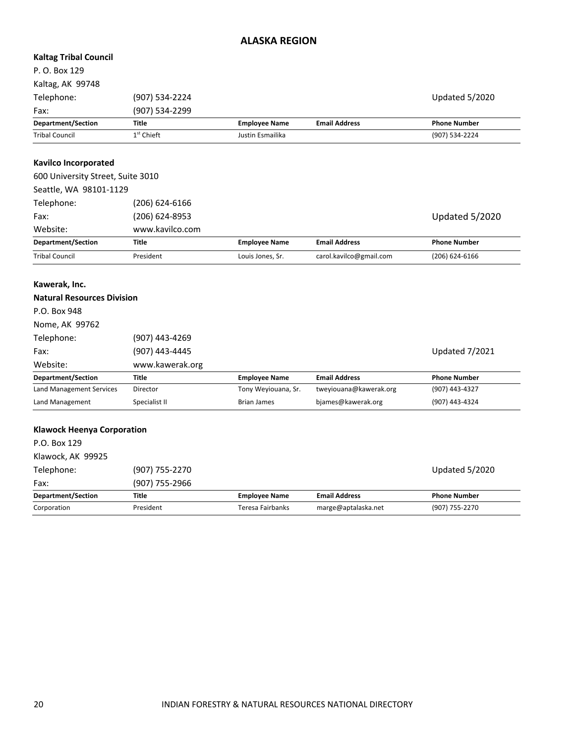# ALASKA REGION

**Kaltag Tribal Council**

P. O. Box 129

Kaltag, AK 99748

Telephone: (907) 534-2224

Fax: (907) 534-2299

Updated 5/2020

| Department/Section | Title | Employee Name | Email Address | Phone Number |
|---|---|---|---|---|
| Tribal Council | 1st Chieft | Justin Esmailika | | (907) 534-2224 |

**Kavilco Incorporated**

600 University Street, Suite 3010

Seattle, WA 98101-1129

Telephone: (206) 624-6166

Fax: (206) 624-8953

Website: www.kavilco.com

Updated 5/2020

| Department/Section | Title | Employee Name | Email Address | Phone Number |
|---|---|---|---|---|
| Tribal Council | President | Louis Jones, Sr. | carol.kavilco@gmail.com | (206) 624-6166 |

**Kawerak, Inc.**

**Natural Resources Division**

P.O. Box 948

Nome, AK 99762

Telephone: (907) 443-4269

Fax: (907) 443-4445

Website: www.kawerak.org

Updated 7/2021

| Department/Section | Title | Employee Name | Email Address | Phone Number |
|---|---|---|---|---|
| Land Management Services | Director | Tony Weyiouana, Sr. | tweyiouana@kawerak.org | (907) 443-4327 |
| Land Management | Specialist II | Brian James | bjames@kawerak.org | (907) 443-4324 |

**Klawock Heenya Corporation**

P.O. Box 129

Klawock, AK 99925

Telephone: (907) 755-2270

Fax: (907) 755-2966

Updated 5/2020

| Department/Section | Title | Employee Name | Email Address | Phone Number |
|---|---|---|---|---|
| Corporation | President | Teresa Fairbanks | marge@aptalaska.net | (907) 755-2270 |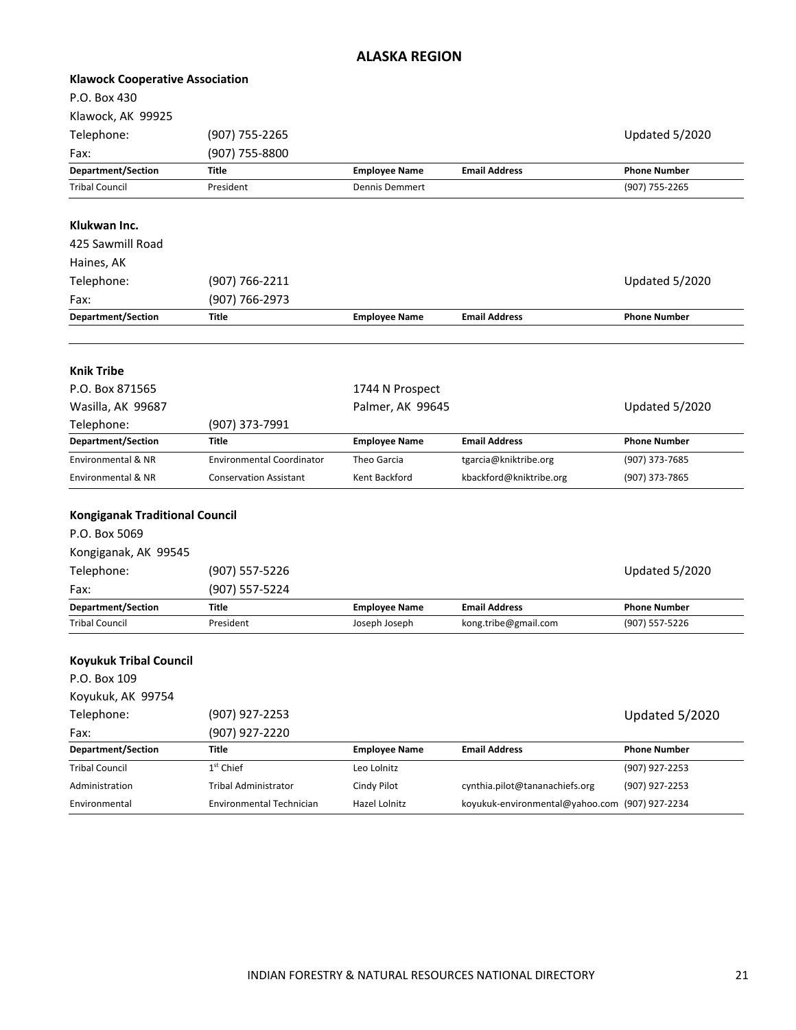## ALASKA REGION

### Klawock Cooperative Association

P.O. Box 430
Klawock, AK 99925
Telephone: (907) 755-2265
Fax: (907) 755-8800

Updated 5/2020

| Department/Section | Title | Employee Name | Email Address | Phone Number |
|---|---|---|---|---|
| Tribal Council | President | Dennis Demmert | | (907) 755-2265 |

### Klukwan Inc.

425 Sawmill Road
Haines, AK
Telephone: (907) 766-2211
Fax: (907) 766-2973

Updated 5/2020

| Department/Section | Title | Employee Name | Email Address | Phone Number |
|---|---|---|---|---|
| | | | | |

### Knik Tribe

P.O. Box 871565
Wasilla, AK 99687
Telephone: (907) 373-7991

1744 N Prospect
Palmer, AK 99645

Updated 5/2020

| Department/Section | Title | Employee Name | Email Address | Phone Number |
|---|---|---|---|---|
| Environmental & NR | Environmental Coordinator | Theo Garcia | tgarcia@kniktribe.org | (907) 373-7685 |
| Environmental & NR | Conservation Assistant | Kent Backford | kbackford@kniktribe.org | (907) 373-7865 |

### Kongiganak Traditional Council

P.O. Box 5069
Kongiganak, AK 99545
Telephone: (907) 557-5226
Fax: (907) 557-5224

Updated 5/2020

| Department/Section | Title | Employee Name | Email Address | Phone Number |
|---|---|---|---|---|
| Tribal Council | President | Joseph Joseph | kong.tribe@gmail.com | (907) 557-5226 |

### Koyukuk Tribal Council

P.O. Box 109
Koyukuk, AK 99754
Telephone: (907) 927-2253
Fax: (907) 927-2220

Updated 5/2020

| Department/Section | Title | Employee Name | Email Address | Phone Number |
|---|---|---|---|---|
| Tribal Council | 1st Chief | Leo Lolnitz | | (907) 927-2253 |
| Administration | Tribal Administrator | Cindy Pilot | cynthia.pilot@tananachiefs.org | (907) 927-2253 |
| Environmental | Environmental Technician | Hazel Lolnitz | koyukuk-environmental@yahoo.com | (907) 927-2234 |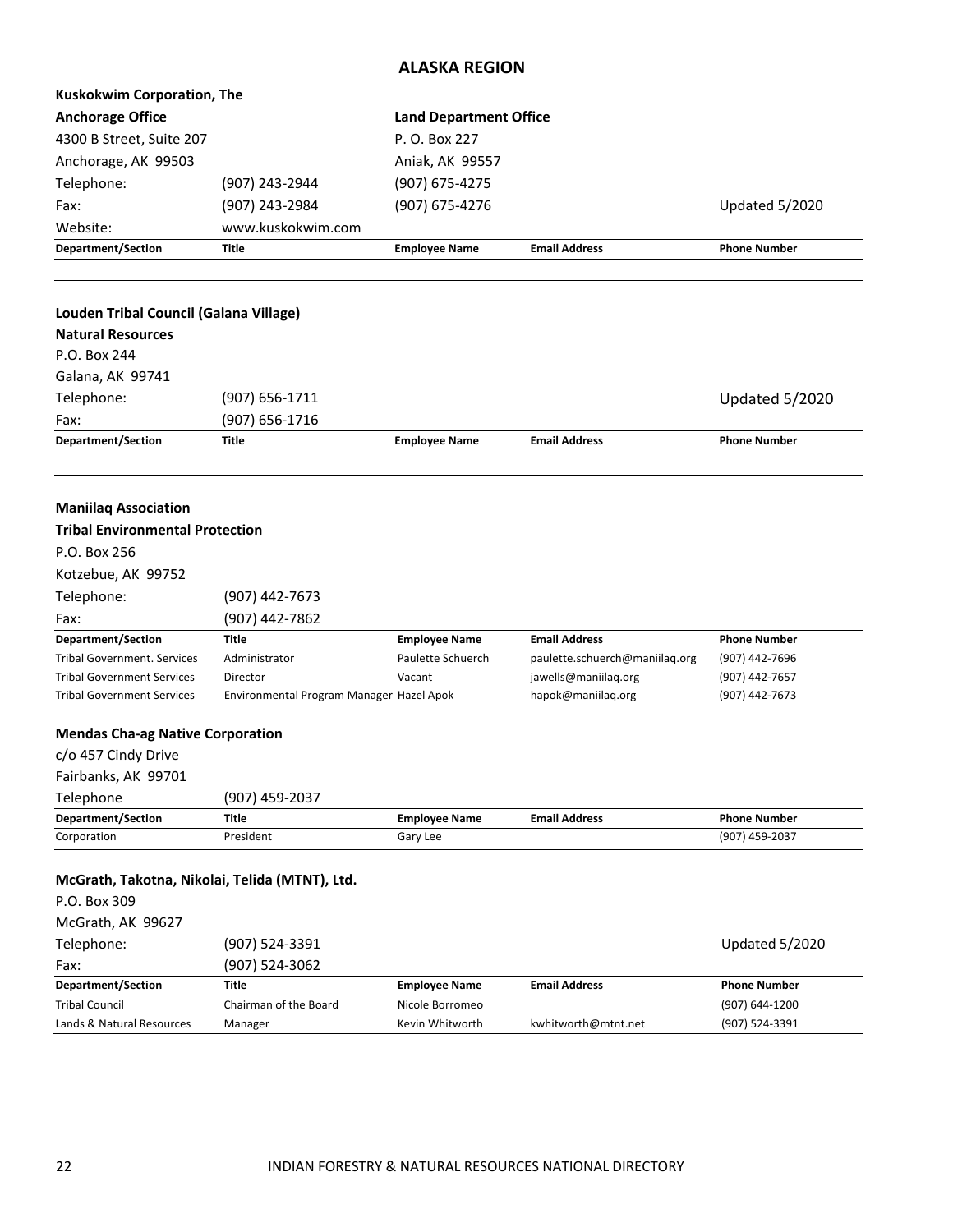## ALASKA REGION

### Kuskokwim Corporation, The

**Anchorage Office**
4300 B Street, Suite 207
Anchorage, AK 99503
Telephone: (907) 243-2944
Fax: (907) 243-2984
Website: www.kuskokwim.com

**Land Department Office**
P. O. Box 227
Aniak, AK 99557
Telephone: (907) 675-4275
Fax: (907) 675-4276

Updated 5/2020

| Department/Section | Title | Employee Name | Email Address | Phone Number |
|---|---|---|---|---|
| | | | | |

### Louden Tribal Council (Galana Village)

**Natural Resources**
P.O. Box 244
Galana, AK 99741
Telephone: (907) 656-1711
Fax: (907) 656-1716

Updated 5/2020

| Department/Section | Title | Employee Name | Email Address | Phone Number |
|---|---|---|---|---|
| | | | | |

### Maniilaq Association

**Tribal Environmental Protection**
P.O. Box 256
Kotzebue, AK 99752
Telephone: (907) 442-7673
Fax: (907) 442-7862

| Department/Section | Title | Employee Name | Email Address | Phone Number |
|---|---|---|---|---|
| Tribal Government. Services | Administrator | Paulette Schuerch | paulette.schuerch@maniilaq.org | (907) 442-7696 |
| Tribal Government Services | Director | Vacant | jawells@maniilaq.org | (907) 442-7657 |
| Tribal Government Services | Environmental Program Manager | Hazel Apok | hapok@maniilaq.org | (907) 442-7673 |

### Mendas Cha-ag Native Corporation

c/o 457 Cindy Drive
Fairbanks, AK 99701
Telephone (907) 459-2037

| Department/Section | Title | Employee Name | Email Address | Phone Number |
|---|---|---|---|---|
| Corporation | President | Gary Lee | | (907) 459-2037 |

### McGrath, Takotna, Nikolai, Telida (MTNT), Ltd.

P.O. Box 309
McGrath, AK 99627
Telephone: (907) 524-3391
Fax: (907) 524-3062

Updated 5/2020

| Department/Section | Title | Employee Name | Email Address | Phone Number |
|---|---|---|---|---|
| Tribal Council | Chairman of the Board | Nicole Borromeo | | (907) 644-1200 |
| Lands & Natural Resources | Manager | Kevin Whitworth | kwhitworth@mtnt.net | (907) 524-3391 |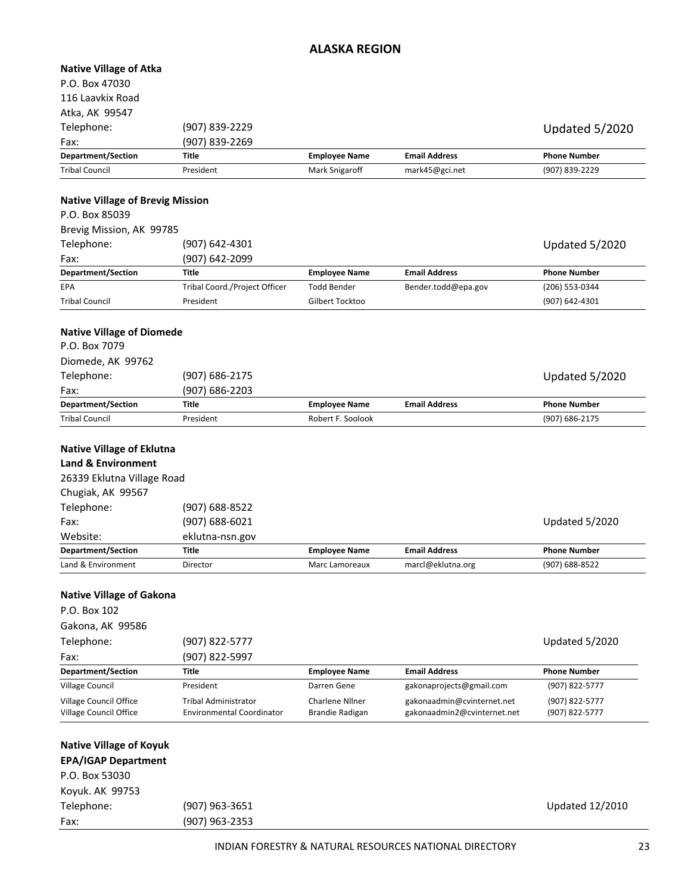# ALASKA REGION

**Native Village of Atka**

P.O. Box 47030
116 Laavkix Road
Atka, AK 99547

Telephone: (907) 839-2229
Fax: (907) 839-2269

Updated 5/2020

| Department/Section | Title | Employee Name | Email Address | Phone Number |
|---|---|---|---|---|
| Tribal Council | President | Mark Snigaroff | mark45@gci.net | (907) 839-2229 |

**Native Village of Brevig Mission**

P.O. Box 85039
Brevig Mission, AK 99785

Telephone: (907) 642-4301
Fax: (907) 642-2099

Updated 5/2020

| Department/Section | Title | Employee Name | Email Address | Phone Number |
|---|---|---|---|---|
| EPA | Tribal Coord./Project Officer | Todd Bender | Bender.todd@epa.gov | (206) 553-0344 |
| Tribal Council | President | Gilbert Tocktoo | | (907) 642-4301 |

**Native Village of Diomede**

P.O. Box 7079
Diomede, AK 99762

Telephone: (907) 686-2175
Fax: (907) 686-2203

Updated 5/2020

| Department/Section | Title | Employee Name | Email Address | Phone Number |
|---|---|---|---|---|
| Tribal Council | President | Robert F. Soolook | | (907) 686-2175 |

**Native Village of Eklutna**
**Land & Environment**

26339 Eklutna Village Road
Chugiak, AK 99567

Telephone: (907) 688-8522
Fax: (907) 688-6021
Website: eklutna-nsn.gov

Updated 5/2020

| Department/Section | Title | Employee Name | Email Address | Phone Number |
|---|---|---|---|---|
| Land & Environment | Director | Marc Lamoreaux | marcl@eklutna.org | (907) 688-8522 |

**Native Village of Gakona**

P.O. Box 102
Gakona, AK 99586

Telephone: (907) 822-5777
Fax: (907) 822-5997

Updated 5/2020

| Department/Section | Title | Employee Name | Email Address | Phone Number |
|---|---|---|---|---|
| Village Council | President | Darren Gene | gakonaprojects@gmail.com | (907) 822-5777 |
| Village Council Office | Tribal Administrator | Charlene Nllner | gakonaadmin@cvinternet.net | (907) 822-5777 |
| Village Council Office | Environmental Coordinator | Brandie Radigan | gakonaadmin2@cvinternet.net | (907) 822-5777 |

**Native Village of Koyuk**
**EPA/IGAP Department**

P.O. Box 53030
Koyuk. AK 99753

Telephone: (907) 963-3651
Fax: (907) 963-2353

Updated 12/2010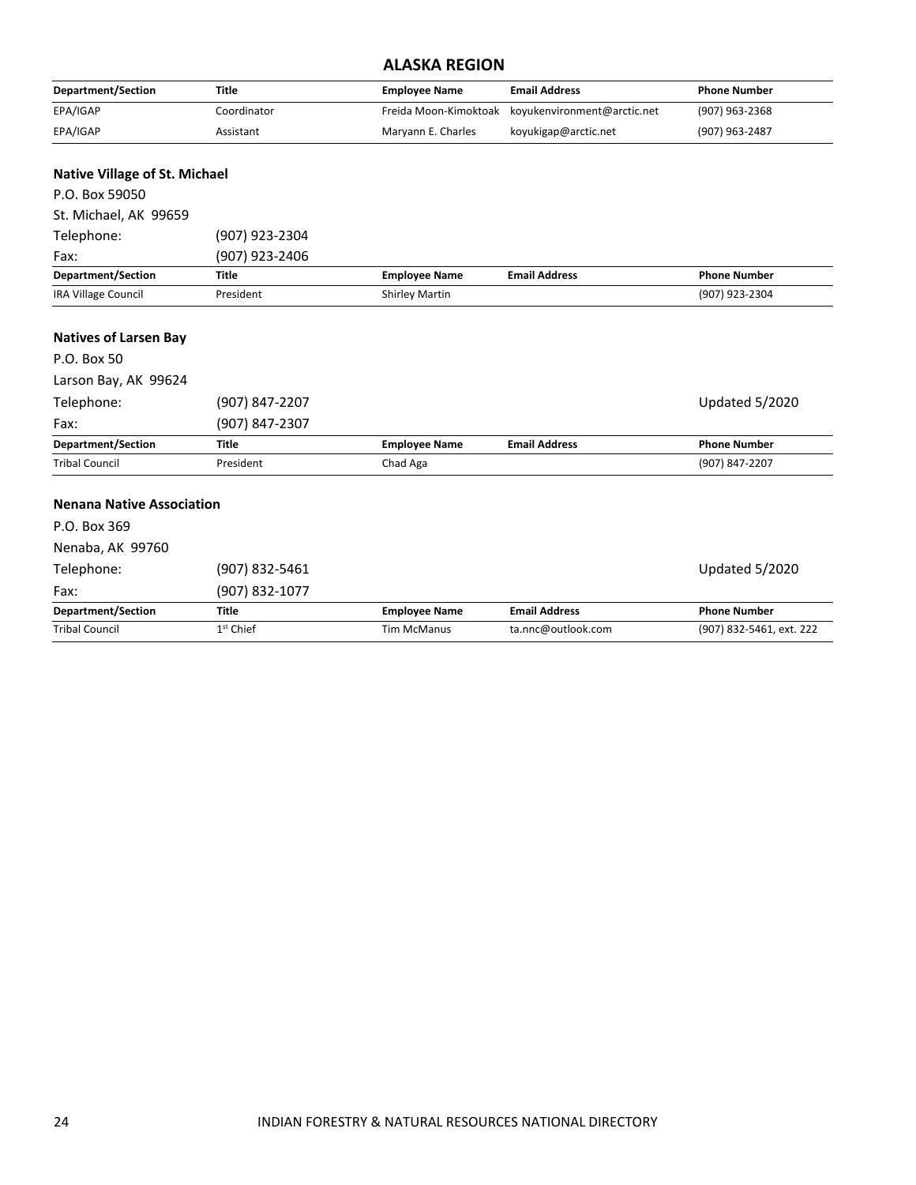## ALASKA REGION

| Department/Section | Title | Employee Name | Email Address | Phone Number |
|---|---|---|---|---|
| EPA/IGAP | Coordinator | Freida Moon-Kimoktoak | koyukenvironment@arctic.net | (907) 963-2368 |
| EPA/IGAP | Assistant | Maryann E. Charles | koyukigap@arctic.net | (907) 963-2487 |

### Native Village of St. Michael

P.O. Box 59050
St. Michael, AK 99659
Telephone: (907) 923-2304
Fax: (907) 923-2406

| Department/Section | Title | Employee Name | Email Address | Phone Number |
|---|---|---|---|---|
| IRA Village Council | President | Shirley Martin | | (907) 923-2304 |

### Natives of Larsen Bay

P.O. Box 50
Larson Bay, AK 99624
Telephone: (907) 847-2207 Updated 5/2020
Fax: (907) 847-2307

| Department/Section | Title | Employee Name | Email Address | Phone Number |
|---|---|---|---|---|
| Tribal Council | President | Chad Aga | | (907) 847-2207 |

### Nenana Native Association

P.O. Box 369
Nenaba, AK 99760
Telephone: (907) 832-5461 Updated 5/2020
Fax: (907) 832-1077

| Department/Section | Title | Employee Name | Email Address | Phone Number |
|---|---|---|---|---|
| Tribal Council | 1st Chief | Tim McManus | ta.nnc@outlook.com | (907) 832-5461, ext. 222 |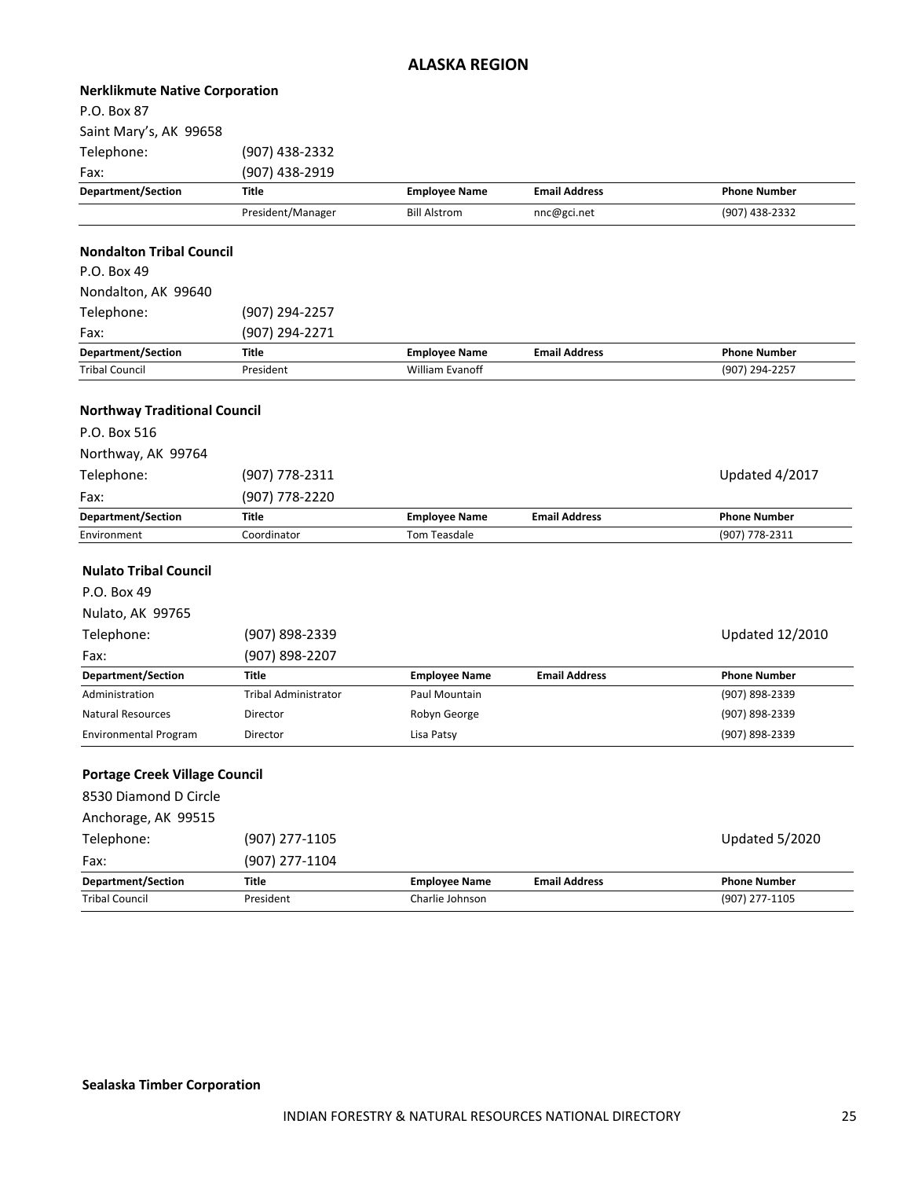# ALASKA REGION

**Nerklikmute Native Corporation**

P.O. Box 87
Saint Mary's, AK 99658

Telephone: (907) 438-2332
Fax: (907) 438-2919

| Department/Section | Title | Employee Name | Email Address | Phone Number |
|---|---|---|---|---|
| | President/Manager | Bill Alstrom | nnc@gci.net | (907) 438-2332 |

**Nondalton Tribal Council**

P.O. Box 49
Nondalton, AK 99640

Telephone: (907) 294-2257
Fax: (907) 294-2271

| Department/Section | Title | Employee Name | Email Address | Phone Number |
|---|---|---|---|---|
| Tribal Council | President | William Evanoff | | (907) 294-2257 |

**Northway Traditional Council**

P.O. Box 516
Northway, AK 99764

Telephone: (907) 778-2311
Fax: (907) 778-2220

Updated 4/2017

| Department/Section | Title | Employee Name | Email Address | Phone Number |
|---|---|---|---|---|
| Environment | Coordinator | Tom Teasdale | | (907) 778-2311 |

**Nulato Tribal Council**

P.O. Box 49
Nulato, AK 99765

Telephone: (907) 898-2339
Fax: (907) 898-2207

Updated 12/2010

| Department/Section | Title | Employee Name | Email Address | Phone Number |
|---|---|---|---|---|
| Administration | Tribal Administrator | Paul Mountain | | (907) 898-2339 |
| Natural Resources | Director | Robyn George | | (907) 898-2339 |
| Environmental Program | Director | Lisa Patsy | | (907) 898-2339 |

**Portage Creek Village Council**

8530 Diamond D Circle
Anchorage, AK 99515

Telephone: (907) 277-1105
Fax: (907) 277-1104

Updated 5/2020

| Department/Section | Title | Employee Name | Email Address | Phone Number |
|---|---|---|---|---|
| Tribal Council | President | Charlie Johnson | | (907) 277-1105 |

**Sealaska Timber Corporation**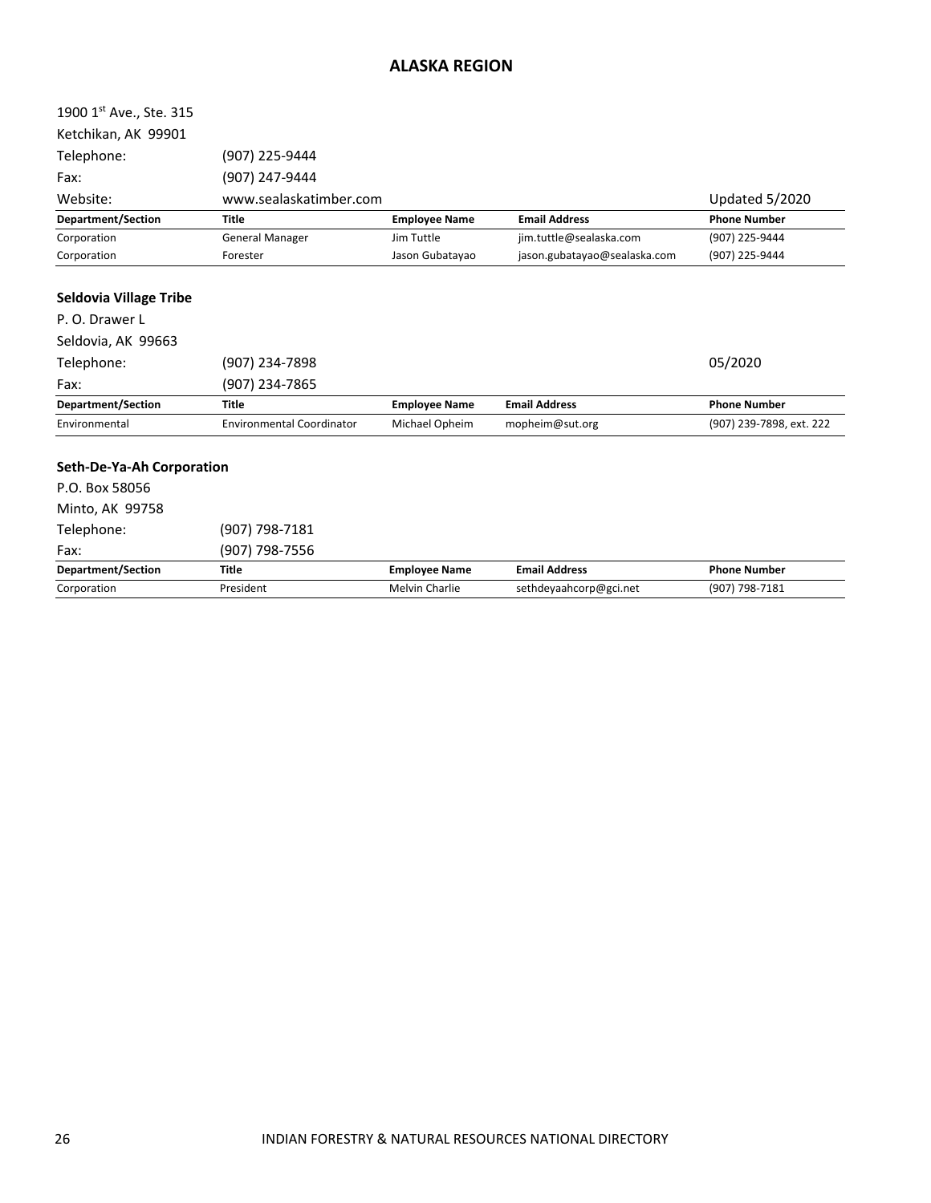## ALASKA REGION

1900 1st Ave., Ste. 315
Ketchikan, AK 99901

Telephone: (907) 225-9444
Fax: (907) 247-9444
Website: www.sealaskatimber.com

Updated 5/2020

| Department/Section | Title | Employee Name | Email Address | Phone Number |
|---|---|---|---|---|
| Corporation | General Manager | Jim Tuttle | jim.tuttle@sealaska.com | (907) 225-9444 |
| Corporation | Forester | Jason Gubatayao | jason.gubatayao@sealaska.com | (907) 225-9444 |

### Seldovia Village Tribe

P. O. Drawer L
Seldovia, AK 99663

Telephone: (907) 234-7898
Fax: (907) 234-7865

05/2020

| Department/Section | Title | Employee Name | Email Address | Phone Number |
|---|---|---|---|---|
| Environmental | Environmental Coordinator | Michael Opheim | mopheim@sut.org | (907) 239-7898, ext. 222 |

### Seth-De-Ya-Ah Corporation

P.O. Box 58056
Minto, AK 99758

Telephone: (907) 798-7181
Fax: (907) 798-7556

| Department/Section | Title | Employee Name | Email Address | Phone Number |
|---|---|---|---|---|
| Corporation | President | Melvin Charlie | sethdeyaahcorp@gci.net | (907) 798-7181 |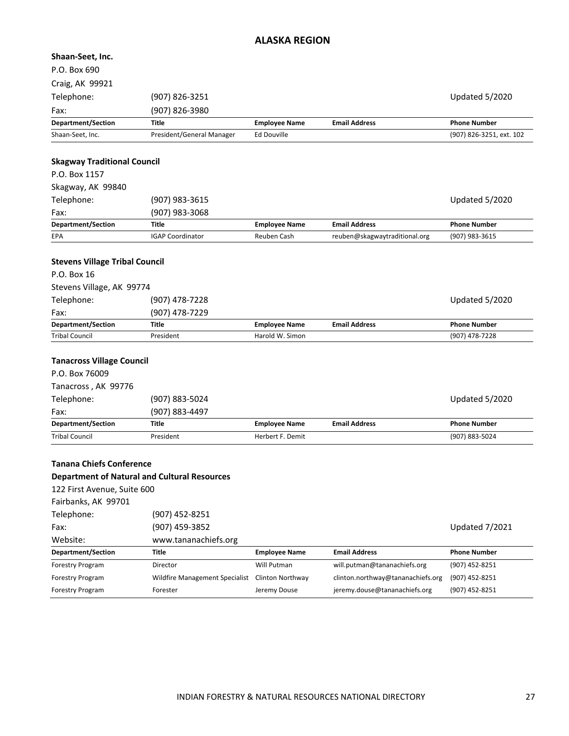## ALASKA REGION

**Shaan-Seet, Inc.**

P.O. Box 690

Craig, AK 99921

Telephone: (907) 826-3251 Updated 5/2020

Fax: (907) 826-3980

| Department/Section | Title | Employee Name | Email Address | Phone Number |
|---|---|---|---|---|
| Shaan-Seet, Inc. | President/General Manager | Ed Douville | | (907) 826-3251, ext. 102 |

**Skagway Traditional Council**

P.O. Box 1157

Skagway, AK 99840

Telephone: (907) 983-3615 Updated 5/2020

Fax: (907) 983-3068

| Department/Section | Title | Employee Name | Email Address | Phone Number |
|---|---|---|---|---|
| EPA | IGAP Coordinator | Reuben Cash | reuben@skagwaytraditional.org | (907) 983-3615 |

**Stevens Village Tribal Council**

P.O. Box 16

Stevens Village, AK 99774

Telephone: (907) 478-7228 Updated 5/2020

Fax: (907) 478-7229

| Department/Section | Title | Employee Name | Email Address | Phone Number |
|---|---|---|---|---|
| Tribal Council | President | Harold W. Simon | | (907) 478-7228 |

**Tanacross Village Council**

P.O. Box 76009

Tanacross , AK 99776

Telephone: (907) 883-5024 Updated 5/2020

Fax: (907) 883-4497

| Department/Section | Title | Employee Name | Email Address | Phone Number |
|---|---|---|---|---|
| Tribal Council | President | Herbert F. Demit | | (907) 883-5024 |

**Tanana Chiefs Conference**

**Department of Natural and Cultural Resources**

122 First Avenue, Suite 600

Fairbanks, AK 99701

Telephone: (907) 452-8251

Fax: (907) 459-3852 Updated 7/2021

Website: www.tananachiefs.org

| Department/Section | Title | Employee Name | Email Address | Phone Number |
|---|---|---|---|---|
| Forestry Program | Director | Will Putman | will.putman@tananachiefs.org | (907) 452-8251 |
| Forestry Program | Wildfire Management Specialist | Clinton Northway | clinton.northway@tananachiefs.org | (907) 452-8251 |
| Forestry Program | Forester | Jeremy Douse | jeremy.douse@tananachiefs.org | (907) 452-8251 |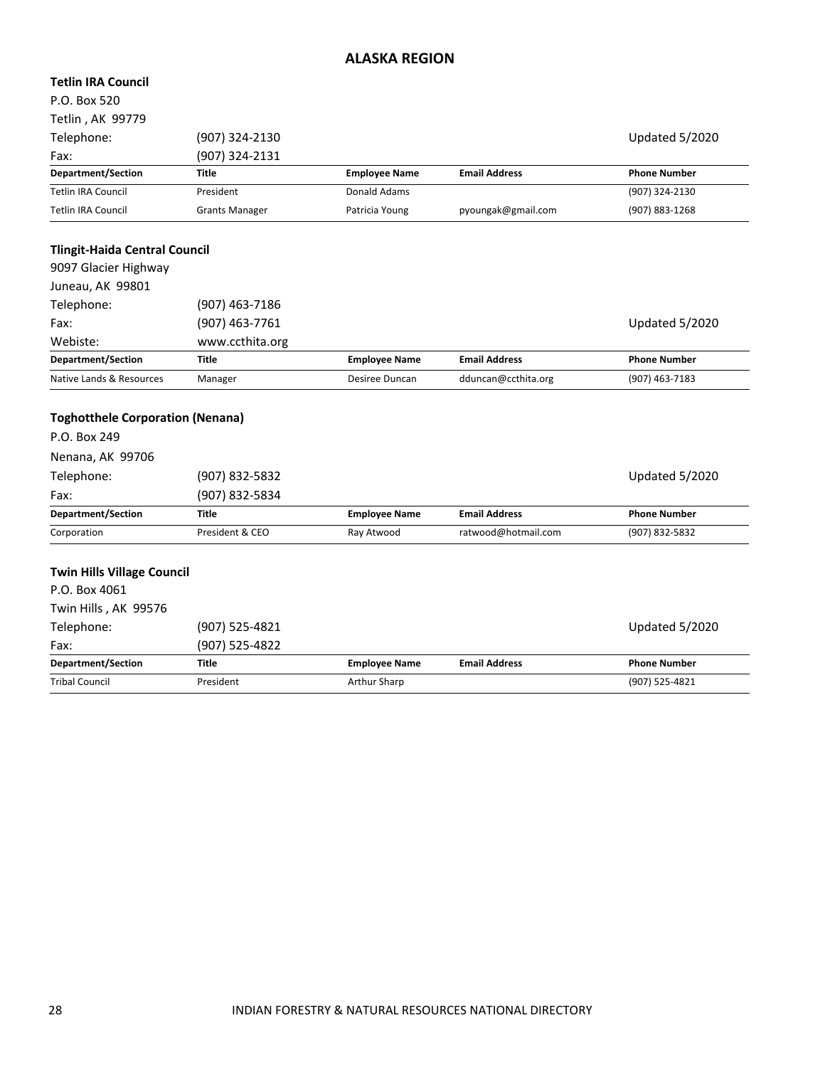# ALASKA REGION

**Tetlin IRA Council**
P.O. Box 520
Tetlin , AK 99779
Telephone: (907) 324-2130
Fax: (907) 324-2131
Updated 5/2020

| Department/Section | Title | Employee Name | Email Address | Phone Number |
|---|---|---|---|---|
| Tetlin IRA Council | President | Donald Adams | | (907) 324-2130 |
| Tetlin IRA Council | Grants Manager | Patricia Young | pyoungak@gmail.com | (907) 883-1268 |

**Tlingit-Haida Central Council**
9097 Glacier Highway
Juneau, AK 99801
Telephone: (907) 463-7186
Fax: (907) 463-7761
Webiste: www.ccthita.org
Updated 5/2020

| Department/Section | Title | Employee Name | Email Address | Phone Number |
|---|---|---|---|---|
| Native Lands & Resources | Manager | Desiree Duncan | dduncan@ccthita.org | (907) 463-7183 |

**Toghotthele Corporation (Nenana)**
P.O. Box 249
Nenana, AK 99706
Telephone: (907) 832-5832
Fax: (907) 832-5834
Updated 5/2020

| Department/Section | Title | Employee Name | Email Address | Phone Number |
|---|---|---|---|---|
| Corporation | President & CEO | Ray Atwood | ratwood@hotmail.com | (907) 832-5832 |

**Twin Hills Village Council**
P.O. Box 4061
Twin Hills , AK 99576
Telephone: (907) 525-4821
Fax: (907) 525-4822
Updated 5/2020

| Department/Section | Title | Employee Name | Email Address | Phone Number |
|---|---|---|---|---|
| Tribal Council | President | Arthur Sharp | | (907) 525-4821 |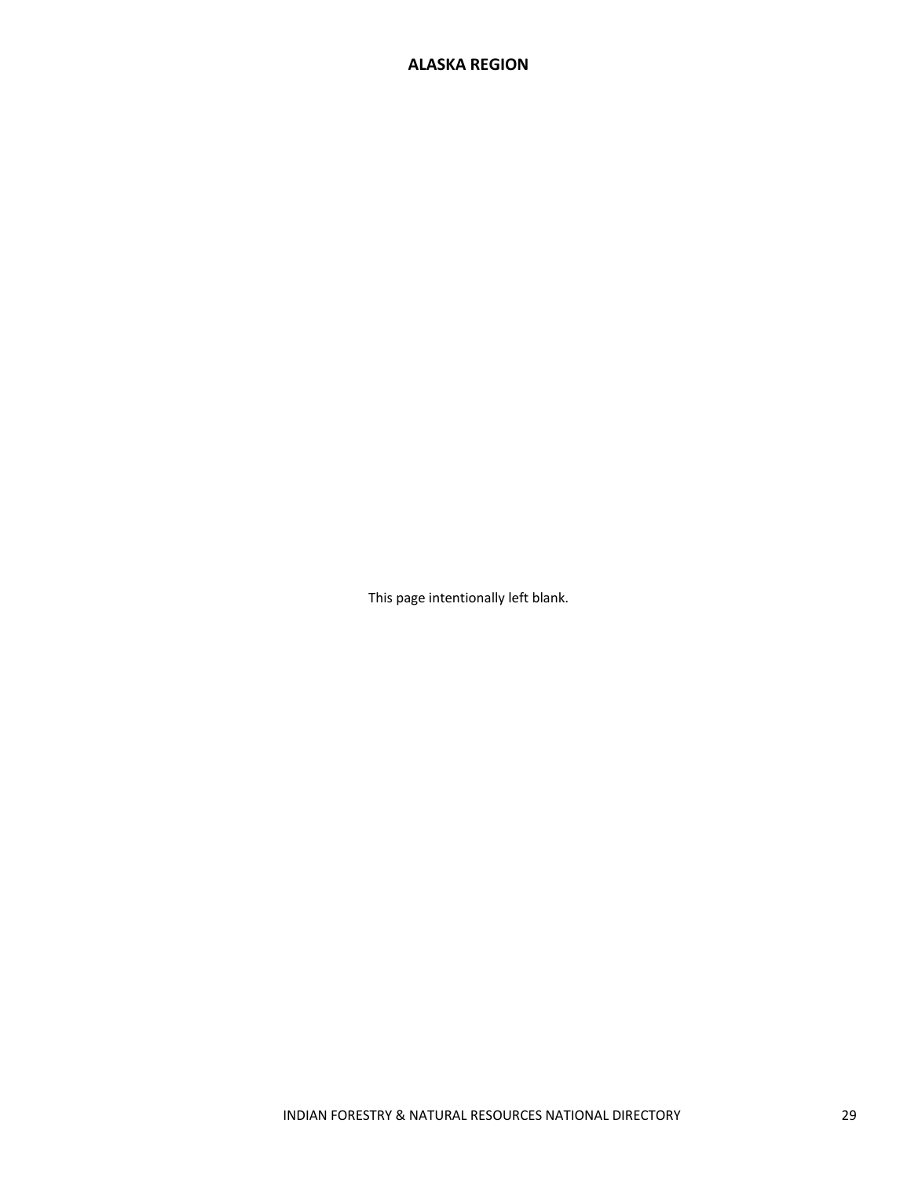**ALASKA REGION**

This page intentionally left blank.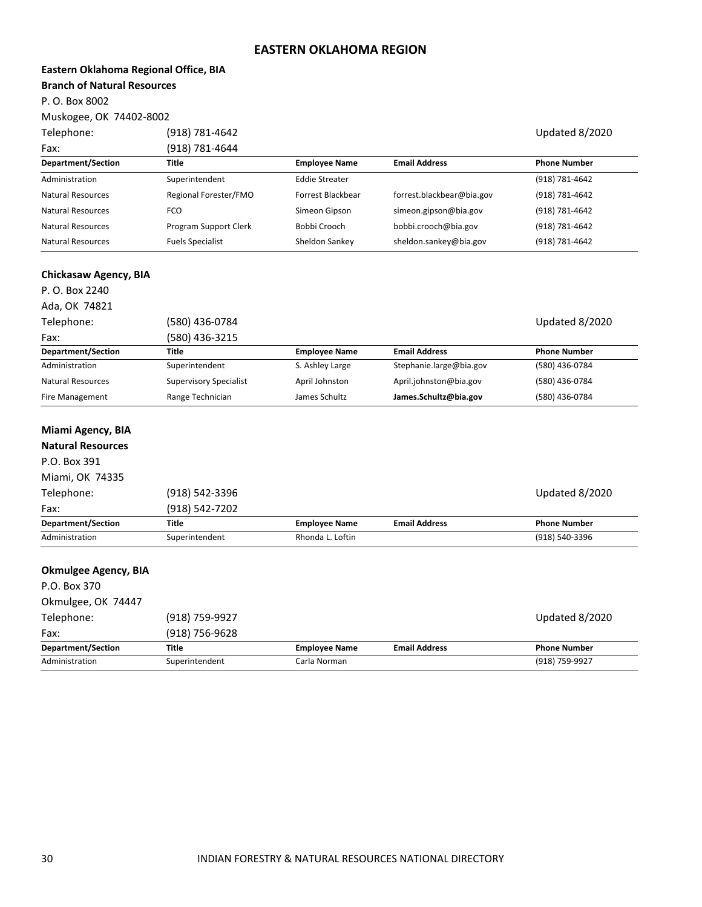# EASTERN OKLAHOMA REGION

**Eastern Oklahoma Regional Office, BIA**
**Branch of Natural Resources**
P. O. Box 8002
Muskogee, OK 74402-8002

Telephone: (918) 781-4642 Updated 8/2020
Fax: (918) 781-4644

| Department/Section | Title | Employee Name | Email Address | Phone Number |
|---|---|---|---|---|
| Administration | Superintendent | Eddie Streater | | (918) 781-4642 |
| Natural Resources | Regional Forester/FMO | Forrest Blackbear | forrest.blackbear@bia.gov | (918) 781-4642 |
| Natural Resources | FCO | Simeon Gipson | simeon.gipson@bia.gov | (918) 781-4642 |
| Natural Resources | Program Support Clerk | Bobbi Crooch | bobbi.crooch@bia.gov | (918) 781-4642 |
| Natural Resources | Fuels Specialist | Sheldon Sankey | sheldon.sankey@bia.gov | (918) 781-4642 |

**Chickasaw Agency, BIA**
P. O. Box 2240
Ada, OK 74821

Telephone: (580) 436-0784 Updated 8/2020
Fax: (580) 436-3215

| Department/Section | Title | Employee Name | Email Address | Phone Number |
|---|---|---|---|---|
| Administration | Superintendent | S. Ashley Large | Stephanie.large@bia.gov | (580) 436-0784 |
| Natural Resources | Supervisory Specialist | April Johnston | April.johnston@bia.gov | (580) 436-0784 |
| Fire Management | Range Technician | James Schultz | **James.Schultz@bia.gov** | (580) 436-0784 |

**Miami Agency, BIA**
**Natural Resources**
P.O. Box 391
Miami, OK 74335

Telephone: (918) 542-3396 Updated 8/2020
Fax: (918) 542-7202

| Department/Section | Title | Employee Name | Email Address | Phone Number |
|---|---|---|---|---|
| Administration | Superintendent | Rhonda L. Loftin | | (918) 540-3396 |

**Okmulgee Agency, BIA**
P.O. Box 370
Okmulgee, OK 74447

Telephone: (918) 759-9927 Updated 8/2020
Fax: (918) 756-9628

| Department/Section | Title | Employee Name | Email Address | Phone Number |
|---|---|---|---|---|
| Administration | Superintendent | Carla Norman | | (918) 759-9927 |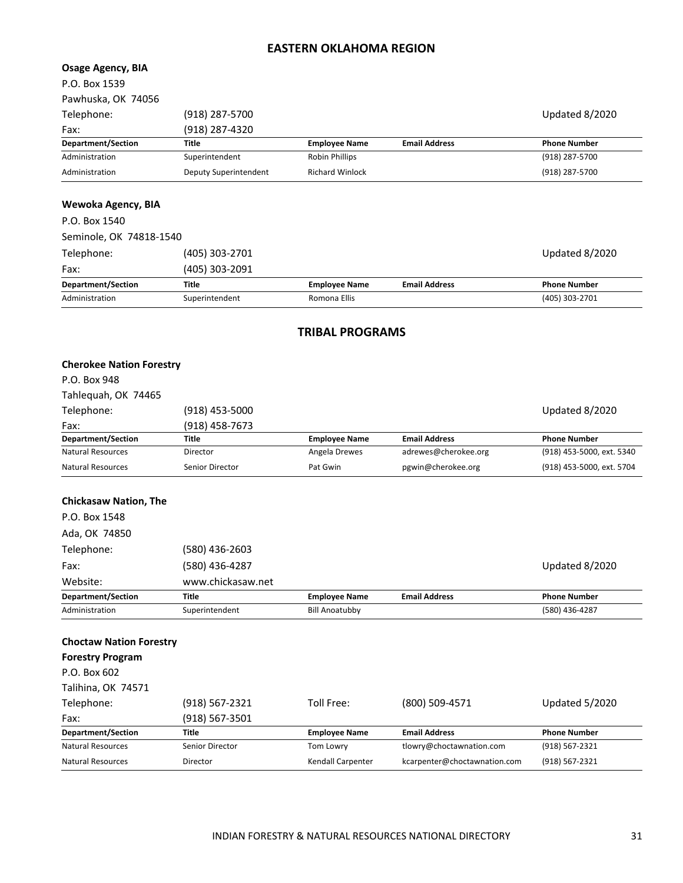## EASTERN OKLAHOMA REGION

**Osage Agency, BIA**

P.O. Box 1539

Pawhuska, OK 74056

Telephone: (918) 287-5700 — Updated 8/2020

Fax: (918) 287-4320

| Department/Section | Title | Employee Name | Email Address | Phone Number |
|---|---|---|---|---|
| Administration | Superintendent | Robin Phillips | | (918) 287-5700 |
| Administration | Deputy Superintendent | Richard Winlock | | (918) 287-5700 |

**Wewoka Agency, BIA**

P.O. Box 1540

Seminole, OK 74818-1540

Telephone: (405) 303-2701 — Updated 8/2020

Fax: (405) 303-2091

| Department/Section | Title | Employee Name | Email Address | Phone Number |
|---|---|---|---|---|
| Administration | Superintendent | Romona Ellis | | (405) 303-2701 |

## TRIBAL PROGRAMS

**Cherokee Nation Forestry**

P.O. Box 948

Tahlequah, OK 74465

Telephone: (918) 453-5000 — Updated 8/2020

Fax: (918) 458-7673

| Department/Section | Title | Employee Name | Email Address | Phone Number |
|---|---|---|---|---|
| Natural Resources | Director | Angela Drewes | adrewes@cherokee.org | (918) 453-5000, ext. 5340 |
| Natural Resources | Senior Director | Pat Gwin | pgwin@cherokee.org | (918) 453-5000, ext. 5704 |

**Chickasaw Nation, The**

P.O. Box 1548

Ada, OK 74850

Telephone: (580) 436-2603

Fax: (580) 436-4287 — Updated 8/2020

Website: www.chickasaw.net

| Department/Section | Title | Employee Name | Email Address | Phone Number |
|---|---|---|---|---|
| Administration | Superintendent | Bill Anoatubby | | (580) 436-4287 |

**Choctaw Nation Forestry**

**Forestry Program**

P.O. Box 602

Talihina, OK 74571

Telephone: (918) 567-2321 — Toll Free: (800) 509-4571 — Updated 5/2020

Fax: (918) 567-3501

| Department/Section | Title | Employee Name | Email Address | Phone Number |
|---|---|---|---|---|
| Natural Resources | Senior Director | Tom Lowry | tlowry@choctawnation.com | (918) 567-2321 |
| Natural Resources | Director | Kendall Carpenter | kcarpenter@choctawnation.com | (918) 567-2321 |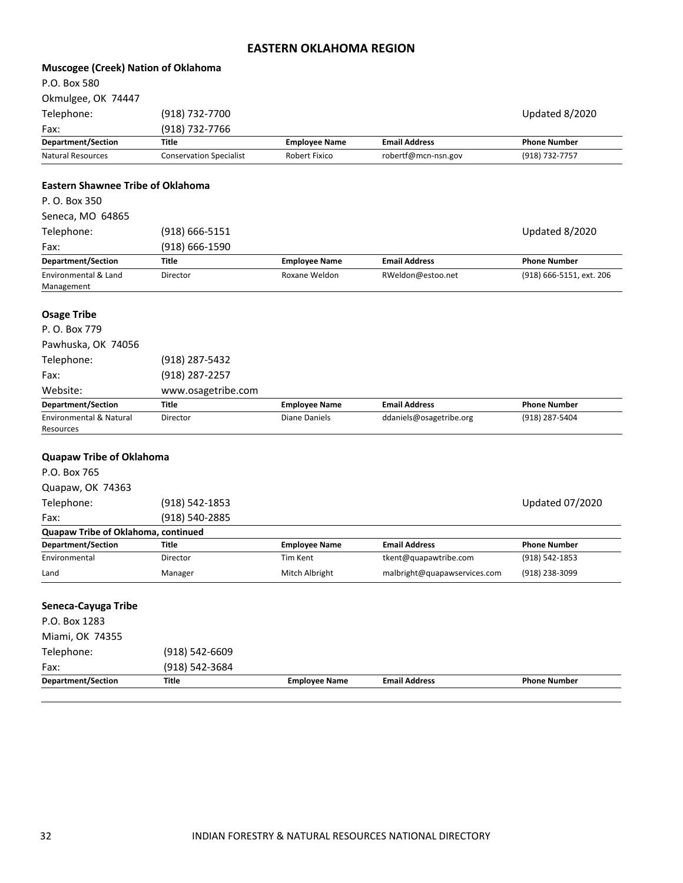# EASTERN OKLAHOMA REGION

**Muscogee (Creek) Nation of Oklahoma**

P.O. Box 580

Okmulgee, OK 74447

Telephone: (918) 732-7700 — Updated 8/2020

Fax: (918) 732-7766

| Department/Section | Title | Employee Name | Email Address | Phone Number |
|---|---|---|---|---|
| Natural Resources | Conservation Specialist | Robert Fixico | robertf@mcn-nsn.gov | (918) 732-7757 |

**Eastern Shawnee Tribe of Oklahoma**

P. O. Box 350

Seneca, MO 64865

Telephone: (918) 666-5151 — Updated 8/2020

Fax: (918) 666-1590

| Department/Section | Title | Employee Name | Email Address | Phone Number |
|---|---|---|---|---|
| Environmental & Land Management | Director | Roxane Weldon | RWeldon@estoo.net | (918) 666-5151, ext. 206 |

**Osage Tribe**

P. O. Box 779

Pawhuska, OK 74056

Telephone: (918) 287-5432

Fax: (918) 287-2257

Website: www.osagetribe.com

| Department/Section | Title | Employee Name | Email Address | Phone Number |
|---|---|---|---|---|
| Environmental & Natural Resources | Director | Diane Daniels | ddaniels@osagetribe.org | (918) 287-5404 |

**Quapaw Tribe of Oklahoma**

P.O. Box 765

Quapaw, OK 74363

Telephone: (918) 542-1853 — Updated 07/2020

Fax: (918) 540-2885

**Quapaw Tribe of Oklahoma, continued**

| Department/Section | Title | Employee Name | Email Address | Phone Number |
|---|---|---|---|---|
| Environmental | Director | Tim Kent | tkent@quapawtribe.com | (918) 542-1853 |
| Land | Manager | Mitch Albright | malbright@quapawservices.com | (918) 238-3099 |

**Seneca-Cayuga Tribe**

P.O. Box 1283

Miami, OK 74355

Telephone: (918) 542-6609

Fax: (918) 542-3684

| Department/Section | Title | Employee Name | Email Address | Phone Number |
|---|---|---|---|---|
| | | | | |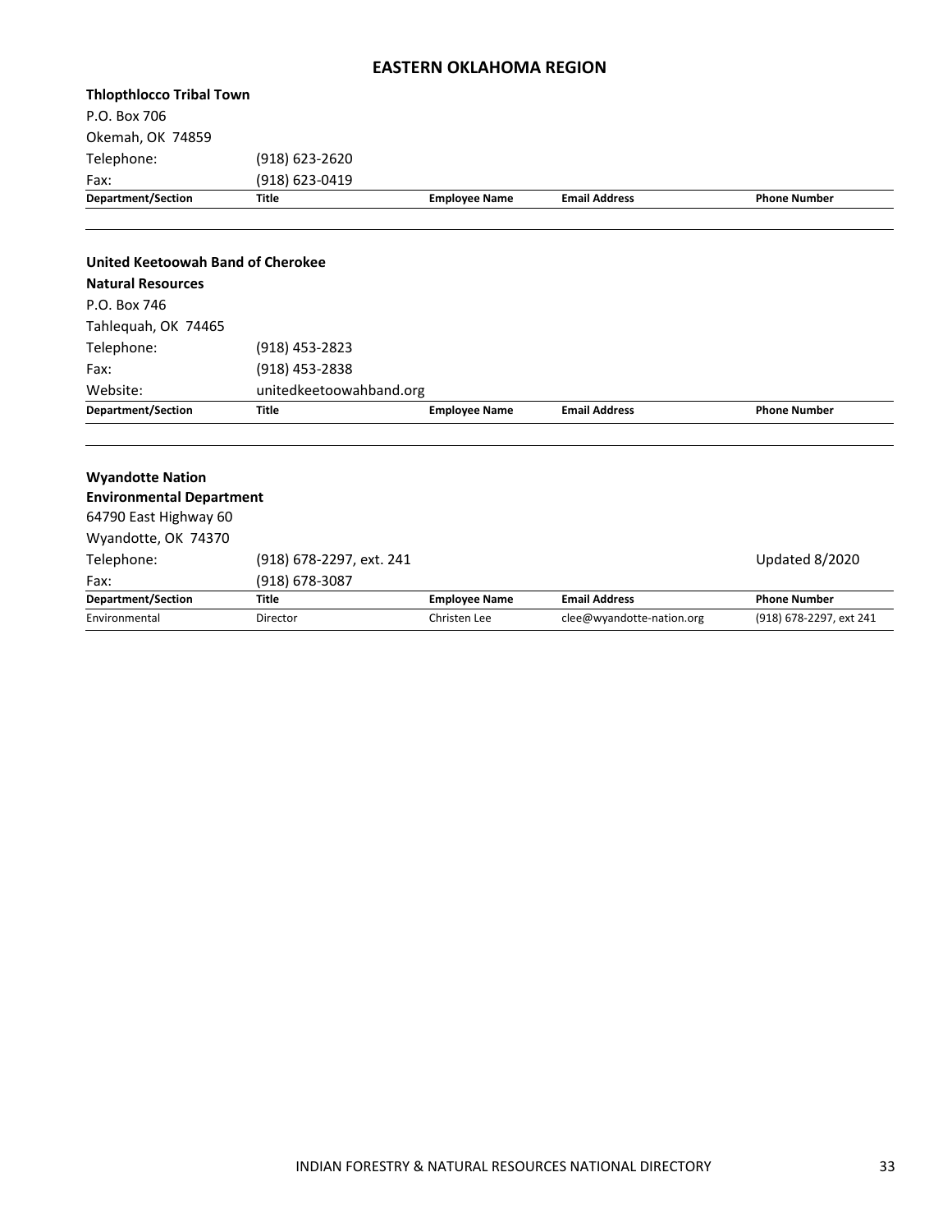# EASTERN OKLAHOMA REGION

**Thlopthlocco Tribal Town**

P.O. Box 706

Okemah, OK 74859

Telephone: (918) 623-2620

Fax: (918) 623-0419

| Department/Section | Title | Employee Name | Email Address | Phone Number |
|---|---|---|---|---|
| | | | | |

**United Keetoowah Band of Cherokee**

**Natural Resources**

P.O. Box 746

Tahlequah, OK 74465

Telephone: (918) 453-2823

Fax: (918) 453-2838

Website: unitedkeetoowahband.org

| Department/Section | Title | Employee Name | Email Address | Phone Number |
|---|---|---|---|---|
| | | | | |

**Wyandotte Nation**

**Environmental Department**

64790 East Highway 60

Wyandotte, OK 74370

Telephone: (918) 678-2297, ext. 241

Updated 8/2020

Fax: (918) 678-3087

| Department/Section | Title | Employee Name | Email Address | Phone Number |
|---|---|---|---|---|
| Environmental | Director | Christen Lee | clee@wyandotte-nation.org | (918) 678-2297, ext 241 |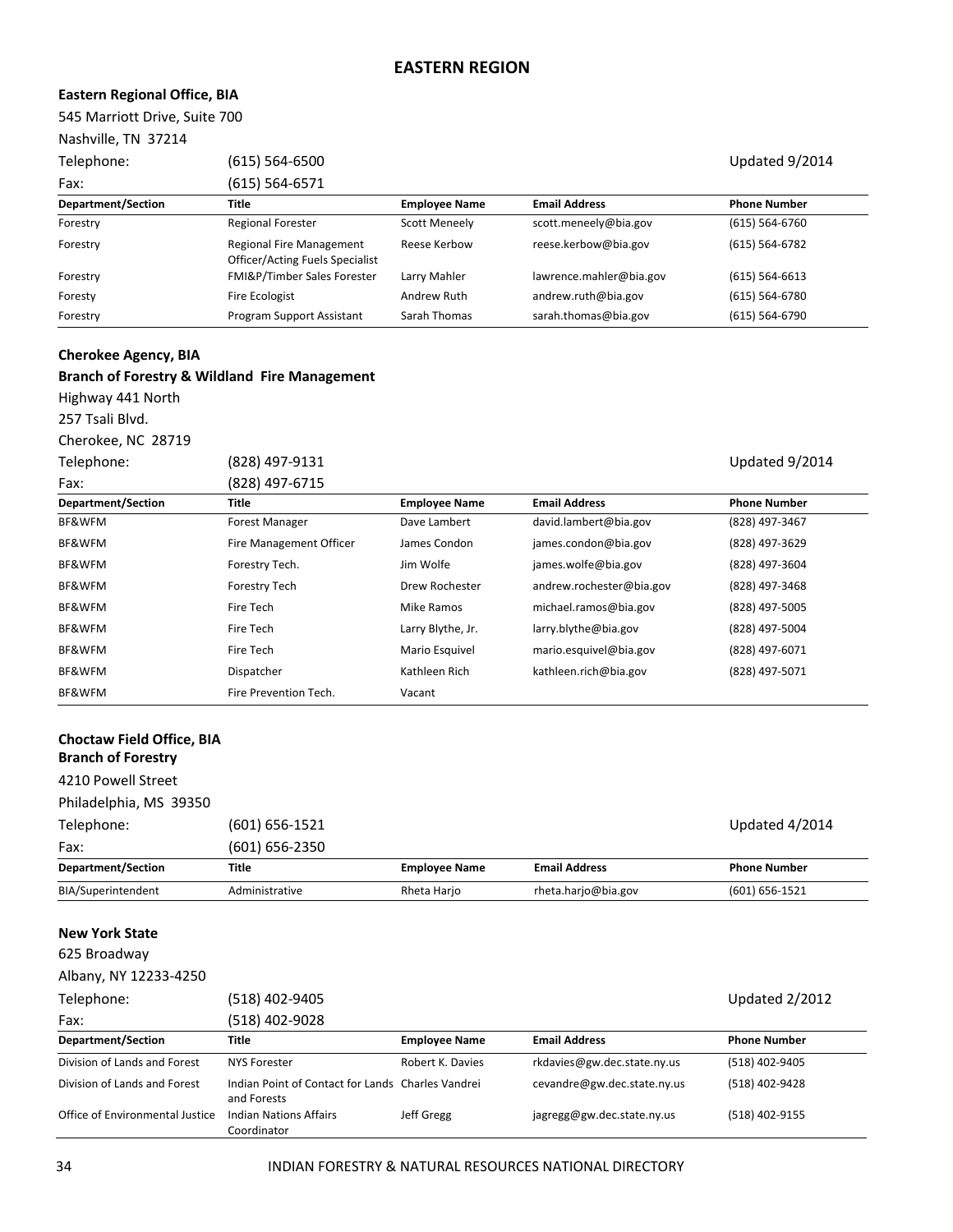# EASTERN REGION

**Eastern Regional Office, BIA**

545 Marriott Drive, Suite 700

Nashville, TN 37214

Telephone: (615) 564-6500 Updated 9/2014

Fax: (615) 564-6571

| Department/Section | Title | Employee Name | Email Address | Phone Number |
|---|---|---|---|---|
| Forestry | Regional Forester | Scott Meneely | scott.meneely@bia.gov | (615) 564-6760 |
| Forestry | Regional Fire Management Officer/Acting Fuels Specialist | Reese Kerbow | reese.kerbow@bia.gov | (615) 564-6782 |
| Forestry | FMI&P/Timber Sales Forester | Larry Mahler | lawrence.mahler@bia.gov | (615) 564-6613 |
| Foresty | Fire Ecologist | Andrew Ruth | andrew.ruth@bia.gov | (615) 564-6780 |
| Forestry | Program Support Assistant | Sarah Thomas | sarah.thomas@bia.gov | (615) 564-6790 |

**Cherokee Agency, BIA**

**Branch of Forestry & Wildland Fire Management**

Highway 441 North

257 Tsali Blvd.

Cherokee, NC 28719

Telephone: (828) 497-9131 Updated 9/2014

Fax: (828) 497-6715

| Department/Section | Title | Employee Name | Email Address | Phone Number |
|---|---|---|---|---|
| BF&WFM | Forest Manager | Dave Lambert | david.lambert@bia.gov | (828) 497-3467 |
| BF&WFM | Fire Management Officer | James Condon | james.condon@bia.gov | (828) 497-3629 |
| BF&WFM | Forestry Tech. | Jim Wolfe | james.wolfe@bia.gov | (828) 497-3604 |
| BF&WFM | Forestry Tech | Drew Rochester | andrew.rochester@bia.gov | (828) 497-3468 |
| BF&WFM | Fire Tech | Mike Ramos | michael.ramos@bia.gov | (828) 497-5005 |
| BF&WFM | Fire Tech | Larry Blythe, Jr. | larry.blythe@bia.gov | (828) 497-5004 |
| BF&WFM | Fire Tech | Mario Esquivel | mario.esquivel@bia.gov | (828) 497-6071 |
| BF&WFM | Dispatcher | Kathleen Rich | kathleen.rich@bia.gov | (828) 497-5071 |
| BF&WFM | Fire Prevention Tech. | Vacant | | |

**Choctaw Field Office, BIA**

**Branch of Forestry**

4210 Powell Street

Philadelphia, MS 39350

Telephone: (601) 656-1521 Updated 4/2014

Fax: (601) 656-2350

| Department/Section | Title | Employee Name | Email Address | Phone Number |
|---|---|---|---|---|
| BIA/Superintendent | Administrative | Rheta Harjo | rheta.harjo@bia.gov | (601) 656-1521 |

**New York State**

625 Broadway

Albany, NY 12233-4250

Telephone: (518) 402-9405 Updated 2/2012

Fax: (518) 402-9028

| Department/Section | Title | Employee Name | Email Address | Phone Number |
|---|---|---|---|---|
| Division of Lands and Forest | NYS Forester | Robert K. Davies | rkdavies@gw.dec.state.ny.us | (518) 402-9405 |
| Division of Lands and Forest | Indian Point of Contact for Lands and Forests | Charles Vandrei | cevandre@gw.dec.state.ny.us | (518) 402-9428 |
| Office of Environmental Justice | Indian Nations Affairs Coordinator | Jeff Gregg | jagregg@gw.dec.state.ny.us | (518) 402-9155 |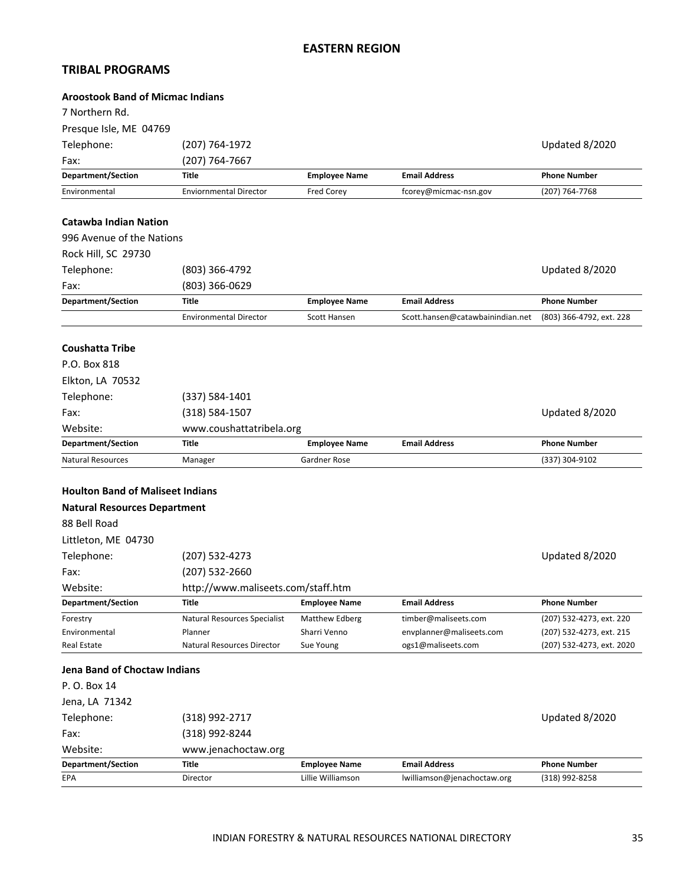## EASTERN REGION

## TRIBAL PROGRAMS

### Aroostook Band of Micmac Indians

7 Northern Rd.

Presque Isle, ME 04769

Telephone: (207) 764-1972

Fax: (207) 764-7667

Updated 8/2020

| Department/Section | Title | Employee Name | Email Address | Phone Number |
|---|---|---|---|---|
| Environmental | Enviornmental Director | Fred Corey | fcorey@micmac-nsn.gov | (207) 764-7768 |

### Catawba Indian Nation

996 Avenue of the Nations

Rock Hill, SC 29730

Telephone: (803) 366-4792

Fax: (803) 366-0629

Updated 8/2020

| Department/Section | Title | Employee Name | Email Address | Phone Number |
|---|---|---|---|---|
| | Environmental Director | Scott Hansen | Scott.hansen@catawbaindian.net | (803) 366-4792, ext. 228 |

### Coushatta Tribe

P.O. Box 818

Elkton, LA 70532

Telephone: (337) 584-1401

Fax: (318) 584-1507

Website: www.coushattatribela.org

Updated 8/2020

| Department/Section | Title | Employee Name | Email Address | Phone Number |
|---|---|---|---|---|
| Natural Resources | Manager | Gardner Rose | | (337) 304-9102 |

### Houlton Band of Maliseet Indians

### Natural Resources Department

88 Bell Road

Littleton, ME 04730

Telephone: (207) 532-4273

Fax: (207) 532-2660

Website: http://www.maliseets.com/staff.htm

Updated 8/2020

| Department/Section | Title | Employee Name | Email Address | Phone Number |
|---|---|---|---|---|
| Forestry | Natural Resources Specialist | Matthew Edberg | timber@maliseets.com | (207) 532-4273, ext. 220 |
| Environmental | Planner | Sharri Venno | envplanner@maliseets.com | (207) 532-4273, ext. 215 |
| Real Estate | Natural Resources Director | Sue Young | ogs1@maliseets.com | (207) 532-4273, ext. 2020 |

### Jena Band of Choctaw Indians

P. O. Box 14

Jena, LA 71342

Telephone: (318) 992-2717

Fax: (318) 992-8244

Website: www.jenachoctaw.org

Updated 8/2020

| Department/Section | Title | Employee Name | Email Address | Phone Number |
|---|---|---|---|---|
| EPA | Director | Lillie Williamson | lwilliamson@jenachoctaw.org | (318) 992-8258 |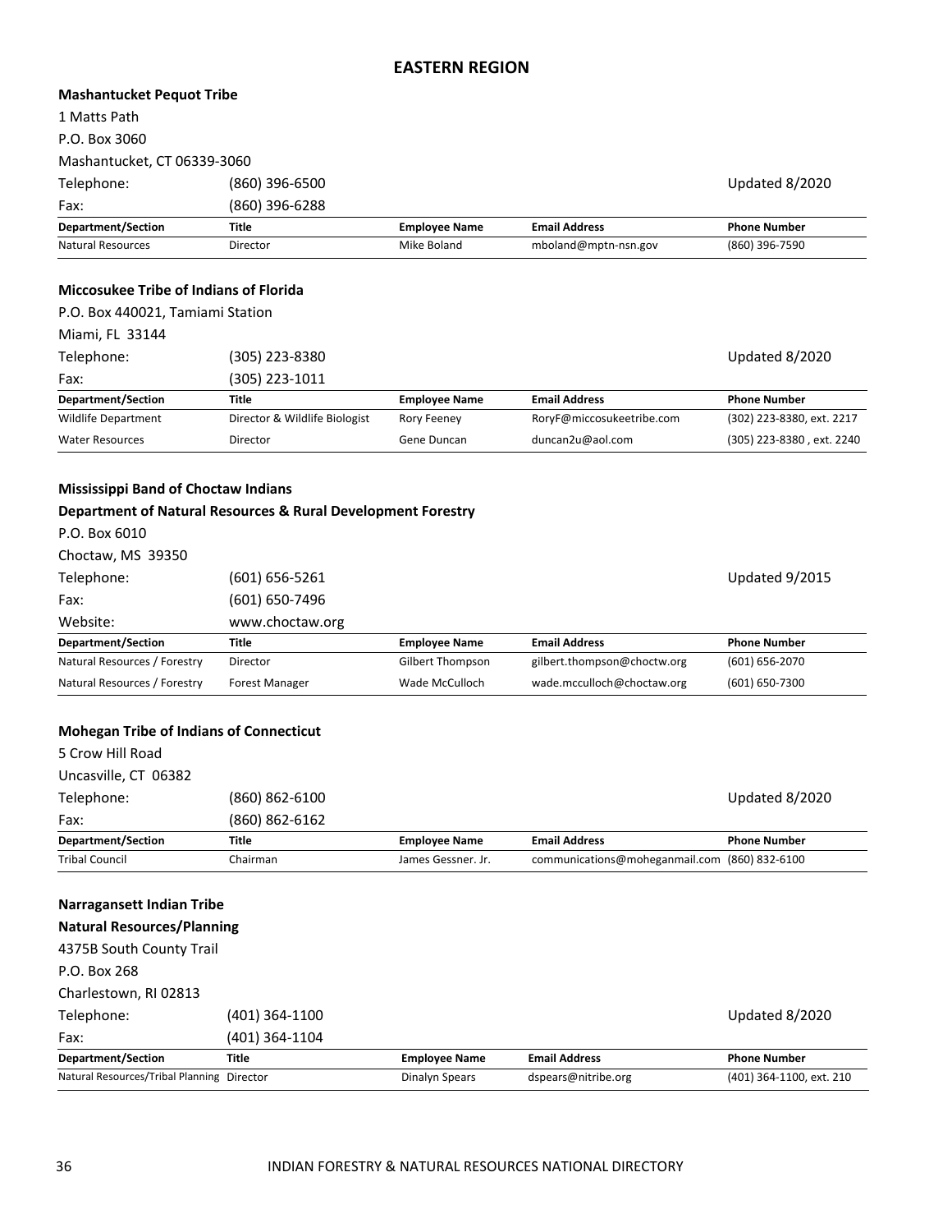## EASTERN REGION

**Mashantucket Pequot Tribe**

1 Matts Path
P.O. Box 3060
Mashantucket, CT 06339-3060

Telephone: (860) 396-6500 — Updated 8/2020
Fax: (860) 396-6288

| Department/Section | Title | Employee Name | Email Address | Phone Number |
|---|---|---|---|---|
| Natural Resources | Director | Mike Boland | mboland@mptn-nsn.gov | (860) 396-7590 |

**Miccosukee Tribe of Indians of Florida**

P.O. Box 440021, Tamiami Station
Miami, FL 33144

Telephone: (305) 223-8380 — Updated 8/2020
Fax: (305) 223-1011

| Department/Section | Title | Employee Name | Email Address | Phone Number |
|---|---|---|---|---|
| Wildlife Department | Director & Wildlife Biologist | Rory Feeney | RoryF@miccosukeetribe.com | (302) 223-8380, ext. 2217 |
| Water Resources | Director | Gene Duncan | duncan2u@aol.com | (305) 223-8380 , ext. 2240 |

**Mississippi Band of Choctaw Indians**

**Department of Natural Resources & Rural Development Forestry**

P.O. Box 6010
Choctaw, MS 39350

Telephone: (601) 656-5261 — Updated 9/2015
Fax: (601) 650-7496
Website: www.choctaw.org

| Department/Section | Title | Employee Name | Email Address | Phone Number |
|---|---|---|---|---|
| Natural Resources / Forestry | Director | Gilbert Thompson | gilbert.thompson@choctw.org | (601) 656-2070 |
| Natural Resources / Forestry | Forest Manager | Wade McCulloch | wade.mcculloch@choctaw.org | (601) 650-7300 |

**Mohegan Tribe of Indians of Connecticut**

5 Crow Hill Road
Uncasville, CT 06382

Telephone: (860) 862-6100 — Updated 8/2020
Fax: (860) 862-6162

| Department/Section | Title | Employee Name | Email Address | Phone Number |
|---|---|---|---|---|
| Tribal Council | Chairman | James Gessner. Jr. | communications@moheganmail.com | (860) 832-6100 |

**Narragansett Indian Tribe**

**Natural Resources/Planning**

4375B South County Trail
P.O. Box 268
Charlestown, RI 02813

Telephone: (401) 364-1100 — Updated 8/2020
Fax: (401) 364-1104

| Department/Section | Title | Employee Name | Email Address | Phone Number |
|---|---|---|---|---|
| Natural Resources/Tribal Planning | Director | Dinalyn Spears | dspears@nitribe.org | (401) 364-1100, ext. 210 |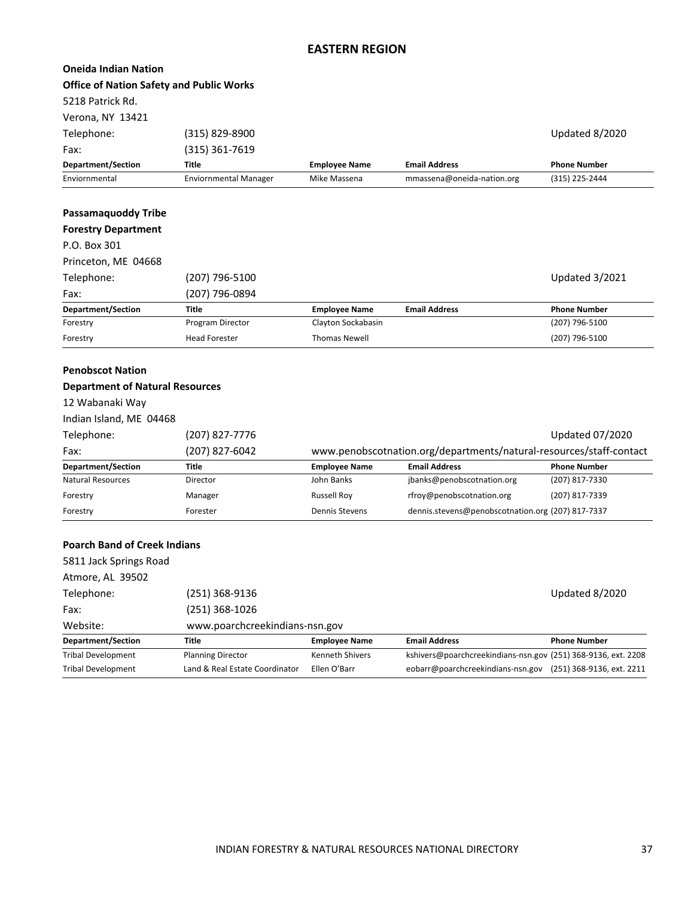# EASTERN REGION

**Oneida Indian Nation**

**Office of Nation Safety and Public Works**

5218 Patrick Rd.

Verona, NY 13421

Telephone: (315) 829-8900 — Updated 8/2020

Fax: (315) 361-7619

| Department/Section | Title | Employee Name | Email Address | Phone Number |
|---|---|---|---|---|
| Enviornmental | Enviornmental Manager | Mike Massena | mmassena@oneida-nation.org | (315) 225-2444 |

**Passamaquoddy Tribe**

**Forestry Department**

P.O. Box 301

Princeton, ME 04668

Telephone: (207) 796-5100 — Updated 3/2021

Fax: (207) 796-0894

| Department/Section | Title | Employee Name | Email Address | Phone Number |
|---|---|---|---|---|
| Forestry | Program Director | Clayton Sockabasin | | (207) 796-5100 |
| Forestry | Head Forester | Thomas Newell | | (207) 796-5100 |

**Penobscot Nation**

**Department of Natural Resources**

12 Wabanaki Way

Indian Island, ME 04468

Telephone: (207) 827-7776 — Updated 07/2020

Fax: (207) 827-6042 — www.penobscotnation.org/departments/natural-resources/staff-contact

| Department/Section | Title | Employee Name | Email Address | Phone Number |
|---|---|---|---|---|
| Natural Resources | Director | John Banks | jbanks@penobscotnation.org | (207) 817-7330 |
| Forestry | Manager | Russell Roy | rfroy@penobscotnation.org | (207) 817-7339 |
| Forestry | Forester | Dennis Stevens | dennis.stevens@penobscotnation.org | (207) 817-7337 |

**Poarch Band of Creek Indians**

5811 Jack Springs Road

Atmore, AL 39502

Telephone: (251) 368-9136 — Updated 8/2020

Fax: (251) 368-1026

Website: www.poarchcreekindians-nsn.gov

| Department/Section | Title | Employee Name | Email Address | Phone Number |
|---|---|---|---|---|
| Tribal Development | Planning Director | Kenneth Shivers | kshivers@poarchcreekindians-nsn.gov | (251) 368-9136, ext. 2208 |
| Tribal Development | Land & Real Estate Coordinator | Ellen O'Barr | eobarr@poarchcreekindians-nsn.gov | (251) 368-9136, ext. 2211 |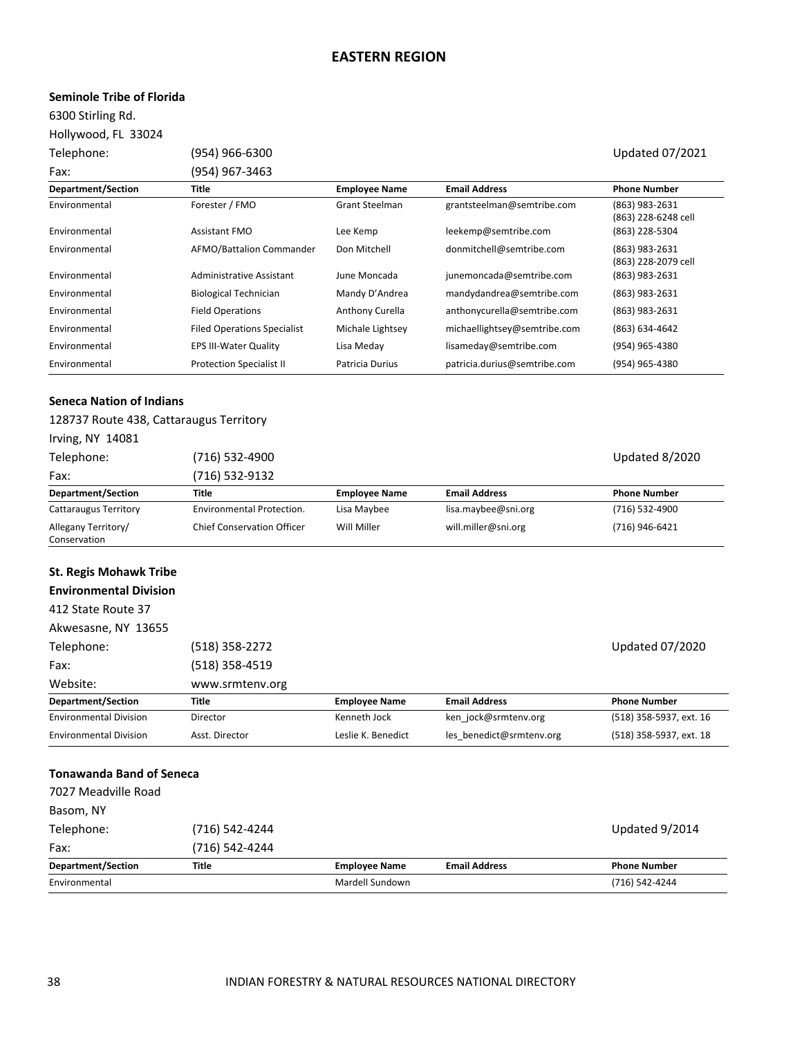# EASTERN REGION

## Seminole Tribe of Florida

6300 Stirling Rd.
Hollywood, FL 33024

Telephone: (954) 966-6300 — Updated 07/2021
Fax: (954) 967-3463

| Department/Section | Title | Employee Name | Email Address | Phone Number |
|---|---|---|---|---|
| Environmental | Forester / FMO | Grant Steelman | grantsteelman@semtribe.com | (863) 983-2631<br>(863) 228-6248 cell |
| Environmental | Assistant FMO | Lee Kemp | leekemp@semtribe.com | (863) 228-5304 |
| Environmental | AFMO/Battalion Commander | Don Mitchell | donmitchell@semtribe.com | (863) 983-2631<br>(863) 228-2079 cell |
| Environmental | Administrative Assistant | June Moncada | junemoncada@semtribe.com | (863) 983-2631 |
| Environmental | Biological Technician | Mandy D'Andrea | mandydandrea@semtribe.com | (863) 983-2631 |
| Environmental | Field Operations | Anthony Curella | anthonycurella@semtribe.com | (863) 983-2631 |
| Environmental | Filed Operations Specialist | Michale Lightsey | michaellightsey@semtribe.com | (863) 634-4642 |
| Environmental | EPS III-Water Quality | Lisa Meday | lisameday@semtribe.com | (954) 965-4380 |
| Environmental | Protection Specialist II | Patricia Durius | patricia.durius@semtribe.com | (954) 965-4380 |

## Seneca Nation of Indians

128737 Route 438, Cattaraugus Territory
Irving, NY 14081

Telephone: (716) 532-4900 — Updated 8/2020
Fax: (716) 532-9132

| Department/Section | Title | Employee Name | Email Address | Phone Number |
|---|---|---|---|---|
| Cattaraugus Territory | Environmental Protection. | Lisa Maybee | lisa.maybee@sni.org | (716) 532-4900 |
| Allegany Territory/ Conservation | Chief Conservation Officer | Will Miller | will.miller@sni.org | (716) 946-6421 |

## St. Regis Mohawk Tribe
## Environmental Division

412 State Route 37
Akwesasne, NY 13655

Telephone: (518) 358-2272 — Updated 07/2020
Fax: (518) 358-4519
Website: www.srmtenv.org

| Department/Section | Title | Employee Name | Email Address | Phone Number |
|---|---|---|---|---|
| Environmental Division | Director | Kenneth Jock | ken_jock@srmtenv.org | (518) 358-5937, ext. 16 |
| Environmental Division | Asst. Director | Leslie K. Benedict | les_benedict@srmtenv.org | (518) 358-5937, ext. 18 |

## Tonawanda Band of Seneca

7027 Meadville Road
Basom, NY

Telephone: (716) 542-4244 — Updated 9/2014
Fax: (716) 542-4244

| Department/Section | Title | Employee Name | Email Address | Phone Number |
|---|---|---|---|---|
| Environmental | | Mardell Sundown | | (716) 542-4244 |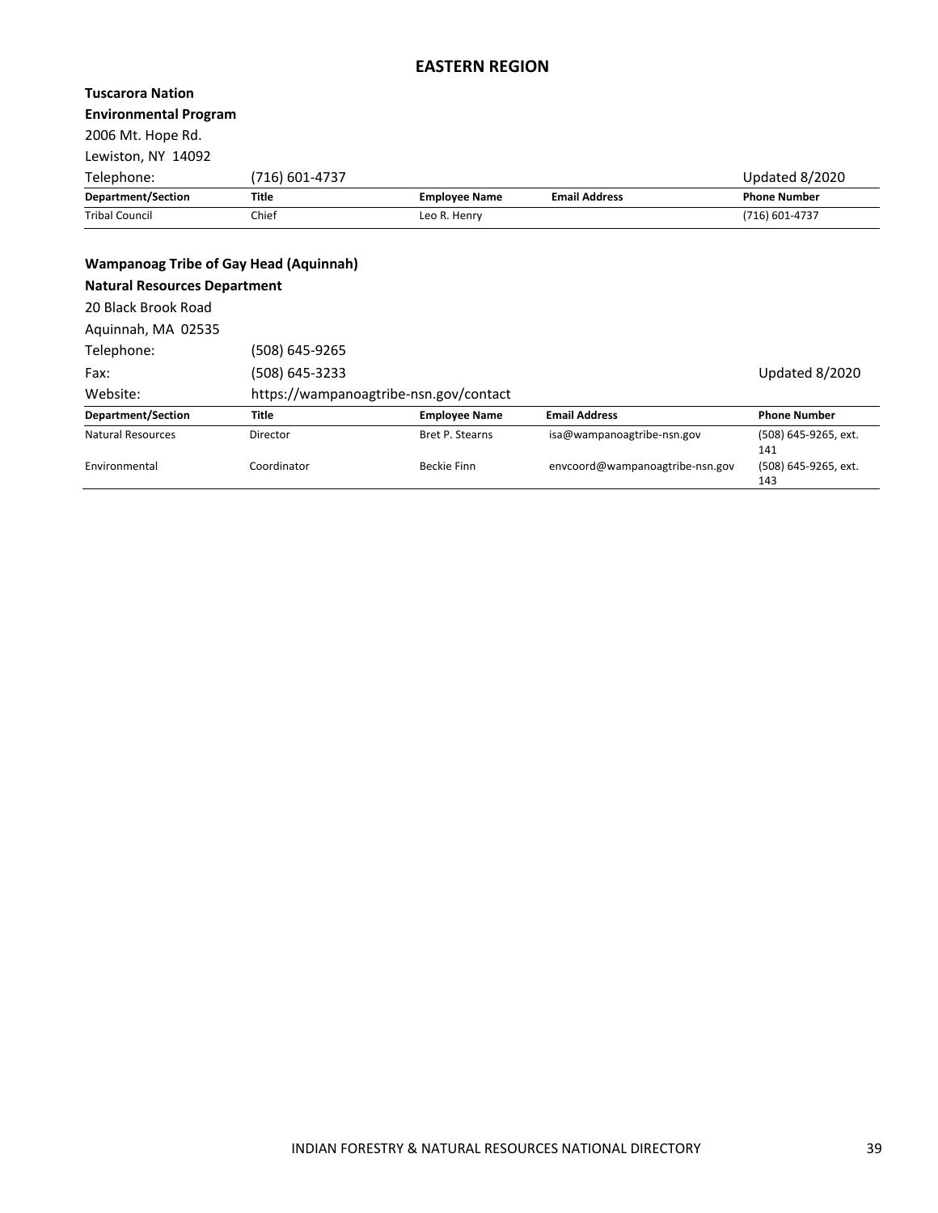# EASTERN REGION

**Tuscarora Nation**

**Environmental Program**

2006 Mt. Hope Rd.

Lewiston, NY 14092

Telephone: (716) 601-4737

Updated 8/2020

| Department/Section | Title | Employee Name | Email Address | Phone Number |
|---|---|---|---|---|
| Tribal Council | Chief | Leo R. Henry | | (716) 601-4737 |

**Wampanoag Tribe of Gay Head (Aquinnah)**

**Natural Resources Department**

20 Black Brook Road

Aquinnah, MA 02535

Telephone: (508) 645-9265

Fax: (508) 645-3233

Updated 8/2020

Website: https://wampanoagtribe-nsn.gov/contact

| Department/Section | Title | Employee Name | Email Address | Phone Number |
|---|---|---|---|---|
| Natural Resources | Director | Bret P. Stearns | isa@wampanoagtribe-nsn.gov | (508) 645-9265, ext. 141 |
| Environmental | Coordinator | Beckie Finn | envcoord@wampanoagtribe-nsn.gov | (508) 645-9265, ext. 143 |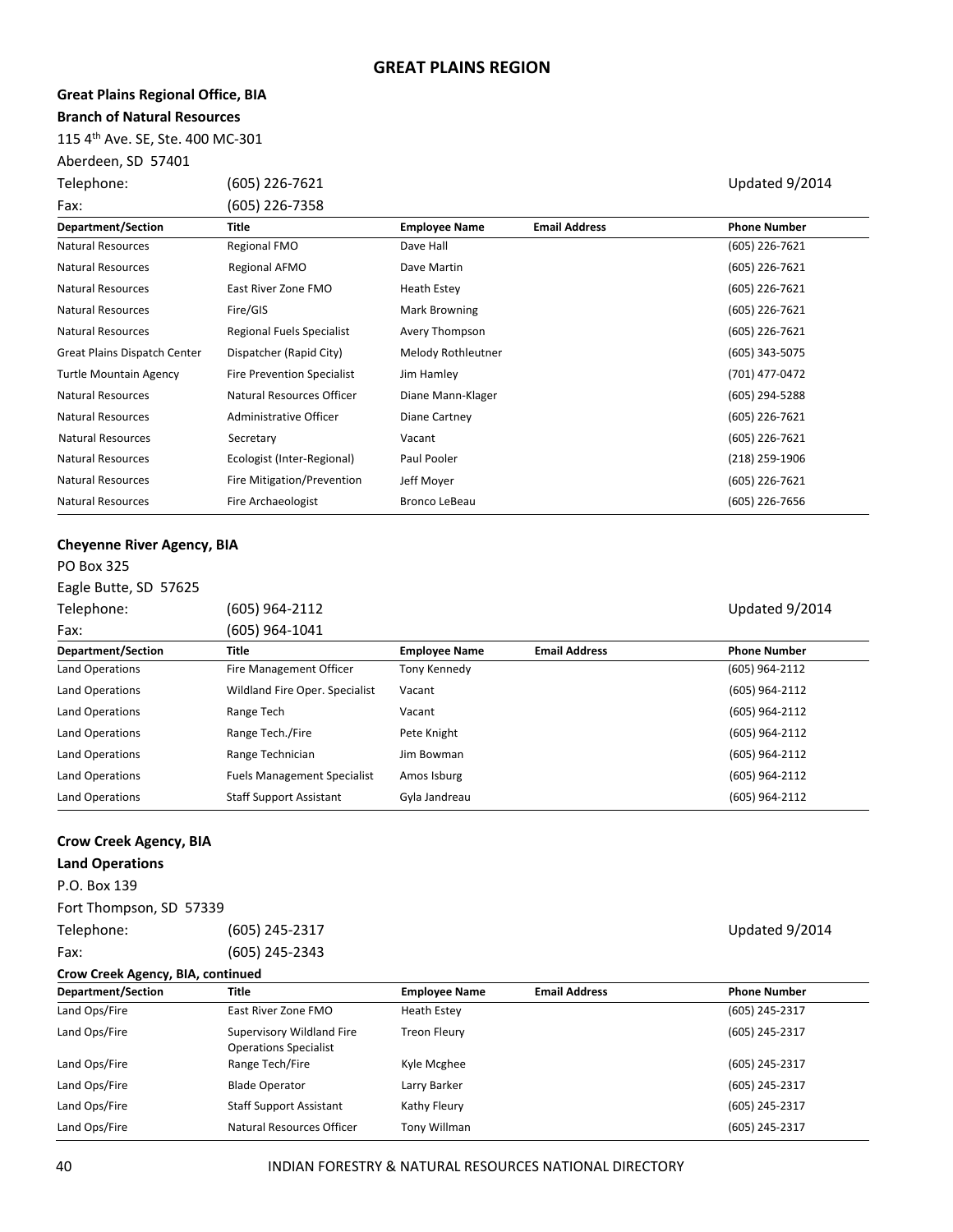# GREAT PLAINS REGION

**Great Plains Regional Office, BIA**
**Branch of Natural Resources**

115 4th Ave. SE, Ste. 400 MC-301
Aberdeen, SD 57401

Telephone: (605) 226-7621 Updated 9/2014
Fax: (605) 226-7358

| Department/Section | Title | Employee Name | Email Address | Phone Number |
|---|---|---|---|---|
| Natural Resources | Regional FMO | Dave Hall | | (605) 226-7621 |
| Natural Resources | Regional AFMO | Dave Martin | | (605) 226-7621 |
| Natural Resources | East River Zone FMO | Heath Estey | | (605) 226-7621 |
| Natural Resources | Fire/GIS | Mark Browning | | (605) 226-7621 |
| Natural Resources | Regional Fuels Specialist | Avery Thompson | | (605) 226-7621 |
| Great Plains Dispatch Center | Dispatcher (Rapid City) | Melody Rothleutner | | (605) 343-5075 |
| Turtle Mountain Agency | Fire Prevention Specialist | Jim Hamley | | (701) 477-0472 |
| Natural Resources | Natural Resources Officer | Diane Mann-Klager | | (605) 294-5288 |
| Natural Resources | Administrative Officer | Diane Cartney | | (605) 226-7621 |
| Natural Resources | Secretary | Vacant | | (605) 226-7621 |
| Natural Resources | Ecologist (Inter-Regional) | Paul Pooler | | (218) 259-1906 |
| Natural Resources | Fire Mitigation/Prevention | Jeff Moyer | | (605) 226-7621 |
| Natural Resources | Fire Archaeologist | Bronco LeBeau | | (605) 226-7656 |

**Cheyenne River Agency, BIA**

PO Box 325
Eagle Butte, SD 57625

Telephone: (605) 964-2112 Updated 9/2014
Fax: (605) 964-1041

| Department/Section | Title | Employee Name | Email Address | Phone Number |
|---|---|---|---|---|
| Land Operations | Fire Management Officer | Tony Kennedy | | (605) 964-2112 |
| Land Operations | Wildland Fire Oper. Specialist | Vacant | | (605) 964-2112 |
| Land Operations | Range Tech | Vacant | | (605) 964-2112 |
| Land Operations | Range Tech./Fire | Pete Knight | | (605) 964-2112 |
| Land Operations | Range Technician | Jim Bowman | | (605) 964-2112 |
| Land Operations | Fuels Management Specialist | Amos Isburg | | (605) 964-2112 |
| Land Operations | Staff Support Assistant | Gyla Jandreau | | (605) 964-2112 |

**Crow Creek Agency, BIA**
**Land Operations**

P.O. Box 139
Fort Thompson, SD 57339

Telephone: (605) 245-2317 Updated 9/2014
Fax: (605) 245-2343

**Crow Creek Agency, BIA, continued**

| Department/Section | Title | Employee Name | Email Address | Phone Number |
|---|---|---|---|---|
| Land Ops/Fire | East River Zone FMO | Heath Estey | | (605) 245-2317 |
| Land Ops/Fire | Supervisory Wildland Fire Operations Specialist | Treon Fleury | | (605) 245-2317 |
| Land Ops/Fire | Range Tech/Fire | Kyle Mcghee | | (605) 245-2317 |
| Land Ops/Fire | Blade Operator | Larry Barker | | (605) 245-2317 |
| Land Ops/Fire | Staff Support Assistant | Kathy Fleury | | (605) 245-2317 |
| Land Ops/Fire | Natural Resources Officer | Tony Willman | | (605) 245-2317 |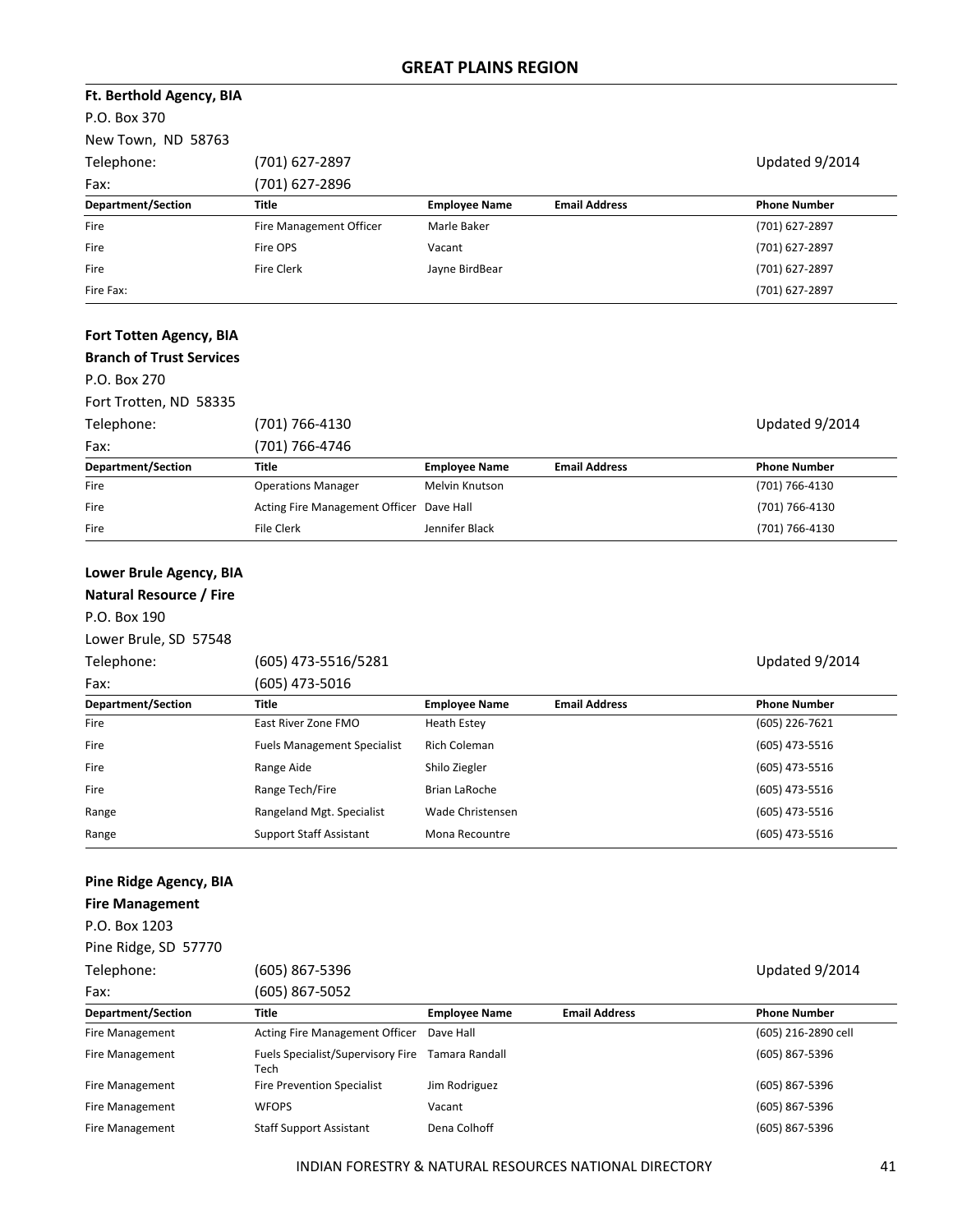## GREAT PLAINS REGION

**Ft. Berthold Agency, BIA**

P.O. Box 370

New Town, ND 58763

Telephone: (701) 627-2897 Updated 9/2014

Fax: (701) 627-2896

| Department/Section | Title | Employee Name | Email Address | Phone Number |
|---|---|---|---|---|
| Fire | Fire Management Officer | Marle Baker | | (701) 627-2897 |
| Fire | Fire OPS | Vacant | | (701) 627-2897 |
| Fire | Fire Clerk | Jayne BirdBear | | (701) 627-2897 |
| Fire Fax: | | | | (701) 627-2897 |

**Fort Totten Agency, BIA**

**Branch of Trust Services**

P.O. Box 270

Fort Trotten, ND 58335

Telephone: (701) 766-4130 Updated 9/2014

Fax: (701) 766-4746

| Department/Section | Title | Employee Name | Email Address | Phone Number |
|---|---|---|---|---|
| Fire | Operations Manager | Melvin Knutson | | (701) 766-4130 |
| Fire | Acting Fire Management Officer | Dave Hall | | (701) 766-4130 |
| Fire | File Clerk | Jennifer Black | | (701) 766-4130 |

**Lower Brule Agency, BIA**

**Natural Resource / Fire**

P.O. Box 190

Lower Brule, SD 57548

Telephone: (605) 473-5516/5281 Updated 9/2014

Fax: (605) 473-5016

| Department/Section | Title | Employee Name | Email Address | Phone Number |
|---|---|---|---|---|
| Fire | East River Zone FMO | Heath Estey | | (605) 226-7621 |
| Fire | Fuels Management Specialist | Rich Coleman | | (605) 473-5516 |
| Fire | Range Aide | Shilo Ziegler | | (605) 473-5516 |
| Fire | Range Tech/Fire | Brian LaRoche | | (605) 473-5516 |
| Range | Rangeland Mgt. Specialist | Wade Christensen | | (605) 473-5516 |
| Range | Support Staff Assistant | Mona Recountre | | (605) 473-5516 |

**Pine Ridge Agency, BIA**

**Fire Management**

P.O. Box 1203

Pine Ridge, SD 57770

Telephone: (605) 867-5396 Updated 9/2014

Fax: (605) 867-5052

| Department/Section | Title | Employee Name | Email Address | Phone Number |
|---|---|---|---|---|
| Fire Management | Acting Fire Management Officer | Dave Hall | | (605) 216-2890 cell |
| Fire Management | Fuels Specialist/Supervisory Fire Tech | Tamara Randall | | (605) 867-5396 |
| Fire Management | Fire Prevention Specialist | Jim Rodriguez | | (605) 867-5396 |
| Fire Management | WFOPS | Vacant | | (605) 867-5396 |
| Fire Management | Staff Support Assistant | Dena Colhoff | | (605) 867-5396 |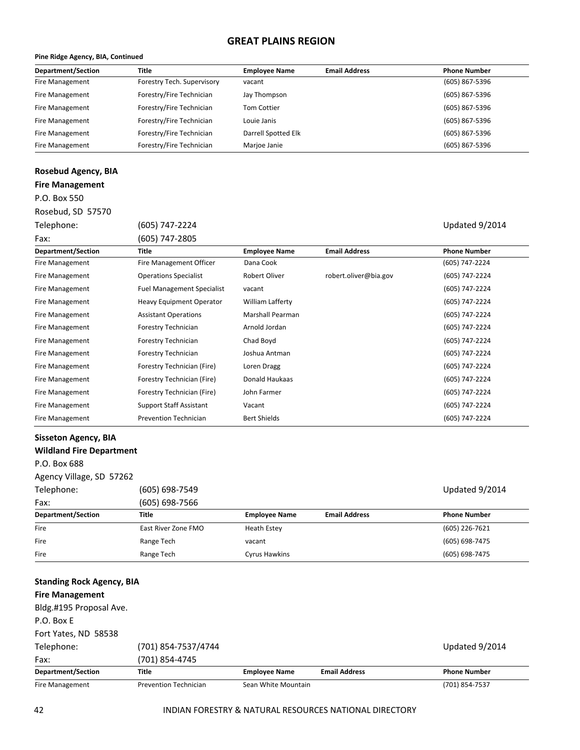## GREAT PLAINS REGION

**Pine Ridge Agency, BIA, Continued**

| Department/Section | Title | Employee Name | Email Address | Phone Number |
|---|---|---|---|---|
| Fire Management | Forestry Tech. Supervisory | vacant | | (605) 867-5396 |
| Fire Management | Forestry/Fire Technician | Jay Thompson | | (605) 867-5396 |
| Fire Management | Forestry/Fire Technician | Tom Cottier | | (605) 867-5396 |
| Fire Management | Forestry/Fire Technician | Louie Janis | | (605) 867-5396 |
| Fire Management | Forestry/Fire Technician | Darrell Spotted Elk | | (605) 867-5396 |
| Fire Management | Forestry/Fire Technician | Marjoe Janie | | (605) 867-5396 |

**Rosebud Agency, BIA**
**Fire Management**
P.O. Box 550
Rosebud, SD 57570
Telephone: (605) 747-2224 — Updated 9/2014
Fax: (605) 747-2805

| Department/Section | Title | Employee Name | Email Address | Phone Number |
|---|---|---|---|---|
| Fire Management | Fire Management Officer | Dana Cook | | (605) 747-2224 |
| Fire Management | Operations Specialist | Robert Oliver | robert.oliver@bia.gov | (605) 747-2224 |
| Fire Management | Fuel Management Specialist | vacant | | (605) 747-2224 |
| Fire Management | Heavy Equipment Operator | William Lafferty | | (605) 747-2224 |
| Fire Management | Assistant Operations | Marshall Pearman | | (605) 747-2224 |
| Fire Management | Forestry Technician | Arnold Jordan | | (605) 747-2224 |
| Fire Management | Forestry Technician | Chad Boyd | | (605) 747-2224 |
| Fire Management | Forestry Technician | Joshua Antman | | (605) 747-2224 |
| Fire Management | Forestry Technician (Fire) | Loren Dragg | | (605) 747-2224 |
| Fire Management | Forestry Technician (Fire) | Donald Haukaas | | (605) 747-2224 |
| Fire Management | Forestry Technician (Fire) | John Farmer | | (605) 747-2224 |
| Fire Management | Support Staff Assistant | Vacant | | (605) 747-2224 |
| Fire Management | Prevention Technician | Bert Shields | | (605) 747-2224 |

**Sisseton Agency, BIA**
**Wildland Fire Department**
P.O. Box 688
Agency Village, SD 57262
Telephone: (605) 698-7549 — Updated 9/2014
Fax: (605) 698-7566

| Department/Section | Title | Employee Name | Email Address | Phone Number |
|---|---|---|---|---|
| Fire | East River Zone FMO | Heath Estey | | (605) 226-7621 |
| Fire | Range Tech | vacant | | (605) 698-7475 |
| Fire | Range Tech | Cyrus Hawkins | | (605) 698-7475 |

**Standing Rock Agency, BIA**
**Fire Management**
Bldg.#195 Proposal Ave.
P.O. Box E
Fort Yates, ND 58538
Telephone: (701) 854-7537/4744 — Updated 9/2014
Fax: (701) 854-4745

| Department/Section | Title | Employee Name | Email Address | Phone Number |
|---|---|---|---|---|
| Fire Management | Prevention Technician | Sean White Mountain | | (701) 854-7537 |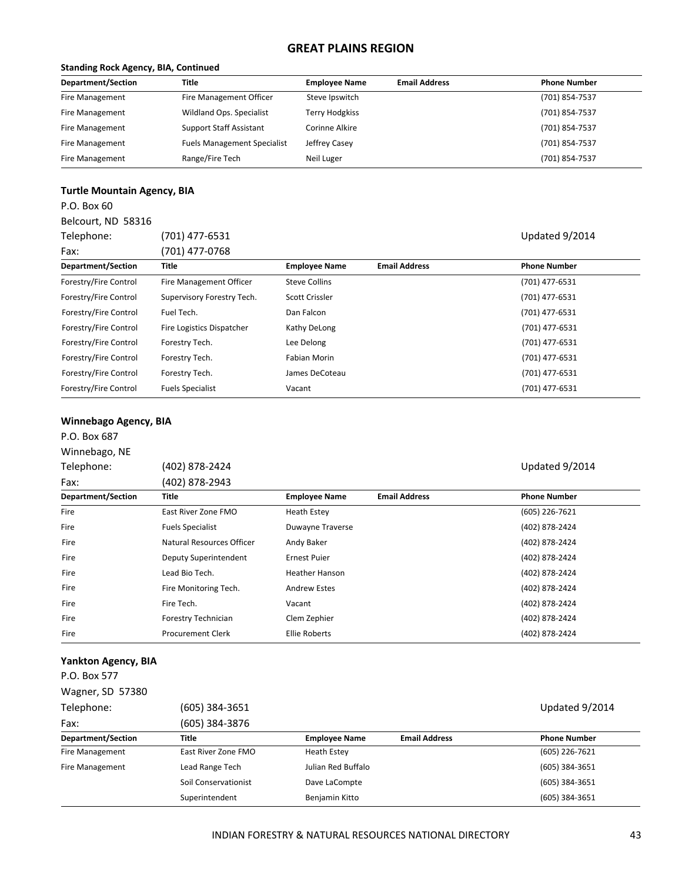# GREAT PLAINS REGION

**Standing Rock Agency, BIA, Continued**

| Department/Section | Title | Employee Name | Email Address | Phone Number |
|---|---|---|---|---|
| Fire Management | Fire Management Officer | Steve Ipswitch | | (701) 854-7537 |
| Fire Management | Wildland Ops. Specialist | Terry Hodgkiss | | (701) 854-7537 |
| Fire Management | Support Staff Assistant | Corinne Alkire | | (701) 854-7537 |
| Fire Management | Fuels Management Specialist | Jeffrey Casey | | (701) 854-7537 |
| Fire Management | Range/Fire Tech | Neil Luger | | (701) 854-7537 |

**Turtle Mountain Agency, BIA**

P.O. Box 60
Belcourt, ND 58316
Telephone: (701) 477-6531
Fax: (701) 477-0768

Updated 9/2014

| Department/Section | Title | Employee Name | Email Address | Phone Number |
|---|---|---|---|---|
| Forestry/Fire Control | Fire Management Officer | Steve Collins | | (701) 477-6531 |
| Forestry/Fire Control | Supervisory Forestry Tech. | Scott Crissler | | (701) 477-6531 |
| Forestry/Fire Control | Fuel Tech. | Dan Falcon | | (701) 477-6531 |
| Forestry/Fire Control | Fire Logistics Dispatcher | Kathy DeLong | | (701) 477-6531 |
| Forestry/Fire Control | Forestry Tech. | Lee Delong | | (701) 477-6531 |
| Forestry/Fire Control | Forestry Tech. | Fabian Morin | | (701) 477-6531 |
| Forestry/Fire Control | Forestry Tech. | James DeCoteau | | (701) 477-6531 |
| Forestry/Fire Control | Fuels Specialist | Vacant | | (701) 477-6531 |

**Winnebago Agency, BIA**

P.O. Box 687
Winnebago, NE
Telephone: (402) 878-2424
Fax: (402) 878-2943

Updated 9/2014

| Department/Section | Title | Employee Name | Email Address | Phone Number |
|---|---|---|---|---|
| Fire | East River Zone FMO | Heath Estey | | (605) 226-7621 |
| Fire | Fuels Specialist | Duwayne Traverse | | (402) 878-2424 |
| Fire | Natural Resources Officer | Andy Baker | | (402) 878-2424 |
| Fire | Deputy Superintendent | Ernest Puier | | (402) 878-2424 |
| Fire | Lead Bio Tech. | Heather Hanson | | (402) 878-2424 |
| Fire | Fire Monitoring Tech. | Andrew Estes | | (402) 878-2424 |
| Fire | Fire Tech. | Vacant | | (402) 878-2424 |
| Fire | Forestry Technician | Clem Zephier | | (402) 878-2424 |
| Fire | Procurement Clerk | Ellie Roberts | | (402) 878-2424 |

**Yankton Agency, BIA**

P.O. Box 577
Wagner, SD 57380
Telephone: (605) 384-3651
Fax: (605) 384-3876

Updated 9/2014

| Department/Section | Title | Employee Name | Email Address | Phone Number |
|---|---|---|---|---|
| Fire Management | East River Zone FMO | Heath Estey | | (605) 226-7621 |
| Fire Management | Lead Range Tech | Julian Red Buffalo | | (605) 384-3651 |
| | Soil Conservationist | Dave LaCompte | | (605) 384-3651 |
| | Superintendent | Benjamin Kitto | | (605) 384-3651 |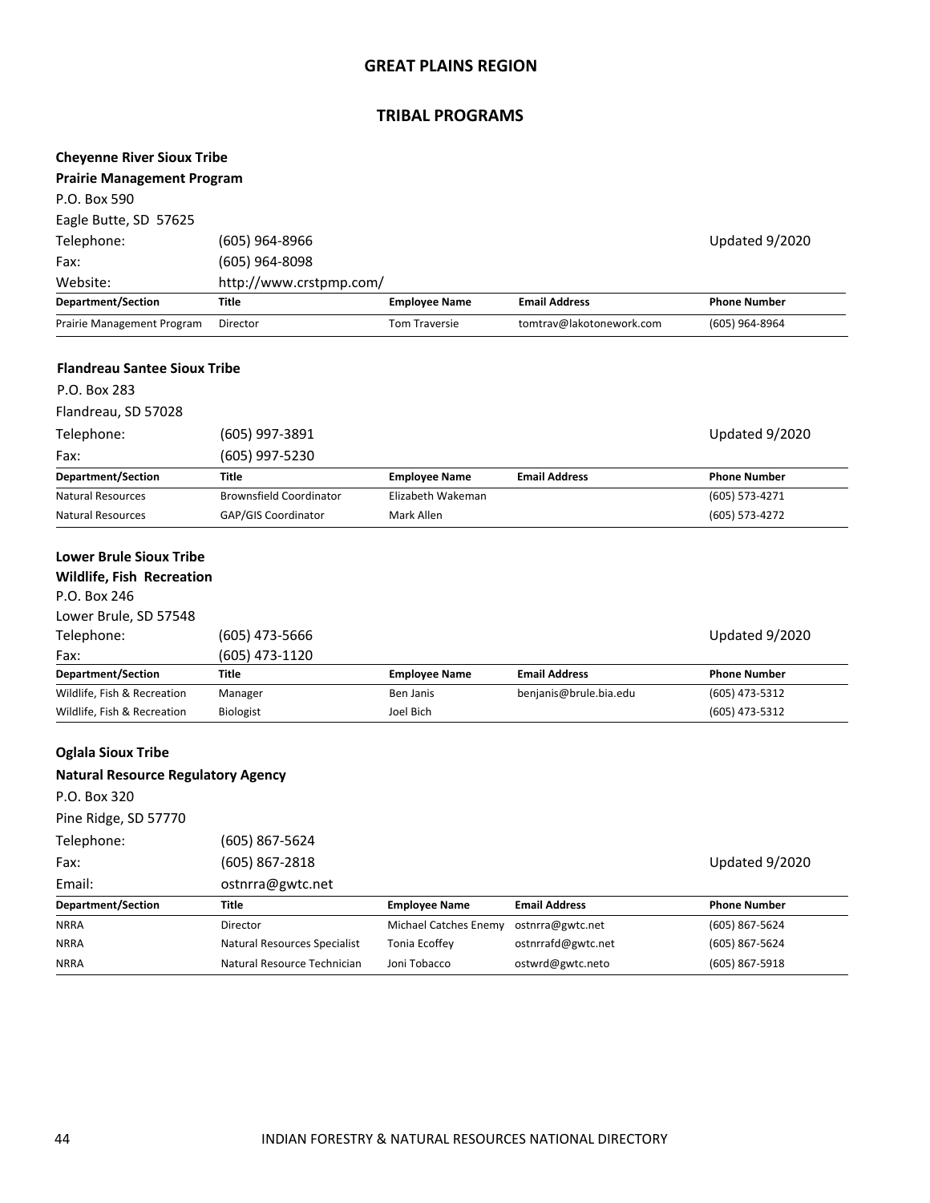## GREAT PLAINS REGION

## TRIBAL PROGRAMS

**Cheyenne River Sioux Tribe**
**Prairie Management Program**
P.O. Box 590
Eagle Butte, SD 57625
Telephone: (605) 964-8966
Fax: (605) 964-8098
Website: http://www.crstpmp.com/

Updated 9/2020

| Department/Section | Title | Employee Name | Email Address | Phone Number |
|---|---|---|---|---|
| Prairie Management Program | Director | Tom Traversie | tomtrav@lakotonework.com | (605) 964-8964 |

**Flandreau Santee Sioux Tribe**
P.O. Box 283
Flandreau, SD 57028
Telephone: (605) 997-3891
Fax: (605) 997-5230

Updated 9/2020

| Department/Section | Title | Employee Name | Email Address | Phone Number |
|---|---|---|---|---|
| Natural Resources | Brownsfield Coordinator | Elizabeth Wakeman | | (605) 573-4271 |
| Natural Resources | GAP/GIS Coordinator | Mark Allen | | (605) 573-4272 |

**Lower Brule Sioux Tribe**
**Wildlife, Fish Recreation**
P.O. Box 246
Lower Brule, SD 57548
Telephone: (605) 473-5666
Fax: (605) 473-1120

Updated 9/2020

| Department/Section | Title | Employee Name | Email Address | Phone Number |
|---|---|---|---|---|
| Wildlife, Fish & Recreation | Manager | Ben Janis | benjanis@brule.bia.edu | (605) 473-5312 |
| Wildlife, Fish & Recreation | Biologist | Joel Bich | | (605) 473-5312 |

**Oglala Sioux Tribe**
**Natural Resource Regulatory Agency**
P.O. Box 320
Pine Ridge, SD 57770
Telephone: (605) 867-5624
Fax: (605) 867-2818
Email: ostnrra@gwtc.net

Updated 9/2020

| Department/Section | Title | Employee Name | Email Address | Phone Number |
|---|---|---|---|---|
| NRRA | Director | Michael Catches Enemy | ostnrra@gwtc.net | (605) 867-5624 |
| NRRA | Natural Resources Specialist | Tonia Ecoffey | ostnrrafd@gwtc.net | (605) 867-5624 |
| NRRA | Natural Resource Technician | Joni Tobacco | ostwrd@gwtc.neto | (605) 867-5918 |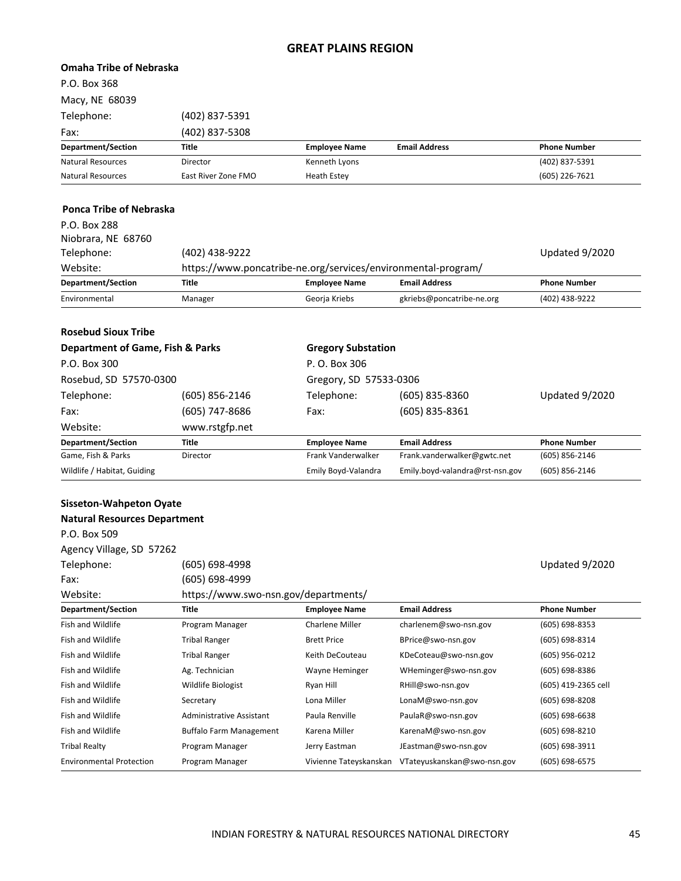# GREAT PLAINS REGION

**Omaha Tribe of Nebraska**

P.O. Box 368
Macy, NE 68039

Telephone: (402) 837-5391
Fax: (402) 837-5308

| Department/Section | Title | Employee Name | Email Address | Phone Number |
|---|---|---|---|---|
| Natural Resources | Director | Kenneth Lyons | | (402) 837-5391 |
| Natural Resources | East River Zone FMO | Heath Estey | | (605) 226-7621 |

**Ponca Tribe of Nebraska**

P.O. Box 288
Niobrara, NE 68760

Telephone: (402) 438-9222 — Updated 9/2020
Website: https://www.poncatribe-ne.org/services/environmental-program/

| Department/Section | Title | Employee Name | Email Address | Phone Number |
|---|---|---|---|---|
| Environmental | Manager | Georja Kriebs | gkriebs@poncatribe-ne.org | (402) 438-9222 |

**Rosebud Sioux Tribe**

**Department of Game, Fish & Parks**
P.O. Box 300
Rosebud, SD 57570-0300
Telephone: (605) 856-2146
Fax: (605) 747-8686
Website: www.rstgfp.net

**Gregory Substation**
P. O. Box 306
Gregory, SD 57533-0306
Telephone: (605) 835-8360
Fax: (605) 835-8361

Updated 9/2020

| Department/Section | Title | Employee Name | Email Address | Phone Number |
|---|---|---|---|---|
| Game, Fish & Parks | Director | Frank Vanderwalker | Frank.vanderwalker@gwtc.net | (605) 856-2146 |
| Wildlife / Habitat, Guiding | | Emily Boyd-Valandra | Emily.boyd-valandra@rst-nsn.gov | (605) 856-2146 |

**Sisseton-Wahpeton Oyate**
**Natural Resources Department**

P.O. Box 509
Agency Village, SD 57262

Telephone: (605) 698-4998 — Updated 9/2020
Fax: (605) 698-4999
Website: https://www.swo-nsn.gov/departments/

| Department/Section | Title | Employee Name | Email Address | Phone Number |
|---|---|---|---|---|
| Fish and Wildlife | Program Manager | Charlene Miller | charlenem@swo-nsn.gov | (605) 698-8353 |
| Fish and Wildlife | Tribal Ranger | Brett Price | BPrice@swo-nsn.gov | (605) 698-8314 |
| Fish and Wildlife | Tribal Ranger | Keith DeCouteau | KDeCoteau@swo-nsn.gov | (605) 956-0212 |
| Fish and Wildlife | Ag. Technician | Wayne Heminger | WHeminger@swo-nsn.gov | (605) 698-8386 |
| Fish and Wildlife | Wildlife Biologist | Ryan Hill | RHill@swo-nsn.gov | (605) 419-2365 cell |
| Fish and Wildlife | Secretary | Lona Miller | LonaM@swo-nsn.gov | (605) 698-8208 |
| Fish and Wildlife | Administrative Assistant | Paula Renville | PaulaR@swo-nsn.gov | (605) 698-6638 |
| Fish and Wildlife | Buffalo Farm Management | Karena Miller | KarenaM@swo-nsn.gov | (605) 698-8210 |
| Tribal Realty | Program Manager | Jerry Eastman | JEastman@swo-nsn.gov | (605) 698-3911 |
| Environmental Protection | Program Manager | Vivienne Tateyskanskan | VTateyuskanskan@swo-nsn.gov | (605) 698-6575 |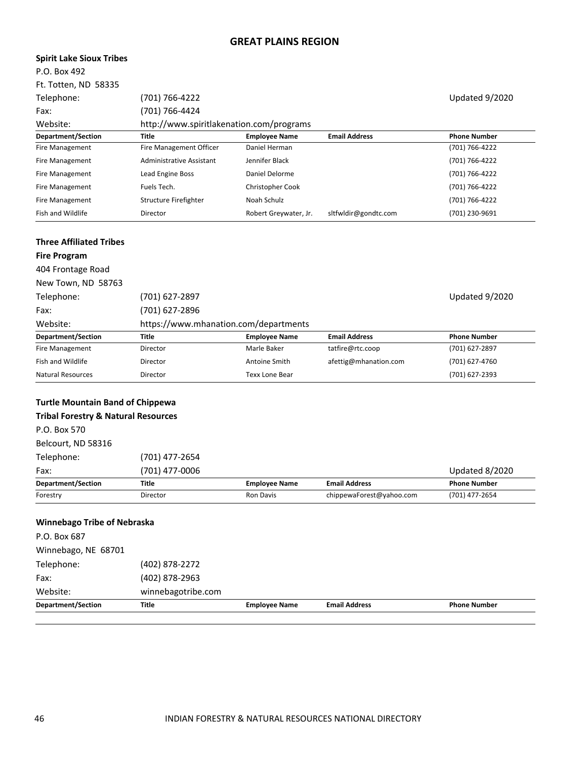# GREAT PLAINS REGION

**Spirit Lake Sioux Tribes**

P.O. Box 492

Ft. Totten, ND 58335

Telephone: (701) 766-4222 — Updated 9/2020

Fax: (701) 766-4424

Website: http://www.spiritlakenation.com/programs

| Department/Section | Title | Employee Name | Email Address | Phone Number |
|---|---|---|---|---|
| Fire Management | Fire Management Officer | Daniel Herman | | (701) 766-4222 |
| Fire Management | Administrative Assistant | Jennifer Black | | (701) 766-4222 |
| Fire Management | Lead Engine Boss | Daniel Delorme | | (701) 766-4222 |
| Fire Management | Fuels Tech. | Christopher Cook | | (701) 766-4222 |
| Fire Management | Structure Firefighter | Noah Schulz | | (701) 766-4222 |
| Fish and Wildlife | Director | Robert Greywater, Jr. | sltfwldir@gondtc.com | (701) 230-9691 |

**Three Affiliated Tribes**

**Fire Program**

404 Frontage Road

New Town, ND 58763

Telephone: (701) 627-2897 — Updated 9/2020

Fax: (701) 627-2896

Website: https://www.mhanation.com/departments

| Department/Section | Title | Employee Name | Email Address | Phone Number |
|---|---|---|---|---|
| Fire Management | Director | Marle Baker | tatfire@rtc.coop | (701) 627-2897 |
| Fish and Wildlife | Director | Antoine Smith | afettig@mhanation.com | (701) 627-4760 |
| Natural Resources | Director | Texx Lone Bear | | (701) 627-2393 |

**Turtle Mountain Band of Chippewa**

**Tribal Forestry & Natural Resources**

P.O. Box 570

Belcourt, ND 58316

Telephone: (701) 477-2654

Fax: (701) 477-0006 — Updated 8/2020

| Department/Section | Title | Employee Name | Email Address | Phone Number |
|---|---|---|---|---|
| Forestry | Director | Ron Davis | chippewaForest@yahoo.com | (701) 477-2654 |

**Winnebago Tribe of Nebraska**

P.O. Box 687

Winnebago, NE 68701

Telephone: (402) 878-2272

Fax: (402) 878-2963

Website: winnebagotribe.com

| Department/Section | Title | Employee Name | Email Address | Phone Number |
|---|---|---|---|---|
| | | | | |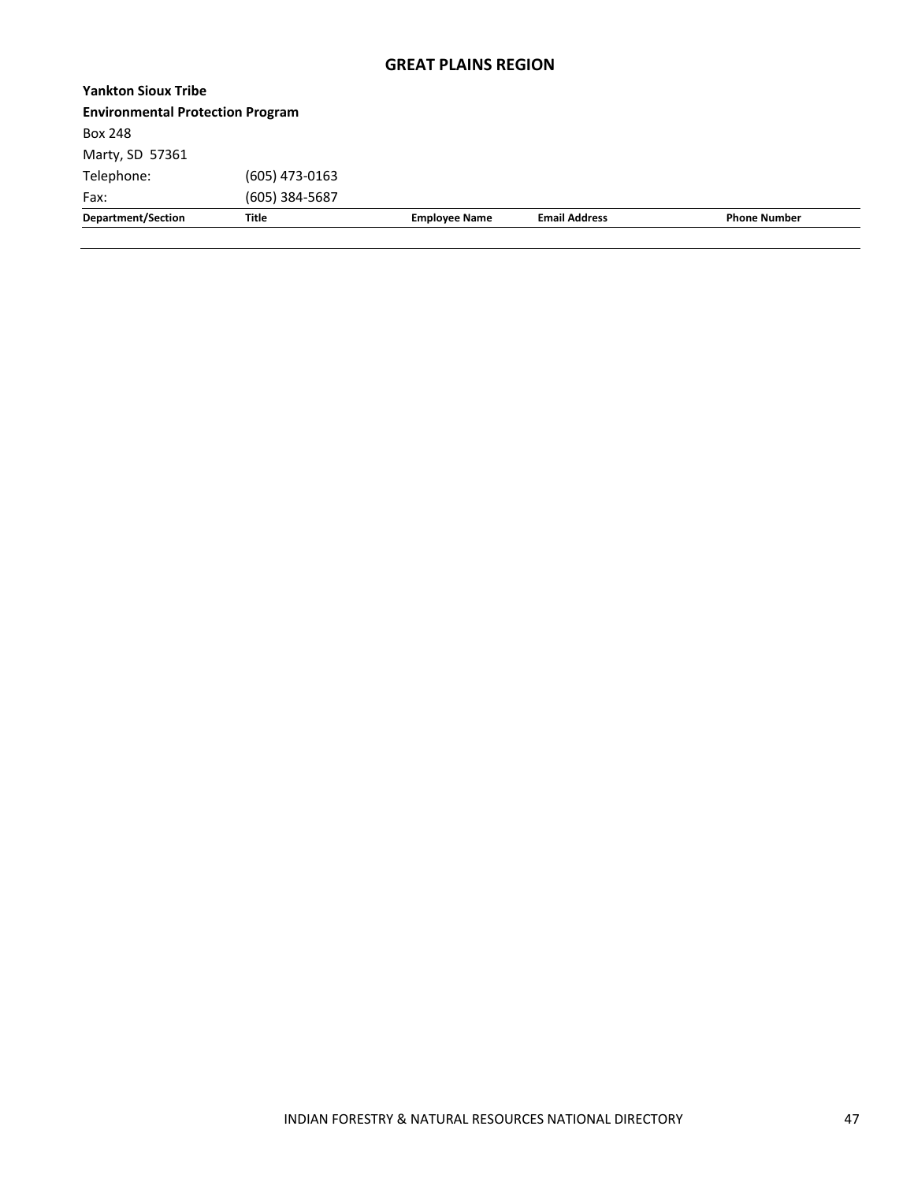## GREAT PLAINS REGION

**Yankton Sioux Tribe**

**Environmental Protection Program**

Box 248

Marty, SD 57361

Telephone: (605) 473-0163

Fax: (605) 384-5687

| Department/Section | Title | Employee Name | Email Address | Phone Number |
|---|---|---|---|---|
| | | | | |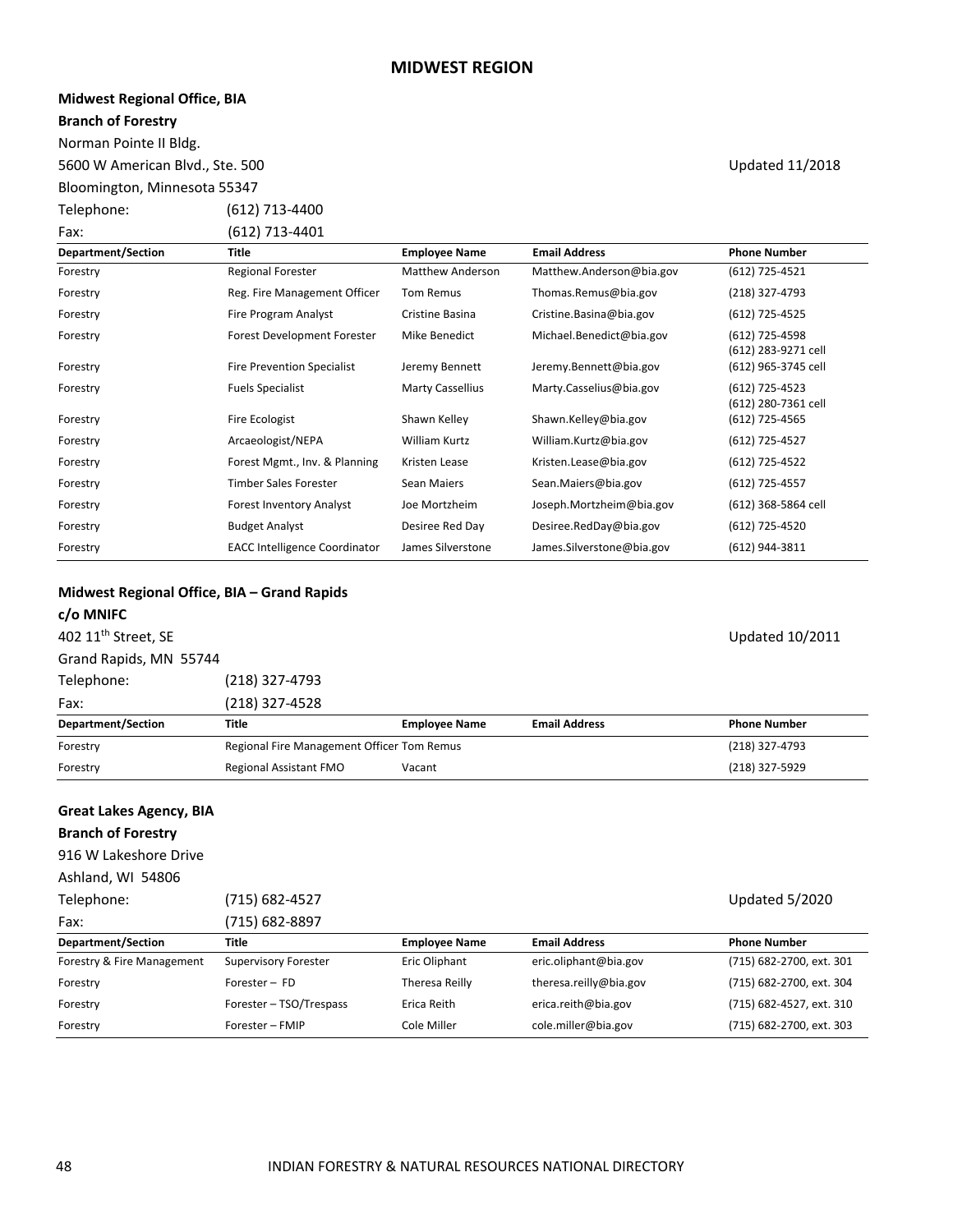# MIDWEST REGION

**Midwest Regional Office, BIA**
**Branch of Forestry**
Norman Pointe II Bldg.
5600 W American Blvd., Ste. 500
Bloomington, Minnesota 55347

Updated 11/2018

Telephone: (612) 713-4400
Fax: (612) 713-4401

| Department/Section | Title | Employee Name | Email Address | Phone Number |
|---|---|---|---|---|
| Forestry | Regional Forester | Matthew Anderson | Matthew.Anderson@bia.gov | (612) 725-4521 |
| Forestry | Reg. Fire Management Officer | Tom Remus | Thomas.Remus@bia.gov | (218) 327-4793 |
| Forestry | Fire Program Analyst | Cristine Basina | Cristine.Basina@bia.gov | (612) 725-4525 |
| Forestry | Forest Development Forester | Mike Benedict | Michael.Benedict@bia.gov | (612) 725-4598<br>(612) 283-9271 cell |
| Forestry | Fire Prevention Specialist | Jeremy Bennett | Jeremy.Bennett@bia.gov | (612) 965-3745 cell |
| Forestry | Fuels Specialist | Marty Cassellius | Marty.Casselius@bia.gov | (612) 725-4523<br>(612) 280-7361 cell |
| Forestry | Fire Ecologist | Shawn Kelley | Shawn.Kelley@bia.gov | (612) 725-4565 |
| Forestry | Arcaeologist/NEPA | William Kurtz | William.Kurtz@bia.gov | (612) 725-4527 |
| Forestry | Forest Mgmt., Inv. & Planning | Kristen Lease | Kristen.Lease@bia.gov | (612) 725-4522 |
| Forestry | Timber Sales Forester | Sean Maiers | Sean.Maiers@bia.gov | (612) 725-4557 |
| Forestry | Forest Inventory Analyst | Joe Mortzheim | Joseph.Mortzheim@bia.gov | (612) 368-5864 cell |
| Forestry | Budget Analyst | Desiree Red Day | Desiree.RedDay@bia.gov | (612) 725-4520 |
| Forestry | EACC Intelligence Coordinator | James Silverstone | James.Silverstone@bia.gov | (612) 944-3811 |

**Midwest Regional Office, BIA – Grand Rapids**
**c/o MNIFC**
402 11th Street, SE
Grand Rapids, MN 55744

Updated 10/2011

Telephone: (218) 327-4793
Fax: (218) 327-4528

| Department/Section | Title | Employee Name | Email Address | Phone Number |
|---|---|---|---|---|
| Forestry | Regional Fire Management Officer | Tom Remus | | (218) 327-4793 |
| Forestry | Regional Assistant FMO | Vacant | | (218) 327-5929 |

**Great Lakes Agency, BIA**
**Branch of Forestry**
916 W Lakeshore Drive
Ashland, WI 54806

Updated 5/2020

Telephone: (715) 682-4527
Fax: (715) 682-8897

| Department/Section | Title | Employee Name | Email Address | Phone Number |
|---|---|---|---|---|
| Forestry & Fire Management | Supervisory Forester | Eric Oliphant | eric.oliphant@bia.gov | (715) 682-2700, ext. 301 |
| Forestry | Forester – FD | Theresa Reilly | theresa.reilly@bia.gov | (715) 682-2700, ext. 304 |
| Forestry | Forester – TSO/Trespass | Erica Reith | erica.reith@bia.gov | (715) 682-4527, ext. 310 |
| Forestry | Forester – FMIP | Cole Miller | cole.miller@bia.gov | (715) 682-2700, ext. 303 |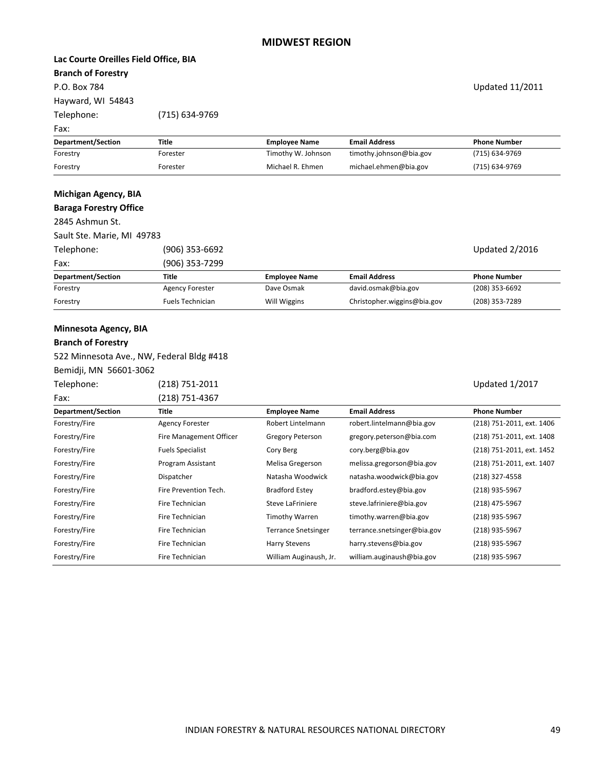# MIDWEST REGION

**Lac Courte Oreilles Field Office, BIA**

**Branch of Forestry**

P.O. Box 784

Hayward, WI 54843

Updated 11/2011

Telephone: (715) 634-9769

Fax:

| Department/Section | Title | Employee Name | Email Address | Phone Number |
|---|---|---|---|---|
| Forestry | Forester | Timothy W. Johnson | timothy.johnson@bia.gov | (715) 634-9769 |
| Forestry | Forester | Michael R. Ehmen | michael.ehmen@bia.gov | (715) 634-9769 |

**Michigan Agency, BIA**

**Baraga Forestry Office**

2845 Ashmun St.

Sault Ste. Marie, MI 49783

Telephone: (906) 353-6692

Updated 2/2016

Fax: (906) 353-7299

| Department/Section | Title | Employee Name | Email Address | Phone Number |
|---|---|---|---|---|
| Forestry | Agency Forester | Dave Osmak | david.osmak@bia.gov | (208) 353-6692 |
| Forestry | Fuels Technician | Will Wiggins | Christopher.wiggins@bia.gov | (208) 353-7289 |

**Minnesota Agency, BIA**

**Branch of Forestry**

522 Minnesota Ave., NW, Federal Bldg #418

Bemidji, MN 56601-3062

Telephone: (218) 751-2011

Updated 1/2017

Fax: (218) 751-4367

| Department/Section | Title | Employee Name | Email Address | Phone Number |
|---|---|---|---|---|
| Forestry/Fire | Agency Forester | Robert Lintelmann | robert.lintelmann@bia.gov | (218) 751-2011, ext. 1406 |
| Forestry/Fire | Fire Management Officer | Gregory Peterson | gregory.peterson@bia.com | (218) 751-2011, ext. 1408 |
| Forestry/Fire | Fuels Specialist | Cory Berg | cory.berg@bia.gov | (218) 751-2011, ext. 1452 |
| Forestry/Fire | Program Assistant | Melisa Gregerson | melissa.gregorson@bia.gov | (218) 751-2011, ext. 1407 |
| Forestry/Fire | Dispatcher | Natasha Woodwick | natasha.woodwick@bia.gov | (218) 327-4558 |
| Forestry/Fire | Fire Prevention Tech. | Bradford Estey | bradford.estey@bia.gov | (218) 935-5967 |
| Forestry/Fire | Fire Technician | Steve LaFriniere | steve.lafriniere@bia.gov | (218) 475-5967 |
| Forestry/Fire | Fire Technician | Timothy Warren | timothy.warren@bia.gov | (218) 935-5967 |
| Forestry/Fire | Fire Technician | Terrance Snetsinger | terrance.snetsinger@bia.gov | (218) 935-5967 |
| Forestry/Fire | Fire Technician | Harry Stevens | harry.stevens@bia.gov | (218) 935-5967 |
| Forestry/Fire | Fire Technician | William Auginaush, Jr. | william.auginaush@bia.gov | (218) 935-5967 |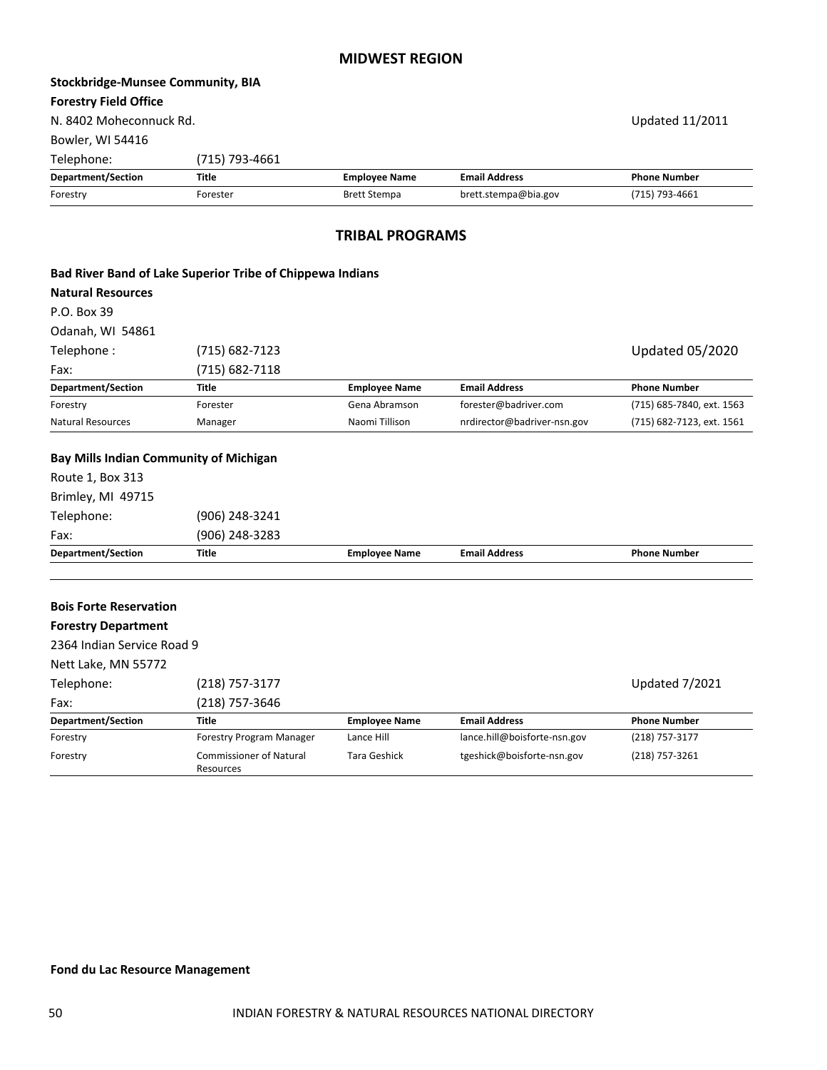## MIDWEST REGION

**Stockbridge-Munsee Community, BIA**

**Forestry Field Office**

N. 8402 Moheconnuck Rd.

Updated 11/2011

Bowler, WI 54416

Telephone: (715) 793-4661

| Department/Section | Title | Employee Name | Email Address | Phone Number |
|---|---|---|---|---|
| Forestry | Forester | Brett Stempa | brett.stempa@bia.gov | (715) 793-4661 |

## TRIBAL PROGRAMS

**Bad River Band of Lake Superior Tribe of Chippewa Indians**

**Natural Resources**

P.O. Box 39

Odanah, WI 54861

Telephone : (715) 682-7123

Updated 05/2020

Fax: (715) 682-7118

| Department/Section | Title | Employee Name | Email Address | Phone Number |
|---|---|---|---|---|
| Forestry | Forester | Gena Abramson | forester@badriver.com | (715) 685-7840, ext. 1563 |
| Natural Resources | Manager | Naomi Tillison | nrdirector@badriver-nsn.gov | (715) 682-7123, ext. 1561 |

**Bay Mills Indian Community of Michigan**

Route 1, Box 313

Brimley, MI 49715

Telephone: (906) 248-3241

Fax: (906) 248-3283

| Department/Section | Title | Employee Name | Email Address | Phone Number |
|---|---|---|---|---|
| | | | | |

**Bois Forte Reservation**

**Forestry Department**

2364 Indian Service Road 9

Nett Lake, MN 55772

Telephone: (218) 757-3177

Updated 7/2021

Fax: (218) 757-3646

| Department/Section | Title | Employee Name | Email Address | Phone Number |
|---|---|---|---|---|
| Forestry | Forestry Program Manager | Lance Hill | lance.hill@boisforte-nsn.gov | (218) 757-3177 |
| Forestry | Commissioner of Natural Resources | Tara Geshick | tgeshick@boisforte-nsn.gov | (218) 757-3261 |

**Fond du Lac Resource Management**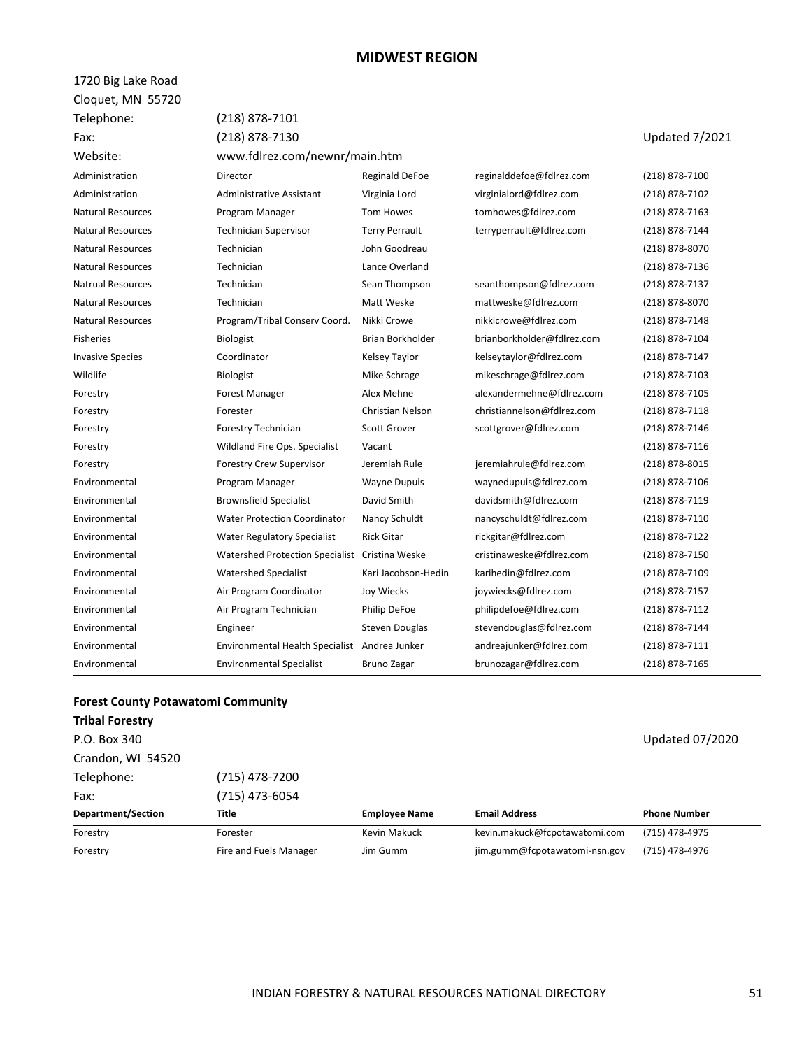## MIDWEST REGION

1720 Big Lake Road
Cloquet, MN 55720

Telephone: (218) 878-7101
Fax: (218) 878-7130
Website: www.fdlrez.com/newnr/main.htm

Updated 7/2021

| | | | | |
|---|---|---|---|---|
| Administration | Director | Reginald DeFoe | reginalddefoe@fdlrez.com | (218) 878-7100 |
| Administration | Administrative Assistant | Virginia Lord | virginialord@fdlrez.com | (218) 878-7102 |
| Natural Resources | Program Manager | Tom Howes | tomhowes@fdlrez.com | (218) 878-7163 |
| Natural Resources | Technician Supervisor | Terry Perrault | terryperrault@fdlrez.com | (218) 878-7144 |
| Natural Resources | Technician | John Goodreau | | (218) 878-8070 |
| Natural Resources | Technician | Lance Overland | | (218) 878-7136 |
| Natrual Resources | Technician | Sean Thompson | seanthompson@fdlrez.com | (218) 878-7137 |
| Natural Resources | Technician | Matt Weske | mattweske@fdlrez.com | (218) 878-8070 |
| Natural Resources | Program/Tribal Conserv Coord. | Nikki Crowe | nikkicrowe@fdlrez.com | (218) 878-7148 |
| Fisheries | Biologist | Brian Borkholder | brianborkholder@fdlrez.com | (218) 878-7104 |
| Invasive Species | Coordinator | Kelsey Taylor | kelseytaylor@fdlrez.com | (218) 878-7147 |
| Wildlife | Biologist | Mike Schrage | mikeschrage@fdlrez.com | (218) 878-7103 |
| Forestry | Forest Manager | Alex Mehne | alexandermehne@fdlrez.com | (218) 878-7105 |
| Forestry | Forester | Christian Nelson | christiannelson@fdlrez.com | (218) 878-7118 |
| Forestry | Forestry Technician | Scott Grover | scottgrover@fdlrez.com | (218) 878-7146 |
| Forestry | Wildland Fire Ops. Specialist | Vacant | | (218) 878-7116 |
| Forestry | Forestry Crew Supervisor | Jeremiah Rule | jeremiahrule@fdlrez.com | (218) 878-8015 |
| Environmental | Program Manager | Wayne Dupuis | waynedupuis@fdlrez.com | (218) 878-7106 |
| Environmental | Brownsfield Specialist | David Smith | davidsmith@fdlrez.com | (218) 878-7119 |
| Environmental | Water Protection Coordinator | Nancy Schuldt | nancyschuldt@fdlrez.com | (218) 878-7110 |
| Environmental | Water Regulatory Specialist | Rick Gitar | rickgitar@fdlrez.com | (218) 878-7122 |
| Environmental | Watershed Protection Specialist | Cristina Weske | cristinaweske@fdlrez.com | (218) 878-7150 |
| Environmental | Watershed Specialist | Kari Jacobson-Hedin | karihedin@fdlrez.com | (218) 878-7109 |
| Environmental | Air Program Coordinator | Joy Wiecks | joywiecks@fdlrez.com | (218) 878-7157 |
| Environmental | Air Program Technician | Philip DeFoe | philipdefoe@fdlrez.com | (218) 878-7112 |
| Environmental | Engineer | Steven Douglas | stevendouglas@fdlrez.com | (218) 878-7144 |
| Environmental | Environmental Health Specialist | Andrea Junker | andreajunker@fdlrez.com | (218) 878-7111 |
| Environmental | Environmental Specialist | Bruno Zagar | brunozagar@fdlrez.com | (218) 878-7165 |

**Forest County Potawatomi Community**
**Tribal Forestry**

P.O. Box 340
Crandon, WI 54520

Updated 07/2020

Telephone: (715) 478-7200
Fax: (715) 473-6054

| Department/Section | Title | Employee Name | Email Address | Phone Number |
|---|---|---|---|---|
| Forestry | Forester | Kevin Makuck | kevin.makuck@fcpotawatomi.com | (715) 478-4975 |
| Forestry | Fire and Fuels Manager | Jim Gumm | jim.gumm@fcpotawatomi-nsn.gov | (715) 478-4976 |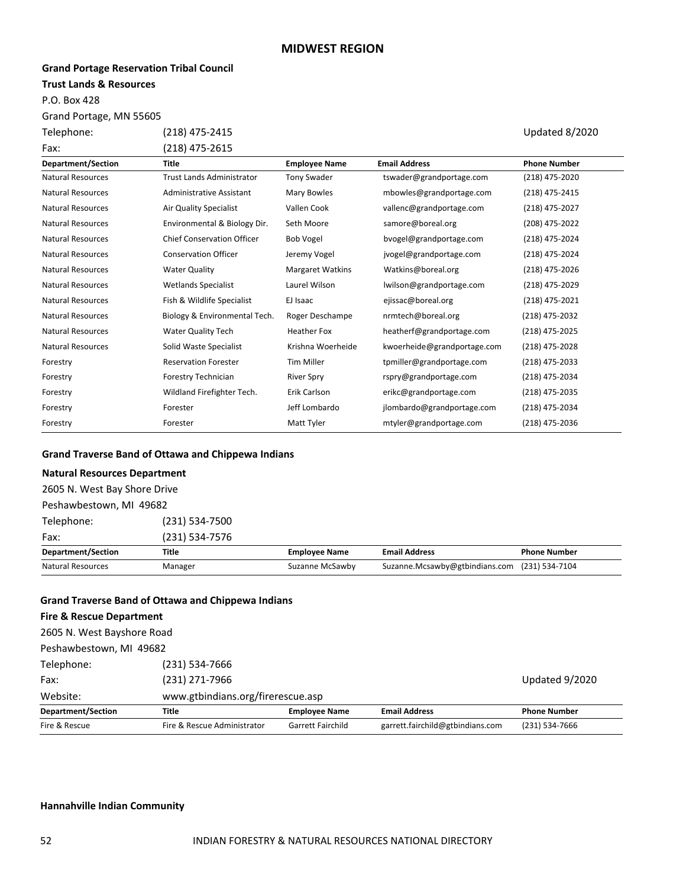## MIDWEST REGION

**Grand Portage Reservation Tribal Council**

**Trust Lands & Resources**

P.O. Box 428

Grand Portage, MN 55605

Telephone: (218) 475-2415

Fax: (218) 475-2615

Updated 8/2020

| Department/Section | Title | Employee Name | Email Address | Phone Number |
|---|---|---|---|---|
| Natural Resources | Trust Lands Administrator | Tony Swader | tswader@grandportage.com | (218) 475-2020 |
| Natural Resources | Administrative Assistant | Mary Bowles | mbowles@grandportage.com | (218) 475-2415 |
| Natural Resources | Air Quality Specialist | Vallen Cook | vallenc@grandportage.com | (218) 475-2027 |
| Natural Resources | Environmental & Biology Dir. | Seth Moore | samore@boreal.org | (208) 475-2022 |
| Natural Resources | Chief Conservation Officer | Bob Vogel | bvogel@grandportage.com | (218) 475-2024 |
| Natural Resources | Conservation Officer | Jeremy Vogel | jvogel@grandportage.com | (218) 475-2024 |
| Natural Resources | Water Quality | Margaret Watkins | Watkins@boreal.org | (218) 475-2026 |
| Natural Resources | Wetlands Specialist | Laurel Wilson | lwilson@grandportage.com | (218) 475-2029 |
| Natural Resources | Fish & Wildlife Specialist | EJ Isaac | ejissac@boreal.org | (218) 475-2021 |
| Natural Resources | Biology & Environmental Tech. | Roger Deschampe | nrmtech@boreal.org | (218) 475-2032 |
| Natural Resources | Water Quality Tech | Heather Fox | heatherf@grandportage.com | (218) 475-2025 |
| Natural Resources | Solid Waste Specialist | Krishna Woerheide | kwoerheide@grandportage.com | (218) 475-2028 |
| Forestry | Reservation Forester | Tim Miller | tpmiller@grandportage.com | (218) 475-2033 |
| Forestry | Forestry Technician | River Spry | rspry@grandportage.com | (218) 475-2034 |
| Forestry | Wildland Firefighter Tech. | Erik Carlson | erikc@grandportage.com | (218) 475-2035 |
| Forestry | Forester | Jeff Lombardo | jlombardo@grandportage.com | (218) 475-2034 |
| Forestry | Forester | Matt Tyler | mtyler@grandportage.com | (218) 475-2036 |

**Grand Traverse Band of Ottawa and Chippewa Indians**

**Natural Resources Department**

2605 N. West Bay Shore Drive

Peshawbestown, MI 49682

Telephone: (231) 534-7500

Fax: (231) 534-7576

| Department/Section | Title | Employee Name | Email Address | Phone Number |
|---|---|---|---|---|
| Natural Resources | Manager | Suzanne McSawby | Suzanne.Mcsawby@gtbindians.com | (231) 534-7104 |

**Grand Traverse Band of Ottawa and Chippewa Indians**

**Fire & Rescue Department**

2605 N. West Bayshore Road

Peshawbestown, MI 49682

Telephone: (231) 534-7666

Fax: (231) 271-7966

Website: www.gtbindians.org/firerescue.asp

Updated 9/2020

| Department/Section | Title | Employee Name | Email Address | Phone Number |
|---|---|---|---|---|
| Fire & Rescue | Fire & Rescue Administrator | Garrett Fairchild | garrett.fairchild@gtbindians.com | (231) 534-7666 |

**Hannahville Indian Community**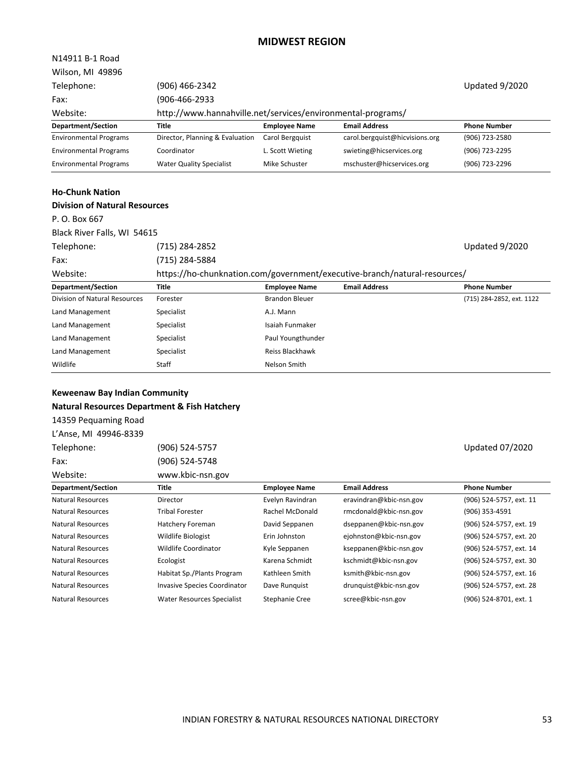## MIDWEST REGION

N14911 B-1 Road
Wilson, MI 49896

Telephone: (906) 466-2342 Updated 9/2020
Fax: (906-466-2933
Website: http://www.hannahville.net/services/environmental-programs/

| Department/Section | Title | Employee Name | Email Address | Phone Number |
|---|---|---|---|---|
| Environmental Programs | Director, Planning & Evaluation | Carol Bergquist | carol.bergquist@hicvisions.org | (906) 723-2580 |
| Environmental Programs | Coordinator | L. Scott Wieting | swieting@hicservices.org | (906) 723-2295 |
| Environmental Programs | Water Quality Specialist | Mike Schuster | mschuster@hicservices.org | (906) 723-2296 |

**Ho-Chunk Nation**
**Division of Natural Resources**

P. O. Box 667
Black River Falls, WI 54615

Telephone: (715) 284-2852 Updated 9/2020
Fax: (715) 284-5884
Website: https://ho-chunknation.com/government/executive-branch/natural-resources/

| Department/Section | Title | Employee Name | Email Address | Phone Number |
|---|---|---|---|---|
| Division of Natural Resources | Forester | Brandon Bleuer | | (715) 284-2852, ext. 1122 |
| Land Management | Specialist | A.J. Mann | | |
| Land Management | Specialist | Isaiah Funmaker | | |
| Land Management | Specialist | Paul Youngthunder | | |
| Land Management | Specialist | Reiss Blackhawk | | |
| Wildlife | Staff | Nelson Smith | | |

**Keweenaw Bay Indian Community**
**Natural Resources Department & Fish Hatchery**

14359 Pequaming Road
L'Anse, MI 49946-8339

Telephone: (906) 524-5757 Updated 07/2020
Fax: (906) 524-5748
Website: www.kbic-nsn.gov

| Department/Section | Title | Employee Name | Email Address | Phone Number |
|---|---|---|---|---|
| Natural Resources | Director | Evelyn Ravindran | eravindran@kbic-nsn.gov | (906) 524-5757, ext. 11 |
| Natural Resources | Tribal Forester | Rachel McDonald | rmcdonald@kbic-nsn.gov | (906) 353-4591 |
| Natural Resources | Hatchery Foreman | David Seppanen | dseppanen@kbic-nsn.gov | (906) 524-5757, ext. 19 |
| Natural Resources | Wildlife Biologist | Erin Johnston | ejohnston@kbic-nsn.gov | (906) 524-5757, ext. 20 |
| Natural Resources | Wildlife Coordinator | Kyle Seppanen | kseppanen@kbic-nsn.gov | (906) 524-5757, ext. 14 |
| Natural Resources | Ecologist | Karena Schmidt | kschmidt@kbic-nsn.gov | (906) 524-5757, ext. 30 |
| Natural Resources | Habitat Sp./Plants Program | Kathleen Smith | ksmith@kbic-nsn.gov | (906) 524-5757, ext. 16 |
| Natural Resources | Invasive Species Coordinator | Dave Runquist | drunquist@kbic-nsn.gov | (906) 524-5757, ext. 28 |
| Natural Resources | Water Resources Specialist | Stephanie Cree | scree@kbic-nsn.gov | (906) 524-8701, ext. 1 |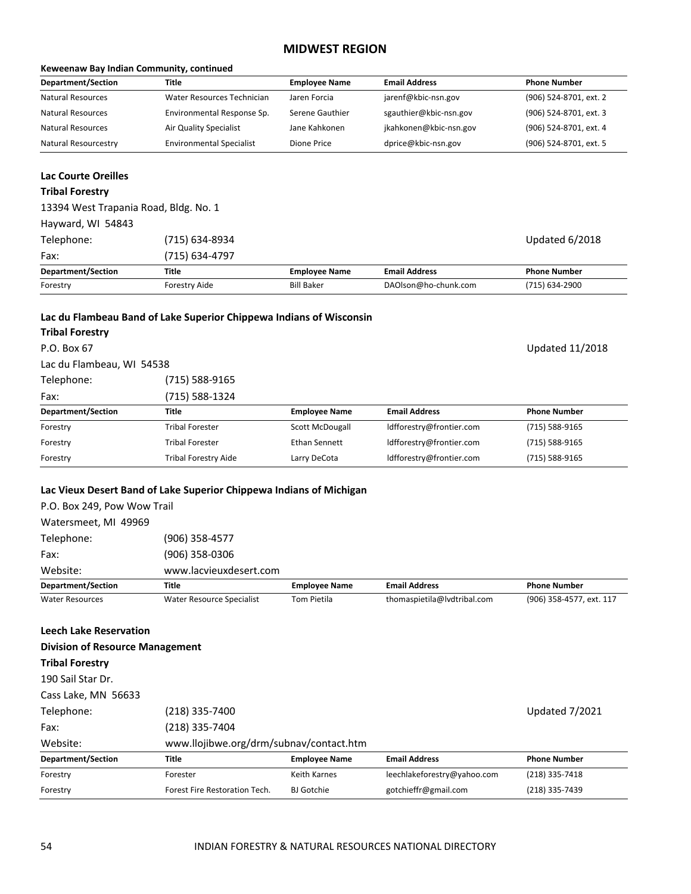## MIDWEST REGION

**Keweenaw Bay Indian Community, continued**

| Department/Section | Title | Employee Name | Email Address | Phone Number |
|---|---|---|---|---|
| Natural Resources | Water Resources Technician | Jaren Forcia | jarenf@kbic-nsn.gov | (906) 524-8701, ext. 2 |
| Natural Resources | Environmental Response Sp. | Serene Gauthier | sgauthier@kbic-nsn.gov | (906) 524-8701, ext. 3 |
| Natural Resources | Air Quality Specialist | Jane Kahkonen | jkahkonen@kbic-nsn.gov | (906) 524-8701, ext. 4 |
| Natural Resourcestry | Environmental Specialist | Dione Price | dprice@kbic-nsn.gov | (906) 524-8701, ext. 5 |

### Lac Courte Oreilles

**Tribal Forestry**

13394 West Trapania Road, Bldg. No. 1
Hayward, WI 54843

Telephone: (715) 634-8934

Fax: (715) 634-4797

Updated 6/2018

| Department/Section | Title | Employee Name | Email Address | Phone Number |
|---|---|---|---|---|
| Forestry | Forestry Aide | Bill Baker | DAOlson@ho-chunk.com | (715) 634-2900 |

### Lac du Flambeau Band of Lake Superior Chippewa Indians of Wisconsin

**Tribal Forestry**

P.O. Box 67
Lac du Flambeau, WI 54538

Updated 11/2018

Telephone: (715) 588-9165

Fax: (715) 588-1324

| Department/Section | Title | Employee Name | Email Address | Phone Number |
|---|---|---|---|---|
| Forestry | Tribal Forester | Scott McDougall | ldfforestry@frontier.com | (715) 588-9165 |
| Forestry | Tribal Forester | Ethan Sennett | ldfforestry@frontier.com | (715) 588-9165 |
| Forestry | Tribal Forestry Aide | Larry DeCota | ldfforestry@frontier.com | (715) 588-9165 |

### Lac Vieux Desert Band of Lake Superior Chippewa Indians of Michigan

P.O. Box 249, Pow Wow Trail
Watersmeet, MI 49969

Telephone: (906) 358-4577

Fax: (906) 358-0306

Website: www.lacvieuxdesert.com

| Department/Section | Title | Employee Name | Email Address | Phone Number |
|---|---|---|---|---|
| Water Resources | Water Resource Specialist | Tom Pietila | thomaspietila@lvdtribal.com | (906) 358-4577, ext. 117 |

### Leech Lake Reservation

**Division of Resource Management**

**Tribal Forestry**

190 Sail Star Dr.
Cass Lake, MN 56633

Telephone: (218) 335-7400

Fax: (218) 335-7404

Website: www.llojibwe.org/drm/subnav/contact.htm

Updated 7/2021

| Department/Section | Title | Employee Name | Email Address | Phone Number |
|---|---|---|---|---|
| Forestry | Forester | Keith Karnes | leechlakeforestry@yahoo.com | (218) 335-7418 |
| Forestry | Forest Fire Restoration Tech. | BJ Gotchie | gotchieffr@gmail.com | (218) 335-7439 |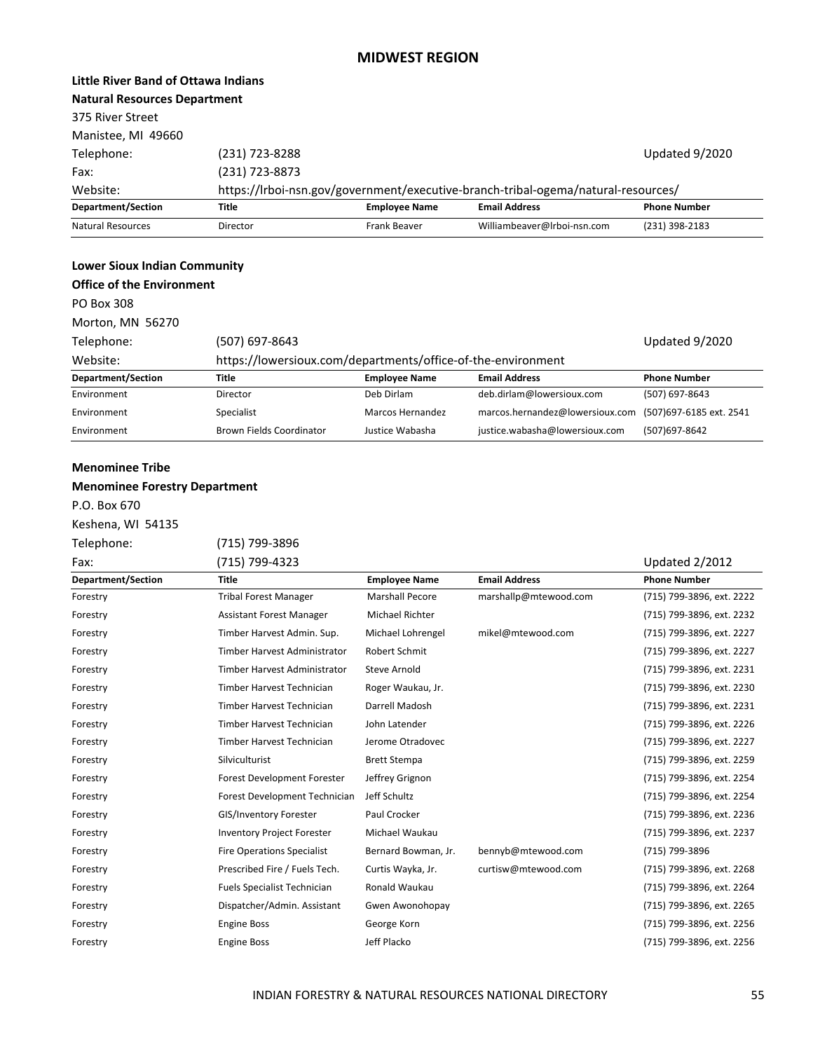# MIDWEST REGION

**Little River Band of Ottawa Indians**
**Natural Resources Department**
375 River Street
Manistee, MI 49660
Telephone: (231) 723-8288 Updated 9/2020
Fax: (231) 723-8873
Website: https://lrboi-nsn.gov/government/executive-branch-tribal-ogema/natural-resources/

| Department/Section | Title | Employee Name | Email Address | Phone Number |
|---|---|---|---|---|
| Natural Resources | Director | Frank Beaver | Williambeaver@lrboi-nsn.com | (231) 398-2183 |

**Lower Sioux Indian Community**
**Office of the Environment**
PO Box 308
Morton, MN 56270
Telephone: (507) 697-8643 Updated 9/2020
Website: https://lowersioux.com/departments/office-of-the-environment

| Department/Section | Title | Employee Name | Email Address | Phone Number |
|---|---|---|---|---|
| Environment | Director | Deb Dirlam | deb.dirlam@lowersioux.com | (507) 697-8643 |
| Environment | Specialist | Marcos Hernandez | marcos.hernandez@lowersioux.com | (507)697-6185 ext. 2541 |
| Environment | Brown Fields Coordinator | Justice Wabasha | justice.wabasha@lowersioux.com | (507)697-8642 |

**Menominee Tribe**
**Menominee Forestry Department**
P.O. Box 670
Keshena, WI 54135
Telephone: (715) 799-3896
Fax: (715) 799-4323 Updated 2/2012

| Department/Section | Title | Employee Name | Email Address | Phone Number |
|---|---|---|---|---|
| Forestry | Tribal Forest Manager | Marshall Pecore | marshallp@mtewood.com | (715) 799-3896, ext. 2222 |
| Forestry | Assistant Forest Manager | Michael Richter | | (715) 799-3896, ext. 2232 |
| Forestry | Timber Harvest Admin. Sup. | Michael Lohrengel | mikel@mtewood.com | (715) 799-3896, ext. 2227 |
| Forestry | Timber Harvest Administrator | Robert Schmit | | (715) 799-3896, ext. 2227 |
| Forestry | Timber Harvest Administrator | Steve Arnold | | (715) 799-3896, ext. 2231 |
| Forestry | Timber Harvest Technician | Roger Waukau, Jr. | | (715) 799-3896, ext. 2230 |
| Forestry | Timber Harvest Technician | Darrell Madosh | | (715) 799-3896, ext. 2231 |
| Forestry | Timber Harvest Technician | John Latender | | (715) 799-3896, ext. 2226 |
| Forestry | Timber Harvest Technician | Jerome Otradovec | | (715) 799-3896, ext. 2227 |
| Forestry | Silviculturist | Brett Stempa | | (715) 799-3896, ext. 2259 |
| Forestry | Forest Development Forester | Jeffrey Grignon | | (715) 799-3896, ext. 2254 |
| Forestry | Forest Development Technician | Jeff Schultz | | (715) 799-3896, ext. 2254 |
| Forestry | GIS/Inventory Forester | Paul Crocker | | (715) 799-3896, ext. 2236 |
| Forestry | Inventory Project Forester | Michael Waukau | | (715) 799-3896, ext. 2237 |
| Forestry | Fire Operations Specialist | Bernard Bowman, Jr. | bennyb@mtewood.com | (715) 799-3896 |
| Forestry | Prescribed Fire / Fuels Tech. | Curtis Wayka, Jr. | curtisw@mtewood.com | (715) 799-3896, ext. 2268 |
| Forestry | Fuels Specialist Technician | Ronald Waukau | | (715) 799-3896, ext. 2264 |
| Forestry | Dispatcher/Admin. Assistant | Gwen Awonohopay | | (715) 799-3896, ext. 2265 |
| Forestry | Engine Boss | George Korn | | (715) 799-3896, ext. 2256 |
| Forestry | Engine Boss | Jeff Placko | | (715) 799-3896, ext. 2256 |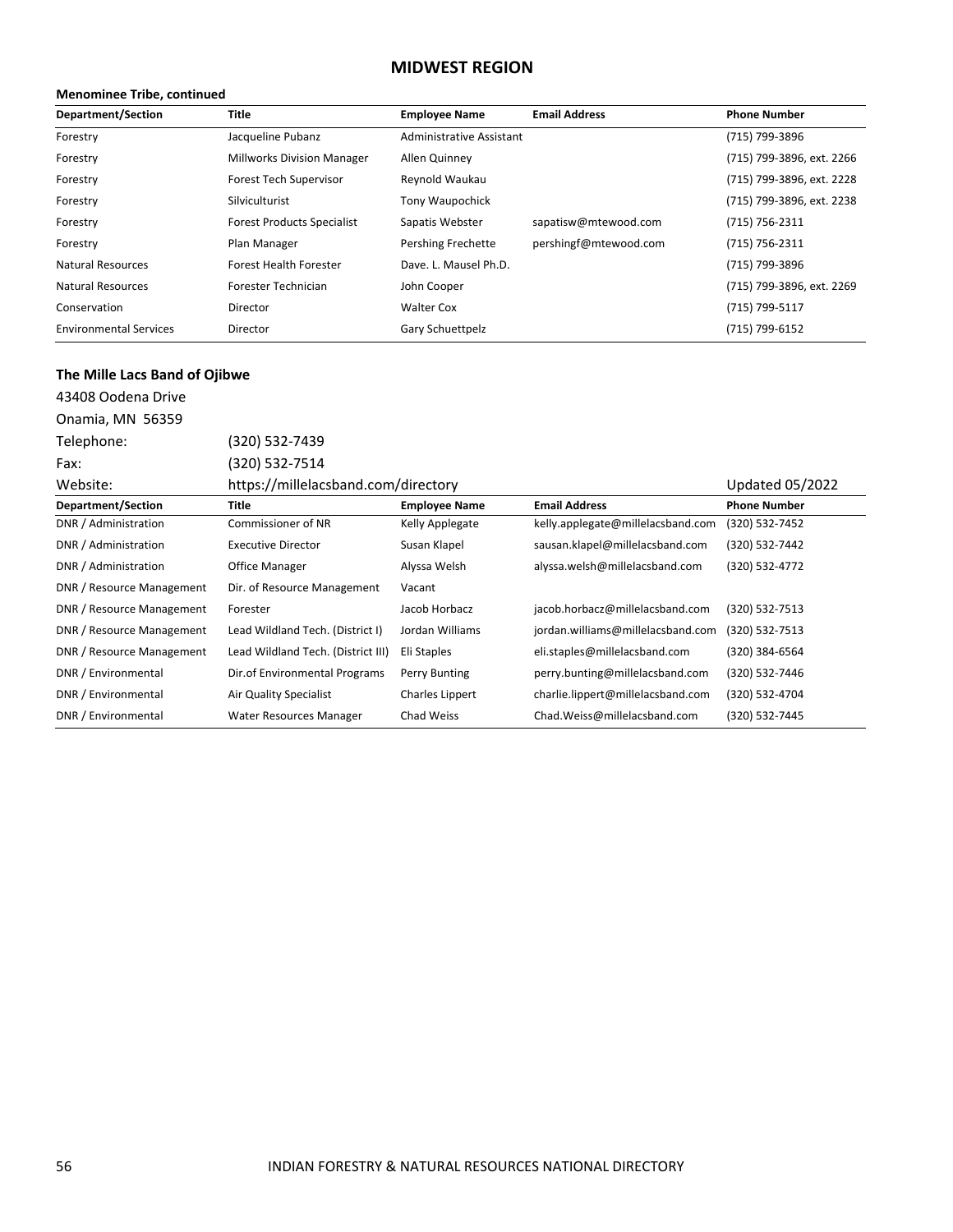## MIDWEST REGION

**Menominee Tribe, continued**

| Department/Section | Title | Employee Name | Email Address | Phone Number |
|---|---|---|---|---|
| Forestry | Jacqueline Pubanz | Administrative Assistant | | (715) 799-3896 |
| Forestry | Millworks Division Manager | Allen Quinney | | (715) 799-3896, ext. 2266 |
| Forestry | Forest Tech Supervisor | Reynold Waukau | | (715) 799-3896, ext. 2228 |
| Forestry | Silviculturist | Tony Waupochick | | (715) 799-3896, ext. 2238 |
| Forestry | Forest Products Specialist | Sapatis Webster | sapatisw@mtewood.com | (715) 756-2311 |
| Forestry | Plan Manager | Pershing Frechette | pershingf@mtewood.com | (715) 756-2311 |
| Natural Resources | Forest Health Forester | Dave. L. Mausel Ph.D. | | (715) 799-3896 |
| Natural Resources | Forester Technician | John Cooper | | (715) 799-3896, ext. 2269 |
| Conservation | Director | Walter Cox | | (715) 799-5117 |
| Environmental Services | Director | Gary Schuettpelz | | (715) 799-6152 |

### The Mille Lacs Band of Ojibwe

43408 Oodena Drive
Onamia, MN 56359
Telephone: (320) 532-7439
Fax: (320) 532-7514
Website: https://millelacsband.com/directory

Updated 05/2022

| Department/Section | Title | Employee Name | Email Address | Phone Number |
|---|---|---|---|---|
| DNR / Administration | Commissioner of NR | Kelly Applegate | kelly.applegate@millelacsband.com | (320) 532-7452 |
| DNR / Administration | Executive Director | Susan Klapel | sausan.klapel@millelacsband.com | (320) 532-7442 |
| DNR / Administration | Office Manager | Alyssa Welsh | alyssa.welsh@millelacsband.com | (320) 532-4772 |
| DNR / Resource Management | Dir. of Resource Management | Vacant | | |
| DNR / Resource Management | Forester | Jacob Horbacz | jacob.horbacz@millelacsband.com | (320) 532-7513 |
| DNR / Resource Management | Lead Wildland Tech. (District I) | Jordan Williams | jordan.williams@millelacsband.com | (320) 532-7513 |
| DNR / Resource Management | Lead Wildland Tech. (District III) | Eli Staples | eli.staples@millelacsband.com | (320) 384-6564 |
| DNR / Environmental | Dir.of Environmental Programs | Perry Bunting | perry.bunting@millelacsband.com | (320) 532-7446 |
| DNR / Environmental | Air Quality Specialist | Charles Lippert | charlie.lippert@millelacsband.com | (320) 532-4704 |
| DNR / Environmental | Water Resources Manager | Chad Weiss | Chad.Weiss@millelacsband.com | (320) 532-7445 |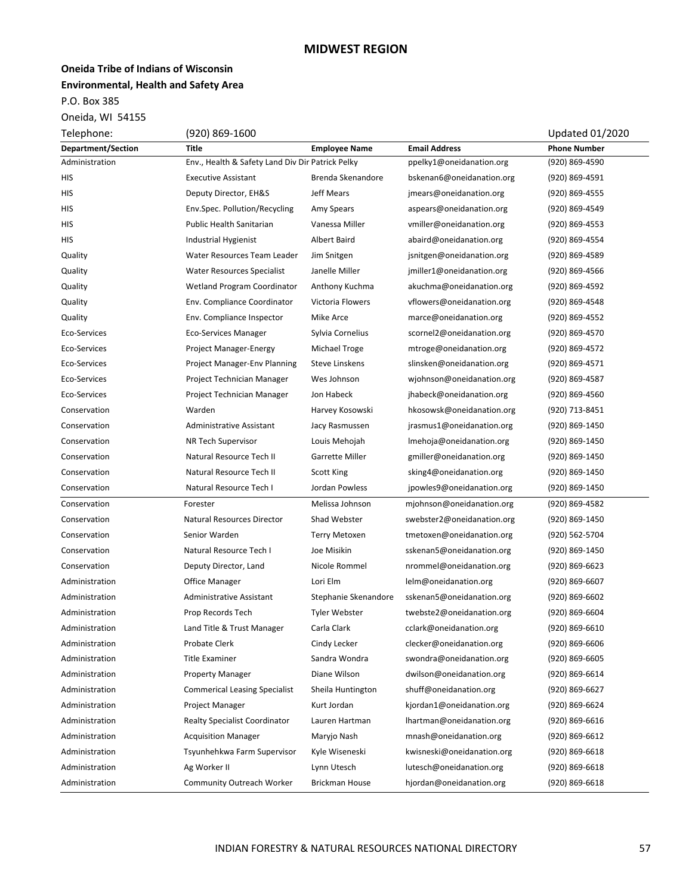## MIDWEST REGION

**Oneida Tribe of Indians of Wisconsin**

**Environmental, Health and Safety Area**

P.O. Box 385

Oneida, WI 54155

Telephone: (920) 869-1600 Updated 01/2020

| Department/Section | Title | Employee Name | Email Address | Phone Number |
|---|---|---|---|---|
| Administration | Env., Health & Safety Land Div Dir | Patrick Pelky | ppelky1@oneidanation.org | (920) 869-4590 |
| HIS | Executive Assistant | Brenda Skenandore | bskenan6@oneidanation.org | (920) 869-4591 |
| HIS | Deputy Director, EH&S | Jeff Mears | jmears@oneidanation.org | (920) 869-4555 |
| HIS | Env.Spec. Pollution/Recycling | Amy Spears | aspears@oneidanation.org | (920) 869-4549 |
| HIS | Public Health Sanitarian | Vanessa Miller | vmiller@oneidanation.org | (920) 869-4553 |
| HIS | Industrial Hygienist | Albert Baird | abaird@oneidanation.org | (920) 869-4554 |
| Quality | Water Resources Team Leader | Jim Snitgen | jsnitgen@oneidanation.org | (920) 869-4589 |
| Quality | Water Resources Specialist | Janelle Miller | jmiller1@oneidanation.org | (920) 869-4566 |
| Quality | Wetland Program Coordinator | Anthony Kuchma | akuchma@oneidanation.org | (920) 869-4592 |
| Quality | Env. Compliance Coordinator | Victoria Flowers | vflowers@oneidanation.org | (920) 869-4548 |
| Quality | Env. Compliance Inspector | Mike Arce | marce@oneidanation.org | (920) 869-4552 |
| Eco-Services | Eco-Services Manager | Sylvia Cornelius | scornel2@oneidanation.org | (920) 869-4570 |
| Eco-Services | Project Manager-Energy | Michael Troge | mtroge@oneidanation.org | (920) 869-4572 |
| Eco-Services | Project Manager-Env Planning | Steve Linskens | slinsken@oneidanation.org | (920) 869-4571 |
| Eco-Services | Project Technician Manager | Wes Johnson | wjohnson@oneidanation.org | (920) 869-4587 |
| Eco-Services | Project Technician Manager | Jon Habeck | jhabeck@oneidanation.org | (920) 869-4560 |
| Conservation | Warden | Harvey Kosowski | hkosowsk@oneidanation.org | (920) 713-8451 |
| Conservation | Administrative Assistant | Jacy Rasmussen | jrasmus1@oneidanation.org | (920) 869-1450 |
| Conservation | NR Tech Supervisor | Louis Mehojah | lmehoja@oneidanation.org | (920) 869-1450 |
| Conservation | Natural Resource Tech II | Garrette Miller | gmiller@oneidanation.org | (920) 869-1450 |
| Conservation | Natural Resource Tech II | Scott King | sking4@oneidanation.org | (920) 869-1450 |
| Conservation | Natural Resource Tech I | Jordan Powless | jpowles9@oneidanation.org | (920) 869-1450 |
| Conservation | Forester | Melissa Johnson | mjohnson@oneidanation.org | (920) 869-4582 |
| Conservation | Natural Resources Director | Shad Webster | swebster2@oneidanation.org | (920) 869-1450 |
| Conservation | Senior Warden | Terry Metoxen | tmetoxen@oneidanation.org | (920) 562-5704 |
| Conservation | Natural Resource Tech I | Joe Misikin | sskenan5@oneidanation.org | (920) 869-1450 |
| Conservation | Deputy Director, Land | Nicole Rommel | nrommel@oneidanation.org | (920) 869-6623 |
| Administration | Office Manager | Lori Elm | lelm@oneidanation.org | (920) 869-6607 |
| Administration | Administrative Assistant | Stephanie Skenandore | sskenan5@oneidanation.org | (920) 869-6602 |
| Administration | Prop Records Tech | Tyler Webster | twebste2@oneidanation.org | (920) 869-6604 |
| Administration | Land Title & Trust Manager | Carla Clark | cclark@oneidanation.org | (920) 869-6610 |
| Administration | Probate Clerk | Cindy Lecker | clecker@oneidanation.org | (920) 869-6606 |
| Administration | Title Examiner | Sandra Wondra | swondra@oneidanation.org | (920) 869-6605 |
| Administration | Property Manager | Diane Wilson | dwilson@oneidanation.org | (920) 869-6614 |
| Administration | Commerical Leasing Specialist | Sheila Huntington | shuff@oneidanation.org | (920) 869-6627 |
| Administration | Project Manager | Kurt Jordan | kjordan1@oneidanation.org | (920) 869-6624 |
| Administration | Realty Specialist Coordinator | Lauren Hartman | lhartman@oneidanation.org | (920) 869-6616 |
| Administration | Acquisition Manager | Maryjo Nash | mnash@oneidanation.org | (920) 869-6612 |
| Administration | Tsyunhehkwa Farm Supervisor | Kyle Wiseneski | kwisneski@oneidanation.org | (920) 869-6618 |
| Administration | Ag Worker II | Lynn Utesch | lutesch@oneidanation.org | (920) 869-6618 |
| Administration | Community Outreach Worker | Brickman House | hjordan@oneidanation.org | (920) 869-6618 |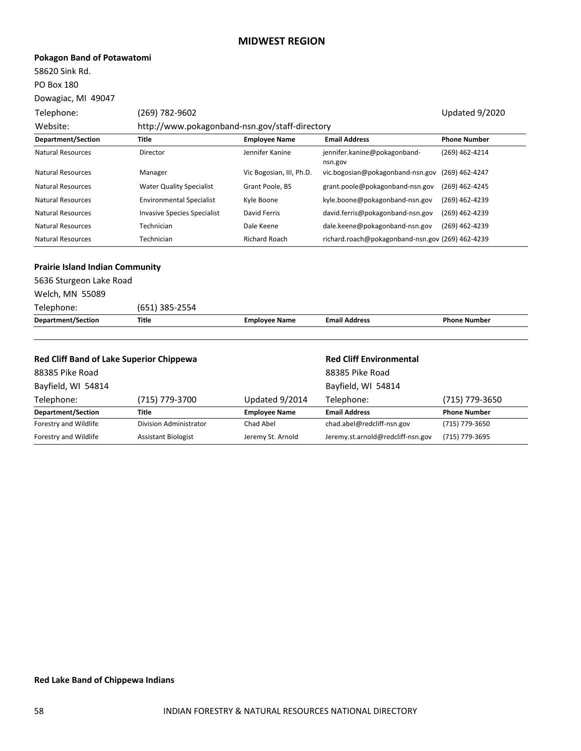# MIDWEST REGION

**Pokagon Band of Potawatomi**

58620 Sink Rd.
PO Box 180
Dowagiac, MI 49047

Telephone: (269) 782-9602 Updated 9/2020

Website: http://www.pokagonband-nsn.gov/staff-directory

| Department/Section | Title | Employee Name | Email Address | Phone Number |
|---|---|---|---|---|
| Natural Resources | Director | Jennifer Kanine | jennifer.kanine@pokagonband-nsn.gov | (269) 462-4214 |
| Natural Resources | Manager | Vic Bogosian, III, Ph.D. | vic.bogosian@pokagonband-nsn.gov | (269) 462-4247 |
| Natural Resources | Water Quality Specialist | Grant Poole, BS | grant.poole@pokagonband-nsn.gov | (269) 462-4245 |
| Natural Resources | Environmental Specialist | Kyle Boone | kyle.boone@pokagonband-nsn.gov | (269) 462-4239 |
| Natural Resources | Invasive Species Specialist | David Ferris | david.ferris@pokagonband-nsn.gov | (269) 462-4239 |
| Natural Resources | Technician | Dale Keene | dale.keene@pokagonband-nsn.gov | (269) 462-4239 |
| Natural Resources | Technician | Richard Roach | richard.roach@pokagonband-nsn.gov | (269) 462-4239 |

**Prairie Island Indian Community**

5636 Sturgeon Lake Road
Welch, MN 55089

Telephone: (651) 385-2554

| Department/Section | Title | Employee Name | Email Address | Phone Number |
|---|---|---|---|---|
| | | | | |

**Red Cliff Band of Lake Superior Chippewa**

88385 Pike Road
Bayfield, WI 54814

Telephone: (715) 779-3700 Updated 9/2014

**Red Cliff Environmental**

88385 Pike Road
Bayfield, WI 54814

Telephone: (715) 779-3650

| Department/Section | Title | Employee Name | Email Address | Phone Number |
|---|---|---|---|---|
| Forestry and Wildlife | Division Administrator | Chad Abel | chad.abel@redcliff-nsn.gov | (715) 779-3650 |
| Forestry and Wildlife | Assistant Biologist | Jeremy St. Arnold | Jeremy.st.arnold@redcliff-nsn.gov | (715) 779-3695 |

**Red Lake Band of Chippewa Indians**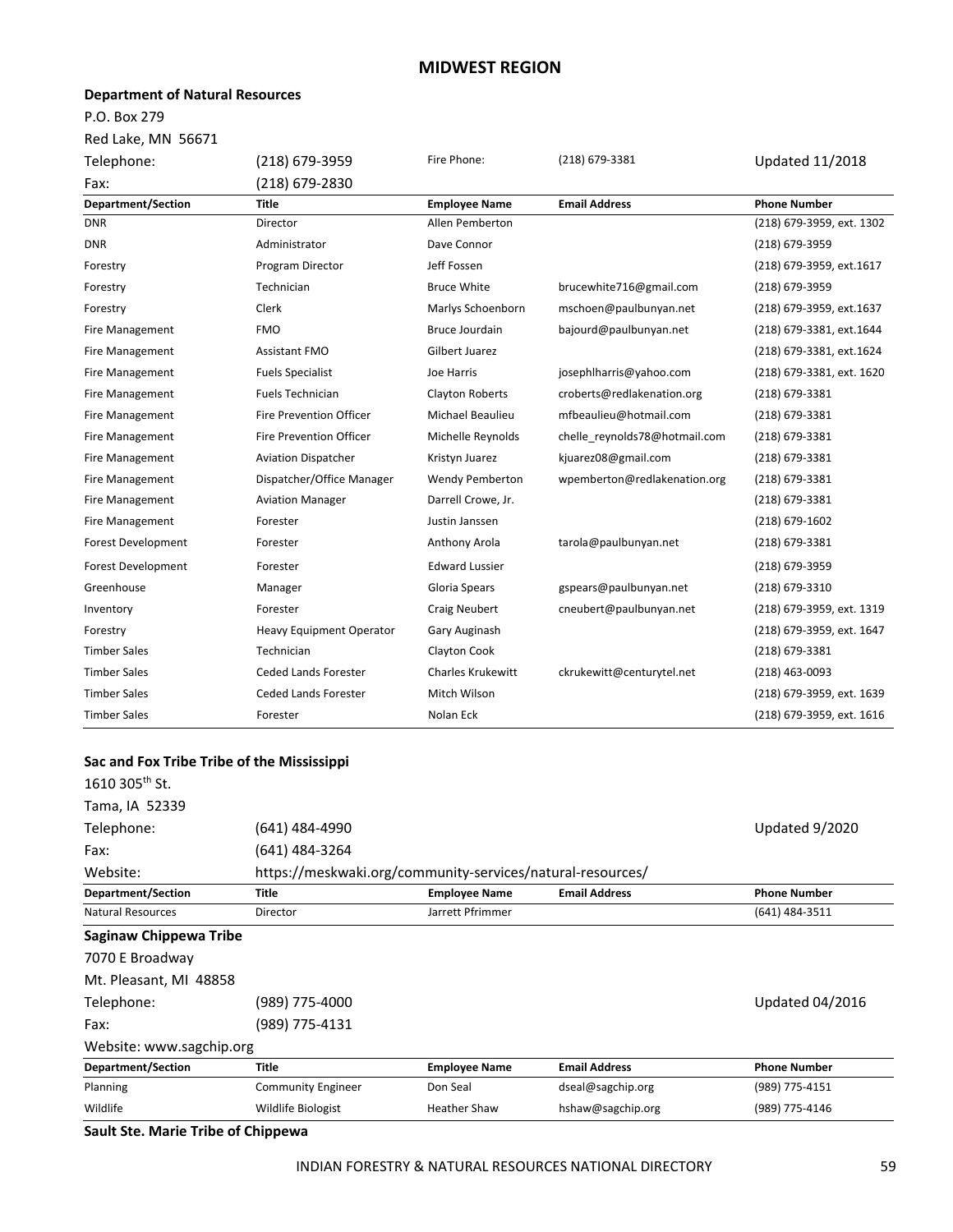# MIDWEST REGION

**Department of Natural Resources**

P.O. Box 279

Red Lake, MN 56671

| | | | | |
|---|---|---|---|---|
| Telephone: | (218) 679-3959 | Fire Phone: | (218) 679-3381 | Updated 11/2018 |
| Fax: | (218) 679-2830 | | | |

| Department/Section | Title | Employee Name | Email Address | Phone Number |
|---|---|---|---|---|
| DNR | Director | Allen Pemberton | | (218) 679-3959, ext. 1302 |
| DNR | Administrator | Dave Connor | | (218) 679-3959 |
| Forestry | Program Director | Jeff Fossen | | (218) 679-3959, ext.1617 |
| Forestry | Technician | Bruce White | brucewhite716@gmail.com | (218) 679-3959 |
| Forestry | Clerk | Marlys Schoenborn | mschoen@paulbunyan.net | (218) 679-3959, ext.1637 |
| Fire Management | FMO | Bruce Jourdain | bajourd@paulbunyan.net | (218) 679-3381, ext.1644 |
| Fire Management | Assistant FMO | Gilbert Juarez | | (218) 679-3381, ext.1624 |
| Fire Management | Fuels Specialist | Joe Harris | josephlharris@yahoo.com | (218) 679-3381, ext. 1620 |
| Fire Management | Fuels Technician | Clayton Roberts | croberts@redlakenation.org | (218) 679-3381 |
| Fire Management | Fire Prevention Officer | Michael Beaulieu | mfbeaulieu@hotmail.com | (218) 679-3381 |
| Fire Management | Fire Prevention Officer | Michelle Reynolds | chelle_reynolds78@hotmail.com | (218) 679-3381 |
| Fire Management | Aviation Dispatcher | Kristyn Juarez | kjuarez08@gmail.com | (218) 679-3381 |
| Fire Management | Dispatcher/Office Manager | Wendy Pemberton | wpemberton@redlakenation.org | (218) 679-3381 |
| Fire Management | Aviation Manager | Darrell Crowe, Jr. | | (218) 679-3381 |
| Fire Management | Forester | Justin Janssen | | (218) 679-1602 |
| Forest Development | Forester | Anthony Arola | tarola@paulbunyan.net | (218) 679-3381 |
| Forest Development | Forester | Edward Lussier | | (218) 679-3959 |
| Greenhouse | Manager | Gloria Spears | gspears@paulbunyan.net | (218) 679-3310 |
| Inventory | Forester | Craig Neubert | cneubert@paulbunyan.net | (218) 679-3959, ext. 1319 |
| Forestry | Heavy Equipment Operator | Gary Auginash | | (218) 679-3959, ext. 1647 |
| Timber Sales | Technician | Clayton Cook | | (218) 679-3381 |
| Timber Sales | Ceded Lands Forester | Charles Krukewitt | ckrukewitt@centurytel.net | (218) 463-0093 |
| Timber Sales | Ceded Lands Forester | Mitch Wilson | | (218) 679-3959, ext. 1639 |
| Timber Sales | Forester | Nolan Eck | | (218) 679-3959, ext. 1616 |

**Sac and Fox Tribe Tribe of the Mississippi**

1610 305th St.

Tama, IA 52339

| | | |
|---|---|---|
| Telephone: | (641) 484-4990 | Updated 9/2020 |
| Fax: | (641) 484-3264 | |
| Website: | https://meskwaki.org/community-services/natural-resources/ | |

| Department/Section | Title | Employee Name | Email Address | Phone Number |
|---|---|---|---|---|
| Natural Resources | Director | Jarrett Pfrimmer | | (641) 484-3511 |

**Saginaw Chippewa Tribe**

7070 E Broadway

Mt. Pleasant, MI 48858

| | | |
|---|---|---|
| Telephone: | (989) 775-4000 | Updated 04/2016 |
| Fax: | (989) 775-4131 | |

Website: www.sagchip.org

| Department/Section | Title | Employee Name | Email Address | Phone Number |
|---|---|---|---|---|
| Planning | Community Engineer | Don Seal | dseal@sagchip.org | (989) 775-4151 |
| Wildlife | Wildlife Biologist | Heather Shaw | hshaw@sagchip.org | (989) 775-4146 |

**Sault Ste. Marie Tribe of Chippewa**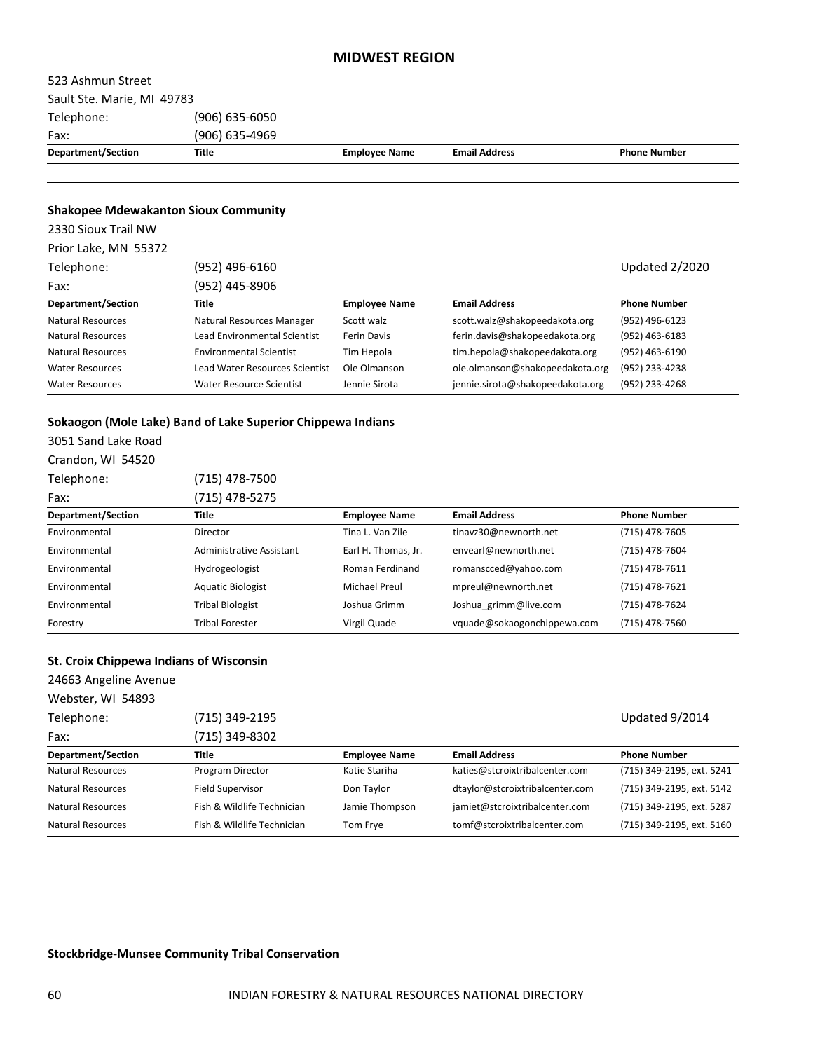## MIDWEST REGION

523 Ashmun Street
Sault Ste. Marie, MI 49783
Telephone: (906) 635-6050
Fax: (906) 635-4969

| Department/Section | Title | Employee Name | Email Address | Phone Number |
|---|---|---|---|---|
| | | | | |

### Shakopee Mdewakanton Sioux Community

2330 Sioux Trail NW
Prior Lake, MN 55372
Telephone: (952) 496-6160
Fax: (952) 445-8906

Updated 2/2020

| Department/Section | Title | Employee Name | Email Address | Phone Number |
|---|---|---|---|---|
| Natural Resources | Natural Resources Manager | Scott walz | scott.walz@shakopeedakota.org | (952) 496-6123 |
| Natural Resources | Lead Environmental Scientist | Ferin Davis | ferin.davis@shakopeedakota.org | (952) 463-6183 |
| Natural Resources | Environmental Scientist | Tim Hepola | tim.hepola@shakopeedakota.org | (952) 463-6190 |
| Water Resources | Lead Water Resources Scientist | Ole Olmanson | ole.olmanson@shakopeedakota.org | (952) 233-4238 |
| Water Resources | Water Resource Scientist | Jennie Sirota | jennie.sirota@shakopeedakota.org | (952) 233-4268 |

### Sokaogon (Mole Lake) Band of Lake Superior Chippewa Indians

3051 Sand Lake Road
Crandon, WI 54520
Telephone: (715) 478-7500
Fax: (715) 478-5275

| Department/Section | Title | Employee Name | Email Address | Phone Number |
|---|---|---|---|---|
| Environmental | Director | Tina L. Van Zile | tinavz30@newnorth.net | (715) 478-7605 |
| Environmental | Administrative Assistant | Earl H. Thomas, Jr. | envearl@newnorth.net | (715) 478-7604 |
| Environmental | Hydrogeologist | Roman Ferdinand | romanscced@yahoo.com | (715) 478-7611 |
| Environmental | Aquatic Biologist | Michael Preul | mpreul@newnorth.net | (715) 478-7621 |
| Environmental | Tribal Biologist | Joshua Grimm | Joshua_grimm@live.com | (715) 478-7624 |
| Forestry | Tribal Forester | Virgil Quade | vquade@sokaogonchippewa.com | (715) 478-7560 |

### St. Croix Chippewa Indians of Wisconsin

24663 Angeline Avenue
Webster, WI 54893
Telephone: (715) 349-2195
Fax: (715) 349-8302

Updated 9/2014

| Department/Section | Title | Employee Name | Email Address | Phone Number |
|---|---|---|---|---|
| Natural Resources | Program Director | Katie Stariha | katies@stcroixtribalcenter.com | (715) 349-2195, ext. 5241 |
| Natural Resources | Field Supervisor | Don Taylor | dtaylor@stcroixtribalcenter.com | (715) 349-2195, ext. 5142 |
| Natural Resources | Fish & Wildlife Technician | Jamie Thompson | jamiet@stcroixtribalcenter.com | (715) 349-2195, ext. 5287 |
| Natural Resources | Fish & Wildlife Technician | Tom Frye | tomf@stcroixtribalcenter.com | (715) 349-2195, ext. 5160 |

### Stockbridge-Munsee Community Tribal Conservation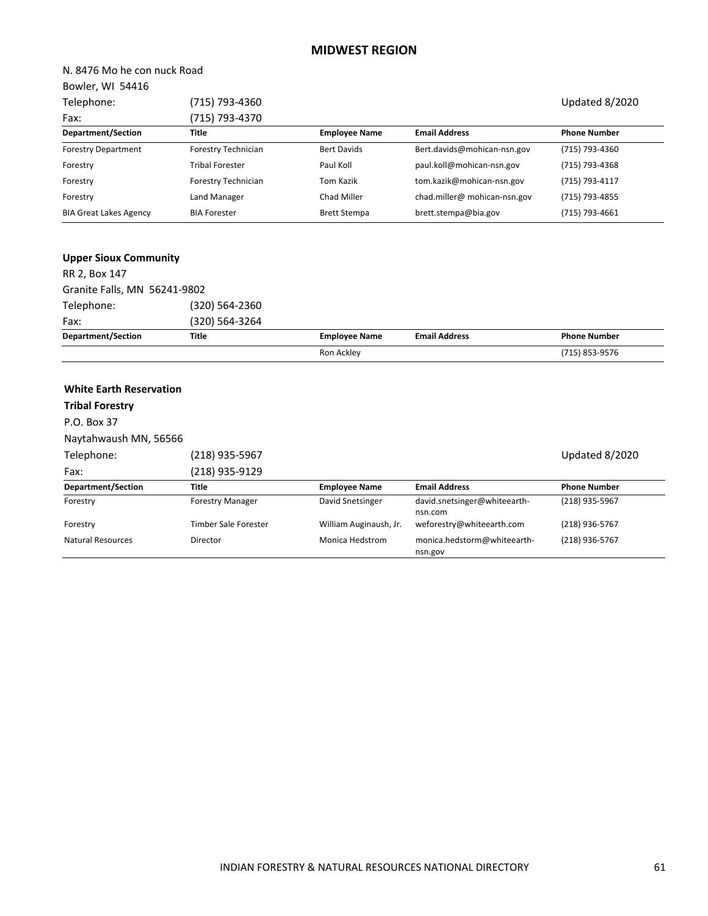## MIDWEST REGION

N. 8476 Mo he con nuck Road
Bowler, WI 54416

Telephone: (715) 793-4360

Updated 8/2020

Fax: (715) 793-4370

| Department/Section | Title | Employee Name | Email Address | Phone Number |
|---|---|---|---|---|
| Forestry Department | Forestry Technician | Bert Davids | Bert.davids@mohican-nsn.gov | (715) 793-4360 |
| Forestry | Tribal Forester | Paul Koll | paul.koll@mohican-nsn.gov | (715) 793-4368 |
| Forestry | Forestry Technician | Tom Kazik | tom.kazik@mohican-nsn.gov | (715) 793-4117 |
| Forestry | Land Manager | Chad Miller | chad.miller@ mohican-nsn.gov | (715) 793-4855 |
| BIA Great Lakes Agency | BIA Forester | Brett Stempa | brett.stempa@bia.gov | (715) 793-4661 |

**Upper Sioux Community**

RR 2, Box 147
Granite Falls, MN 56241-9802

Telephone: (320) 564-2360

Fax: (320) 564-3264

| Department/Section | Title | Employee Name | Email Address | Phone Number |
|---|---|---|---|---|
| | | Ron Ackley | | (715) 853-9576 |

**White Earth Reservation**

**Tribal Forestry**

P.O. Box 37
Naytahwaush MN, 56566

Telephone: (218) 935-5967

Updated 8/2020

Fax: (218) 935-9129

| Department/Section | Title | Employee Name | Email Address | Phone Number |
|---|---|---|---|---|
| Forestry | Forestry Manager | David Snetsinger | david.snetsinger@whiteearth-nsn.com | (218) 935-5967 |
| Forestry | Timber Sale Forester | William Auginaush, Jr. | weforestry@whiteearth.com | (218) 936-5767 |
| Natural Resources | Director | Monica Hedstrom | monica.hedstorm@whiteearth-nsn.gov | (218) 936-5767 |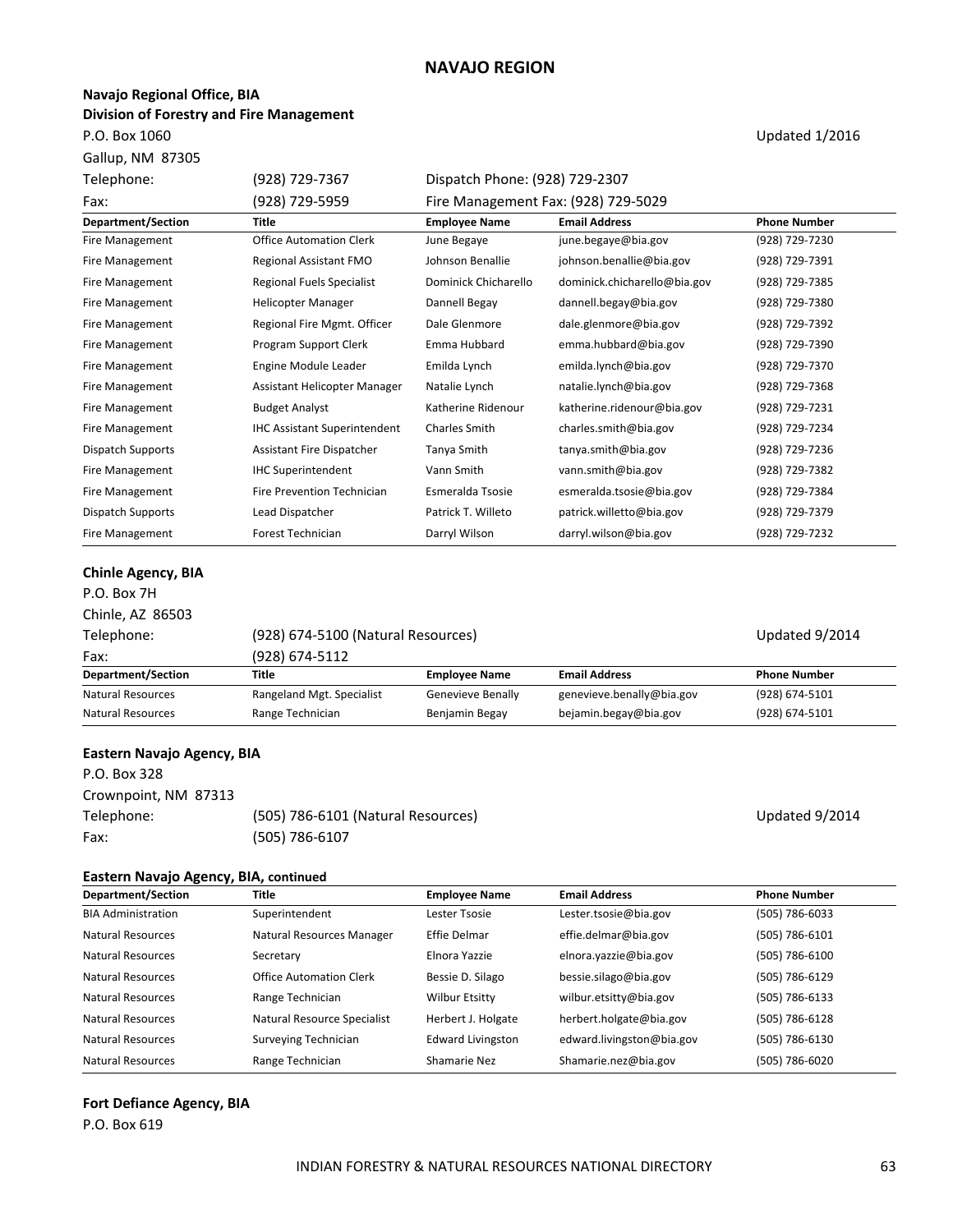# NAVAJO REGION

**Navajo Regional Office, BIA**
**Division of Forestry and Fire Management**

P.O. Box 1060
Gallup, NM 87305

Updated 1/2016

| | | |
|---|---|---|
| Telephone: | (928) 729-7367 | Dispatch Phone: (928) 729-2307 |
| Fax: | (928) 729-5959 | Fire Management Fax: (928) 729-5029 |

| Department/Section | Title | Employee Name | Email Address | Phone Number |
|---|---|---|---|---|
| Fire Management | Office Automation Clerk | June Begaye | june.begaye@bia.gov | (928) 729-7230 |
| Fire Management | Regional Assistant FMO | Johnson Benallie | johnson.benallie@bia.gov | (928) 729-7391 |
| Fire Management | Regional Fuels Specialist | Dominick Chicharello | dominick.chicharello@bia.gov | (928) 729-7385 |
| Fire Management | Helicopter Manager | Dannell Begay | dannell.begay@bia.gov | (928) 729-7380 |
| Fire Management | Regional Fire Mgmt. Officer | Dale Glenmore | dale.glenmore@bia.gov | (928) 729-7392 |
| Fire Management | Program Support Clerk | Emma Hubbard | emma.hubbard@bia.gov | (928) 729-7390 |
| Fire Management | Engine Module Leader | Emilda Lynch | emilda.lynch@bia.gov | (928) 729-7370 |
| Fire Management | Assistant Helicopter Manager | Natalie Lynch | natalie.lynch@bia.gov | (928) 729-7368 |
| Fire Management | Budget Analyst | Katherine Ridenour | katherine.ridenour@bia.gov | (928) 729-7231 |
| Fire Management | IHC Assistant Superintendent | Charles Smith | charles.smith@bia.gov | (928) 729-7234 |
| Dispatch Supports | Assistant Fire Dispatcher | Tanya Smith | tanya.smith@bia.gov | (928) 729-7236 |
| Fire Management | IHC Superintendent | Vann Smith | vann.smith@bia.gov | (928) 729-7382 |
| Fire Management | Fire Prevention Technician | Esmeralda Tsosie | esmeralda.tsosie@bia.gov | (928) 729-7384 |
| Dispatch Supports | Lead Dispatcher | Patrick T. Willeto | patrick.willetto@bia.gov | (928) 729-7379 |
| Fire Management | Forest Technician | Darryl Wilson | darryl.wilson@bia.gov | (928) 729-7232 |

**Chinle Agency, BIA**

P.O. Box 7H
Chinle, AZ 86503

| | | |
|---|---|---|
| Telephone: | (928) 674-5100 (Natural Resources) | Updated 9/2014 |
| Fax: | (928) 674-5112 | |

| Department/Section | Title | Employee Name | Email Address | Phone Number |
|---|---|---|---|---|
| Natural Resources | Rangeland Mgt. Specialist | Genevieve Benally | genevieve.benally@bia.gov | (928) 674-5101 |
| Natural Resources | Range Technician | Benjamin Begay | bejamin.begay@bia.gov | (928) 674-5101 |

**Eastern Navajo Agency, BIA**

P.O. Box 328
Crownpoint, NM 87313

| | | |
|---|---|---|
| Telephone: | (505) 786-6101 (Natural Resources) | Updated 9/2014 |
| Fax: | (505) 786-6107 | |

**Eastern Navajo Agency, BIA, continued**

| Department/Section | Title | Employee Name | Email Address | Phone Number |
|---|---|---|---|---|
| BIA Administration | Superintendent | Lester Tsosie | Lester.tsosie@bia.gov | (505) 786-6033 |
| Natural Resources | Natural Resources Manager | Effie Delmar | effie.delmar@bia.gov | (505) 786-6101 |
| Natural Resources | Secretary | Elnora Yazzie | elnora.yazzie@bia.gov | (505) 786-6100 |
| Natural Resources | Office Automation Clerk | Bessie D. Silago | bessie.silago@bia.gov | (505) 786-6129 |
| Natural Resources | Range Technician | Wilbur Etsitty | wilbur.etsitty@bia.gov | (505) 786-6133 |
| Natural Resources | Natural Resource Specialist | Herbert J. Holgate | herbert.holgate@bia.gov | (505) 786-6128 |
| Natural Resources | Surveying Technician | Edward Livingston | edward.livingston@bia.gov | (505) 786-6130 |
| Natural Resources | Range Technician | Shamarie Nez | Shamarie.nez@bia.gov | (505) 786-6020 |

**Fort Defiance Agency, BIA**

P.O. Box 619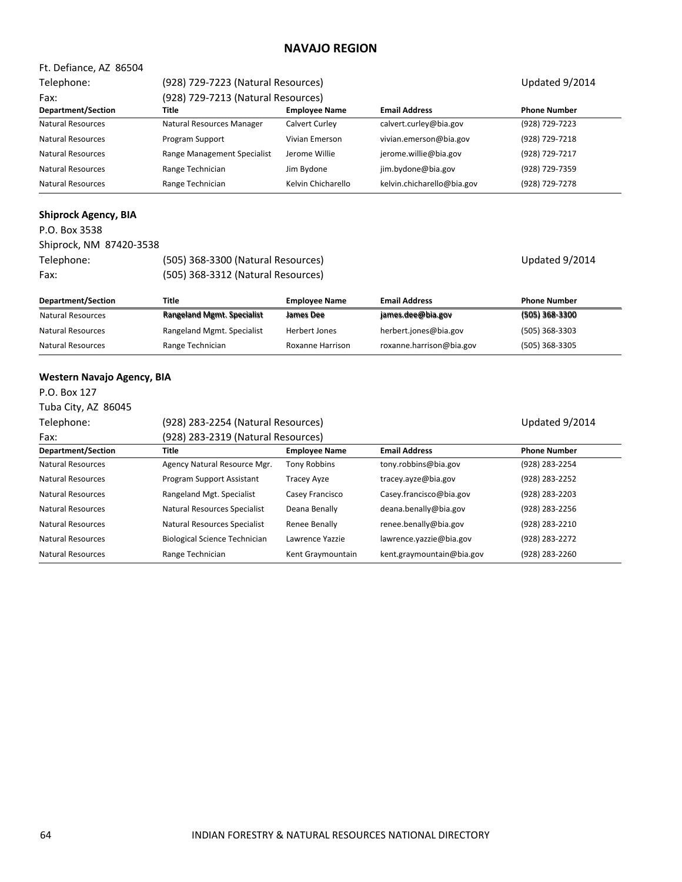# NAVAJO REGION

Ft. Defiance, AZ 86504

Telephone: (928) 729-7223 (Natural Resources) Updated 9/2014

Fax: (928) 729-7213 (Natural Resources)

| Department/Section | Title | Employee Name | Email Address | Phone Number |
|---|---|---|---|---|
| Natural Resources | Natural Resources Manager | Calvert Curley | calvert.curley@bia.gov | (928) 729-7223 |
| Natural Resources | Program Support | Vivian Emerson | vivian.emerson@bia.gov | (928) 729-7218 |
| Natural Resources | Range Management Specialist | Jerome Willie | jerome.willie@bia.gov | (928) 729-7217 |
| Natural Resources | Range Technician | Jim Bydone | jim.bydone@bia.gov | (928) 729-7359 |
| Natural Resources | Range Technician | Kelvin Chicharello | kelvin.chicharello@bia.gov | (928) 729-7278 |

## Shiprock Agency, BIA

P.O. Box 3538

Shiprock, NM 87420-3538

Telephone: (505) 368-3300 (Natural Resources) Updated 9/2014

Fax: (505) 368-3312 (Natural Resources)

| Department/Section | Title | Employee Name | Email Address | Phone Number |
|---|---|---|---|---|
| Natural Resources | Rangeland Mgmt. Specialist | James Dee | james.dee@bia.gov | (505) 368-3300 |
| Natural Resources | Rangeland Mgmt. Specialist | Herbert Jones | herbert.jones@bia.gov | (505) 368-3303 |
| Natural Resources | Range Technician | Roxanne Harrison | roxanne.harrison@bia.gov | (505) 368-3305 |

## Western Navajo Agency, BIA

P.O. Box 127

Tuba City, AZ 86045

Telephone: (928) 283-2254 (Natural Resources) Updated 9/2014

Fax: (928) 283-2319 (Natural Resources)

| Department/Section | Title | Employee Name | Email Address | Phone Number |
|---|---|---|---|---|
| Natural Resources | Agency Natural Resource Mgr. | Tony Robbins | tony.robbins@bia.gov | (928) 283-2254 |
| Natural Resources | Program Support Assistant | Tracey Ayze | tracey.ayze@bia.gov | (928) 283-2252 |
| Natural Resources | Rangeland Mgt. Specialist | Casey Francisco | Casey.francisco@bia.gov | (928) 283-2203 |
| Natural Resources | Natural Resources Specialist | Deana Benally | deana.benally@bia.gov | (928) 283-2256 |
| Natural Resources | Natural Resources Specialist | Renee Benally | renee.benally@bia.gov | (928) 283-2210 |
| Natural Resources | Biological Science Technician | Lawrence Yazzie | lawrence.yazzie@bia.gov | (928) 283-2272 |
| Natural Resources | Range Technician | Kent Graymountain | kent.graymountain@bia.gov | (928) 283-2260 |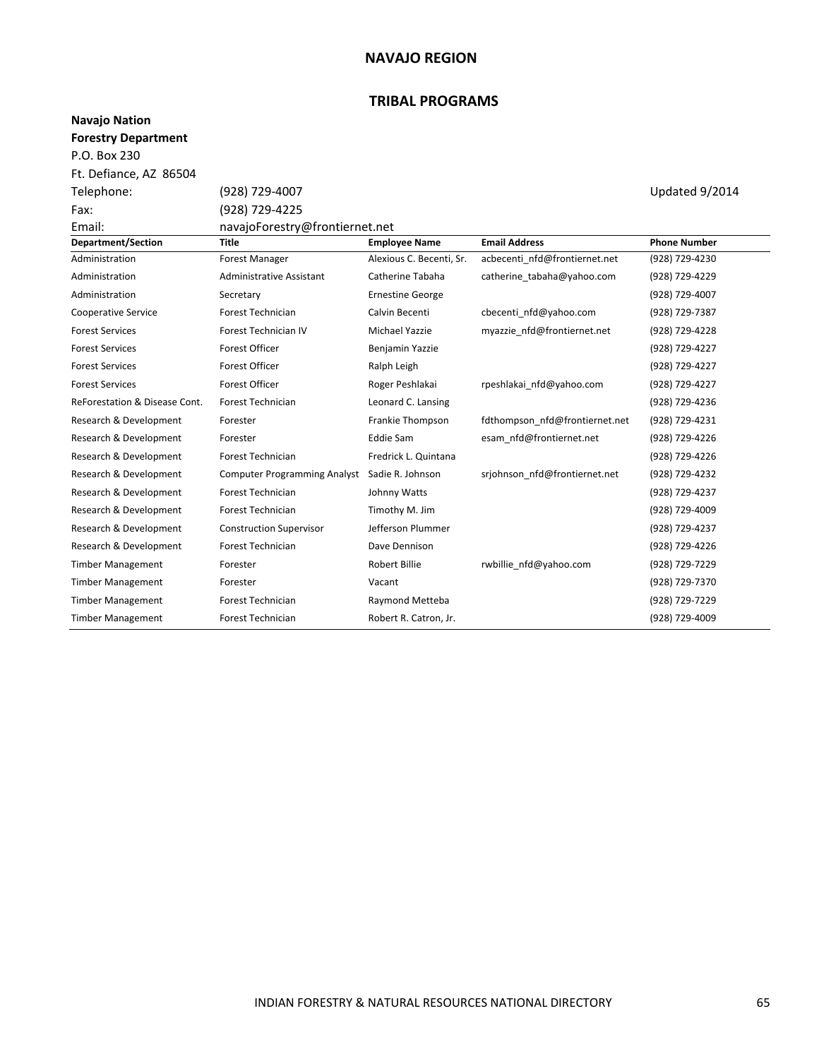## NAVAJO REGION

## TRIBAL PROGRAMS

**Navajo Nation**
**Forestry Department**
P.O. Box 230
Ft. Defiance, AZ 86504
Telephone: (928) 729-4007 Updated 9/2014
Fax: (928) 729-4225
Email: navajoForestry@frontiernet.net

| Department/Section | Title | Employee Name | Email Address | Phone Number |
|---|---|---|---|---|
| Administration | Forest Manager | Alexious C. Becenti, Sr. | acbecenti_nfd@frontiernet.net | (928) 729-4230 |
| Administration | Administrative Assistant | Catherine Tabaha | catherine_tabaha@yahoo.com | (928) 729-4229 |
| Administration | Secretary | Ernestine George | | (928) 729-4007 |
| Cooperative Service | Forest Technician | Calvin Becenti | cbecenti_nfd@yahoo.com | (928) 729-7387 |
| Forest Services | Forest Technician IV | Michael Yazzie | myazzie_nfd@frontiernet.net | (928) 729-4228 |
| Forest Services | Forest Officer | Benjamin Yazzie | | (928) 729-4227 |
| Forest Services | Forest Officer | Ralph Leigh | | (928) 729-4227 |
| Forest Services | Forest Officer | Roger Peshlakai | rpeshlakai_nfd@yahoo.com | (928) 729-4227 |
| ReForestation & Disease Cont. | Forest Technician | Leonard C. Lansing | | (928) 729-4236 |
| Research & Development | Forester | Frankie Thompson | fdthompson_nfd@frontiernet.net | (928) 729-4231 |
| Research & Development | Forester | Eddie Sam | esam_nfd@frontiernet.net | (928) 729-4226 |
| Research & Development | Forest Technician | Fredrick L. Quintana | | (928) 729-4226 |
| Research & Development | Computer Programming Analyst | Sadie R. Johnson | srjohnson_nfd@frontiernet.net | (928) 729-4232 |
| Research & Development | Forest Technician | Johnny Watts | | (928) 729-4237 |
| Research & Development | Forest Technician | Timothy M. Jim | | (928) 729-4009 |
| Research & Development | Construction Supervisor | Jefferson Plummer | | (928) 729-4237 |
| Research & Development | Forest Technician | Dave Dennison | | (928) 729-4226 |
| Timber Management | Forester | Robert Billie | rwbillie_nfd@yahoo.com | (928) 729-7229 |
| Timber Management | Forester | Vacant | | (928) 729-7370 |
| Timber Management | Forest Technician | Raymond Metteba | | (928) 729-7229 |
| Timber Management | Forest Technician | Robert R. Catron, Jr. | | (928) 729-4009 |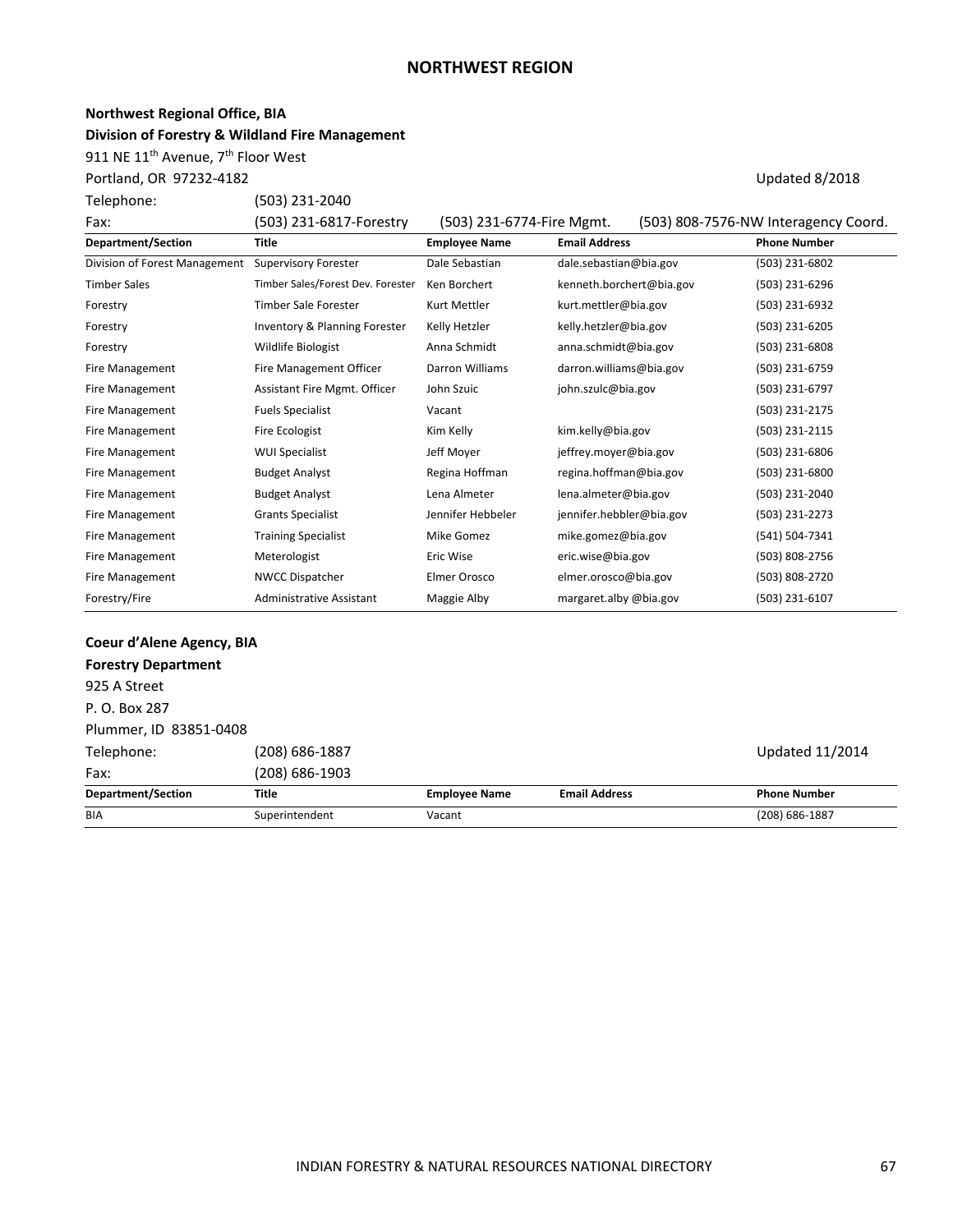# NORTHWEST REGION

**Northwest Regional Office, BIA**
**Division of Forestry & Wildland Fire Management**

911 NE 11th Avenue, 7th Floor West
Portland, OR 97232-4182

Updated 8/2018

Telephone: (503) 231-2040
Fax: (503) 231-6817-Forestry (503) 231-6774-Fire Mgmt. (503) 808-7576-NW Interagency Coord.

| Department/Section | Title | Employee Name | Email Address | Phone Number |
|---|---|---|---|---|
| Division of Forest Management | Supervisory Forester | Dale Sebastian | dale.sebastian@bia.gov | (503) 231-6802 |
| Timber Sales | Timber Sales/Forest Dev. Forester | Ken Borchert | kenneth.borchert@bia.gov | (503) 231-6296 |
| Forestry | Timber Sale Forester | Kurt Mettler | kurt.mettler@bia.gov | (503) 231-6932 |
| Forestry | Inventory & Planning Forester | Kelly Hetzler | kelly.hetzler@bia.gov | (503) 231-6205 |
| Forestry | Wildlife Biologist | Anna Schmidt | anna.schmidt@bia.gov | (503) 231-6808 |
| Fire Management | Fire Management Officer | Darron Williams | darron.williams@bia.gov | (503) 231-6759 |
| Fire Management | Assistant Fire Mgmt. Officer | John Szuic | john.szulc@bia.gov | (503) 231-6797 |
| Fire Management | Fuels Specialist | Vacant | | (503) 231-2175 |
| Fire Management | Fire Ecologist | Kim Kelly | kim.kelly@bia.gov | (503) 231-2115 |
| Fire Management | WUI Specialist | Jeff Moyer | jeffrey.moyer@bia.gov | (503) 231-6806 |
| Fire Management | Budget Analyst | Regina Hoffman | regina.hoffman@bia.gov | (503) 231-6800 |
| Fire Management | Budget Analyst | Lena Almeter | lena.almeter@bia.gov | (503) 231-2040 |
| Fire Management | Grants Specialist | Jennifer Hebbeler | jennifer.hebbler@bia.gov | (503) 231-2273 |
| Fire Management | Training Specialist | Mike Gomez | mike.gomez@bia.gov | (541) 504-7341 |
| Fire Management | Meterologist | Eric Wise | eric.wise@bia.gov | (503) 808-2756 |
| Fire Management | NWCC Dispatcher | Elmer Orosco | elmer.orosco@bia.gov | (503) 808-2720 |
| Forestry/Fire | Administrative Assistant | Maggie Alby | margaret.alby @bia.gov | (503) 231-6107 |

**Coeur d'Alene Agency, BIA**
**Forestry Department**

925 A Street
P. O. Box 287
Plummer, ID 83851-0408

Updated 11/2014

Telephone: (208) 686-1887
Fax: (208) 686-1903

| Department/Section | Title | Employee Name | Email Address | Phone Number |
|---|---|---|---|---|
| BIA | Superintendent | Vacant | | (208) 686-1887 |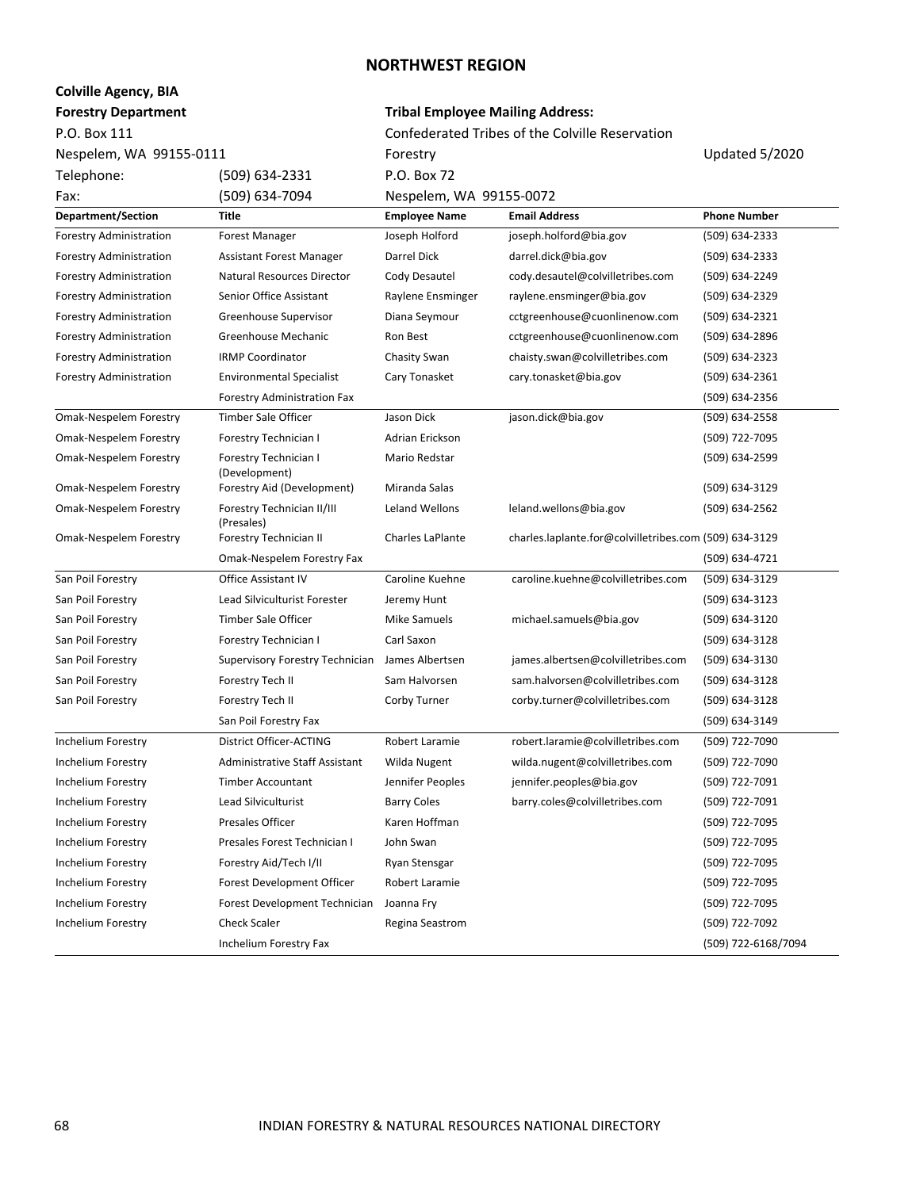## NORTHWEST REGION

**Colville Agency, BIA**
**Forestry Department**
P.O. Box 111
Nespelem, WA 99155-0111
Telephone: (509) 634-2331
Fax: (509) 634-7094

**Tribal Employee Mailing Address:**
Confederated Tribes of the Colville Reservation
Forestry
P.O. Box 72
Nespelem, WA 99155-0072

Updated 5/2020

| Department/Section | Title | Employee Name | Email Address | Phone Number |
|---|---|---|---|---|
| Forestry Administration | Forest Manager | Joseph Holford | joseph.holford@bia.gov | (509) 634-2333 |
| Forestry Administration | Assistant Forest Manager | Darrel Dick | darrel.dick@bia.gov | (509) 634-2333 |
| Forestry Administration | Natural Resources Director | Cody Desautel | cody.desautel@colvilletribes.com | (509) 634-2249 |
| Forestry Administration | Senior Office Assistant | Raylene Ensminger | raylene.ensminger@bia.gov | (509) 634-2329 |
| Forestry Administration | Greenhouse Supervisor | Diana Seymour | cctgreenhouse@cuonlinenow.com | (509) 634-2321 |
| Forestry Administration | Greenhouse Mechanic | Ron Best | cctgreenhouse@cuonlinenow.com | (509) 634-2896 |
| Forestry Administration | IRMP Coordinator | Chasity Swan | chaisty.swan@colvilletribes.com | (509) 634-2323 |
| Forestry Administration | Environmental Specialist | Cary Tonasket | cary.tonasket@bia.gov | (509) 634-2361 |
| | Forestry Administration Fax | | | (509) 634-2356 |
| Omak-Nespelem Forestry | Timber Sale Officer | Jason Dick | jason.dick@bia.gov | (509) 634-2558 |
| Omak-Nespelem Forestry | Forestry Technician I | Adrian Erickson | | (509) 722-7095 |
| Omak-Nespelem Forestry | Forestry Technician I (Development) | Mario Redstar | | (509) 634-2599 |
| Omak-Nespelem Forestry | Forestry Aid (Development) | Miranda Salas | | (509) 634-3129 |
| Omak-Nespelem Forestry | Forestry Technician II/III (Presales) | Leland Wellons | leland.wellons@bia.gov | (509) 634-2562 |
| Omak-Nespelem Forestry | Forestry Technician II | Charles LaPlante | charles.laplante.for@colvilletribes.com | (509) 634-3129 |
| | Omak-Nespelem Forestry Fax | | | (509) 634-4721 |
| San Poil Forestry | Office Assistant IV | Caroline Kuehne | caroline.kuehne@colvilletribes.com | (509) 634-3129 |
| San Poil Forestry | Lead Silviculturist Forester | Jeremy Hunt | | (509) 634-3123 |
| San Poil Forestry | Timber Sale Officer | Mike Samuels | michael.samuels@bia.gov | (509) 634-3120 |
| San Poil Forestry | Forestry Technician I | Carl Saxon | | (509) 634-3128 |
| San Poil Forestry | Supervisory Forestry Technician | James Albertsen | james.albertsen@colvilletribes.com | (509) 634-3130 |
| San Poil Forestry | Forestry Tech II | Sam Halvorsen | sam.halvorsen@colvilletribes.com | (509) 634-3128 |
| San Poil Forestry | Forestry Tech II | Corby Turner | corby.turner@colvilletribes.com | (509) 634-3128 |
| | San Poil Forestry Fax | | | (509) 634-3149 |
| Inchelium Forestry | District Officer-ACTING | Robert Laramie | robert.laramie@colvilletribes.com | (509) 722-7090 |
| Inchelium Forestry | Administrative Staff Assistant | Wilda Nugent | wilda.nugent@colvilletribes.com | (509) 722-7090 |
| Inchelium Forestry | Timber Accountant | Jennifer Peoples | jennifer.peoples@bia.gov | (509) 722-7091 |
| Inchelium Forestry | Lead Silviculturist | Barry Coles | barry.coles@colvilletribes.com | (509) 722-7091 |
| Inchelium Forestry | Presales Officer | Karen Hoffman | | (509) 722-7095 |
| Inchelium Forestry | Presales Forest Technician I | John Swan | | (509) 722-7095 |
| Inchelium Forestry | Forestry Aid/Tech I/II | Ryan Stensgar | | (509) 722-7095 |
| Inchelium Forestry | Forest Development Officer | Robert Laramie | | (509) 722-7095 |
| Inchelium Forestry | Forest Development Technician | Joanna Fry | | (509) 722-7095 |
| Inchelium Forestry | Check Scaler | Regina Seastrom | | (509) 722-7092 |
| | Inchelium Forestry Fax | | | (509) 722-6168/7094 |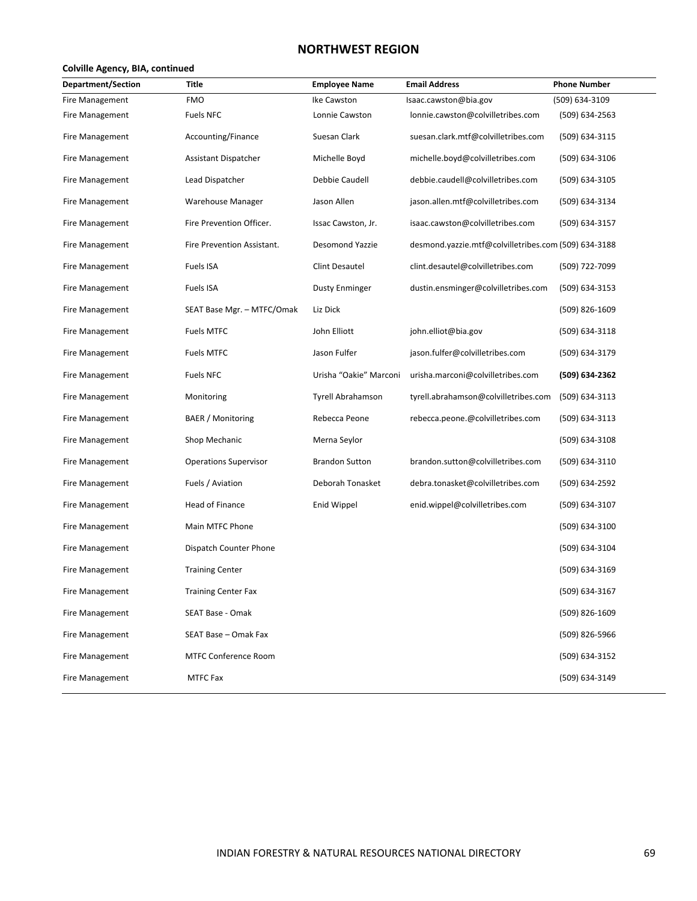# NORTHWEST REGION

**Colville Agency, BIA, continued**

| Department/Section | Title | Employee Name | Email Address | Phone Number |
|---|---|---|---|---|
| Fire Management | FMO | Ike Cawston | Isaac.cawston@bia.gov | (509) 634-3109 |
| Fire Management | Fuels NFC | Lonnie Cawston | lonnie.cawston@colvilletribes.com | (509) 634-2563 |
| Fire Management | Accounting/Finance | Suesan Clark | suesan.clark.mtf@colvilletribes.com | (509) 634-3115 |
| Fire Management | Assistant Dispatcher | Michelle Boyd | michelle.boyd@colvilletribes.com | (509) 634-3106 |
| Fire Management | Lead Dispatcher | Debbie Caudell | debbie.caudell@colvilletribes.com | (509) 634-3105 |
| Fire Management | Warehouse Manager | Jason Allen | jason.allen.mtf@colvilletribes.com | (509) 634-3134 |
| Fire Management | Fire Prevention Officer. | Issac Cawston, Jr. | isaac.cawston@colvilletribes.com | (509) 634-3157 |
| Fire Management | Fire Prevention Assistant. | Desomond Yazzie | desmond.yazzie.mtf@colvilletribes.com | (509) 634-3188 |
| Fire Management | Fuels ISA | Clint Desautel | clint.desautel@colvilletribes.com | (509) 722-7099 |
| Fire Management | Fuels ISA | Dusty Enminger | dustin.ensminger@colvilletribes.com | (509) 634-3153 |
| Fire Management | SEAT Base Mgr. – MTFC/Omak | Liz Dick | | (509) 826-1609 |
| Fire Management | Fuels MTFC | John Elliott | john.elliot@bia.gov | (509) 634-3118 |
| Fire Management | Fuels MTFC | Jason Fulfer | jason.fulfer@colvilletribes.com | (509) 634-3179 |
| Fire Management | Fuels NFC | Urisha "Oakie" Marconi | urisha.marconi@colvilletribes.com | **(509) 634-2362** |
| Fire Management | Monitoring | Tyrell Abrahamson | tyrell.abrahamson@colvilletribes.com | (509) 634-3113 |
| Fire Management | BAER / Monitoring | Rebecca Peone | rebecca.peone.@colvilletribes.com | (509) 634-3113 |
| Fire Management | Shop Mechanic | Merna Seylor | | (509) 634-3108 |
| Fire Management | Operations Supervisor | Brandon Sutton | brandon.sutton@colvilletribes.com | (509) 634-3110 |
| Fire Management | Fuels / Aviation | Deborah Tonasket | debra.tonasket@colvilletribes.com | (509) 634-2592 |
| Fire Management | Head of Finance | Enid Wippel | enid.wippel@colvilletribes.com | (509) 634-3107 |
| Fire Management | Main MTFC Phone | | | (509) 634-3100 |
| Fire Management | Dispatch Counter Phone | | | (509) 634-3104 |
| Fire Management | Training Center | | | (509) 634-3169 |
| Fire Management | Training Center Fax | | | (509) 634-3167 |
| Fire Management | SEAT Base - Omak | | | (509) 826-1609 |
| Fire Management | SEAT Base – Omak Fax | | | (509) 826-5966 |
| Fire Management | MTFC Conference Room | | | (509) 634-3152 |
| Fire Management | MTFC Fax | | | (509) 634-3149 |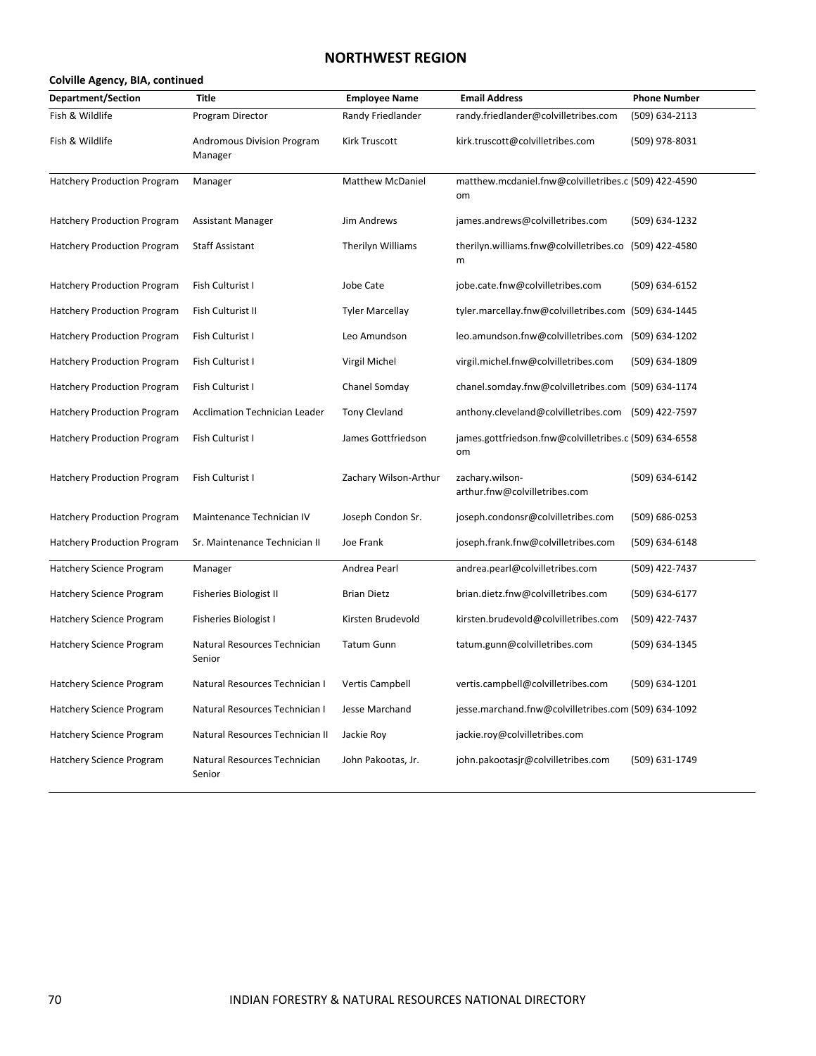## NORTHWEST REGION

### Colville Agency, BIA, continued

| Department/Section | Title | Employee Name | Email Address | Phone Number |
|---|---|---|---|---|
| Fish & Wildlife | Program Director | Randy Friedlander | randy.friedlander@colvilletribes.com | (509) 634-2113 |
| Fish & Wildlife | Andromous Division Program Manager | Kirk Truscott | kirk.truscott@colvilletribes.com | (509) 978-8031 |
| Hatchery Production Program | Manager | Matthew McDaniel | matthew.mcdaniel.fnw@colvilletribes.com | (509) 422-4590 |
| Hatchery Production Program | Assistant Manager | Jim Andrews | james.andrews@colvilletribes.com | (509) 634-1232 |
| Hatchery Production Program | Staff Assistant | Therilyn Williams | therilyn.williams.fnw@colvilletribes.com | (509) 422-4580 |
| Hatchery Production Program | Fish Culturist I | Jobe Cate | jobe.cate.fnw@colvilletribes.com | (509) 634-6152 |
| Hatchery Production Program | Fish Culturist II | Tyler Marcellay | tyler.marcellay.fnw@colvilletribes.com | (509) 634-1445 |
| Hatchery Production Program | Fish Culturist I | Leo Amundson | leo.amundson.fnw@colvilletribes.com | (509) 634-1202 |
| Hatchery Production Program | Fish Culturist I | Virgil Michel | virgil.michel.fnw@colvilletribes.com | (509) 634-1809 |
| Hatchery Production Program | Fish Culturist I | Chanel Somday | chanel.somday.fnw@colvilletribes.com | (509) 634-1174 |
| Hatchery Production Program | Acclimation Technician Leader | Tony Clevland | anthony.cleveland@colvilletribes.com | (509) 422-7597 |
| Hatchery Production Program | Fish Culturist I | James Gottfriedson | james.gottfriedson.fnw@colvilletribes.com | (509) 634-6558 |
| Hatchery Production Program | Fish Culturist I | Zachary Wilson-Arthur | zachary.wilson-arthur.fnw@colvilletribes.com | (509) 634-6142 |
| Hatchery Production Program | Maintenance Technician IV | Joseph Condon Sr. | joseph.condonsr@colvilletribes.com | (509) 686-0253 |
| Hatchery Production Program | Sr. Maintenance Technician II | Joe Frank | joseph.frank.fnw@colvilletribes.com | (509) 634-6148 |
| Hatchery Science Program | Manager | Andrea Pearl | andrea.pearl@colvilletribes.com | (509) 422-7437 |
| Hatchery Science Program | Fisheries Biologist II | Brian Dietz | brian.dietz.fnw@colvilletribes.com | (509) 634-6177 |
| Hatchery Science Program | Fisheries Biologist I | Kirsten Brudevold | kirsten.brudevold@colvilletribes.com | (509) 422-7437 |
| Hatchery Science Program | Natural Resources Technician Senior | Tatum Gunn | tatum.gunn@colvilletribes.com | (509) 634-1345 |
| Hatchery Science Program | Natural Resources Technician I | Vertis Campbell | vertis.campbell@colvilletribes.com | (509) 634-1201 |
| Hatchery Science Program | Natural Resources Technician I | Jesse Marchand | jesse.marchand.fnw@colvilletribes.com | (509) 634-1092 |
| Hatchery Science Program | Natural Resources Technician II | Jackie Roy | jackie.roy@colvilletribes.com | |
| Hatchery Science Program | Natural Resources Technician Senior | John Pakootas, Jr. | john.pakootasjr@colvilletribes.com | (509) 631-1749 |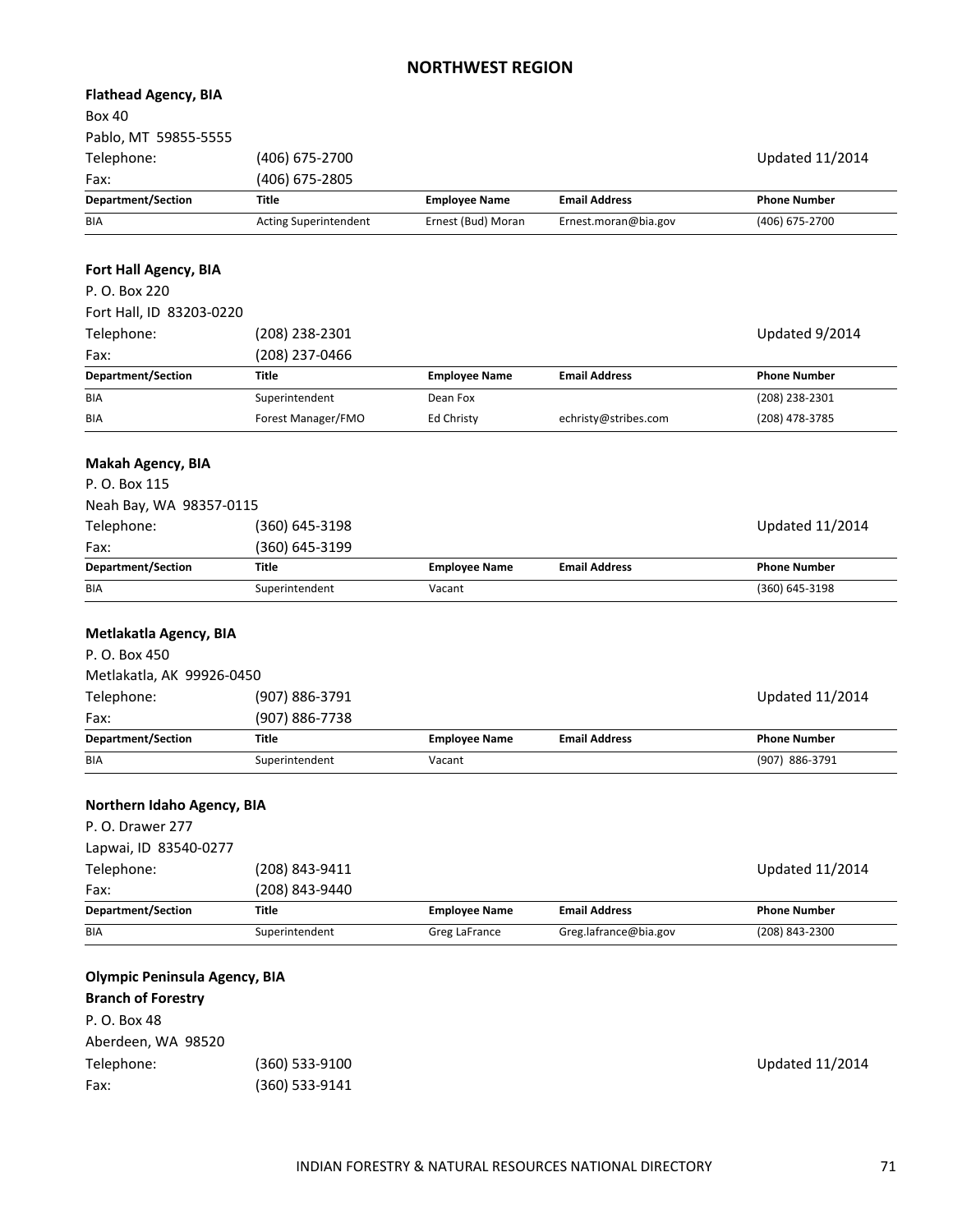## NORTHWEST REGION

**Flathead Agency, BIA**
Box 40
Pablo, MT 59855-5555

Telephone: (406) 675-2700 — Updated 11/2014
Fax: (406) 675-2805

| Department/Section | Title | Employee Name | Email Address | Phone Number |
|---|---|---|---|---|
| BIA | Acting Superintendent | Ernest (Bud) Moran | Ernest.moran@bia.gov | (406) 675-2700 |

**Fort Hall Agency, BIA**
P. O. Box 220
Fort Hall, ID 83203-0220

Telephone: (208) 238-2301 — Updated 9/2014
Fax: (208) 237-0466

| Department/Section | Title | Employee Name | Email Address | Phone Number |
|---|---|---|---|---|
| BIA | Superintendent | Dean Fox | | (208) 238-2301 |
| BIA | Forest Manager/FMO | Ed Christy | echristy@stribes.com | (208) 478-3785 |

**Makah Agency, BIA**
P. O. Box 115
Neah Bay, WA 98357-0115

Telephone: (360) 645-3198 — Updated 11/2014
Fax: (360) 645-3199

| Department/Section | Title | Employee Name | Email Address | Phone Number |
|---|---|---|---|---|
| BIA | Superintendent | Vacant | | (360) 645-3198 |

**Metlakatla Agency, BIA**
P. O. Box 450
Metlakatla, AK 99926-0450

Telephone: (907) 886-3791 — Updated 11/2014
Fax: (907) 886-7738

| Department/Section | Title | Employee Name | Email Address | Phone Number |
|---|---|---|---|---|
| BIA | Superintendent | Vacant | | (907) 886-3791 |

**Northern Idaho Agency, BIA**
P. O. Drawer 277
Lapwai, ID 83540-0277

Telephone: (208) 843-9411 — Updated 11/2014
Fax: (208) 843-9440

| Department/Section | Title | Employee Name | Email Address | Phone Number |
|---|---|---|---|---|
| BIA | Superintendent | Greg LaFrance | Greg.lafrance@bia.gov | (208) 843-2300 |

**Olympic Peninsula Agency, BIA**
**Branch of Forestry**
P. O. Box 48
Aberdeen, WA 98520

Telephone: (360) 533-9100 — Updated 11/2014
Fax: (360) 533-9141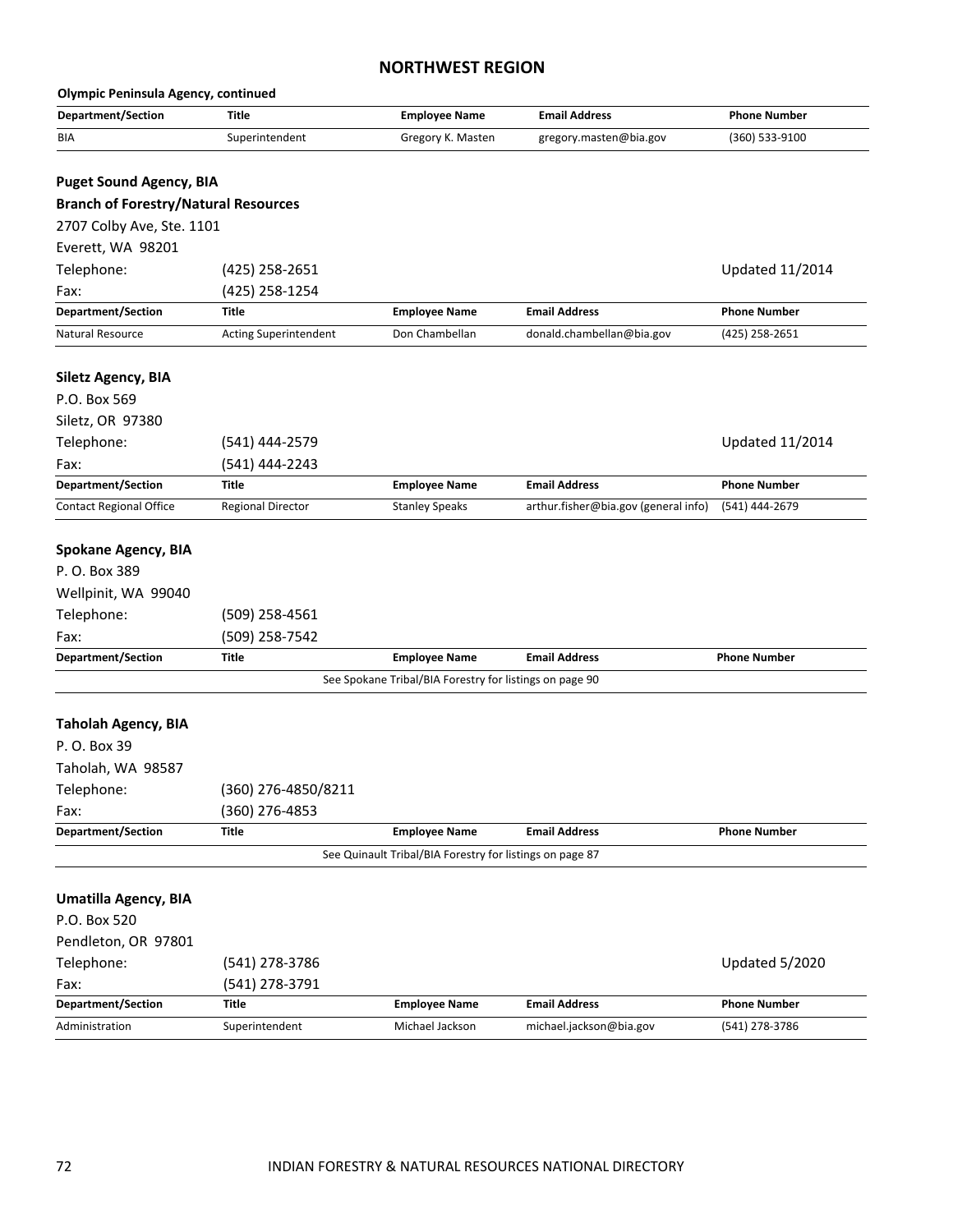# NORTHWEST REGION

**Olympic Peninsula Agency, continued**

| Department/Section | Title | Employee Name | Email Address | Phone Number |
|---|---|---|---|---|
| BIA | Superintendent | Gregory K. Masten | gregory.masten@bia.gov | (360) 533-9100 |

**Puget Sound Agency, BIA**
**Branch of Forestry/Natural Resources**
2707 Colby Ave, Ste. 1101
Everett, WA 98201
Telephone: (425) 258-2651
Fax: (425) 258-1254
Updated 11/2014

| Department/Section | Title | Employee Name | Email Address | Phone Number |
|---|---|---|---|---|
| Natural Resource | Acting Superintendent | Don Chambellan | donald.chambellan@bia.gov | (425) 258-2651 |

**Siletz Agency, BIA**
P.O. Box 569
Siletz, OR 97380
Telephone: (541) 444-2579
Fax: (541) 444-2243
Updated 11/2014

| Department/Section | Title | Employee Name | Email Address | Phone Number |
|---|---|---|---|---|
| Contact Regional Office | Regional Director | Stanley Speaks | arthur.fisher@bia.gov (general info) | (541) 444-2679 |

**Spokane Agency, BIA**
P. O. Box 389
Wellpinit, WA 99040
Telephone: (509) 258-4561
Fax: (509) 258-7542

| Department/Section | Title | Employee Name | Email Address | Phone Number |
|---|---|---|---|---|
| | | See Spokane Tribal/BIA Forestry for listings on page 90 | | |

**Taholah Agency, BIA**
P. O. Box 39
Taholah, WA 98587
Telephone: (360) 276-4850/8211
Fax: (360) 276-4853

| Department/Section | Title | Employee Name | Email Address | Phone Number |
|---|---|---|---|---|
| | | See Quinault Tribal/BIA Forestry for listings on page 87 | | |

**Umatilla Agency, BIA**
P.O. Box 520
Pendleton, OR 97801
Telephone: (541) 278-3786
Fax: (541) 278-3791
Updated 5/2020

| Department/Section | Title | Employee Name | Email Address | Phone Number |
|---|---|---|---|---|
| Administration | Superintendent | Michael Jackson | michael.jackson@bia.gov | (541) 278-3786 |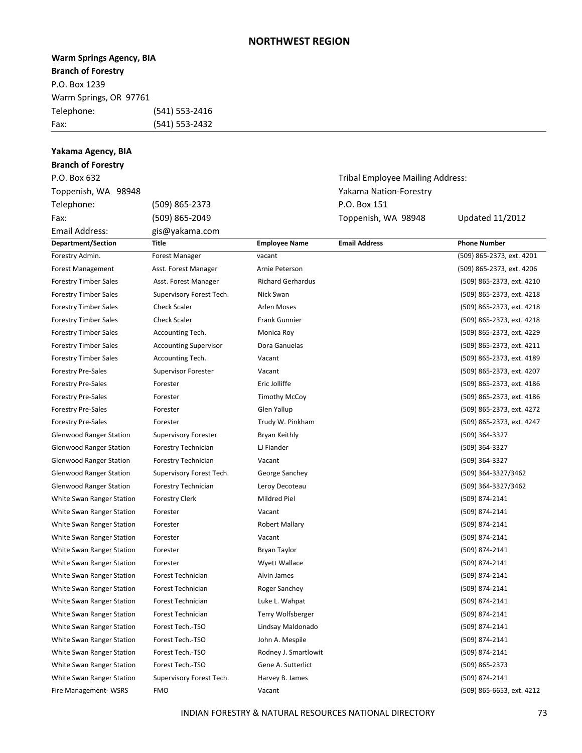## NORTHWEST REGION

**Warm Springs Agency, BIA**
**Branch of Forestry**
P.O. Box 1239
Warm Springs, OR 97761
Telephone: (541) 553-2416
Fax: (541) 553-2432

---

**Yakama Agency, BIA**
**Branch of Forestry**
P.O. Box 632
Toppenish, WA 98948
Telephone: (509) 865-2373
Fax: (509) 865-2049
Email Address: gis@yakama.com

Tribal Employee Mailing Address:
Yakama Nation-Forestry
P.O. Box 151
Toppenish, WA 98948

Updated 11/2012

| Department/Section | Title | Employee Name | Email Address | Phone Number |
|---|---|---|---|---|
| Forestry Admin. | Forest Manager | vacant | | (509) 865-2373, ext. 4201 |
| Forest Management | Asst. Forest Manager | Arnie Peterson | | (509) 865-2373, ext. 4206 |
| Forestry Timber Sales | Asst. Forest Manager | Richard Gerhardus | | (509) 865-2373, ext. 4210 |
| Forestry Timber Sales | Supervisory Forest Tech. | Nick Swan | | (509) 865-2373, ext. 4218 |
| Forestry Timber Sales | Check Scaler | Arlen Moses | | (509) 865-2373, ext. 4218 |
| Forestry Timber Sales | Check Scaler | Frank Gunnier | | (509) 865-2373, ext. 4218 |
| Forestry Timber Sales | Accounting Tech. | Monica Roy | | (509) 865-2373, ext. 4229 |
| Forestry Timber Sales | Accounting Supervisor | Dora Ganuelas | | (509) 865-2373, ext. 4211 |
| Forestry Timber Sales | Accounting Tech. | Vacant | | (509) 865-2373, ext. 4189 |
| Forestry Pre-Sales | Supervisor Forester | Vacant | | (509) 865-2373, ext. 4207 |
| Forestry Pre-Sales | Forester | Eric Jolliffe | | (509) 865-2373, ext. 4186 |
| Forestry Pre-Sales | Forester | Timothy McCoy | | (509) 865-2373, ext. 4186 |
| Forestry Pre-Sales | Forester | Glen Yallup | | (509) 865-2373, ext. 4272 |
| Forestry Pre-Sales | Forester | Trudy W. Pinkham | | (509) 865-2373, ext. 4247 |
| Glenwood Ranger Station | Supervisory Forester | Bryan Keithly | | (509) 364-3327 |
| Glenwood Ranger Station | Forestry Technician | LJ Fiander | | (509) 364-3327 |
| Glenwood Ranger Station | Forestry Technician | Vacant | | (509) 364-3327 |
| Glenwood Ranger Station | Supervisory Forest Tech. | George Sanchey | | (509) 364-3327/3462 |
| Glenwood Ranger Station | Forestry Technician | Leroy Decoteau | | (509) 364-3327/3462 |
| White Swan Ranger Station | Forestry Clerk | Mildred Piel | | (509) 874-2141 |
| White Swan Ranger Station | Forester | Vacant | | (509) 874-2141 |
| White Swan Ranger Station | Forester | Robert Mallary | | (509) 874-2141 |
| White Swan Ranger Station | Forester | Vacant | | (509) 874-2141 |
| White Swan Ranger Station | Forester | Bryan Taylor | | (509) 874-2141 |
| White Swan Ranger Station | Forester | Wyett Wallace | | (509) 874-2141 |
| White Swan Ranger Station | Forest Technician | Alvin James | | (509) 874-2141 |
| White Swan Ranger Station | Forest Technician | Roger Sanchey | | (509) 874-2141 |
| White Swan Ranger Station | Forest Technician | Luke L. Wahpat | | (509) 874-2141 |
| White Swan Ranger Station | Forest Technician | Terry Wolfsberger | | (509) 874-2141 |
| White Swan Ranger Station | Forest Tech.-TSO | Lindsay Maldonado | | (509) 874-2141 |
| White Swan Ranger Station | Forest Tech.-TSO | John A. Mespile | | (509) 874-2141 |
| White Swan Ranger Station | Forest Tech.-TSO | Rodney J. Smartlowit | | (509) 874-2141 |
| White Swan Ranger Station | Forest Tech.-TSO | Gene A. Sutterlict | | (509) 865-2373 |
| White Swan Ranger Station | Supervisory Forest Tech. | Harvey B. James | | (509) 874-2141 |
| Fire Management- WSRS | FMO | Vacant | | (509) 865-6653, ext. 4212 |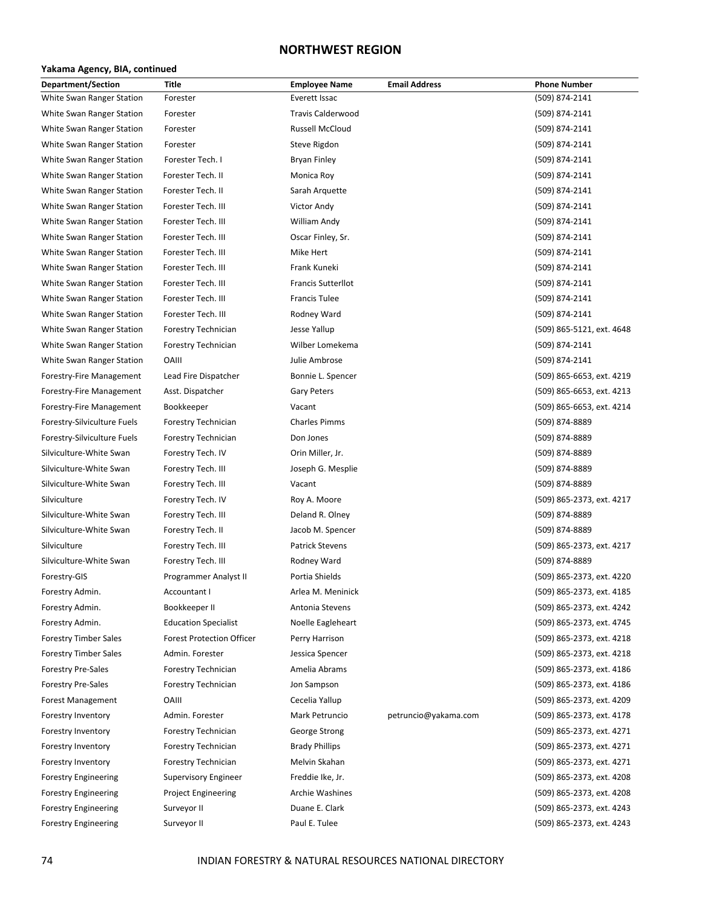## NORTHWEST REGION

**Yakama Agency, BIA, continued**

| Department/Section | Title | Employee Name | Email Address | Phone Number |
|---|---|---|---|---|
| White Swan Ranger Station | Forester | Everett Issac | | (509) 874-2141 |
| White Swan Ranger Station | Forester | Travis Calderwood | | (509) 874-2141 |
| White Swan Ranger Station | Forester | Russell McCloud | | (509) 874-2141 |
| White Swan Ranger Station | Forester | Steve Rigdon | | (509) 874-2141 |
| White Swan Ranger Station | Forester Tech. I | Bryan Finley | | (509) 874-2141 |
| White Swan Ranger Station | Forester Tech. II | Monica Roy | | (509) 874-2141 |
| White Swan Ranger Station | Forester Tech. II | Sarah Arquette | | (509) 874-2141 |
| White Swan Ranger Station | Forester Tech. III | Victor Andy | | (509) 874-2141 |
| White Swan Ranger Station | Forester Tech. III | William Andy | | (509) 874-2141 |
| White Swan Ranger Station | Forester Tech. III | Oscar Finley, Sr. | | (509) 874-2141 |
| White Swan Ranger Station | Forester Tech. III | Mike Hert | | (509) 874-2141 |
| White Swan Ranger Station | Forester Tech. III | Frank Kuneki | | (509) 874-2141 |
| White Swan Ranger Station | Forester Tech. III | Francis Sutterllot | | (509) 874-2141 |
| White Swan Ranger Station | Forester Tech. III | Francis Tulee | | (509) 874-2141 |
| White Swan Ranger Station | Forester Tech. III | Rodney Ward | | (509) 874-2141 |
| White Swan Ranger Station | Forestry Technician | Jesse Yallup | | (509) 865-5121, ext. 4648 |
| White Swan Ranger Station | Forestry Technician | Wilber Lomekema | | (509) 874-2141 |
| White Swan Ranger Station | OAIII | Julie Ambrose | | (509) 874-2141 |
| Forestry-Fire Management | Lead Fire Dispatcher | Bonnie L. Spencer | | (509) 865-6653, ext. 4219 |
| Forestry-Fire Management | Asst. Dispatcher | Gary Peters | | (509) 865-6653, ext. 4213 |
| Forestry-Fire Management | Bookkeeper | Vacant | | (509) 865-6653, ext. 4214 |
| Forestry-Silviculture Fuels | Forestry Technician | Charles Pimms | | (509) 874-8889 |
| Forestry-Silviculture Fuels | Forestry Technician | Don Jones | | (509) 874-8889 |
| Silviculture-White Swan | Forestry Tech. IV | Orin Miller, Jr. | | (509) 874-8889 |
| Silviculture-White Swan | Forestry Tech. III | Joseph G. Mesplie | | (509) 874-8889 |
| Silviculture-White Swan | Forestry Tech. III | Vacant | | (509) 874-8889 |
| Silviculture | Forestry Tech. IV | Roy A. Moore | | (509) 865-2373, ext. 4217 |
| Silviculture-White Swan | Forestry Tech. III | Deland R. Olney | | (509) 874-8889 |
| Silviculture-White Swan | Forestry Tech. II | Jacob M. Spencer | | (509) 874-8889 |
| Silviculture | Forestry Tech. III | Patrick Stevens | | (509) 865-2373, ext. 4217 |
| Silviculture-White Swan | Forestry Tech. III | Rodney Ward | | (509) 874-8889 |
| Forestry-GIS | Programmer Analyst II | Portia Shields | | (509) 865-2373, ext. 4220 |
| Forestry Admin. | Accountant I | Arlea M. Meninick | | (509) 865-2373, ext. 4185 |
| Forestry Admin. | Bookkeeper II | Antonia Stevens | | (509) 865-2373, ext. 4242 |
| Forestry Admin. | Education Specialist | Noelle Eagleheart | | (509) 865-2373, ext. 4745 |
| Forestry Timber Sales | Forest Protection Officer | Perry Harrison | | (509) 865-2373, ext. 4218 |
| Forestry Timber Sales | Admin. Forester | Jessica Spencer | | (509) 865-2373, ext. 4218 |
| Forestry Pre-Sales | Forestry Technician | Amelia Abrams | | (509) 865-2373, ext. 4186 |
| Forestry Pre-Sales | Forestry Technician | Jon Sampson | | (509) 865-2373, ext. 4186 |
| Forest Management | OAIII | Cecelia Yallup | | (509) 865-2373, ext. 4209 |
| Forestry Inventory | Admin. Forester | Mark Petruncio | petruncio@yakama.com | (509) 865-2373, ext. 4178 |
| Forestry Inventory | Forestry Technician | George Strong | | (509) 865-2373, ext. 4271 |
| Forestry Inventory | Forestry Technician | Brady Phillips | | (509) 865-2373, ext. 4271 |
| Forestry Inventory | Forestry Technician | Melvin Skahan | | (509) 865-2373, ext. 4271 |
| Forestry Engineering | Supervisory Engineer | Freddie Ike, Jr. | | (509) 865-2373, ext. 4208 |
| Forestry Engineering | Project Engineering | Archie Washines | | (509) 865-2373, ext. 4208 |
| Forestry Engineering | Surveyor II | Duane E. Clark | | (509) 865-2373, ext. 4243 |
| Forestry Engineering | Surveyor II | Paul E. Tulee | | (509) 865-2373, ext. 4243 |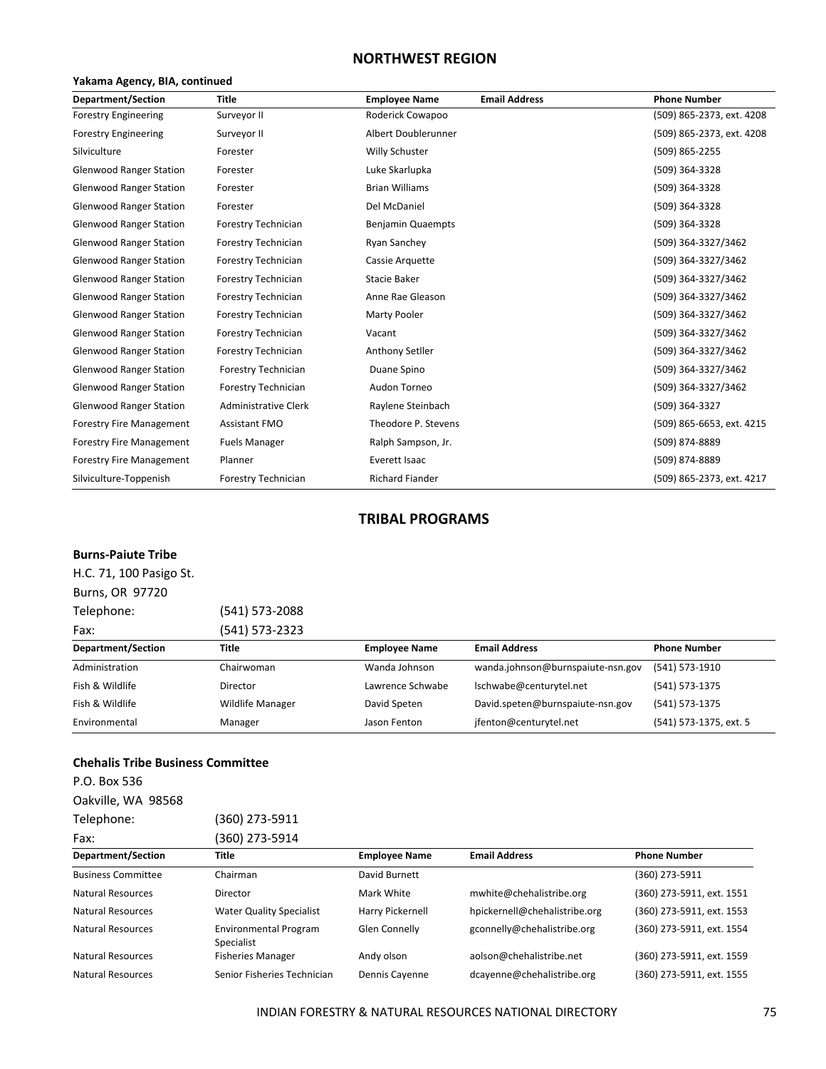## NORTHWEST REGION

**Yakama Agency, BIA, continued**

| Department/Section | Title | Employee Name | Email Address | Phone Number |
|---|---|---|---|---|
| Forestry Engineering | Surveyor II | Roderick Cowapoo | | (509) 865-2373, ext. 4208 |
| Forestry Engineering | Surveyor II | Albert Doublerunner | | (509) 865-2373, ext. 4208 |
| Silviculture | Forester | Willy Schuster | | (509) 865-2255 |
| Glenwood Ranger Station | Forester | Luke Skarlupka | | (509) 364-3328 |
| Glenwood Ranger Station | Forester | Brian Williams | | (509) 364-3328 |
| Glenwood Ranger Station | Forester | Del McDaniel | | (509) 364-3328 |
| Glenwood Ranger Station | Forestry Technician | Benjamin Quaempts | | (509) 364-3328 |
| Glenwood Ranger Station | Forestry Technician | Ryan Sanchey | | (509) 364-3327/3462 |
| Glenwood Ranger Station | Forestry Technician | Cassie Arquette | | (509) 364-3327/3462 |
| Glenwood Ranger Station | Forestry Technician | Stacie Baker | | (509) 364-3327/3462 |
| Glenwood Ranger Station | Forestry Technician | Anne Rae Gleason | | (509) 364-3327/3462 |
| Glenwood Ranger Station | Forestry Technician | Marty Pooler | | (509) 364-3327/3462 |
| Glenwood Ranger Station | Forestry Technician | Vacant | | (509) 364-3327/3462 |
| Glenwood Ranger Station | Forestry Technician | Anthony Setller | | (509) 364-3327/3462 |
| Glenwood Ranger Station | Forestry Technician | Duane Spino | | (509) 364-3327/3462 |
| Glenwood Ranger Station | Forestry Technician | Audon Torneo | | (509) 364-3327/3462 |
| Glenwood Ranger Station | Administrative Clerk | Raylene Steinbach | | (509) 364-3327 |
| Forestry Fire Management | Assistant FMO | Theodore P. Stevens | | (509) 865-6653, ext. 4215 |
| Forestry Fire Management | Fuels Manager | Ralph Sampson, Jr. | | (509) 874-8889 |
| Forestry Fire Management | Planner | Everett Isaac | | (509) 874-8889 |
| Silviculture-Toppenish | Forestry Technician | Richard Fiander | | (509) 865-2373, ext. 4217 |

## TRIBAL PROGRAMS

**Burns-Paiute Tribe**

H.C. 71, 100 Pasigo St.
Burns, OR 97720
Telephone: (541) 573-2088
Fax: (541) 573-2323

| Department/Section | Title | Employee Name | Email Address | Phone Number |
|---|---|---|---|---|
| Administration | Chairwoman | Wanda Johnson | wanda.johnson@burnspaiute-nsn.gov | (541) 573-1910 |
| Fish & Wildlife | Director | Lawrence Schwabe | lschwabe@centurytel.net | (541) 573-1375 |
| Fish & Wildlife | Wildlife Manager | David Speten | David.speten@burnspaiute-nsn.gov | (541) 573-1375 |
| Environmental | Manager | Jason Fenton | jfenton@centurytel.net | (541) 573-1375, ext. 5 |

**Chehalis Tribe Business Committee**

P.O. Box 536
Oakville, WA 98568
Telephone: (360) 273-5911
Fax: (360) 273-5914

| Department/Section | Title | Employee Name | Email Address | Phone Number |
|---|---|---|---|---|
| Business Committee | Chairman | David Burnett | | (360) 273-5911 |
| Natural Resources | Director | Mark White | mwhite@chehalistribe.org | (360) 273-5911, ext. 1551 |
| Natural Resources | Water Quality Specialist | Harry Pickernell | hpickernell@chehalistribe.org | (360) 273-5911, ext. 1553 |
| Natural Resources | Environmental Program Specialist | Glen Connelly | gconnelly@chehalistribe.org | (360) 273-5911, ext. 1554 |
| Natural Resources | Fisheries Manager | Andy olson | aolson@chehalistribe.net | (360) 273-5911, ext. 1559 |
| Natural Resources | Senior Fisheries Technician | Dennis Cayenne | dcayenne@chehalistribe.org | (360) 273-5911, ext. 1555 |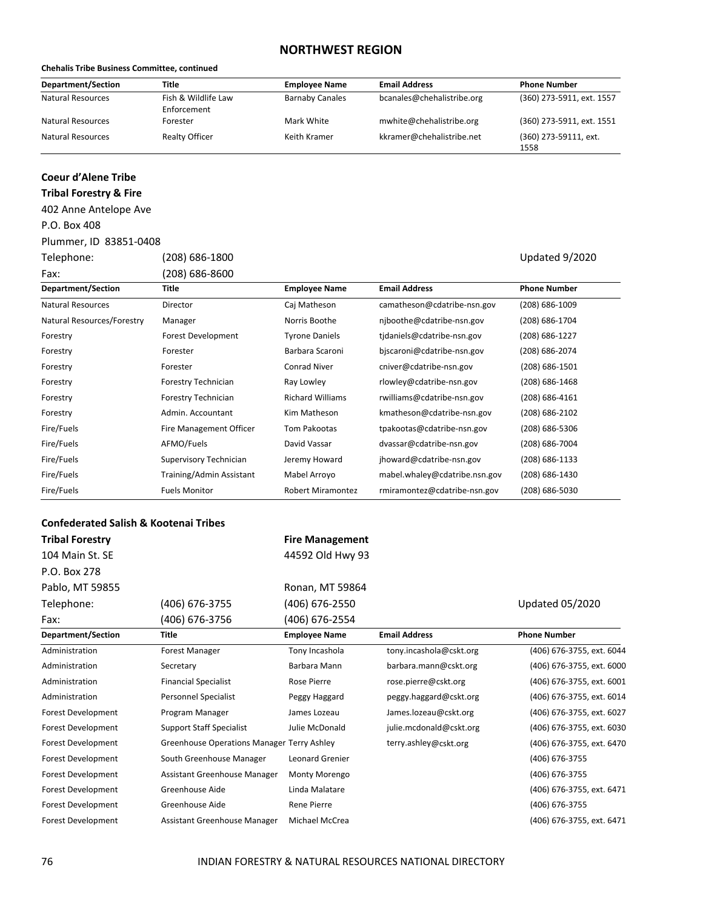## NORTHWEST REGION

**Chehalis Tribe Business Committee, continued**

| Department/Section | Title | Employee Name | Email Address | Phone Number |
|---|---|---|---|---|
| Natural Resources | Fish & Wildlife Law Enforcement | Barnaby Canales | bcanales@chehalistribe.org | (360) 273-5911, ext. 1557 |
| Natural Resources | Forester | Mark White | mwhite@chehalistribe.org | (360) 273-5911, ext. 1551 |
| Natural Resources | Realty Officer | Keith Kramer | kkramer@chehalistribe.net | (360) 273-59111, ext. 1558 |

### Coeur d'Alene Tribe

**Tribal Forestry & Fire**

402 Anne Antelope Ave
P.O. Box 408
Plummer, ID 83851-0408
Telephone: (208) 686-1800
Fax: (208) 686-8600

Updated 9/2020

| Department/Section | Title | Employee Name | Email Address | Phone Number |
|---|---|---|---|---|
| Natural Resources | Director | Caj Matheson | camatheson@cdatribe-nsn.gov | (208) 686-1009 |
| Natural Resources/Forestry | Manager | Norris Boothe | njboothe@cdatribe-nsn.gov | (208) 686-1704 |
| Forestry | Forest Development | Tyrone Daniels | tjdaniels@cdatribe-nsn.gov | (208) 686-1227 |
| Forestry | Forester | Barbara Scaroni | bjscaroni@cdatribe-nsn.gov | (208) 686-2074 |
| Forestry | Forester | Conrad Niver | cniver@cdatribe-nsn.gov | (208) 686-1501 |
| Forestry | Forestry Technician | Ray Lowley | rlowley@cdatribe-nsn.gov | (208) 686-1468 |
| Forestry | Forestry Technician | Richard Williams | rwilliams@cdatribe-nsn.gov | (208) 686-4161 |
| Forestry | Admin. Accountant | Kim Matheson | kmatheson@cdatribe-nsn.gov | (208) 686-2102 |
| Fire/Fuels | Fire Management Officer | Tom Pakootas | tpakootas@cdatribe-nsn.gov | (208) 686-5306 |
| Fire/Fuels | AFMO/Fuels | David Vassar | dvassar@cdatribe-nsn.gov | (208) 686-7004 |
| Fire/Fuels | Supervisory Technician | Jeremy Howard | jhoward@cdatribe-nsn.gov | (208) 686-1133 |
| Fire/Fuels | Training/Admin Assistant | Mabel Arroyo | mabel.whaley@cdatribe.nsn.gov | (208) 686-1430 |
| Fire/Fuels | Fuels Monitor | Robert Miramontez | rmiramontez@cdatribe-nsn.gov | (208) 686-5030 |

### Confederated Salish & Kootenai Tribes

**Tribal Forestry**
104 Main St. SE
P.O. Box 278
Pablo, MT 59855
Telephone: (406) 676-3755
Fax: (406) 676-3756

**Fire Management**
44592 Old Hwy 93
Ronan, MT 59864
Telephone: (406) 676-2550
Fax: (406) 676-2554

Updated 05/2020

| Department/Section | Title | Employee Name | Email Address | Phone Number |
|---|---|---|---|---|
| Administration | Forest Manager | Tony Incashola | tony.incashola@cskt.org | (406) 676-3755, ext. 6044 |
| Administration | Secretary | Barbara Mann | barbara.mann@cskt.org | (406) 676-3755, ext. 6000 |
| Administration | Financial Specialist | Rose Pierre | rose.pierre@cskt.org | (406) 676-3755, ext. 6001 |
| Administration | Personnel Specialist | Peggy Haggard | peggy.haggard@cskt.org | (406) 676-3755, ext. 6014 |
| Forest Development | Program Manager | James Lozeau | James.lozeau@cskt.org | (406) 676-3755, ext. 6027 |
| Forest Development | Support Staff Specialist | Julie McDonald | julie.mcdonald@cskt.org | (406) 676-3755, ext. 6030 |
| Forest Development | Greenhouse Operations Manager | Terry Ashley | terry.ashley@cskt.org | (406) 676-3755, ext. 6470 |
| Forest Development | South Greenhouse Manager | Leonard Grenier | | (406) 676-3755 |
| Forest Development | Assistant Greenhouse Manager | Monty Morengo | | (406) 676-3755 |
| Forest Development | Greenhouse Aide | Linda Malatare | | (406) 676-3755, ext. 6471 |
| Forest Development | Greenhouse Aide | Rene Pierre | | (406) 676-3755 |
| Forest Development | Assistant Greenhouse Manager | Michael McCrea | | (406) 676-3755, ext. 6471 |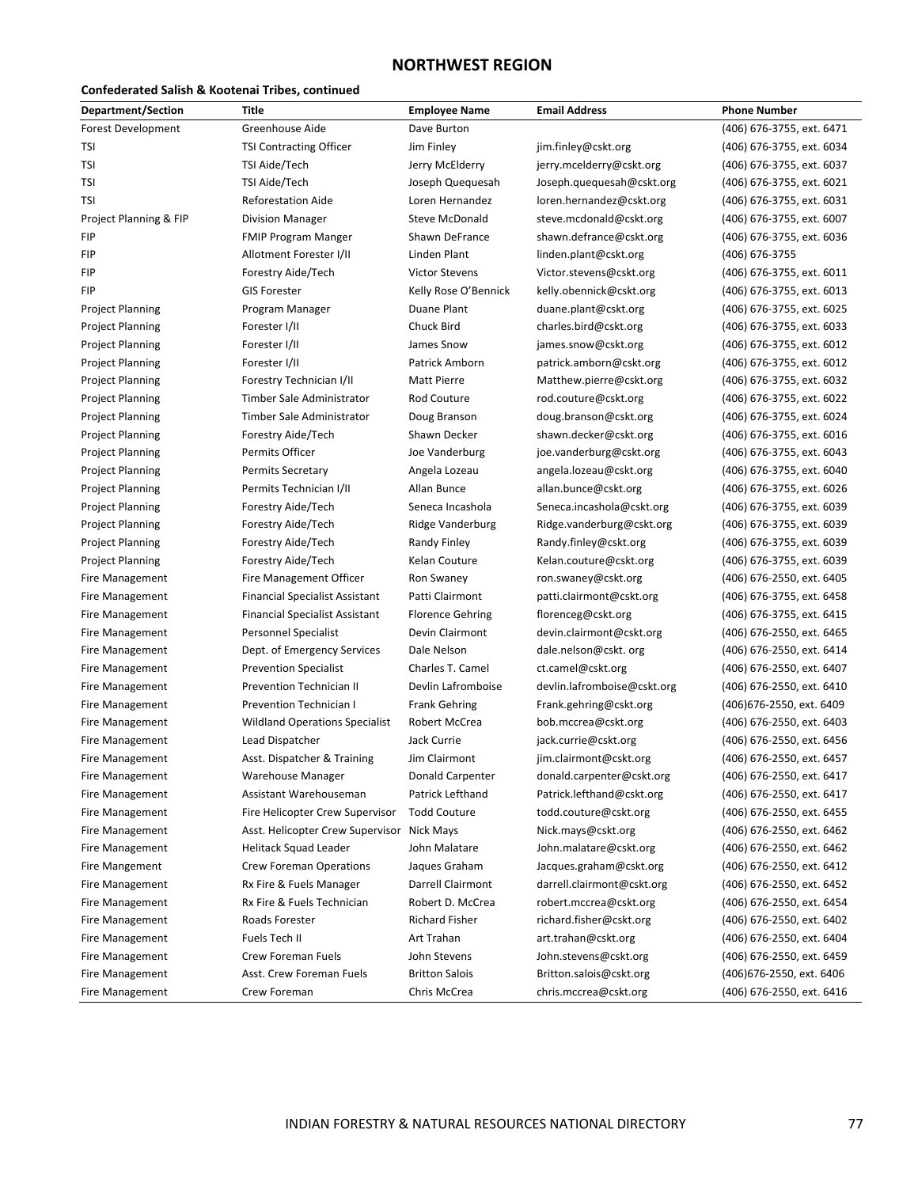# NORTHWEST REGION

**Confederated Salish & Kootenai Tribes, continued**

| Department/Section | Title | Employee Name | Email Address | Phone Number |
|---|---|---|---|---|
| Forest Development | Greenhouse Aide | Dave Burton | | (406) 676-3755, ext. 6471 |
| TSI | TSI Contracting Officer | Jim Finley | jim.finley@cskt.org | (406) 676-3755, ext. 6034 |
| TSI | TSI Aide/Tech | Jerry McElderry | jerry.mcelderry@cskt.org | (406) 676-3755, ext. 6037 |
| TSI | TSI Aide/Tech | Joseph Quequesah | Joseph.quequesah@cskt.org | (406) 676-3755, ext. 6021 |
| TSI | Reforestation Aide | Loren Hernandez | loren.hernandez@cskt.org | (406) 676-3755, ext. 6031 |
| Project Planning & FIP | Division Manager | Steve McDonald | steve.mcdonald@cskt.org | (406) 676-3755, ext. 6007 |
| FIP | FMIP Program Manger | Shawn DeFrance | shawn.defrance@cskt.org | (406) 676-3755, ext. 6036 |
| FIP | Allotment Forester I/II | Linden Plant | linden.plant@cskt.org | (406) 676-3755 |
| FIP | Forestry Aide/Tech | Victor Stevens | Victor.stevens@cskt.org | (406) 676-3755, ext. 6011 |
| FIP | GIS Forester | Kelly Rose O'Bennick | kelly.obennick@cskt.org | (406) 676-3755, ext. 6013 |
| Project Planning | Program Manager | Duane Plant | duane.plant@cskt.org | (406) 676-3755, ext. 6025 |
| Project Planning | Forester I/II | Chuck Bird | charles.bird@cskt.org | (406) 676-3755, ext. 6033 |
| Project Planning | Forester I/II | James Snow | james.snow@cskt.org | (406) 676-3755, ext. 6012 |
| Project Planning | Forester I/II | Patrick Amborn | patrick.amborn@cskt.org | (406) 676-3755, ext. 6012 |
| Project Planning | Forestry Technician I/II | Matt Pierre | Matthew.pierre@cskt.org | (406) 676-3755, ext. 6032 |
| Project Planning | Timber Sale Administrator | Rod Couture | rod.couture@cskt.org | (406) 676-3755, ext. 6022 |
| Project Planning | Timber Sale Administrator | Doug Branson | doug.branson@cskt.org | (406) 676-3755, ext. 6024 |
| Project Planning | Forestry Aide/Tech | Shawn Decker | shawn.decker@cskt.org | (406) 676-3755, ext. 6016 |
| Project Planning | Permits Officer | Joe Vanderburg | joe.vanderburg@cskt.org | (406) 676-3755, ext. 6043 |
| Project Planning | Permits Secretary | Angela Lozeau | angela.lozeau@cskt.org | (406) 676-3755, ext. 6040 |
| Project Planning | Permits Technician I/II | Allan Bunce | allan.bunce@cskt.org | (406) 676-3755, ext. 6026 |
| Project Planning | Forestry Aide/Tech | Seneca Incashola | Seneca.incashola@cskt.org | (406) 676-3755, ext. 6039 |
| Project Planning | Forestry Aide/Tech | Ridge Vanderburg | Ridge.vanderburg@cskt.org | (406) 676-3755, ext. 6039 |
| Project Planning | Forestry Aide/Tech | Randy Finley | Randy.finley@cskt.org | (406) 676-3755, ext. 6039 |
| Project Planning | Forestry Aide/Tech | Kelan Couture | Kelan.couture@cskt.org | (406) 676-3755, ext. 6039 |
| Fire Management | Fire Management Officer | Ron Swaney | ron.swaney@cskt.org | (406) 676-2550, ext. 6405 |
| Fire Management | Financial Specialist Assistant | Patti Clairmont | patti.clairmont@cskt.org | (406) 676-3755, ext. 6458 |
| Fire Management | Financial Specialist Assistant | Florence Gehring | florenceg@cskt.org | (406) 676-3755, ext. 6415 |
| Fire Management | Personnel Specialist | Devin Clairmont | devin.clairmont@cskt.org | (406) 676-2550, ext. 6465 |
| Fire Management | Dept. of Emergency Services | Dale Nelson | dale.nelson@cskt. org | (406) 676-2550, ext. 6414 |
| Fire Management | Prevention Specialist | Charles T. Camel | ct.camel@cskt.org | (406) 676-2550, ext. 6407 |
| Fire Management | Prevention Technician II | Devlin Lafromboise | devlin.lafromboise@cskt.org | (406) 676-2550, ext. 6410 |
| Fire Management | Prevention Technician I | Frank Gehring | Frank.gehring@cskt.org | (406)676-2550, ext. 6409 |
| Fire Management | Wildland Operations Specialist | Robert McCrea | bob.mccrea@cskt.org | (406) 676-2550, ext. 6403 |
| Fire Management | Lead Dispatcher | Jack Currie | jack.currie@cskt.org | (406) 676-2550, ext. 6456 |
| Fire Management | Asst. Dispatcher & Training | Jim Clairmont | jim.clairmont@cskt.org | (406) 676-2550, ext. 6457 |
| Fire Management | Warehouse Manager | Donald Carpenter | donald.carpenter@cskt.org | (406) 676-2550, ext. 6417 |
| Fire Management | Assistant Warehouseman | Patrick Lefthand | Patrick.lefthand@cskt.org | (406) 676-2550, ext. 6417 |
| Fire Management | Fire Helicopter Crew Supervisor | Todd Couture | todd.couture@cskt.org | (406) 676-2550, ext. 6455 |
| Fire Management | Asst. Helicopter Crew Supervisor | Nick Mays | Nick.mays@cskt.org | (406) 676-2550, ext. 6462 |
| Fire Management | Helitack Squad Leader | John Malatare | John.malatare@cskt.org | (406) 676-2550, ext. 6462 |
| Fire Mangement | Crew Foreman Operations | Jaques Graham | Jacques.graham@cskt.org | (406) 676-2550, ext. 6412 |
| Fire Management | Rx Fire & Fuels Manager | Darrell Clairmont | darrell.clairmont@cskt.org | (406) 676-2550, ext. 6452 |
| Fire Management | Rx Fire & Fuels Technician | Robert D. McCrea | robert.mccrea@cskt.org | (406) 676-2550, ext. 6454 |
| Fire Management | Roads Forester | Richard Fisher | richard.fisher@cskt.org | (406) 676-2550, ext. 6402 |
| Fire Management | Fuels Tech II | Art Trahan | art.trahan@cskt.org | (406) 676-2550, ext. 6404 |
| Fire Management | Crew Foreman Fuels | John Stevens | John.stevens@cskt.org | (406) 676-2550, ext. 6459 |
| Fire Management | Asst. Crew Foreman Fuels | Britton Salois | Britton.salois@cskt.org | (406)676-2550, ext. 6406 |
| Fire Management | Crew Foreman | Chris McCrea | chris.mccrea@cskt.org | (406) 676-2550, ext. 6416 |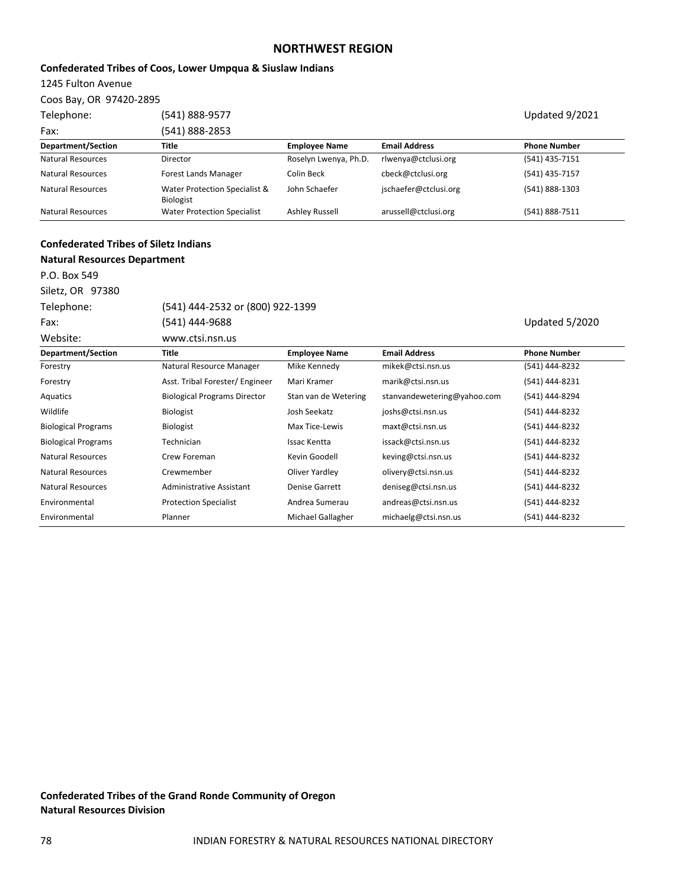## NORTHWEST REGION

**Confederated Tribes of Coos, Lower Umpqua & Siuslaw Indians**

1245 Fulton Avenue

Coos Bay, OR 97420-2895

Telephone: (541) 888-9577

Updated 9/2021

Fax: (541) 888-2853

| Department/Section | Title | Employee Name | Email Address | Phone Number |
|---|---|---|---|---|
| Natural Resources | Director | Roselyn Lwenya, Ph.D. | rlwenya@ctclusi.org | (541) 435-7151 |
| Natural Resources | Forest Lands Manager | Colin Beck | cbeck@ctclusi.org | (541) 435-7157 |
| Natural Resources | Water Protection Specialist & Biologist | John Schaefer | jschaefer@ctclusi.org | (541) 888-1303 |
| Natural Resources | Water Protection Specialist | Ashley Russell | arussell@ctclusi.org | (541) 888-7511 |

**Confederated Tribes of Siletz Indians**

**Natural Resources Department**

P.O. Box 549

Siletz, OR 97380

Telephone: (541) 444-2532 or (800) 922-1399

Fax: (541) 444-9688

Updated 5/2020

Website: www.ctsi.nsn.us

| Department/Section | Title | Employee Name | Email Address | Phone Number |
|---|---|---|---|---|
| Forestry | Natural Resource Manager | Mike Kennedy | mikek@ctsi.nsn.us | (541) 444-8232 |
| Forestry | Asst. Tribal Forester/ Engineer | Mari Kramer | marik@ctsi.nsn.us | (541) 444-8231 |
| Aquatics | Biological Programs Director | Stan van de Wetering | stanvandewetering@yahoo.com | (541) 444-8294 |
| Wildlife | Biologist | Josh Seekatz | joshs@ctsi.nsn.us | (541) 444-8232 |
| Biological Programs | Biologist | Max Tice-Lewis | maxt@ctsi.nsn.us | (541) 444-8232 |
| Biological Programs | Technician | Issac Kentta | issack@ctsi.nsn.us | (541) 444-8232 |
| Natural Resources | Crew Foreman | Kevin Goodell | keving@ctsi.nsn.us | (541) 444-8232 |
| Natural Resources | Crewmember | Oliver Yardley | olivery@ctsi.nsn.us | (541) 444-8232 |
| Natural Resources | Administrative Assistant | Denise Garrett | deniseg@ctsi.nsn.us | (541) 444-8232 |
| Environmental | Protection Specialist | Andrea Sumerau | andreas@ctsi.nsn.us | (541) 444-8232 |
| Environmental | Planner | Michael Gallagher | michaelg@ctsi.nsn.us | (541) 444-8232 |

**Confederated Tribes of the Grand Ronde Community of Oregon**

**Natural Resources Division**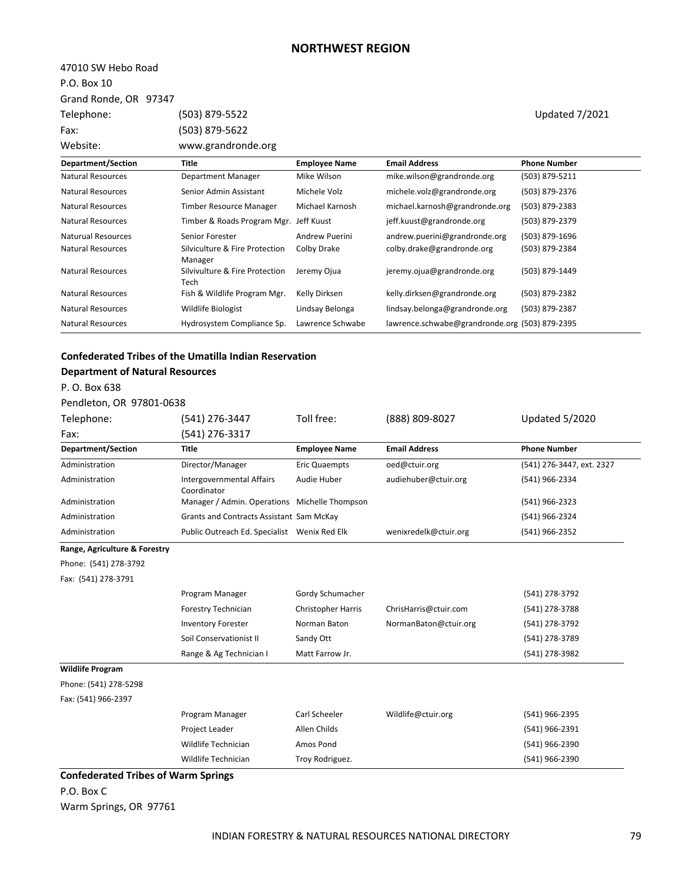## NORTHWEST REGION

47010 SW Hebo Road
P.O. Box 10
Grand Ronde, OR 97347

Telephone: (503) 879-5522 Updated 7/2021
Fax: (503) 879-5622
Website: www.grandronde.org

| Department/Section | Title | Employee Name | Email Address | Phone Number |
|---|---|---|---|---|
| Natural Resources | Department Manager | Mike Wilson | mike.wilson@grandronde.org | (503) 879-5211 |
| Natural Resources | Senior Admin Assistant | Michele Volz | michele.volz@grandronde.org | (503) 879-2376 |
| Natural Resources | Timber Resource Manager | Michael Karnosh | michael.karnosh@grandronde.org | (503) 879-2383 |
| Natural Resources | Timber & Roads Program Mgr. | Jeff Kuust | jeff.kuust@grandronde.org | (503) 879-2379 |
| Naturual Resources | Senior Forester | Andrew Puerini | andrew.puerini@grandronde.org | (503) 879-1696 |
| Natural Resources | Silviculture & Fire Protection Manager | Colby Drake | colby.drake@grandronde.org | (503) 879-2384 |
| Natural Resources | Silvivulture & Fire Protection Tech | Jeremy Ojua | jeremy.ojua@grandronde.org | (503) 879-1449 |
| Natural Resources | Fish & Wildlife Program Mgr. | Kelly Dirksen | kelly.dirksen@grandronde.org | (503) 879-2382 |
| Natural Resources | Wildlife Biologist | Lindsay Belonga | lindsay.belonga@grandronde.org | (503) 879-2387 |
| Natural Resources | Hydrosystem Compliance Sp. | Lawrence Schwabe | lawrence.schwabe@grandronde.org | (503) 879-2395 |

### Confederated Tribes of the Umatilla Indian Reservation

### Department of Natural Resources

P. O. Box 638
Pendleton, OR 97801-0638

Telephone: (541) 276-3447 Toll free: (888) 809-8027 Updated 5/2020
Fax: (541) 276-3317

| Department/Section | Title | Employee Name | Email Address | Phone Number |
|---|---|---|---|---|
| Administration | Director/Manager | Eric Quaempts | oed@ctuir.org | (541) 276-3447, ext. 2327 |
| Administration | Intergovernmental Affairs Coordinator | Audie Huber | audiehuber@ctuir.org | (541) 966-2334 |
| Administration | Manager / Admin. Operations | Michelle Thompson | | (541) 966-2323 |
| Administration | Grants and Contracts Assistant | Sam McKay | | (541) 966-2324 |
| Administration | Public Outreach Ed. Specialist | Wenix Red Elk | wenixredelk@ctuir.org | (541) 966-2352 |
| **Range, Agriculture & Forestry** | | | | |
| Phone: (541) 278-3792 | | | | |
| Fax: (541) 278-3791 | | | | |
| | Program Manager | Gordy Schumacher | | (541) 278-3792 |
| | Forestry Technician | Christopher Harris | ChrisHarris@ctuir.com | (541) 278-3788 |
| | Inventory Forester | Norman Baton | NormanBaton@ctuir.org | (541) 278-3792 |
| | Soil Conservationist II | Sandy Ott | | (541) 278-3789 |
| | Range & Ag Technician I | Matt Farrow Jr. | | (541) 278-3982 |
| **Wildlife Program** | | | | |
| Phone: (541) 278-5298 | | | | |
| Fax: (541) 966-2397 | | | | |
| | Program Manager | Carl Scheeler | Wildlife@ctuir.org | (541) 966-2395 |
| | Project Leader | Allen Childs | | (541) 966-2391 |
| | Wildlife Technician | Amos Pond | | (541) 966-2390 |
| | Wildlife Technician | Troy Rodriguez. | | (541) 966-2390 |

### Confederated Tribes of Warm Springs

P.O. Box C
Warm Springs, OR 97761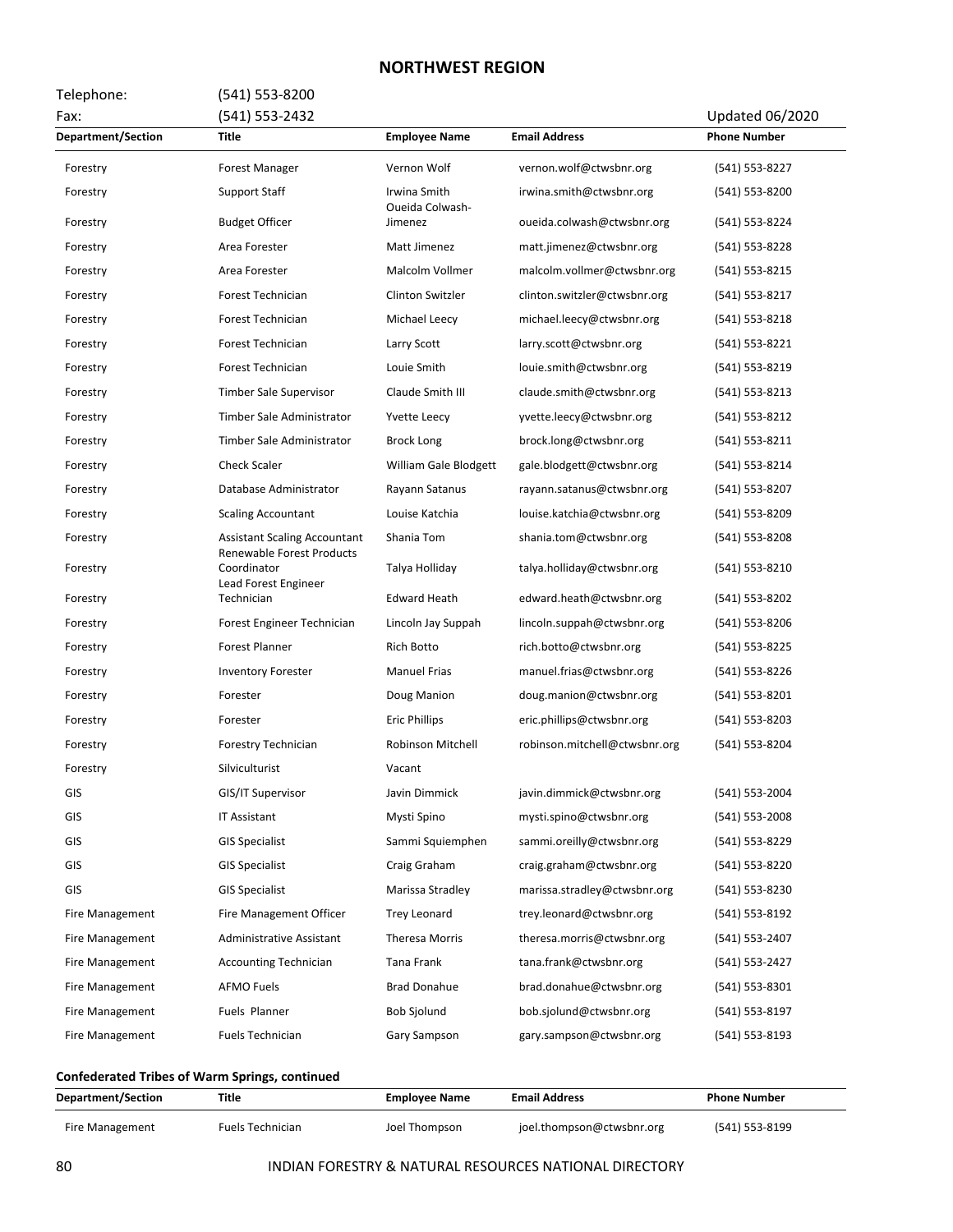## NORTHWEST REGION

Telephone: (541) 553-8200

Fax: (541) 553-2432

Updated 06/2020

| Department/Section | Title | Employee Name | Email Address | Phone Number |
|---|---|---|---|---|
| Forestry | Forest Manager | Vernon Wolf | vernon.wolf@ctwsbnr.org | (541) 553-8227 |
| Forestry | Support Staff | Irwina Smith | irwina.smith@ctwsbnr.org | (541) 553-8200 |
| Forestry | Budget Officer | Oueida Colwash-Jimenez | oueida.colwash@ctwsbnr.org | (541) 553-8224 |
| Forestry | Area Forester | Matt Jimenez | matt.jimenez@ctwsbnr.org | (541) 553-8228 |
| Forestry | Area Forester | Malcolm Vollmer | malcolm.vollmer@ctwsbnr.org | (541) 553-8215 |
| Forestry | Forest Technician | Clinton Switzler | clinton.switzler@ctwsbnr.org | (541) 553-8217 |
| Forestry | Forest Technician | Michael Leecy | michael.leecy@ctwsbnr.org | (541) 553-8218 |
| Forestry | Forest Technician | Larry Scott | larry.scott@ctwsbnr.org | (541) 553-8221 |
| Forestry | Forest Technician | Louie Smith | louie.smith@ctwsbnr.org | (541) 553-8219 |
| Forestry | Timber Sale Supervisor | Claude Smith III | claude.smith@ctwsbnr.org | (541) 553-8213 |
| Forestry | Timber Sale Administrator | Yvette Leecy | yvette.leecy@ctwsbnr.org | (541) 553-8212 |
| Forestry | Timber Sale Administrator | Brock Long | brock.long@ctwsbnr.org | (541) 553-8211 |
| Forestry | Check Scaler | William Gale Blodgett | gale.blodgett@ctwsbnr.org | (541) 553-8214 |
| Forestry | Database Administrator | Rayann Satanus | rayann.satanus@ctwsbnr.org | (541) 553-8207 |
| Forestry | Scaling Accountant | Louise Katchia | louise.katchia@ctwsbnr.org | (541) 553-8209 |
| Forestry | Assistant Scaling Accountant | Shania Tom | shania.tom@ctwsbnr.org | (541) 553-8208 |
| Forestry | Renewable Forest Products Coordinator | Talya Holliday | talya.holliday@ctwsbnr.org | (541) 553-8210 |
| Forestry | Lead Forest Engineer Technician | Edward Heath | edward.heath@ctwsbnr.org | (541) 553-8202 |
| Forestry | Forest Engineer Technician | Lincoln Jay Suppah | lincoln.suppah@ctwsbnr.org | (541) 553-8206 |
| Forestry | Forest Planner | Rich Botto | rich.botto@ctwsbnr.org | (541) 553-8225 |
| Forestry | Inventory Forester | Manuel Frias | manuel.frias@ctwsbnr.org | (541) 553-8226 |
| Forestry | Forester | Doug Manion | doug.manion@ctwsbnr.org | (541) 553-8201 |
| Forestry | Forester | Eric Phillips | eric.phillips@ctwsbnr.org | (541) 553-8203 |
| Forestry | Forestry Technician | Robinson Mitchell | robinson.mitchell@ctwsbnr.org | (541) 553-8204 |
| Forestry | Silviculturist | Vacant | | |
| GIS | GIS/IT Supervisor | Javin Dimmick | javin.dimmick@ctwsbnr.org | (541) 553-2004 |
| GIS | IT Assistant | Mysti Spino | mysti.spino@ctwsbnr.org | (541) 553-2008 |
| GIS | GIS Specialist | Sammi Squiemphen | sammi.oreilly@ctwsbnr.org | (541) 553-8229 |
| GIS | GIS Specialist | Craig Graham | craig.graham@ctwsbnr.org | (541) 553-8220 |
| GIS | GIS Specialist | Marissa Stradley | marissa.stradley@ctwsbnr.org | (541) 553-8230 |
| Fire Management | Fire Management Officer | Trey Leonard | trey.leonard@ctwsbnr.org | (541) 553-8192 |
| Fire Management | Administrative Assistant | Theresa Morris | theresa.morris@ctwsbnr.org | (541) 553-2407 |
| Fire Management | Accounting Technician | Tana Frank | tana.frank@ctwsbnr.org | (541) 553-2427 |
| Fire Management | AFMO Fuels | Brad Donahue | brad.donahue@ctwsbnr.org | (541) 553-8301 |
| Fire Management | Fuels Planner | Bob Sjolund | bob.sjolund@ctwsbnr.org | (541) 553-8197 |
| Fire Management | Fuels Technician | Gary Sampson | gary.sampson@ctwsbnr.org | (541) 553-8193 |

**Confederated Tribes of Warm Springs, continued**

| Department/Section | Title | Employee Name | Email Address | Phone Number |
|---|---|---|---|---|
| Fire Management | Fuels Technician | Joel Thompson | joel.thompson@ctwsbnr.org | (541) 553-8199 |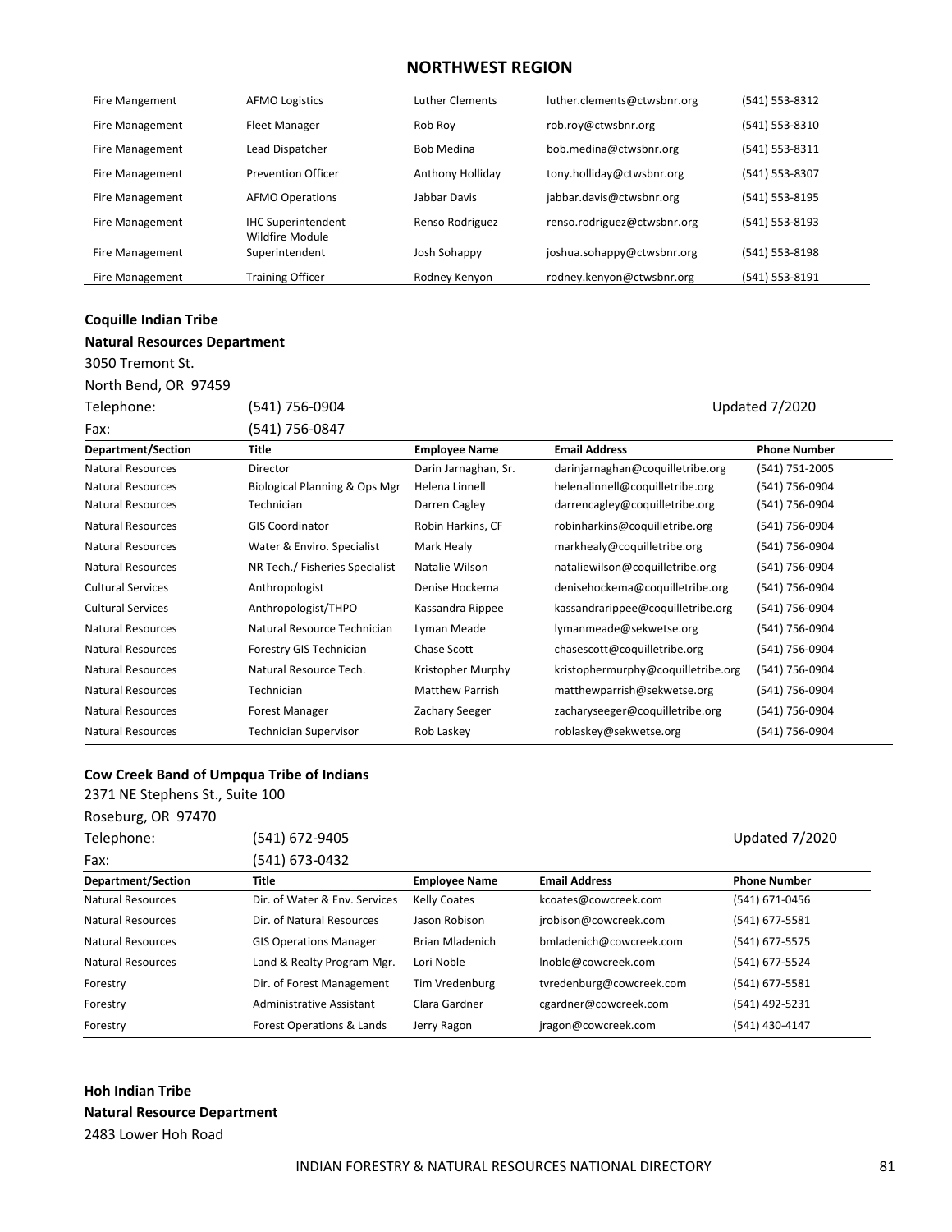## NORTHWEST REGION

| | | | | |
|---|---|---|---|---|
| Fire Mangement | AFMO Logistics | Luther Clements | luther.clements@ctwsbnr.org | (541) 553-8312 |
| Fire Management | Fleet Manager | Rob Roy | rob.roy@ctwsbnr.org | (541) 553-8310 |
| Fire Management | Lead Dispatcher | Bob Medina | bob.medina@ctwsbnr.org | (541) 553-8311 |
| Fire Management | Prevention Officer | Anthony Holliday | tony.holliday@ctwsbnr.org | (541) 553-8307 |
| Fire Management | AFMO Operations | Jabbar Davis | jabbar.davis@ctwsbnr.org | (541) 553-8195 |
| Fire Management | IHC Superintendent Wildfire Module | Renso Rodriguez | renso.rodriguez@ctwsbnr.org | (541) 553-8193 |
| Fire Management | Superintendent | Josh Sohappy | joshua.sohappy@ctwsbnr.org | (541) 553-8198 |
| Fire Management | Training Officer | Rodney Kenyon | rodney.kenyon@ctwsbnr.org | (541) 553-8191 |

**Coquille Indian Tribe**

**Natural Resources Department**

3050 Tremont St.

North Bend, OR 97459

Telephone: (541) 756-0904 Updated 7/2020

Fax: (541) 756-0847

| Department/Section | Title | Employee Name | Email Address | Phone Number |
|---|---|---|---|---|
| Natural Resources | Director | Darin Jarnaghan, Sr. | darinjarnaghan@coquilletribe.org | (541) 751-2005 |
| Natural Resources | Biological Planning & Ops Mgr | Helena Linnell | helenalinnell@coquilletribe.org | (541) 756-0904 |
| Natural Resources | Technician | Darren Cagley | darrencagley@coquilletribe.org | (541) 756-0904 |
| Natural Resources | GIS Coordinator | Robin Harkins, CF | robinharkins@coquilletribe.org | (541) 756-0904 |
| Natural Resources | Water & Enviro. Specialist | Mark Healy | markhealy@coquilletribe.org | (541) 756-0904 |
| Natural Resources | NR Tech./ Fisheries Specialist | Natalie Wilson | nataliewilson@coquilletribe.org | (541) 756-0904 |
| Cultural Services | Anthropologist | Denise Hockema | denisehockema@coquilletribe.org | (541) 756-0904 |
| Cultural Services | Anthropologist/THPO | Kassandra Rippee | kassandrarippee@coquilletribe.org | (541) 756-0904 |
| Natural Resources | Natural Resource Technician | Lyman Meade | lymanmeade@sekwetse.org | (541) 756-0904 |
| Natural Resources | Forestry GIS Technician | Chase Scott | chasescott@coquilletribe.org | (541) 756-0904 |
| Natural Resources | Natural Resource Tech. | Kristopher Murphy | kristophermurphy@coquilletribe.org | (541) 756-0904 |
| Natural Resources | Technician | Matthew Parrish | matthewparrish@sekwetse.org | (541) 756-0904 |
| Natural Resources | Forest Manager | Zachary Seeger | zacharyseeger@coquilletribe.org | (541) 756-0904 |
| Natural Resources | Technician Supervisor | Rob Laskey | roblaskey@sekwetse.org | (541) 756-0904 |

**Cow Creek Band of Umpqua Tribe of Indians**

2371 NE Stephens St., Suite 100

Roseburg, OR 97470

Telephone: (541) 672-9405 Updated 7/2020

Fax: (541) 673-0432

| Department/Section | Title | Employee Name | Email Address | Phone Number |
|---|---|---|---|---|
| Natural Resources | Dir. of Water & Env. Services | Kelly Coates | kcoates@cowcreek.com | (541) 671-0456 |
| Natural Resources | Dir. of Natural Resources | Jason Robison | jrobison@cowcreek.com | (541) 677-5581 |
| Natural Resources | GIS Operations Manager | Brian Mladenich | bmladenich@cowcreek.com | (541) 677-5575 |
| Natural Resources | Land & Realty Program Mgr. | Lori Noble | lnoble@cowcreek.com | (541) 677-5524 |
| Forestry | Dir. of Forest Management | Tim Vredenburg | tvredenburg@cowcreek.com | (541) 677-5581 |
| Forestry | Administrative Assistant | Clara Gardner | cgardner@cowcreek.com | (541) 492-5231 |
| Forestry | Forest Operations & Lands | Jerry Ragon | jragon@cowcreek.com | (541) 430-4147 |

**Hoh Indian Tribe**

**Natural Resource Department**

2483 Lower Hoh Road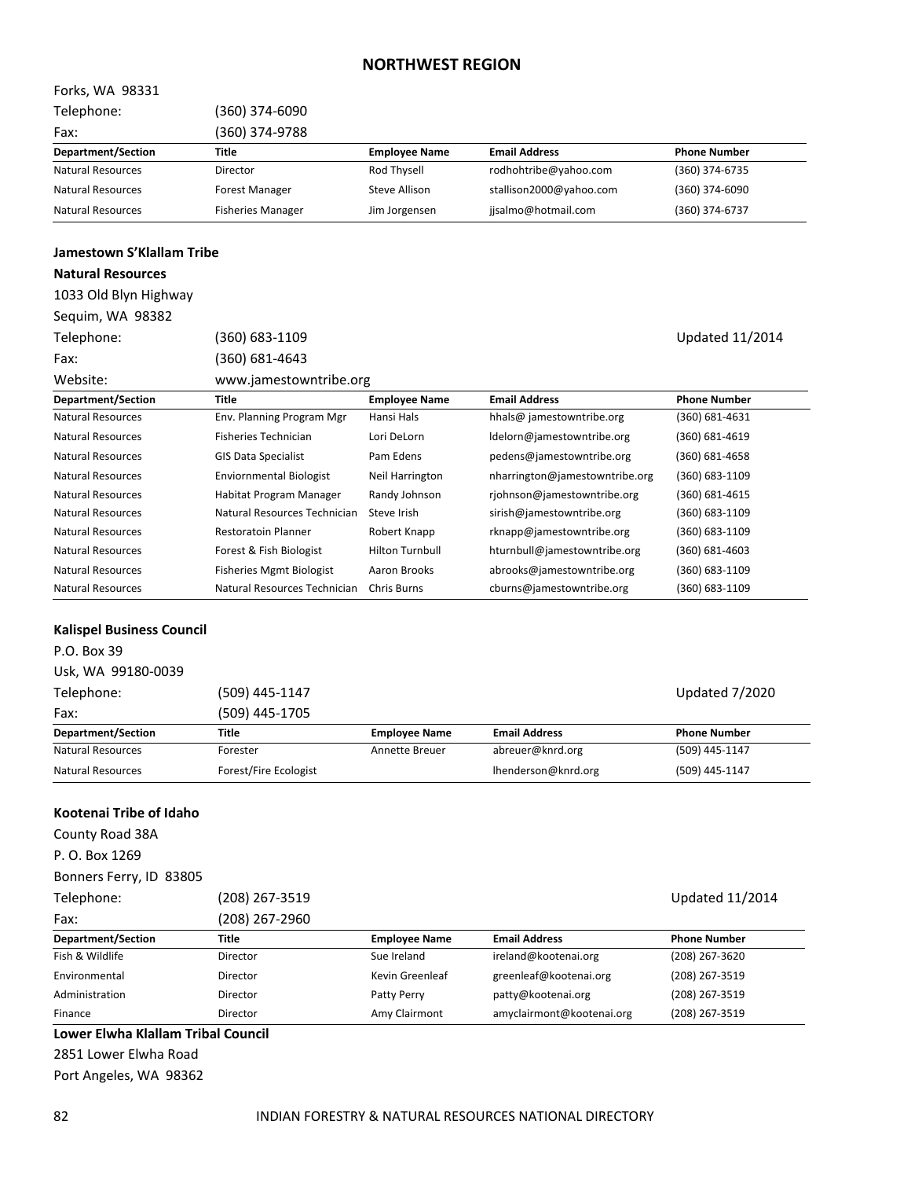## NORTHWEST REGION

Forks, WA 98331

Telephone: (360) 374-6090

Fax: (360) 374-9788

| Department/Section | Title | Employee Name | Email Address | Phone Number |
|---|---|---|---|---|
| Natural Resources | Director | Rod Thysell | rodhohtribe@yahoo.com | (360) 374-6735 |
| Natural Resources | Forest Manager | Steve Allison | stallison2000@yahoo.com | (360) 374-6090 |
| Natural Resources | Fisheries Manager | Jim Jorgensen | jjsalmo@hotmail.com | (360) 374-6737 |

**Jamestown S'Klallam Tribe**

**Natural Resources**

1033 Old Blyn Highway

Sequim, WA 98382

Telephone: (360) 683-1109 Updated 11/2014

Fax: (360) 681-4643

Website: www.jamestowntribe.org

| Department/Section | Title | Employee Name | Email Address | Phone Number |
|---|---|---|---|---|
| Natural Resources | Env. Planning Program Mgr | Hansi Hals | hhals@ jamestowntribe.org | (360) 681-4631 |
| Natural Resources | Fisheries Technician | Lori DeLorn | ldelorn@jamestowntribe.org | (360) 681-4619 |
| Natural Resources | GIS Data Specialist | Pam Edens | pedens@jamestowntribe.org | (360) 681-4658 |
| Natural Resources | Enviornmental Biologist | Neil Harrington | nharrington@jamestowntribe.org | (360) 683-1109 |
| Natural Resources | Habitat Program Manager | Randy Johnson | rjohnson@jamestowntribe.org | (360) 681-4615 |
| Natural Resources | Natural Resources Technician | Steve Irish | sirish@jamestowntribe.org | (360) 683-1109 |
| Natural Resources | Restoratoin Planner | Robert Knapp | rknapp@jamestowntribe.org | (360) 683-1109 |
| Natural Resources | Forest & Fish Biologist | Hilton Turnbull | hturnbull@jamestowntribe.org | (360) 681-4603 |
| Natural Resources | Fisheries Mgmt Biologist | Aaron Brooks | abrooks@jamestowntribe.org | (360) 683-1109 |
| Natural Resources | Natural Resources Technician | Chris Burns | cburns@jamestowntribe.org | (360) 683-1109 |

**Kalispel Business Council**

P.O. Box 39

Usk, WA 99180-0039

Telephone: (509) 445-1147 Updated 7/2020

Fax: (509) 445-1705

| Department/Section | Title | Employee Name | Email Address | Phone Number |
|---|---|---|---|---|
| Natural Resources | Forester | Annette Breuer | abreuer@knrd.org | (509) 445-1147 |
| Natural Resources | Forest/Fire Ecologist | | lhenderson@knrd.org | (509) 445-1147 |

**Kootenai Tribe of Idaho**

County Road 38A

P. O. Box 1269

Bonners Ferry, ID 83805

Telephone: (208) 267-3519 Updated 11/2014

Fax: (208) 267-2960

| Department/Section | Title | Employee Name | Email Address | Phone Number |
|---|---|---|---|---|
| Fish & Wildlife | Director | Sue Ireland | ireland@kootenai.org | (208) 267-3620 |
| Environmental | Director | Kevin Greenleaf | greenleaf@kootenai.org | (208) 267-3519 |
| Administration | Director | Patty Perry | patty@kootenai.org | (208) 267-3519 |
| Finance | Director | Amy Clairmont | amyclairmont@kootenai.org | (208) 267-3519 |

**Lower Elwha Klallam Tribal Council**

2851 Lower Elwha Road

Port Angeles, WA 98362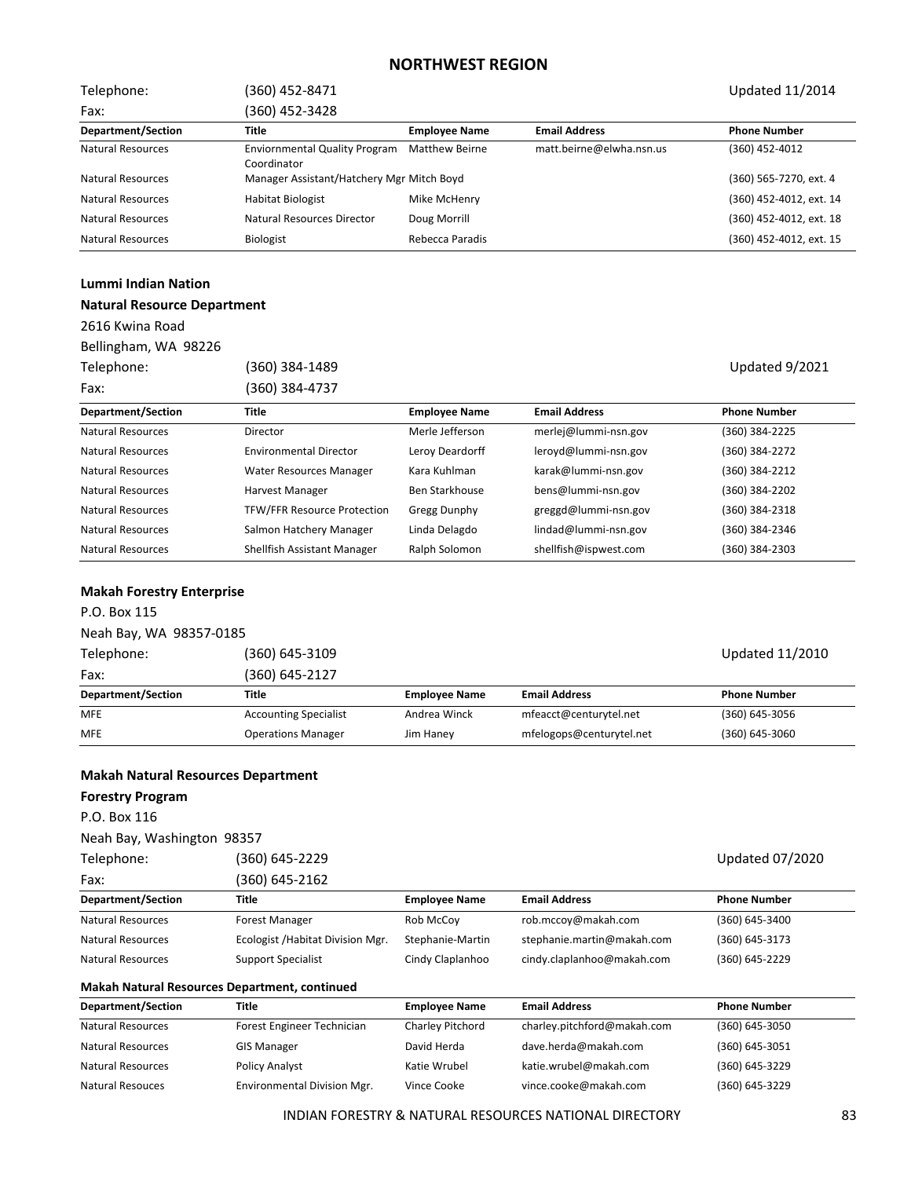## NORTHWEST REGION

| Telephone: | (360) 452-8471 | | | Updated 11/2014 |
|---|---|---|---|---|
| Fax: | (360) 452-3428 | | | |

| Department/Section | Title | Employee Name | Email Address | Phone Number |
|---|---|---|---|---|
| Natural Resources | Enviornmental Quality Program Coordinator | Matthew Beirne | matt.beirne@elwha.nsn.us | (360) 452-4012 |
| Natural Resources | Manager Assistant/Hatchery Mgr | Mitch Boyd | | (360) 565-7270, ext. 4 |
| Natural Resources | Habitat Biologist | Mike McHenry | | (360) 452-4012, ext. 14 |
| Natural Resources | Natural Resources Director | Doug Morrill | | (360) 452-4012, ext. 18 |
| Natural Resources | Biologist | Rebecca Paradis | | (360) 452-4012, ext. 15 |

**Lummi Indian Nation**

**Natural Resource Department**

2616 Kwina Road

Bellingham, WA 98226

| Telephone: | (360) 384-1489 | Updated 9/2021 |
|---|---|---|
| Fax: | (360) 384-4737 | |

| Department/Section | Title | Employee Name | Email Address | Phone Number |
|---|---|---|---|---|
| Natural Resources | Director | Merle Jefferson | merlej@lummi-nsn.gov | (360) 384-2225 |
| Natural Resources | Environmental Director | Leroy Deardorff | leroyd@lummi-nsn.gov | (360) 384-2272 |
| Natural Resources | Water Resources Manager | Kara Kuhlman | karak@lummi-nsn.gov | (360) 384-2212 |
| Natural Resources | Harvest Manager | Ben Starkhouse | bens@lummi-nsn.gov | (360) 384-2202 |
| Natural Resources | TFW/FFR Resource Protection | Gregg Dunphy | greggd@lummi-nsn.gov | (360) 384-2318 |
| Natural Resources | Salmon Hatchery Manager | Linda Delagdo | lindad@lummi-nsn.gov | (360) 384-2346 |
| Natural Resources | Shellfish Assistant Manager | Ralph Solomon | shellfish@ispwest.com | (360) 384-2303 |

**Makah Forestry Enterprise**

P.O. Box 115

Neah Bay, WA 98357-0185

| Telephone: | (360) 645-3109 | Updated 11/2010 |
|---|---|---|
| Fax: | (360) 645-2127 | |

| Department/Section | Title | Employee Name | Email Address | Phone Number |
|---|---|---|---|---|
| MFE | Accounting Specialist | Andrea Winck | mfeacct@centurytel.net | (360) 645-3056 |
| MFE | Operations Manager | Jim Haney | mfelogops@centurytel.net | (360) 645-3060 |

**Makah Natural Resources Department**

**Forestry Program**

P.O. Box 116

Neah Bay, Washington 98357

| Telephone: | (360) 645-2229 | Updated 07/2020 |
|---|---|---|
| Fax: | (360) 645-2162 | |

| Department/Section | Title | Employee Name | Email Address | Phone Number |
|---|---|---|---|---|
| Natural Resources | Forest Manager | Rob McCoy | rob.mccoy@makah.com | (360) 645-3400 |
| Natural Resources | Ecologist /Habitat Division Mgr. | Stephanie-Martin | stephanie.martin@makah.com | (360) 645-3173 |
| Natural Resources | Support Specialist | Cindy Claplanhoo | cindy.claplanhoo@makah.com | (360) 645-2229 |

**Makah Natural Resources Department, continued**

| Department/Section | Title | Employee Name | Email Address | Phone Number |
|---|---|---|---|---|
| Natural Resources | Forest Engineer Technician | Charley Pitchord | charley.pitchford@makah.com | (360) 645-3050 |
| Natural Resources | GIS Manager | David Herda | dave.herda@makah.com | (360) 645-3051 |
| Natural Resources | Policy Analyst | Katie Wrubel | katie.wrubel@makah.com | (360) 645-3229 |
| Natural Resouces | Environmental Division Mgr. | Vince Cooke | vince.cooke@makah.com | (360) 645-3229 |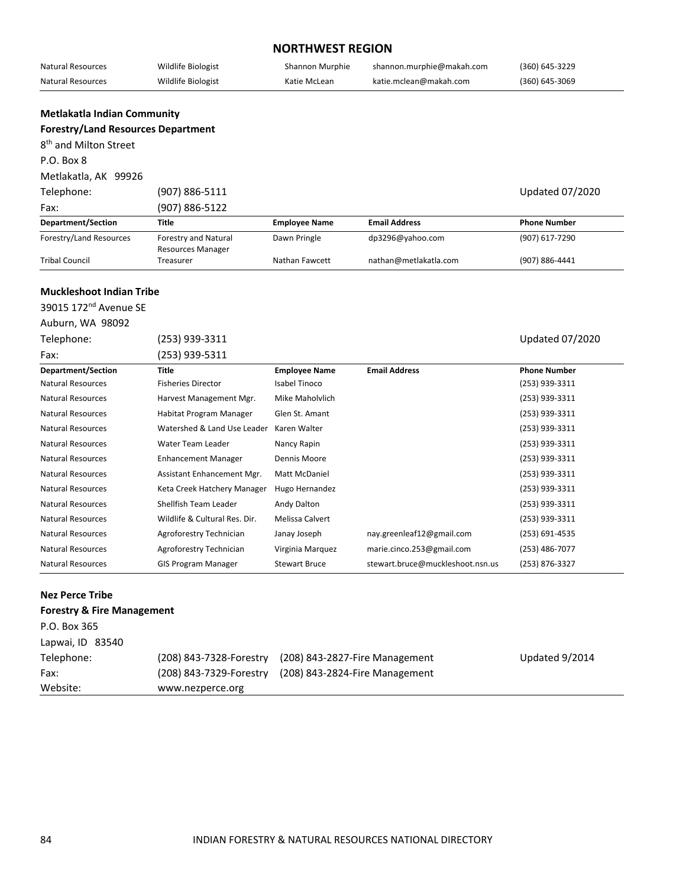## NORTHWEST REGION

| Natural Resources | Wildlife Biologist | Shannon Murphie | shannon.murphie@makah.com | (360) 645-3229 |
|---|---|---|---|---|
| Natural Resources | Wildlife Biologist | Katie McLean | katie.mclean@makah.com | (360) 645-3069 |

**Metlakatla Indian Community**
**Forestry/Land Resources Department**
8th and Milton Street
P.O. Box 8
Metlakatla, AK 99926
Telephone: (907) 886-5111 Updated 07/2020
Fax: (907) 886-5122

| Department/Section | Title | Employee Name | Email Address | Phone Number |
|---|---|---|---|---|
| Forestry/Land Resources | Forestry and Natural Resources Manager | Dawn Pringle | dp3296@yahoo.com | (907) 617-7290 |
| Tribal Council | Treasurer | Nathan Fawcett | nathan@metlakatla.com | (907) 886-4441 |

**Muckleshoot Indian Tribe**
39015 172nd Avenue SE
Auburn, WA 98092
Telephone: (253) 939-3311 Updated 07/2020
Fax: (253) 939-5311

| Department/Section | Title | Employee Name | Email Address | Phone Number |
|---|---|---|---|---|
| Natural Resources | Fisheries Director | Isabel Tinoco | | (253) 939-3311 |
| Natural Resources | Harvest Management Mgr. | Mike Maholvlich | | (253) 939-3311 |
| Natural Resources | Habitat Program Manager | Glen St. Amant | | (253) 939-3311 |
| Natural Resources | Watershed & Land Use Leader | Karen Walter | | (253) 939-3311 |
| Natural Resources | Water Team Leader | Nancy Rapin | | (253) 939-3311 |
| Natural Resources | Enhancement Manager | Dennis Moore | | (253) 939-3311 |
| Natural Resources | Assistant Enhancement Mgr. | Matt McDaniel | | (253) 939-3311 |
| Natural Resources | Keta Creek Hatchery Manager | Hugo Hernandez | | (253) 939-3311 |
| Natural Resources | Shellfish Team Leader | Andy Dalton | | (253) 939-3311 |
| Natural Resources | Wildlife & Cultural Res. Dir. | Melissa Calvert | | (253) 939-3311 |
| Natural Resources | Agroforestry Technician | Janay Joseph | nay.greenleaf12@gmail.com | (253) 691-4535 |
| Natural Resources | Agroforestry Technician | Virginia Marquez | marie.cinco.253@gmail.com | (253) 486-7077 |
| Natural Resources | GIS Program Manager | Stewart Bruce | stewart.bruce@muckleshoot.nsn.us | (253) 876-3327 |

**Nez Perce Tribe**
**Forestry & Fire Management**
P.O. Box 365
Lapwai, ID 83540
Telephone: (208) 843-7328-Forestry (208) 843-2827-Fire Management Updated 9/2014
Fax: (208) 843-7329-Forestry (208) 843-2824-Fire Management
Website: www.nezperce.org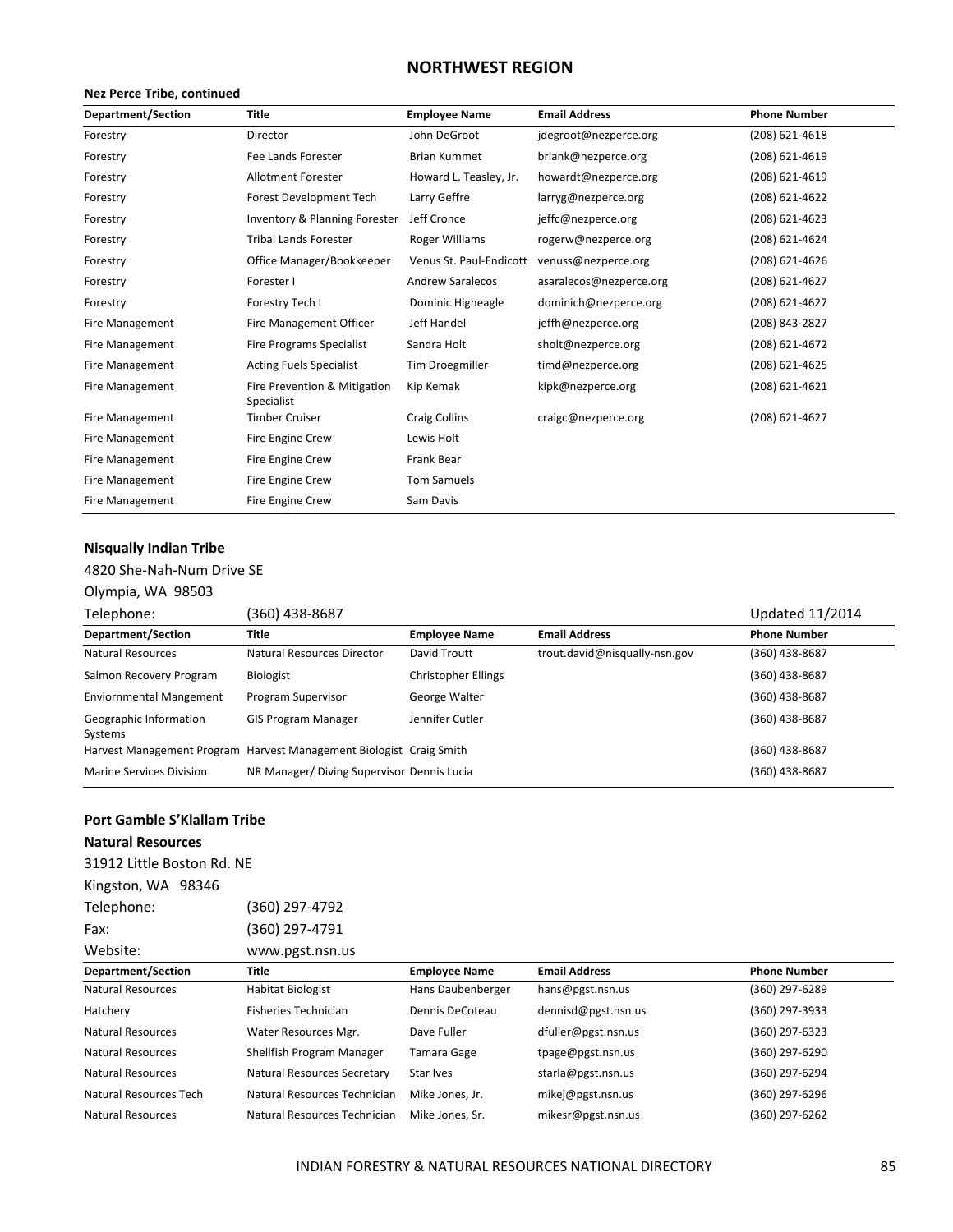## NORTHWEST REGION

**Nez Perce Tribe, continued**

| Department/Section | Title | Employee Name | Email Address | Phone Number |
|---|---|---|---|---|
| Forestry | Director | John DeGroot | jdegroot@nezperce.org | (208) 621-4618 |
| Forestry | Fee Lands Forester | Brian Kummet | briank@nezperce.org | (208) 621-4619 |
| Forestry | Allotment Forester | Howard L. Teasley, Jr. | howardt@nezperce.org | (208) 621-4619 |
| Forestry | Forest Development Tech | Larry Geffre | larryg@nezperce.org | (208) 621-4622 |
| Forestry | Inventory & Planning Forester | Jeff Cronce | jeffc@nezperce.org | (208) 621-4623 |
| Forestry | Tribal Lands Forester | Roger Williams | rogerw@nezperce.org | (208) 621-4624 |
| Forestry | Office Manager/Bookkeeper | Venus St. Paul-Endicott | venuss@nezperce.org | (208) 621-4626 |
| Forestry | Forester I | Andrew Saralecos | asaralecos@nezperce.org | (208) 621-4627 |
| Forestry | Forestry Tech I | Dominic Higheagle | dominich@nezperce.org | (208) 621-4627 |
| Fire Management | Fire Management Officer | Jeff Handel | jeffh@nezperce.org | (208) 843-2827 |
| Fire Management | Fire Programs Specialist | Sandra Holt | sholt@nezperce.org | (208) 621-4672 |
| Fire Management | Acting Fuels Specialist | Tim Droegmiller | timd@nezperce.org | (208) 621-4625 |
| Fire Management | Fire Prevention & Mitigation Specialist | Kip Kemak | kipk@nezperce.org | (208) 621-4621 |
| Fire Management | Timber Cruiser | Craig Collins | craigc@nezperce.org | (208) 621-4627 |
| Fire Management | Fire Engine Crew | Lewis Holt | | |
| Fire Management | Fire Engine Crew | Frank Bear | | |
| Fire Management | Fire Engine Crew | Tom Samuels | | |
| Fire Management | Fire Engine Crew | Sam Davis | | |

**Nisqually Indian Tribe**

4820 She-Nah-Num Drive SE

Olympia, WA 98503

Telephone: (360) 438-8687

Updated 11/2014

| Department/Section | Title | Employee Name | Email Address | Phone Number |
|---|---|---|---|---|
| Natural Resources | Natural Resources Director | David Troutt | trout.david@nisqually-nsn.gov | (360) 438-8687 |
| Salmon Recovery Program | Biologist | Christopher Ellings | | (360) 438-8687 |
| Enviornmental Mangement | Program Supervisor | George Walter | | (360) 438-8687 |
| Geographic Information Systems | GIS Program Manager | Jennifer Cutler | | (360) 438-8687 |
| Harvest Management Program | Harvest Management Biologist | Craig Smith | | (360) 438-8687 |
| Marine Services Division | NR Manager/ Diving Supervisor | Dennis Lucia | | (360) 438-8687 |

**Port Gamble S'Klallam Tribe**

**Natural Resources**

31912 Little Boston Rd. NE

Kingston, WA 98346

Telephone: (360) 297-4792

Fax: (360) 297-4791

Website: www.pgst.nsn.us

| Department/Section | Title | Employee Name | Email Address | Phone Number |
|---|---|---|---|---|
| Natural Resources | Habitat Biologist | Hans Daubenberger | hans@pgst.nsn.us | (360) 297-6289 |
| Hatchery | Fisheries Technician | Dennis DeCoteau | dennisd@pgst.nsn.us | (360) 297-3933 |
| Natural Resources | Water Resources Mgr. | Dave Fuller | dfuller@pgst.nsn.us | (360) 297-6323 |
| Natural Resources | Shellfish Program Manager | Tamara Gage | tpage@pgst.nsn.us | (360) 297-6290 |
| Natural Resources | Natural Resources Secretary | Star Ives | starla@pgst.nsn.us | (360) 297-6294 |
| Natural Resources Tech | Natural Resources Technician | Mike Jones, Jr. | mikej@pgst.nsn.us | (360) 297-6296 |
| Natural Resources | Natural Resources Technician | Mike Jones, Sr. | mikesr@pgst.nsn.us | (360) 297-6262 |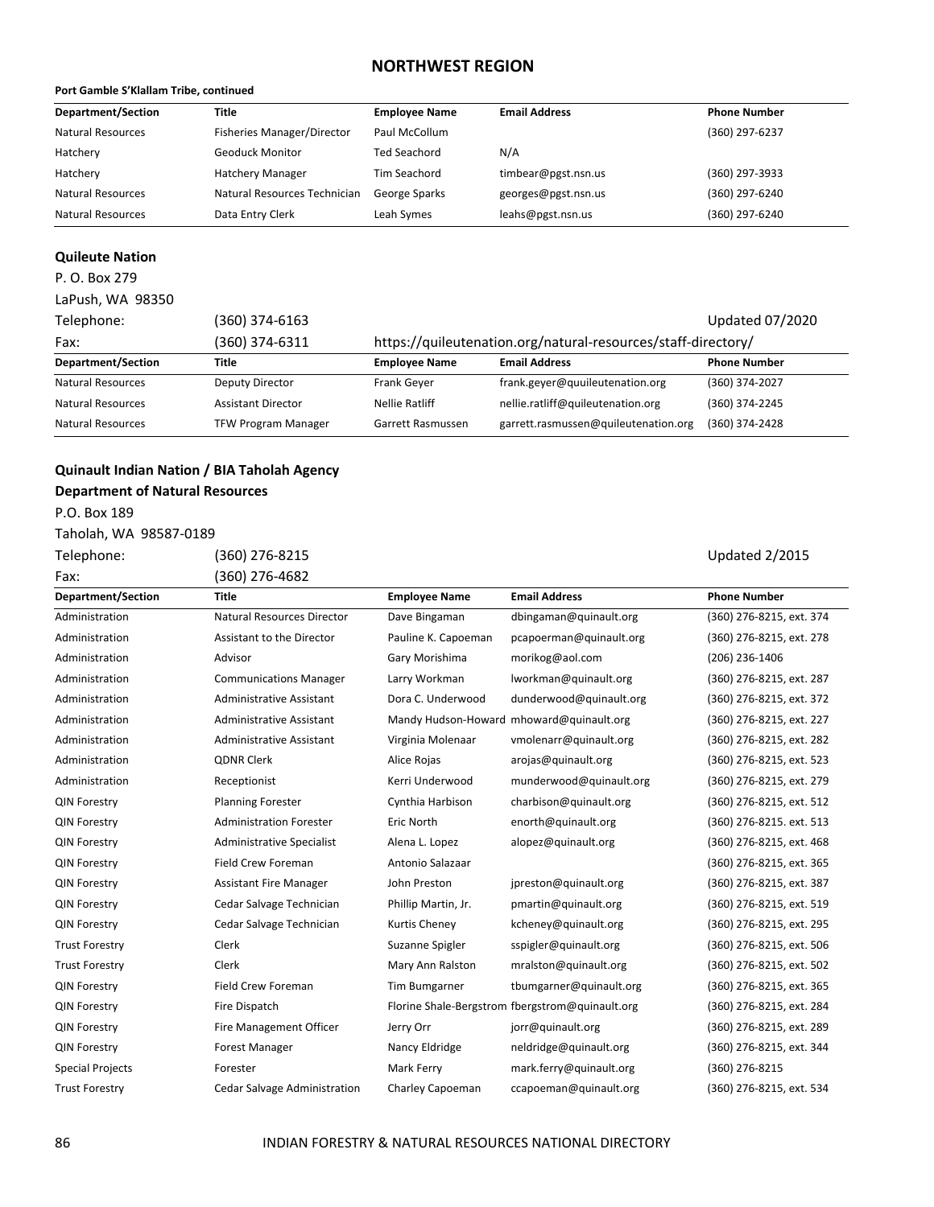## NORTHWEST REGION

**Port Gamble S'Klallam Tribe, continued**

| Department/Section | Title | Employee Name | Email Address | Phone Number |
|---|---|---|---|---|
| Natural Resources | Fisheries Manager/Director | Paul McCollum | | (360) 297-6237 |
| Hatchery | Geoduck Monitor | Ted Seachord | N/A | |
| Hatchery | Hatchery Manager | Tim Seachord | timbear@pgst.nsn.us | (360) 297-3933 |
| Natural Resources | Natural Resources Technician | George Sparks | georges@pgst.nsn.us | (360) 297-6240 |
| Natural Resources | Data Entry Clerk | Leah Symes | leahs@pgst.nsn.us | (360) 297-6240 |

### Quileute Nation

P. O. Box 279
LaPush, WA 98350
Telephone: (360) 374-6163 — Updated 07/2020
Fax: (360) 374-6311 — https://quileutenation.org/natural-resources/staff-directory/

| Department/Section | Title | Employee Name | Email Address | Phone Number |
|---|---|---|---|---|
| Natural Resources | Deputy Director | Frank Geyer | frank.geyer@quuileutenation.org | (360) 374-2027 |
| Natural Resources | Assistant Director | Nellie Ratliff | nellie.ratliff@quileutenation.org | (360) 374-2245 |
| Natural Resources | TFW Program Manager | Garrett Rasmussen | garrett.rasmussen@quileutenation.org | (360) 374-2428 |

### Quinault Indian Nation / BIA Taholah Agency
### Department of Natural Resources

P.O. Box 189
Taholah, WA 98587-0189
Telephone: (360) 276-8215 — Updated 2/2015
Fax: (360) 276-4682

| Department/Section | Title | Employee Name | Email Address | Phone Number |
|---|---|---|---|---|
| Administration | Natural Resources Director | Dave Bingaman | dbingaman@quinault.org | (360) 276-8215, ext. 374 |
| Administration | Assistant to the Director | Pauline K. Capoeman | pcapoerman@quinault.org | (360) 276-8215, ext. 278 |
| Administration | Advisor | Gary Morishima | morikog@aol.com | (206) 236-1406 |
| Administration | Communications Manager | Larry Workman | lworkman@quinault.org | (360) 276-8215, ext. 287 |
| Administration | Administrative Assistant | Dora C. Underwood | dunderwood@quinault.org | (360) 276-8215, ext. 372 |
| Administration | Administrative Assistant | Mandy Hudson-Howard | mhoward@quinault.org | (360) 276-8215, ext. 227 |
| Administration | Administrative Assistant | Virginia Molenaar | vmolenarr@quinault.org | (360) 276-8215, ext. 282 |
| Administration | QDNR Clerk | Alice Rojas | arojas@quinault.org | (360) 276-8215, ext. 523 |
| Administration | Receptionist | Kerri Underwood | munderwood@quinault.org | (360) 276-8215, ext. 279 |
| QIN Forestry | Planning Forester | Cynthia Harbison | charbison@quinault.org | (360) 276-8215, ext. 512 |
| QIN Forestry | Administration Forester | Eric North | enorth@quinault.org | (360) 276-8215. ext. 513 |
| QIN Forestry | Administrative Specialist | Alena L. Lopez | alopez@quinault.org | (360) 276-8215, ext. 468 |
| QIN Forestry | Field Crew Foreman | Antonio Salazaar | | (360) 276-8215, ext. 365 |
| QIN Forestry | Assistant Fire Manager | John Preston | jpreston@quinault.org | (360) 276-8215, ext. 387 |
| QIN Forestry | Cedar Salvage Technician | Phillip Martin, Jr. | pmartin@quinault.org | (360) 276-8215, ext. 519 |
| QIN Forestry | Cedar Salvage Technician | Kurtis Cheney | kcheney@quinault.org | (360) 276-8215, ext. 295 |
| Trust Forestry | Clerk | Suzanne Spigler | sspigler@quinault.org | (360) 276-8215, ext. 506 |
| Trust Forestry | Clerk | Mary Ann Ralston | mralston@quinault.org | (360) 276-8215, ext. 502 |
| QIN Forestry | Field Crew Foreman | Tim Bumgarner | tbumgarner@quinault.org | (360) 276-8215, ext. 365 |
| QIN Forestry | Fire Dispatch | Florine Shale-Bergstrom | fbergstrom@quinault.org | (360) 276-8215, ext. 284 |
| QIN Forestry | Fire Management Officer | Jerry Orr | jorr@quinault.org | (360) 276-8215, ext. 289 |
| QIN Forestry | Forest Manager | Nancy Eldridge | neldridge@quinault.org | (360) 276-8215, ext. 344 |
| Special Projects | Forester | Mark Ferry | mark.ferry@quinault.org | (360) 276-8215 |
| Trust Forestry | Cedar Salvage Administration | Charley Capoeman | ccapoeman@quinault.org | (360) 276-8215, ext. 534 |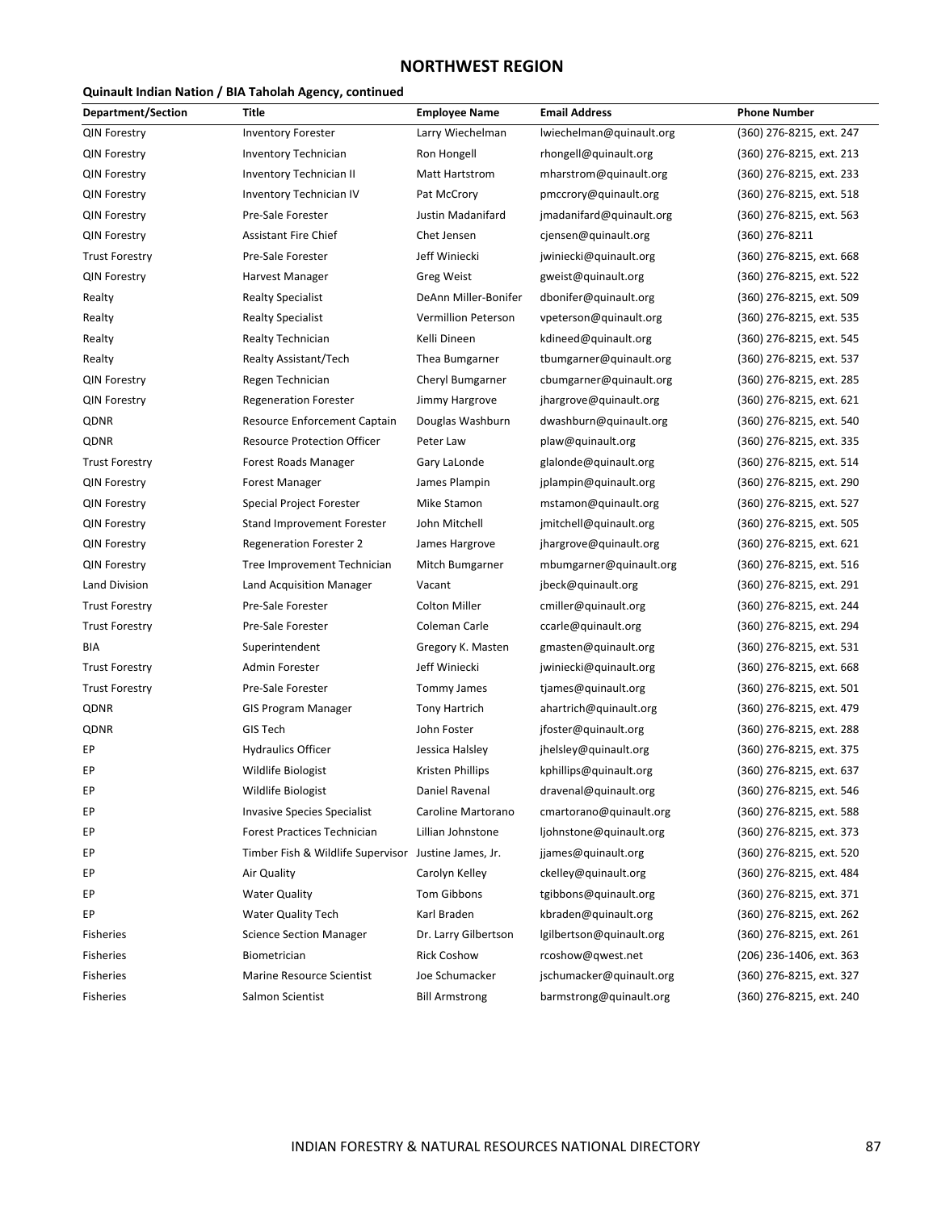## NORTHWEST REGION

**Quinault Indian Nation / BIA Taholah Agency, continued**

| Department/Section | Title | Employee Name | Email Address | Phone Number |
|---|---|---|---|---|
| QIN Forestry | Inventory Forester | Larry Wiechelman | lwiechelman@quinault.org | (360) 276-8215, ext. 247 |
| QIN Forestry | Inventory Technician | Ron Hongell | rhongell@quinault.org | (360) 276-8215, ext. 213 |
| QIN Forestry | Inventory Technician II | Matt Hartstrom | mharstrom@quinault.org | (360) 276-8215, ext. 233 |
| QIN Forestry | Inventory Technician IV | Pat McCrory | pmccrory@quinault.org | (360) 276-8215, ext. 518 |
| QIN Forestry | Pre-Sale Forester | Justin Madanifard | jmadanifard@quinault.org | (360) 276-8215, ext. 563 |
| QIN Forestry | Assistant Fire Chief | Chet Jensen | cjensen@quinault.org | (360) 276-8211 |
| Trust Forestry | Pre-Sale Forester | Jeff Winiecki | jwiniecki@quinault.org | (360) 276-8215, ext. 668 |
| QIN Forestry | Harvest Manager | Greg Weist | gweist@quinault.org | (360) 276-8215, ext. 522 |
| Realty | Realty Specialist | DeAnn Miller-Bonifer | dbonifer@quinault.org | (360) 276-8215, ext. 509 |
| Realty | Realty Specialist | Vermillion Peterson | vpeterson@quinault.org | (360) 276-8215, ext. 535 |
| Realty | Realty Technician | Kelli Dineen | kdineed@quinault.org | (360) 276-8215, ext. 545 |
| Realty | Realty Assistant/Tech | Thea Bumgarner | tbumgarner@quinault.org | (360) 276-8215, ext. 537 |
| QIN Forestry | Regen Technician | Cheryl Bumgarner | cbumgarner@quinault.org | (360) 276-8215, ext. 285 |
| QIN Forestry | Regeneration Forester | Jimmy Hargrove | jhargrove@quinault.org | (360) 276-8215, ext. 621 |
| QDNR | Resource Enforcement Captain | Douglas Washburn | dwashburn@quinault.org | (360) 276-8215, ext. 540 |
| QDNR | Resource Protection Officer | Peter Law | plaw@quinault.org | (360) 276-8215, ext. 335 |
| Trust Forestry | Forest Roads Manager | Gary LaLonde | glalonde@quinault.org | (360) 276-8215, ext. 514 |
| QIN Forestry | Forest Manager | James Plampin | jplampin@quinault.org | (360) 276-8215, ext. 290 |
| QIN Forestry | Special Project Forester | Mike Stamon | mstamon@quinault.org | (360) 276-8215, ext. 527 |
| QIN Forestry | Stand Improvement Forester | John Mitchell | jmitchell@quinault.org | (360) 276-8215, ext. 505 |
| QIN Forestry | Regeneration Forester 2 | James Hargrove | jhargrove@quinault.org | (360) 276-8215, ext. 621 |
| QIN Forestry | Tree Improvement Technician | Mitch Bumgarner | mbumgarner@quinault.org | (360) 276-8215, ext. 516 |
| Land Division | Land Acquisition Manager | Vacant | jbeck@quinault.org | (360) 276-8215, ext. 291 |
| Trust Forestry | Pre-Sale Forester | Colton Miller | cmiller@quinault.org | (360) 276-8215, ext. 244 |
| Trust Forestry | Pre-Sale Forester | Coleman Carle | ccarle@quinault.org | (360) 276-8215, ext. 294 |
| BIA | Superintendent | Gregory K. Masten | gmasten@quinault.org | (360) 276-8215, ext. 531 |
| Trust Forestry | Admin Forester | Jeff Winiecki | jwiniecki@quinault.org | (360) 276-8215, ext. 668 |
| Trust Forestry | Pre-Sale Forester | Tommy James | tjames@quinault.org | (360) 276-8215, ext. 501 |
| QDNR | GIS Program Manager | Tony Hartrich | ahartrich@quinault.org | (360) 276-8215, ext. 479 |
| QDNR | GIS Tech | John Foster | jfoster@quinault.org | (360) 276-8215, ext. 288 |
| EP | Hydraulics Officer | Jessica Halsley | jhelsley@quinault.org | (360) 276-8215, ext. 375 |
| EP | Wildlife Biologist | Kristen Phillips | kphillips@quinault.org | (360) 276-8215, ext. 637 |
| EP | Wildlife Biologist | Daniel Ravenal | dravenal@quinault.org | (360) 276-8215, ext. 546 |
| EP | Invasive Species Specialist | Caroline Martorano | cmartorano@quinault.org | (360) 276-8215, ext. 588 |
| EP | Forest Practices Technician | Lillian Johnstone | ljohnstone@quinault.org | (360) 276-8215, ext. 373 |
| EP | Timber Fish & Wildlife Supervisor | Justine James, Jr. | jjames@quinault.org | (360) 276-8215, ext. 520 |
| EP | Air Quality | Carolyn Kelley | ckelley@quinault.org | (360) 276-8215, ext. 484 |
| EP | Water Quality | Tom Gibbons | tgibbons@quinault.org | (360) 276-8215, ext. 371 |
| EP | Water Quality Tech | Karl Braden | kbraden@quinault.org | (360) 276-8215, ext. 262 |
| Fisheries | Science Section Manager | Dr. Larry Gilbertson | lgilbertson@quinault.org | (360) 276-8215, ext. 261 |
| Fisheries | Biometrician | Rick Coshow | rcoshow@qwest.net | (206) 236-1406, ext. 363 |
| Fisheries | Marine Resource Scientist | Joe Schumacker | jschumacker@quinault.org | (360) 276-8215, ext. 327 |
| Fisheries | Salmon Scientist | Bill Armstrong | barmstrong@quinault.org | (360) 276-8215, ext. 240 |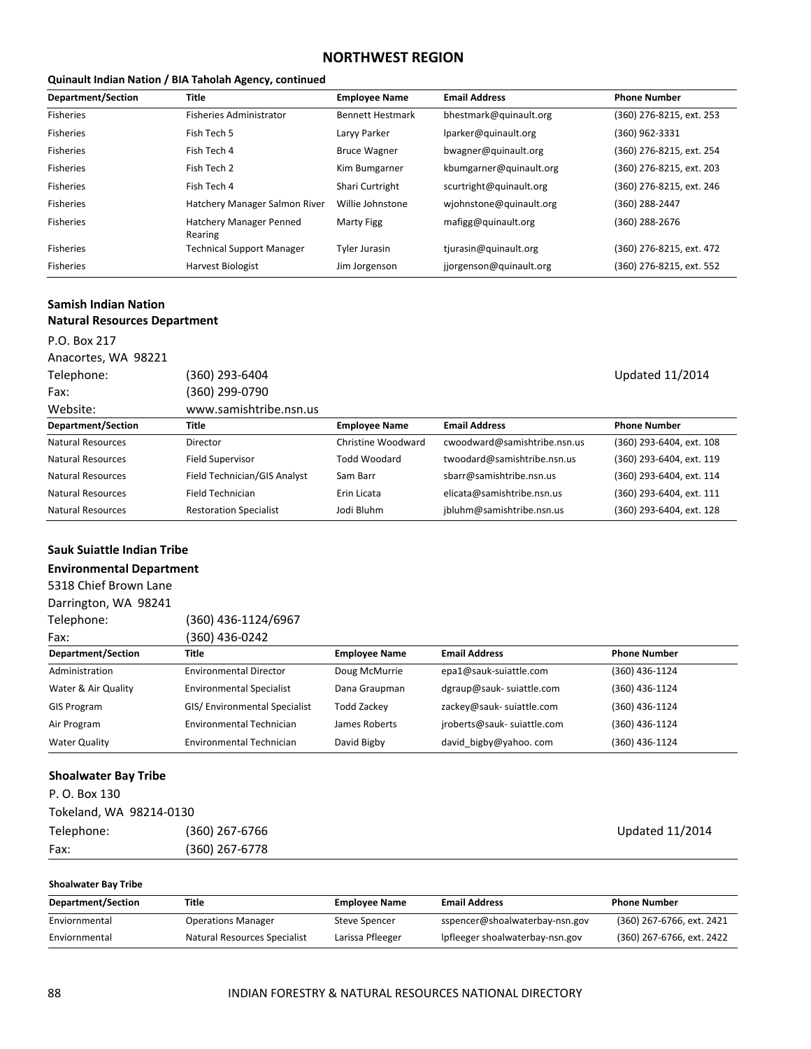## NORTHWEST REGION

**Quinault Indian Nation / BIA Taholah Agency, continued**

| Department/Section | Title | Employee Name | Email Address | Phone Number |
|---|---|---|---|---|
| Fisheries | Fisheries Administrator | Bennett Hestmark | bhestmark@quinault.org | (360) 276-8215, ext. 253 |
| Fisheries | Fish Tech 5 | Laryy Parker | lparker@quinault.org | (360) 962-3331 |
| Fisheries | Fish Tech 4 | Bruce Wagner | bwagner@quinault.org | (360) 276-8215, ext. 254 |
| Fisheries | Fish Tech 2 | Kim Bumgarner | kbumgarner@quinault.org | (360) 276-8215, ext. 203 |
| Fisheries | Fish Tech 4 | Shari Curtright | scurtright@quinault.org | (360) 276-8215, ext. 246 |
| Fisheries | Hatchery Manager Salmon River | Willie Johnstone | wjohnstone@quinault.org | (360) 288-2447 |
| Fisheries | Hatchery Manager Penned Rearing | Marty Figg | mafigg@quinault.org | (360) 288-2676 |
| Fisheries | Technical Support Manager | Tyler Jurasin | tjurasin@quinault.org | (360) 276-8215, ext. 472 |
| Fisheries | Harvest Biologist | Jim Jorgenson | jjorgenson@quinault.org | (360) 276-8215, ext. 552 |

### Samish Indian Nation
### Natural Resources Department

P.O. Box 217
Anacortes, WA 98221
Telephone: (360) 293-6404
Fax: (360) 299-0790
Website: www.samishtribe.nsn.us

Updated 11/2014

| Department/Section | Title | Employee Name | Email Address | Phone Number |
|---|---|---|---|---|
| Natural Resources | Director | Christine Woodward | cwoodward@samishtribe.nsn.us | (360) 293-6404, ext. 108 |
| Natural Resources | Field Supervisor | Todd Woodard | twoodard@samishtribe.nsn.us | (360) 293-6404, ext. 119 |
| Natural Resources | Field Technician/GIS Analyst | Sam Barr | sbarr@samishtribe.nsn.us | (360) 293-6404, ext. 114 |
| Natural Resources | Field Technician | Erin Licata | elicata@samishtribe.nsn.us | (360) 293-6404, ext. 111 |
| Natural Resources | Restoration Specialist | Jodi Bluhm | jbluhm@samishtribe.nsn.us | (360) 293-6404, ext. 128 |

### Sauk Suiattle Indian Tribe
### Environmental Department

5318 Chief Brown Lane
Darrington, WA 98241
Telephone: (360) 436-1124/6967
Fax: (360) 436-0242

| Department/Section | Title | Employee Name | Email Address | Phone Number |
|---|---|---|---|---|
| Administration | Environmental Director | Doug McMurrie | epa1@sauk-suiattle.com | (360) 436-1124 |
| Water & Air Quality | Environmental Specialist | Dana Graupman | dgraup@sauk- suiattle.com | (360) 436-1124 |
| GIS Program | GIS/ Environmental Specialist | Todd Zackey | zackey@sauk- suiattle.com | (360) 436-1124 |
| Air Program | Environmental Technician | James Roberts | jroberts@sauk- suiattle.com | (360) 436-1124 |
| Water Quality | Environmental Technician | David Bigby | david_bigby@yahoo. com | (360) 436-1124 |

### Shoalwater Bay Tribe

P. O. Box 130
Tokeland, WA 98214-0130
Telephone: (360) 267-6766
Fax: (360) 267-6778

Updated 11/2014

**Shoalwater Bay Tribe**

| Department/Section | Title | Employee Name | Email Address | Phone Number |
|---|---|---|---|---|
| Enviornmental | Operations Manager | Steve Spencer | sspencer@shoalwaterbay-nsn.gov | (360) 267-6766, ext. 2421 |
| Enviornmental | Natural Resources Specialist | Larissa Pfleeger | lpfleeger shoalwaterbay-nsn.gov | (360) 267-6766, ext. 2422 |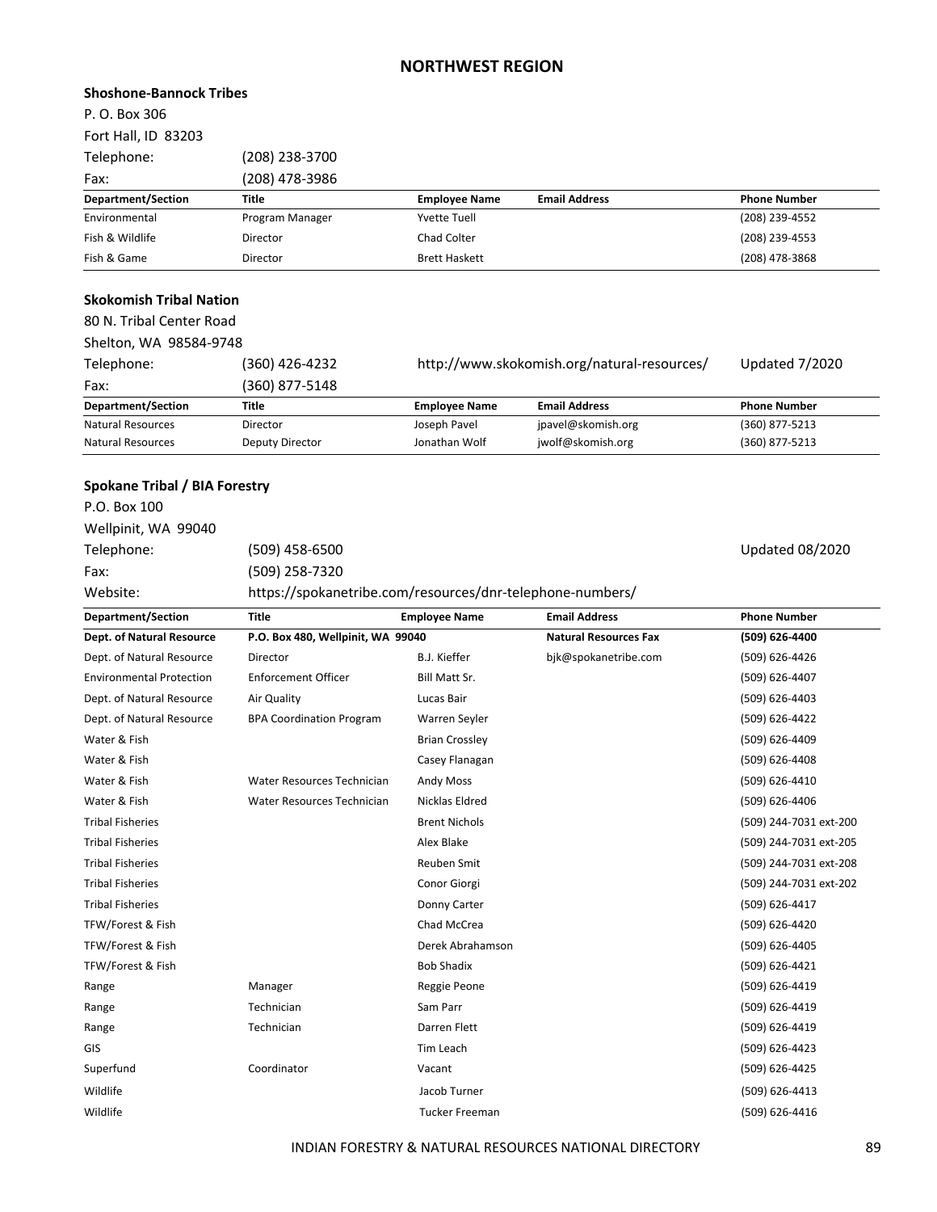# NORTHWEST REGION

**Shoshone-Bannock Tribes**

P. O. Box 306
Fort Hall, ID 83203

Telephone: (208) 238-3700
Fax: (208) 478-3986

| Department/Section | Title | Employee Name | Email Address | Phone Number |
|---|---|---|---|---|
| Environmental | Program Manager | Yvette Tuell | | (208) 239-4552 |
| Fish & Wildlife | Director | Chad Colter | | (208) 239-4553 |
| Fish & Game | Director | Brett Haskett | | (208) 478-3868 |

**Skokomish Tribal Nation**

80 N. Tribal Center Road
Shelton, WA 98584-9748

Telephone: (360) 426-4232 http://www.skokomish.org/natural-resources/ Updated 7/2020
Fax: (360) 877-5148

| Department/Section | Title | Employee Name | Email Address | Phone Number |
|---|---|---|---|---|
| Natural Resources | Director | Joseph Pavel | jpavel@skomish.org | (360) 877-5213 |
| Natural Resources | Deputy Director | Jonathan Wolf | jwolf@skomish.org | (360) 877-5213 |

**Spokane Tribal / BIA Forestry**

P.O. Box 100
Wellpinit, WA 99040

Telephone: (509) 458-6500 Updated 08/2020
Fax: (509) 258-7320
Website: https://spokanetribe.com/resources/dnr-telephone-numbers/

| Department/Section | Title | Employee Name | Email Address | Phone Number |
|---|---|---|---|---|
| **Dept. of Natural Resource** | **P.O. Box 480, Wellpinit, WA 99040** | | **Natural Resources Fax** | **(509) 626-4400** |
| Dept. of Natural Resource | Director | B.J. Kieffer | bjk@spokanetribe.com | (509) 626-4426 |
| Environmental Protection | Enforcement Officer | Bill Matt Sr. | | (509) 626-4407 |
| Dept. of Natural Resource | Air Quality | Lucas Bair | | (509) 626-4403 |
| Dept. of Natural Resource | BPA Coordination Program | Warren Seyler | | (509) 626-4422 |
| Water & Fish | | Brian Crossley | | (509) 626-4409 |
| Water & Fish | | Casey Flanagan | | (509) 626-4408 |
| Water & Fish | Water Resources Technician | Andy Moss | | (509) 626-4410 |
| Water & Fish | Water Resources Technician | Nicklas Eldred | | (509) 626-4406 |
| Tribal Fisheries | | Brent Nichols | | (509) 244-7031 ext-200 |
| Tribal Fisheries | | Alex Blake | | (509) 244-7031 ext-205 |
| Tribal Fisheries | | Reuben Smit | | (509) 244-7031 ext-208 |
| Tribal Fisheries | | Conor Giorgi | | (509) 244-7031 ext-202 |
| Tribal Fisheries | | Donny Carter | | (509) 626-4417 |
| TFW/Forest & Fish | | Chad McCrea | | (509) 626-4420 |
| TFW/Forest & Fish | | Derek Abrahamson | | (509) 626-4405 |
| TFW/Forest & Fish | | Bob Shadix | | (509) 626-4421 |
| Range | Manager | Reggie Peone | | (509) 626-4419 |
| Range | Technician | Sam Parr | | (509) 626-4419 |
| Range | Technician | Darren Flett | | (509) 626-4419 |
| GIS | | Tim Leach | | (509) 626-4423 |
| Superfund | Coordinator | Vacant | | (509) 626-4425 |
| Wildlife | | Jacob Turner | | (509) 626-4413 |
| Wildlife | | Tucker Freeman | | (509) 626-4416 |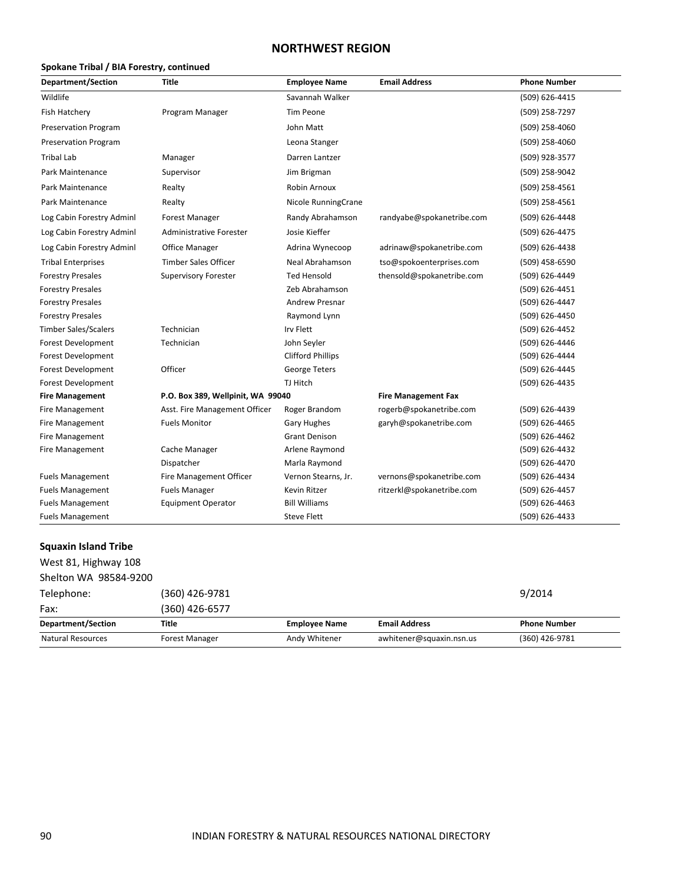## NORTHWEST REGION

**Spokane Tribal / BIA Forestry, continued**

| Department/Section | Title | Employee Name | Email Address | Phone Number |
|---|---|---|---|---|
| Wildlife | | Savannah Walker | | (509) 626-4415 |
| Fish Hatchery | Program Manager | Tim Peone | | (509) 258-7297 |
| Preservation Program | | John Matt | | (509) 258-4060 |
| Preservation Program | | Leona Stanger | | (509) 258-4060 |
| Tribal Lab | Manager | Darren Lantzer | | (509) 928-3577 |
| Park Maintenance | Supervisor | Jim Brigman | | (509) 258-9042 |
| Park Maintenance | Realty | Robin Arnoux | | (509) 258-4561 |
| Park Maintenance | Realty | Nicole RunningCrane | | (509) 258-4561 |
| Log Cabin Forestry Adminl | Forest Manager | Randy Abrahamson | randyabe@spokanetribe.com | (509) 626-4448 |
| Log Cabin Forestry Adminl | Administrative Forester | Josie Kieffer | | (509) 626-4475 |
| Log Cabin Forestry Adminl | Office Manager | Adrina Wynecoop | adrinaw@spokanetribe.com | (509) 626-4438 |
| Tribal Enterprises | Timber Sales Officer | Neal Abrahamson | tso@spokoenterprises.com | (509) 458-6590 |
| Forestry Presales | Supervisory Forester | Ted Hensold | thensold@spokanetribe.com | (509) 626-4449 |
| Forestry Presales | | Zeb Abrahamson | | (509) 626-4451 |
| Forestry Presales | | Andrew Presnar | | (509) 626-4447 |
| Forestry Presales | | Raymond Lynn | | (509) 626-4450 |
| Timber Sales/Scalers | Technician | Irv Flett | | (509) 626-4452 |
| Forest Development | Technician | John Seyler | | (509) 626-4446 |
| Forest Development | | Clifford Phillips | | (509) 626-4444 |
| Forest Development | Officer | George Teters | | (509) 626-4445 |
| Forest Development | | TJ Hitch | | (509) 626-4435 |
| **Fire Management** | **P.O. Box 389, Wellpinit, WA 99040** | | **Fire Management Fax** | |
| Fire Management | Asst. Fire Management Officer | Roger Brandom | rogerb@spokanetribe.com | (509) 626-4439 |
| Fire Management | Fuels Monitor | Gary Hughes | garyh@spokanetribe.com | (509) 626-4465 |
| Fire Management | | Grant Denison | | (509) 626-4462 |
| Fire Management | Cache Manager | Arlene Raymond | | (509) 626-4432 |
| | Dispatcher | Marla Raymond | | (509) 626-4470 |
| Fuels Management | Fire Management Officer | Vernon Stearns, Jr. | vernons@spokanetribe.com | (509) 626-4434 |
| Fuels Management | Fuels Manager | Kevin Ritzer | ritzerkl@spokanetribe.com | (509) 626-4457 |
| Fuels Management | Equipment Operator | Bill Williams | | (509) 626-4463 |
| Fuels Management | | Steve Flett | | (509) 626-4433 |

**Squaxin Island Tribe**

West 81, Highway 108
Shelton WA 98584-9200

Telephone: (360) 426-9781 9/2014

Fax: (360) 426-6577

| Department/Section | Title | Employee Name | Email Address | Phone Number |
|---|---|---|---|---|
| Natural Resources | Forest Manager | Andy Whitener | awhitener@squaxin.nsn.us | (360) 426-9781 |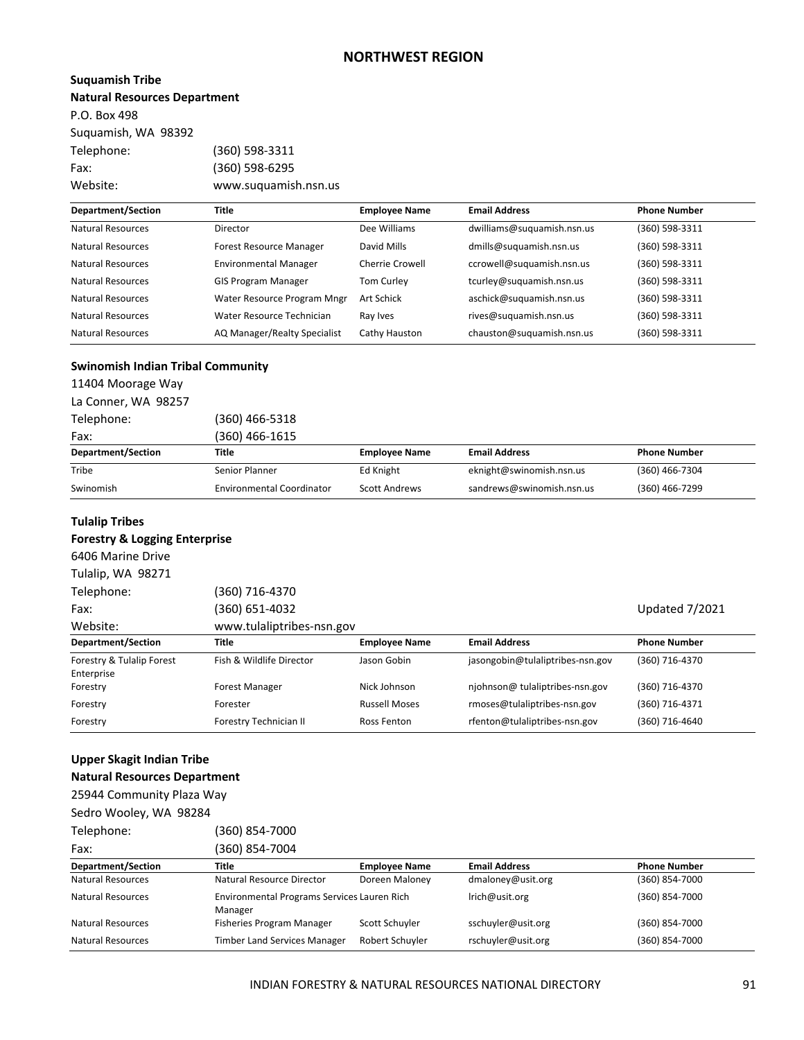## NORTHWEST REGION

**Suquamish Tribe**
**Natural Resources Department**
P.O. Box 498
Suquamish, WA 98392
Telephone: (360) 598-3311
Fax: (360) 598-6295
Website: www.suquamish.nsn.us

| Department/Section | Title | Employee Name | Email Address | Phone Number |
|---|---|---|---|---|
| Natural Resources | Director | Dee Williams | dwilliams@suquamish.nsn.us | (360) 598-3311 |
| Natural Resources | Forest Resource Manager | David Mills | dmills@suquamish.nsn.us | (360) 598-3311 |
| Natural Resources | Environmental Manager | Cherrie Crowell | ccrowell@suquamish.nsn.us | (360) 598-3311 |
| Natural Resources | GIS Program Manager | Tom Curley | tcurley@suquamish.nsn.us | (360) 598-3311 |
| Natural Resources | Water Resource Program Mngr | Art Schick | aschick@suquamish.nsn.us | (360) 598-3311 |
| Natural Resources | Water Resource Technician | Ray Ives | rives@suquamish.nsn.us | (360) 598-3311 |
| Natural Resources | AQ Manager/Realty Specialist | Cathy Hauston | chauston@suquamish.nsn.us | (360) 598-3311 |

**Swinomish Indian Tribal Community**
11404 Moorage Way
La Conner, WA 98257
Telephone: (360) 466-5318
Fax: (360) 466-1615

| Department/Section | Title | Employee Name | Email Address | Phone Number |
|---|---|---|---|---|
| Tribe | Senior Planner | Ed Knight | eknight@swinomish.nsn.us | (360) 466-7304 |
| Swinomish | Environmental Coordinator | Scott Andrews | sandrews@swinomish.nsn.us | (360) 466-7299 |

**Tulalip Tribes**
**Forestry & Logging Enterprise**
6406 Marine Drive
Tulalip, WA 98271
Telephone: (360) 716-4370
Fax: (360) 651-4032
Website: www.tulaliptribes-nsn.gov

Updated 7/2021

| Department/Section | Title | Employee Name | Email Address | Phone Number |
|---|---|---|---|---|
| Forestry & Tulalip Forest Enterprise | Fish & Wildlife Director | Jason Gobin | jasongobin@tulaliptribes-nsn.gov | (360) 716-4370 |
| Forestry | Forest Manager | Nick Johnson | njohnson@ tulaliptribes-nsn.gov | (360) 716-4370 |
| Forestry | Forester | Russell Moses | rmoses@tulaliptribes-nsn.gov | (360) 716-4371 |
| Forestry | Forestry Technician II | Ross Fenton | rfenton@tulaliptribes-nsn.gov | (360) 716-4640 |

**Upper Skagit Indian Tribe**
**Natural Resources Department**
25944 Community Plaza Way
Sedro Wooley, WA 98284
Telephone: (360) 854-7000
Fax: (360) 854-7004

| Department/Section | Title | Employee Name | Email Address | Phone Number |
|---|---|---|---|---|
| Natural Resources | Natural Resource Director | Doreen Maloney | dmaloney@usit.org | (360) 854-7000 |
| Natural Resources | Environmental Programs Services Manager | Lauren Rich | lrich@usit.org | (360) 854-7000 |
| Natural Resources | Fisheries Program Manager | Scott Schuyler | sschuyler@usit.org | (360) 854-7000 |
| Natural Resources | Timber Land Services Manager | Robert Schuyler | rschuyler@usit.org | (360) 854-7000 |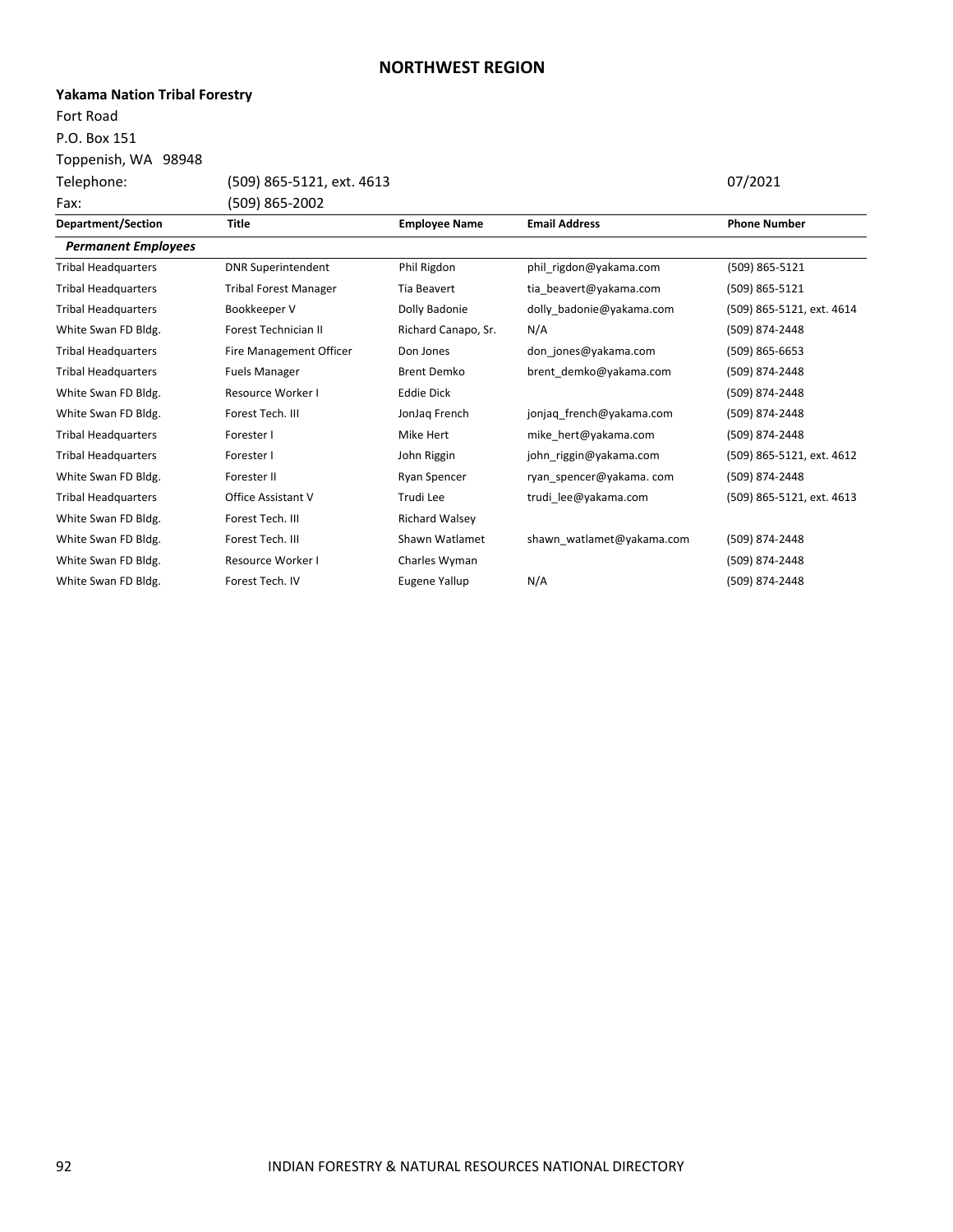## NORTHWEST REGION

**Yakama Nation Tribal Forestry**
Fort Road
P.O. Box 151
Toppenish, WA 98948

Telephone: (509) 865-5121, ext. 4613 07/2021
Fax: (509) 865-2002

| Department/Section | Title | Employee Name | Email Address | Phone Number |
|---|---|---|---|---|
| ***Permanent Employees*** | | | | |
| Tribal Headquarters | DNR Superintendent | Phil Rigdon | phil_rigdon@yakama.com | (509) 865-5121 |
| Tribal Headquarters | Tribal Forest Manager | Tia Beavert | tia_beavert@yakama.com | (509) 865-5121 |
| Tribal Headquarters | Bookkeeper V | Dolly Badonie | dolly_badonie@yakama.com | (509) 865-5121, ext. 4614 |
| White Swan FD Bldg. | Forest Technician II | Richard Canapo, Sr. | N/A | (509) 874-2448 |
| Tribal Headquarters | Fire Management Officer | Don Jones | don_jones@yakama.com | (509) 865-6653 |
| Tribal Headquarters | Fuels Manager | Brent Demko | brent_demko@yakama.com | (509) 874-2448 |
| White Swan FD Bldg. | Resource Worker I | Eddie Dick | | (509) 874-2448 |
| White Swan FD Bldg. | Forest Tech. III | JonJaq French | jonjaq_french@yakama.com | (509) 874-2448 |
| Tribal Headquarters | Forester I | Mike Hert | mike_hert@yakama.com | (509) 874-2448 |
| Tribal Headquarters | Forester I | John Riggin | john_riggin@yakama.com | (509) 865-5121, ext. 4612 |
| White Swan FD Bldg. | Forester II | Ryan Spencer | ryan_spencer@yakama. com | (509) 874-2448 |
| Tribal Headquarters | Office Assistant V | Trudi Lee | trudi_lee@yakama.com | (509) 865-5121, ext. 4613 |
| White Swan FD Bldg. | Forest Tech. III | Richard Walsey | | |
| White Swan FD Bldg. | Forest Tech. III | Shawn Watlamet | shawn_watlamet@yakama.com | (509) 874-2448 |
| White Swan FD Bldg. | Resource Worker I | Charles Wyman | | (509) 874-2448 |
| White Swan FD Bldg. | Forest Tech. IV | Eugene Yallup | N/A | (509) 874-2448 |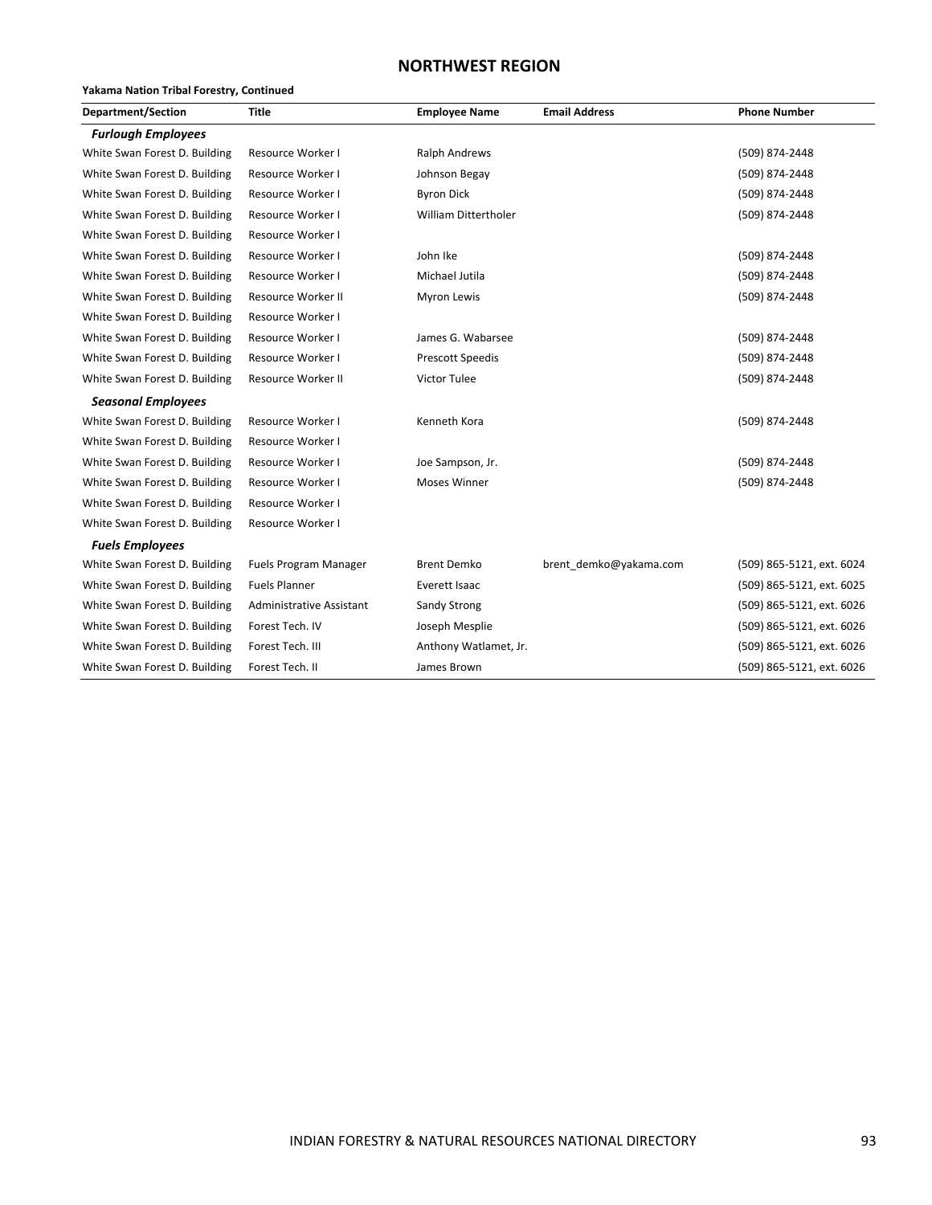## NORTHWEST REGION

**Yakama Nation Tribal Forestry, Continued**

| Department/Section | Title | Employee Name | Email Address | Phone Number |
|---|---|---|---|---|
| ***Furlough Employees*** | | | | |
| White Swan Forest D. Building | Resource Worker I | Ralph Andrews | | (509) 874-2448 |
| White Swan Forest D. Building | Resource Worker I | Johnson Begay | | (509) 874-2448 |
| White Swan Forest D. Building | Resource Worker I | Byron Dick | | (509) 874-2448 |
| White Swan Forest D. Building | Resource Worker I | William Dittertholer | | (509) 874-2448 |
| White Swan Forest D. Building | Resource Worker I | | | |
| White Swan Forest D. Building | Resource Worker I | John Ike | | (509) 874-2448 |
| White Swan Forest D. Building | Resource Worker I | Michael Jutila | | (509) 874-2448 |
| White Swan Forest D. Building | Resource Worker II | Myron Lewis | | (509) 874-2448 |
| White Swan Forest D. Building | Resource Worker I | | | |
| White Swan Forest D. Building | Resource Worker I | James G. Wabarsee | | (509) 874-2448 |
| White Swan Forest D. Building | Resource Worker I | Prescott Speedis | | (509) 874-2448 |
| White Swan Forest D. Building | Resource Worker II | Victor Tulee | | (509) 874-2448 |
| ***Seasonal Employees*** | | | | |
| White Swan Forest D. Building | Resource Worker I | Kenneth Kora | | (509) 874-2448 |
| White Swan Forest D. Building | Resource Worker I | | | |
| White Swan Forest D. Building | Resource Worker I | Joe Sampson, Jr. | | (509) 874-2448 |
| White Swan Forest D. Building | Resource Worker I | Moses Winner | | (509) 874-2448 |
| White Swan Forest D. Building | Resource Worker I | | | |
| White Swan Forest D. Building | Resource Worker I | | | |
| ***Fuels Employees*** | | | | |
| White Swan Forest D. Building | Fuels Program Manager | Brent Demko | brent_demko@yakama.com | (509) 865-5121, ext. 6024 |
| White Swan Forest D. Building | Fuels Planner | Everett Isaac | | (509) 865-5121, ext. 6025 |
| White Swan Forest D. Building | Administrative Assistant | Sandy Strong | | (509) 865-5121, ext. 6026 |
| White Swan Forest D. Building | Forest Tech. IV | Joseph Mesplie | | (509) 865-5121, ext. 6026 |
| White Swan Forest D. Building | Forest Tech. III | Anthony Watlamet, Jr. | | (509) 865-5121, ext. 6026 |
| White Swan Forest D. Building | Forest Tech. II | James Brown | | (509) 865-5121, ext. 6026 |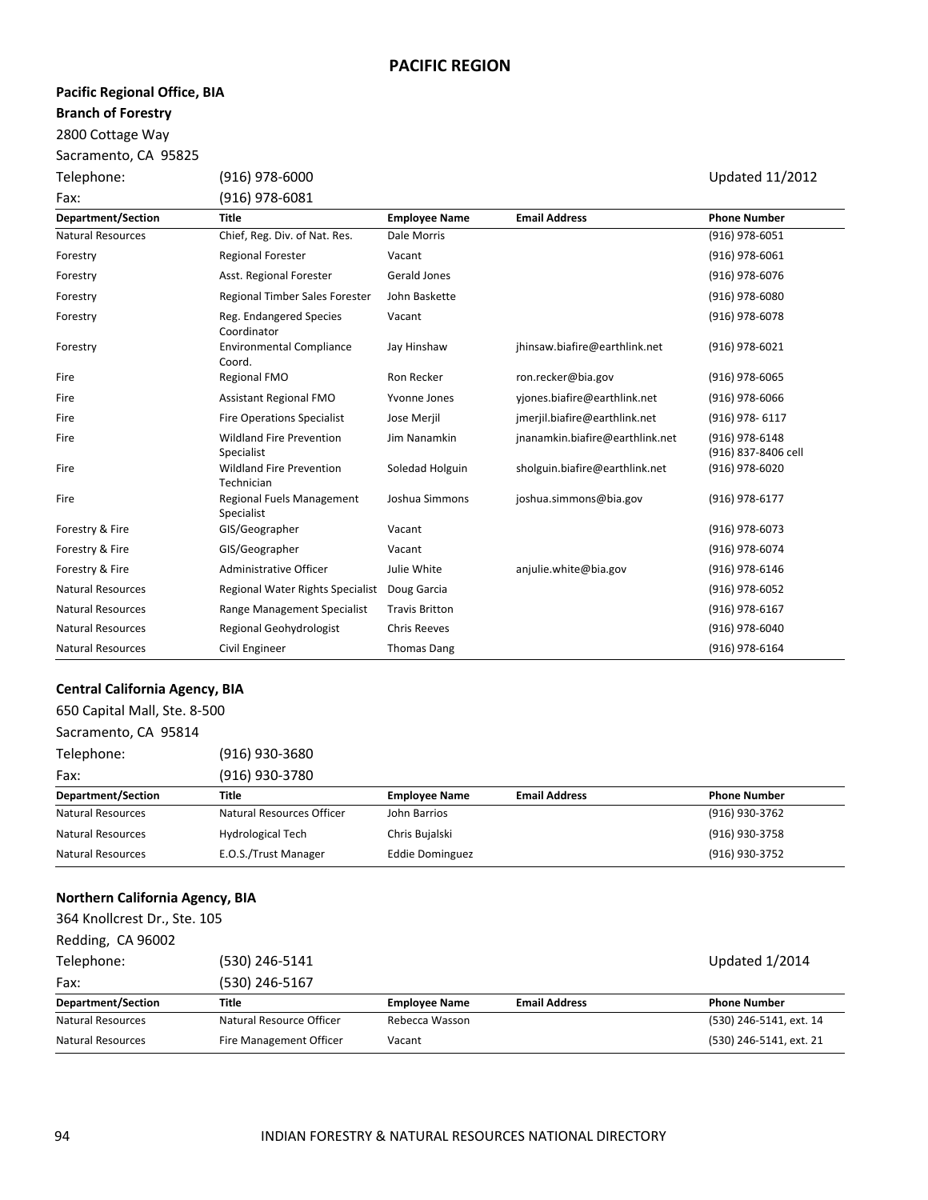# PACIFIC REGION

**Pacific Regional Office, BIA**
**Branch of Forestry**
2800 Cottage Way
Sacramento, CA 95825
Telephone: (916) 978-6000
Fax: (916) 978-6081

Updated 11/2012

| Department/Section | Title | Employee Name | Email Address | Phone Number |
|---|---|---|---|---|
| Natural Resources | Chief, Reg. Div. of Nat. Res. | Dale Morris | | (916) 978-6051 |
| Forestry | Regional Forester | Vacant | | (916) 978-6061 |
| Forestry | Asst. Regional Forester | Gerald Jones | | (916) 978-6076 |
| Forestry | Regional Timber Sales Forester | John Baskette | | (916) 978-6080 |
| Forestry | Reg. Endangered Species Coordinator | Vacant | | (916) 978-6078 |
| Forestry | Environmental Compliance Coord. | Jay Hinshaw | jhinsaw.biafire@earthlink.net | (916) 978-6021 |
| Fire | Regional FMO | Ron Recker | ron.recker@bia.gov | (916) 978-6065 |
| Fire | Assistant Regional FMO | Yvonne Jones | yjones.biafire@earthlink.net | (916) 978-6066 |
| Fire | Fire Operations Specialist | Jose Merjil | jmerjil.biafire@earthlink.net | (916) 978- 6117 |
| Fire | Wildland Fire Prevention Specialist | Jim Nanamkin | jnanamkin.biafire@earthlink.net | (916) 978-6148<br>(916) 837-8406 cell |
| Fire | Wildland Fire Prevention Technician | Soledad Holguin | sholguin.biafire@earthlink.net | (916) 978-6020 |
| Fire | Regional Fuels Management Specialist | Joshua Simmons | joshua.simmons@bia.gov | (916) 978-6177 |
| Forestry & Fire | GIS/Geographer | Vacant | | (916) 978-6073 |
| Forestry & Fire | GIS/Geographer | Vacant | | (916) 978-6074 |
| Forestry & Fire | Administrative Officer | Julie White | anjulie.white@bia.gov | (916) 978-6146 |
| Natural Resources | Regional Water Rights Specialist | Doug Garcia | | (916) 978-6052 |
| Natural Resources | Range Management Specialist | Travis Britton | | (916) 978-6167 |
| Natural Resources | Regional Geohydrologist | Chris Reeves | | (916) 978-6040 |
| Natural Resources | Civil Engineer | Thomas Dang | | (916) 978-6164 |

**Central California Agency, BIA**
650 Capital Mall, Ste. 8-500
Sacramento, CA 95814
Telephone: (916) 930-3680
Fax: (916) 930-3780

| Department/Section | Title | Employee Name | Email Address | Phone Number |
|---|---|---|---|---|
| Natural Resources | Natural Resources Officer | John Barrios | | (916) 930-3762 |
| Natural Resources | Hydrological Tech | Chris Bujalski | | (916) 930-3758 |
| Natural Resources | E.O.S./Trust Manager | Eddie Dominguez | | (916) 930-3752 |

**Northern California Agency, BIA**
364 Knollcrest Dr., Ste. 105
Redding, CA 96002
Telephone: (530) 246-5141
Fax: (530) 246-5167

Updated 1/2014

| Department/Section | Title | Employee Name | Email Address | Phone Number |
|---|---|---|---|---|
| Natural Resources | Natural Resource Officer | Rebecca Wasson | | (530) 246-5141, ext. 14 |
| Natural Resources | Fire Management Officer | Vacant | | (530) 246-5141, ext. 21 |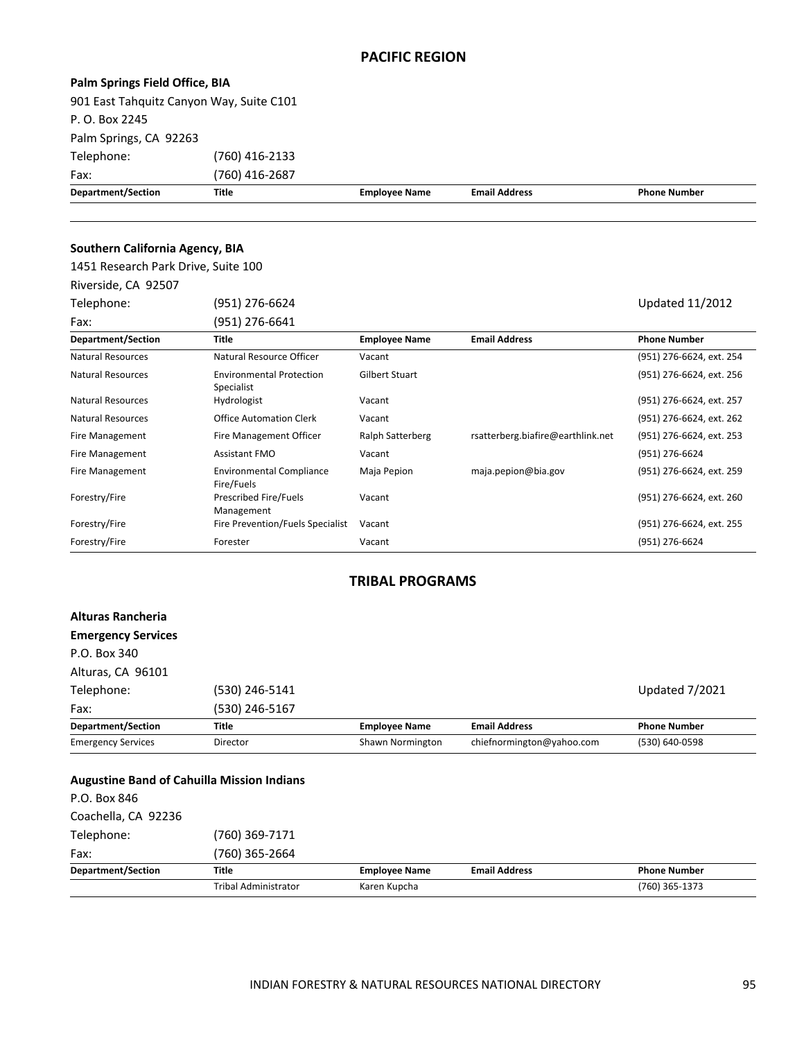## PACIFIC REGION

**Palm Springs Field Office, BIA**

901 East Tahquitz Canyon Way, Suite C101
P. O. Box 2245
Palm Springs, CA 92263
Telephone: (760) 416-2133
Fax: (760) 416-2687

| Department/Section | Title | Employee Name | Email Address | Phone Number |
|---|---|---|---|---|
| | | | | |

**Southern California Agency, BIA**

1451 Research Park Drive, Suite 100
Riverside, CA 92507
Telephone: (951) 276-6624
Fax: (951) 276-6641

Updated 11/2012

| Department/Section | Title | Employee Name | Email Address | Phone Number |
|---|---|---|---|---|
| Natural Resources | Natural Resource Officer | Vacant | | (951) 276-6624, ext. 254 |
| Natural Resources | Environmental Protection Specialist | Gilbert Stuart | | (951) 276-6624, ext. 256 |
| Natural Resources | Hydrologist | Vacant | | (951) 276-6624, ext. 257 |
| Natural Resources | Office Automation Clerk | Vacant | | (951) 276-6624, ext. 262 |
| Fire Management | Fire Management Officer | Ralph Satterberg | rsatterberg.biafire@earthlink.net | (951) 276-6624, ext. 253 |
| Fire Management | Assistant FMO | Vacant | | (951) 276-6624 |
| Fire Management | Environmental Compliance Fire/Fuels | Maja Pepion | maja.pepion@bia.gov | (951) 276-6624, ext. 259 |
| Forestry/Fire | Prescribed Fire/Fuels Management | Vacant | | (951) 276-6624, ext. 260 |
| Forestry/Fire | Fire Prevention/Fuels Specialist | Vacant | | (951) 276-6624, ext. 255 |
| Forestry/Fire | Forester | Vacant | | (951) 276-6624 |

## TRIBAL PROGRAMS

**Alturas Rancheria**
**Emergency Services**

P.O. Box 340
Alturas, CA 96101
Telephone: (530) 246-5141
Fax: (530) 246-5167

Updated 7/2021

| Department/Section | Title | Employee Name | Email Address | Phone Number |
|---|---|---|---|---|
| Emergency Services | Director | Shawn Normington | chiefnormington@yahoo.com | (530) 640-0598 |

**Augustine Band of Cahuilla Mission Indians**

P.O. Box 846
Coachella, CA 92236
Telephone: (760) 369-7171
Fax: (760) 365-2664

| Department/Section | Title | Employee Name | Email Address | Phone Number |
|---|---|---|---|---|
| | Tribal Administrator | Karen Kupcha | | (760) 365-1373 |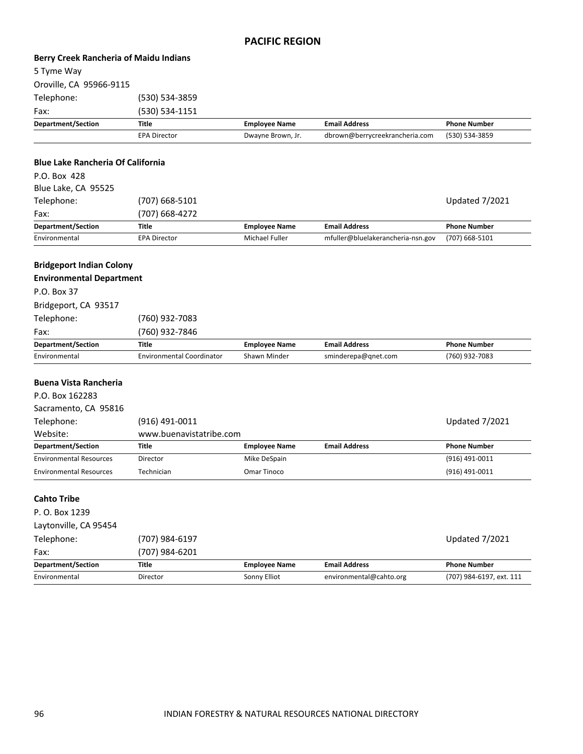# PACIFIC REGION

## Berry Creek Rancheria of Maidu Indians

5 Tyme Way
Oroville, CA 95966-9115

Telephone: (530) 534-3859
Fax: (530) 534-1151

| Department/Section | Title | Employee Name | Email Address | Phone Number |
|---|---|---|---|---|
| | EPA Director | Dwayne Brown, Jr. | dbrown@berrycreekrancheria.com | (530) 534-3859 |

## Blue Lake Rancheria Of California

P.O. Box 428
Blue Lake, CA 95525

Telephone: (707) 668-5101
Fax: (707) 668-4272

Updated 7/2021

| Department/Section | Title | Employee Name | Email Address | Phone Number |
|---|---|---|---|---|
| Environmental | EPA Director | Michael Fuller | mfuller@bluelakerancheria-nsn.gov | (707) 668-5101 |

## Bridgeport Indian Colony

### Environmental Department

P.O. Box 37
Bridgeport, CA 93517

Telephone: (760) 932-7083
Fax: (760) 932-7846

| Department/Section | Title | Employee Name | Email Address | Phone Number |
|---|---|---|---|---|
| Environmental | Environmental Coordinator | Shawn Minder | sminderepa@qnet.com | (760) 932-7083 |

## Buena Vista Rancheria

P.O. Box 162283
Sacramento, CA 95816

Telephone: (916) 491-0011
Website: www.buenavistatribe.com

Updated 7/2021

| Department/Section | Title | Employee Name | Email Address | Phone Number |
|---|---|---|---|---|
| Environmental Resources | Director | Mike DeSpain | | (916) 491-0011 |
| Environmental Resources | Technician | Omar Tinoco | | (916) 491-0011 |

## Cahto Tribe

P. O. Box 1239
Laytonville, CA 95454

Telephone: (707) 984-6197
Fax: (707) 984-6201

Updated 7/2021

| Department/Section | Title | Employee Name | Email Address | Phone Number |
|---|---|---|---|---|
| Environmental | Director | Sonny Elliot | environmental@cahto.org | (707) 984-6197, ext. 111 |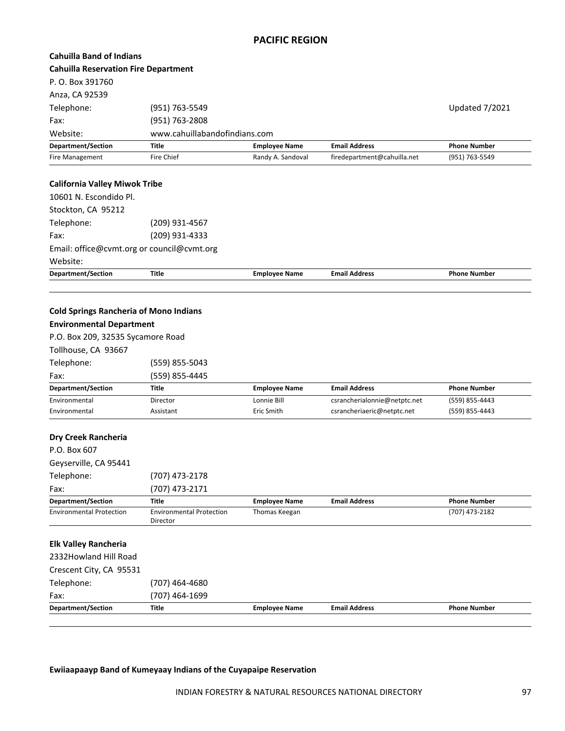## PACIFIC REGION

**Cahuilla Band of Indians**

**Cahuilla Reservation Fire Department**

P. O. Box 391760

Anza, CA 92539

Telephone: (951) 763-5549 Updated 7/2021

Fax: (951) 763-2808

Website: www.cahuillabandofindians.com

| Department/Section | Title | Employee Name | Email Address | Phone Number |
|---|---|---|---|---|
| Fire Management | Fire Chief | Randy A. Sandoval | firedepartment@cahuilla.net | (951) 763-5549 |

**California Valley Miwok Tribe**

10601 N. Escondido Pl.

Stockton, CA 95212

Telephone: (209) 931-4567

Fax: (209) 931-4333

Email: office@cvmt.org or council@cvmt.org

Website:

| Department/Section | Title | Employee Name | Email Address | Phone Number |
|---|---|---|---|---|
| | | | | |

**Cold Springs Rancheria of Mono Indians**

**Environmental Department**

P.O. Box 209, 32535 Sycamore Road

Tollhouse, CA 93667

Telephone: (559) 855-5043

Fax: (559) 855-4445

| Department/Section | Title | Employee Name | Email Address | Phone Number |
|---|---|---|---|---|
| Environmental | Director | Lonnie Bill | csrancherialonnie@netptc.net | (559) 855-4443 |
| Environmental | Assistant | Eric Smith | csrancheriaeric@netptc.net | (559) 855-4443 |

**Dry Creek Rancheria**

P.O. Box 607

Geyserville, CA 95441

Telephone: (707) 473-2178

Fax: (707) 473-2171

| Department/Section | Title | Employee Name | Email Address | Phone Number |
|---|---|---|---|---|
| Environmental Protection | Environmental Protection Director | Thomas Keegan | | (707) 473-2182 |

**Elk Valley Rancheria**

2332Howland Hill Road

Crescent City, CA 95531

Telephone: (707) 464-4680

Fax: (707) 464-1699

| Department/Section | Title | Employee Name | Email Address | Phone Number |
|---|---|---|---|---|
| | | | | |

**Ewiiaapaayp Band of Kumeyaay Indians of the Cuyapaipe Reservation**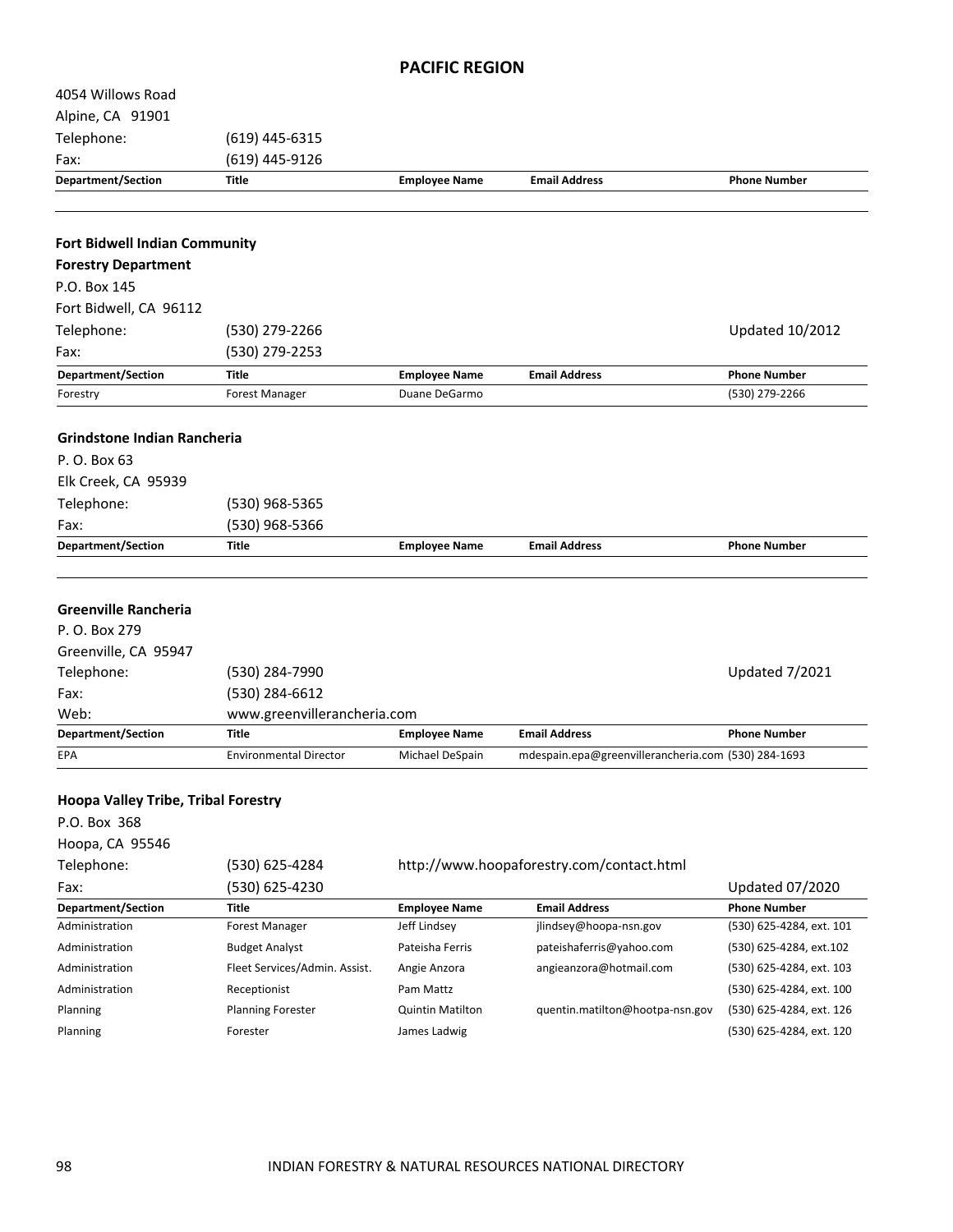## PACIFIC REGION

4054 Willows Road
Alpine, CA 91901
Telephone: (619) 445-6315
Fax: (619) 445-9126

| Department/Section | Title | Employee Name | Email Address | Phone Number |
|---|---|---|---|---|
| | | | | |

### Fort Bidwell Indian Community
### Forestry Department

P.O. Box 145
Fort Bidwell, CA 96112
Telephone: (530) 279-2266
Fax: (530) 279-2253

Updated 10/2012

| Department/Section | Title | Employee Name | Email Address | Phone Number |
|---|---|---|---|---|
| Forestry | Forest Manager | Duane DeGarmo | | (530) 279-2266 |

### Grindstone Indian Rancheria

P. O. Box 63
Elk Creek, CA 95939
Telephone: (530) 968-5365
Fax: (530) 968-5366

| Department/Section | Title | Employee Name | Email Address | Phone Number |
|---|---|---|---|---|
| | | | | |

### Greenville Rancheria

P. O. Box 279
Greenville, CA 95947
Telephone: (530) 284-7990
Fax: (530) 284-6612
Web: www.greenvillerancheria.com

Updated 7/2021

| Department/Section | Title | Employee Name | Email Address | Phone Number |
|---|---|---|---|---|
| EPA | Environmental Director | Michael DeSpain | mdespain.epa@greenvillerancheria.com | (530) 284-1693 |

### Hoopa Valley Tribe, Tribal Forestry

P.O. Box 368
Hoopa, CA 95546
Telephone: (530) 625-4284
Fax: (530) 625-4230

http://www.hoopaforestry.com/contact.html

Updated 07/2020

| Department/Section | Title | Employee Name | Email Address | Phone Number |
|---|---|---|---|---|
| Administration | Forest Manager | Jeff Lindsey | jlindsey@hoopa-nsn.gov | (530) 625-4284, ext. 101 |
| Administration | Budget Analyst | Pateisha Ferris | pateishaferris@yahoo.com | (530) 625-4284, ext.102 |
| Administration | Fleet Services/Admin. Assist. | Angie Anzora | angieanzora@hotmail.com | (530) 625-4284, ext. 103 |
| Administration | Receptionist | Pam Mattz | | (530) 625-4284, ext. 100 |
| Planning | Planning Forester | Quintin Matilton | quentin.matilton@hootpa-nsn.gov | (530) 625-4284, ext. 126 |
| Planning | Forester | James Ladwig | | (530) 625-4284, ext. 120 |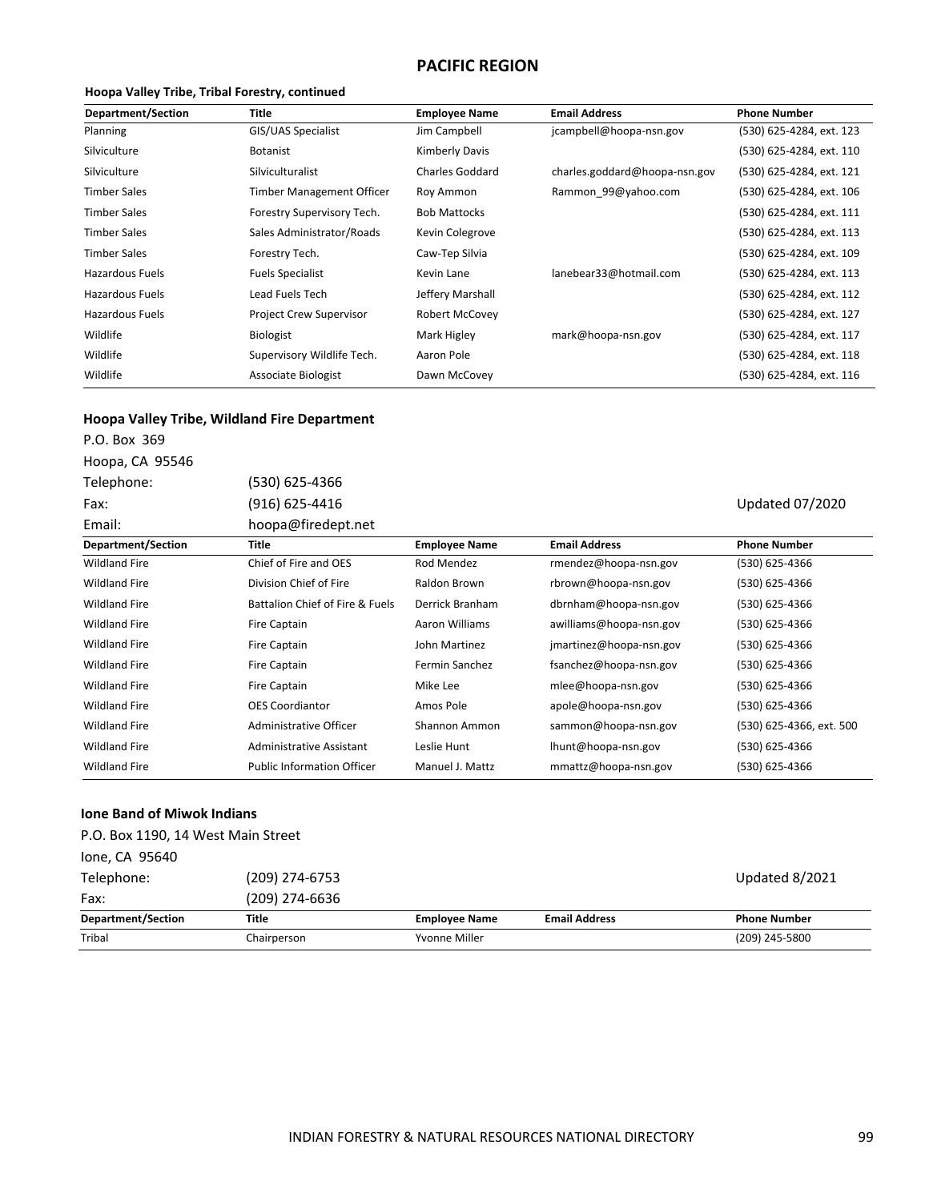## PACIFIC REGION

**Hoopa Valley Tribe, Tribal Forestry, continued**

| Department/Section | Title | Employee Name | Email Address | Phone Number |
|---|---|---|---|---|
| Planning | GIS/UAS Specialist | Jim Campbell | jcampbell@hoopa-nsn.gov | (530) 625-4284, ext. 123 |
| Silviculture | Botanist | Kimberly Davis | | (530) 625-4284, ext. 110 |
| Silviculture | Silviculturalist | Charles Goddard | charles.goddard@hoopa-nsn.gov | (530) 625-4284, ext. 121 |
| Timber Sales | Timber Management Officer | Roy Ammon | Rammon_99@yahoo.com | (530) 625-4284, ext. 106 |
| Timber Sales | Forestry Supervisory Tech. | Bob Mattocks | | (530) 625-4284, ext. 111 |
| Timber Sales | Sales Administrator/Roads | Kevin Colegrove | | (530) 625-4284, ext. 113 |
| Timber Sales | Forestry Tech. | Caw-Tep Silvia | | (530) 625-4284, ext. 109 |
| Hazardous Fuels | Fuels Specialist | Kevin Lane | lanebear33@hotmail.com | (530) 625-4284, ext. 113 |
| Hazardous Fuels | Lead Fuels Tech | Jeffery Marshall | | (530) 625-4284, ext. 112 |
| Hazardous Fuels | Project Crew Supervisor | Robert McCovey | | (530) 625-4284, ext. 127 |
| Wildlife | Biologist | Mark Higley | mark@hoopa-nsn.gov | (530) 625-4284, ext. 117 |
| Wildlife | Supervisory Wildlife Tech. | Aaron Pole | | (530) 625-4284, ext. 118 |
| Wildlife | Associate Biologist | Dawn McCovey | | (530) 625-4284, ext. 116 |

### Hoopa Valley Tribe, Wildland Fire Department

P.O. Box 369
Hoopa, CA 95546
Telephone: (530) 625-4366
Fax: (916) 625-4416
Email: hoopa@firedept.net

Updated 07/2020

| Department/Section | Title | Employee Name | Email Address | Phone Number |
|---|---|---|---|---|
| Wildland Fire | Chief of Fire and OES | Rod Mendez | rmendez@hoopa-nsn.gov | (530) 625-4366 |
| Wildland Fire | Division Chief of Fire | Raldon Brown | rbrown@hoopa-nsn.gov | (530) 625-4366 |
| Wildland Fire | Battalion Chief of Fire & Fuels | Derrick Branham | dbrnham@hoopa-nsn.gov | (530) 625-4366 |
| Wildland Fire | Fire Captain | Aaron Williams | awilliams@hoopa-nsn.gov | (530) 625-4366 |
| Wildland Fire | Fire Captain | John Martinez | jmartinez@hoopa-nsn.gov | (530) 625-4366 |
| Wildland Fire | Fire Captain | Fermin Sanchez | fsanchez@hoopa-nsn.gov | (530) 625-4366 |
| Wildland Fire | Fire Captain | Mike Lee | mlee@hoopa-nsn.gov | (530) 625-4366 |
| Wildland Fire | OES Coordiantor | Amos Pole | apole@hoopa-nsn.gov | (530) 625-4366 |
| Wildland Fire | Administrative Officer | Shannon Ammon | sammon@hoopa-nsn.gov | (530) 625-4366, ext. 500 |
| Wildland Fire | Administrative Assistant | Leslie Hunt | lhunt@hoopa-nsn.gov | (530) 625-4366 |
| Wildland Fire | Public Information Officer | Manuel J. Mattz | mmattz@hoopa-nsn.gov | (530) 625-4366 |

### Ione Band of Miwok Indians

P.O. Box 1190, 14 West Main Street
Ione, CA 95640
Telephone: (209) 274-6753
Fax: (209) 274-6636

Updated 8/2021

| Department/Section | Title | Employee Name | Email Address | Phone Number |
|---|---|---|---|---|
| Tribal | Chairperson | Yvonne Miller | | (209) 245-5800 |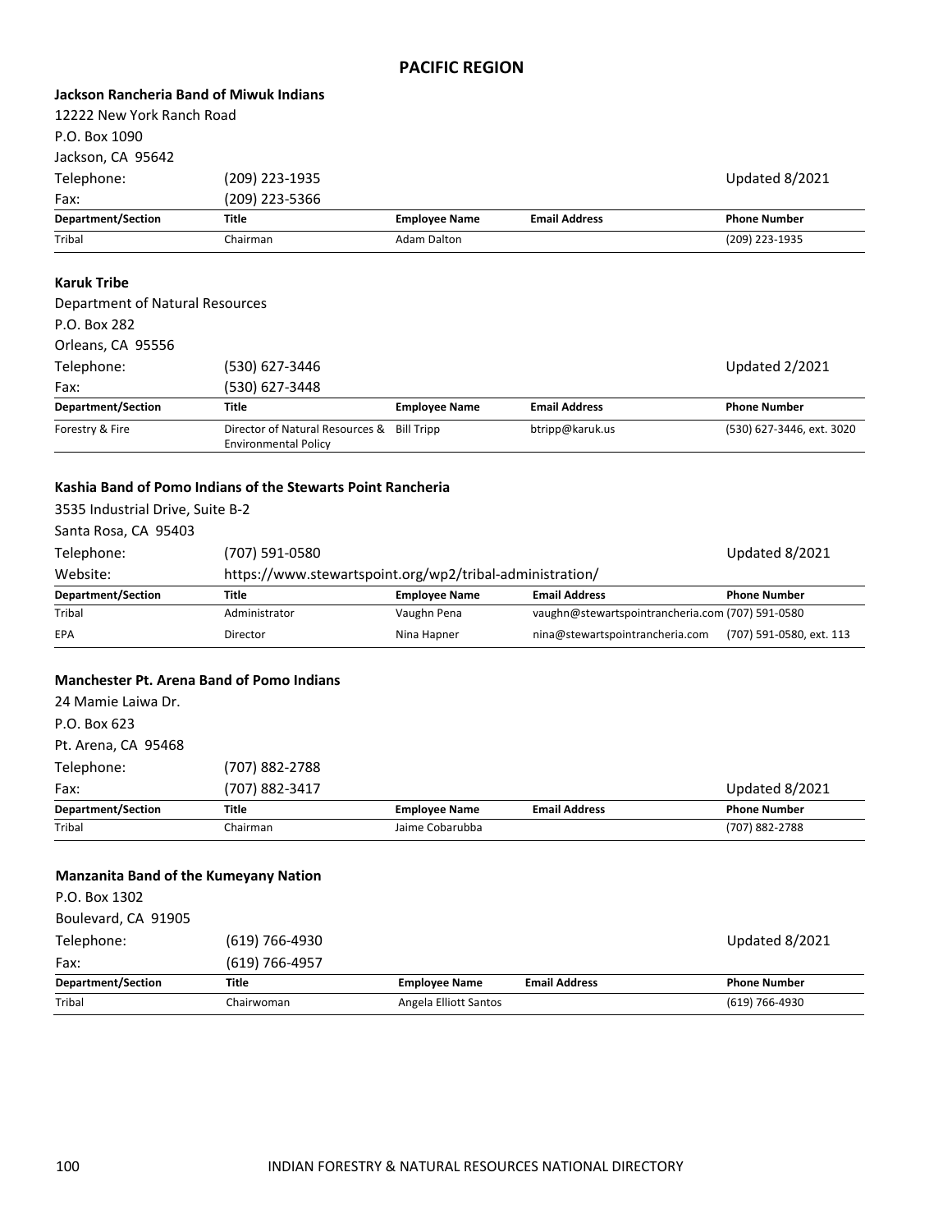# PACIFIC REGION

**Jackson Rancheria Band of Miwuk Indians**

12222 New York Ranch Road
P.O. Box 1090
Jackson, CA 95642

Telephone: (209) 223-1935 — Updated 8/2021
Fax: (209) 223-5366

| Department/Section | Title | Employee Name | Email Address | Phone Number |
|---|---|---|---|---|
| Tribal | Chairman | Adam Dalton | | (209) 223-1935 |

**Karuk Tribe**

Department of Natural Resources
P.O. Box 282
Orleans, CA 95556

Telephone: (530) 627-3446 — Updated 2/2021
Fax: (530) 627-3448

| Department/Section | Title | Employee Name | Email Address | Phone Number |
|---|---|---|---|---|
| Forestry & Fire | Director of Natural Resources & Environmental Policy | Bill Tripp | btripp@karuk.us | (530) 627-3446, ext. 3020 |

**Kashia Band of Pomo Indians of the Stewarts Point Rancheria**

3535 Industrial Drive, Suite B-2
Santa Rosa, CA 95403

Telephone: (707) 591-0580 — Updated 8/2021
Website: https://www.stewartspoint.org/wp2/tribal-administration/

| Department/Section | Title | Employee Name | Email Address | Phone Number |
|---|---|---|---|---|
| Tribal | Administrator | Vaughn Pena | vaughn@stewartspointrancheria.com | (707) 591-0580 |
| EPA | Director | Nina Hapner | nina@stewartspointrancheria.com | (707) 591-0580, ext. 113 |

**Manchester Pt. Arena Band of Pomo Indians**

24 Mamie Laiwa Dr.
P.O. Box 623
Pt. Arena, CA 95468

Telephone: (707) 882-2788
Fax: (707) 882-3417 — Updated 8/2021

| Department/Section | Title | Employee Name | Email Address | Phone Number |
|---|---|---|---|---|
| Tribal | Chairman | Jaime Cobarubba | | (707) 882-2788 |

**Manzanita Band of the Kumeyany Nation**

P.O. Box 1302
Boulevard, CA 91905

Telephone: (619) 766-4930 — Updated 8/2021
Fax: (619) 766-4957

| Department/Section | Title | Employee Name | Email Address | Phone Number |
|---|---|---|---|---|
| Tribal | Chairwoman | Angela Elliott Santos | | (619) 766-4930 |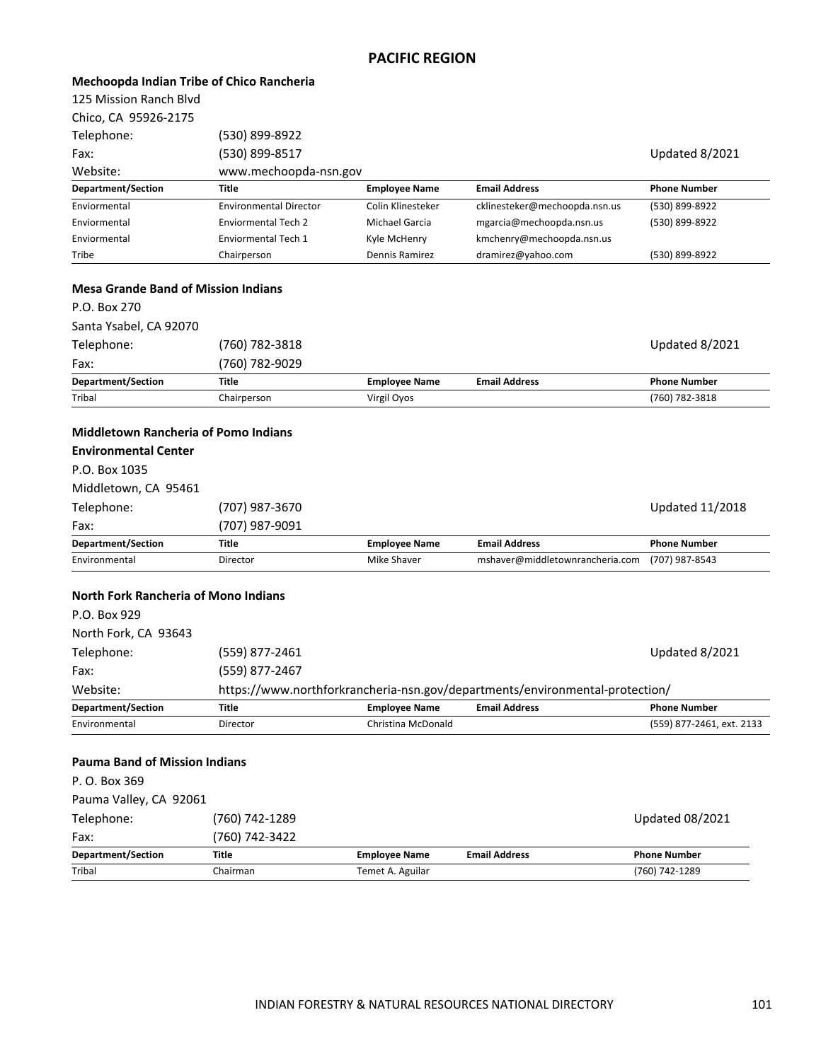## PACIFIC REGION

### Mechoopda Indian Tribe of Chico Rancheria

125 Mission Ranch Blvd
Chico, CA 95926-2175

Telephone: (530) 899-8922
Fax: (530) 899-8517
Website: www.mechoopda-nsn.gov

Updated 8/2021

| Department/Section | Title | Employee Name | Email Address | Phone Number |
|---|---|---|---|---|
| Enviormental | Environmental Director | Colin Klinesteker | cklinesteker@mechoopda.nsn.us | (530) 899-8922 |
| Enviormental | Enviormental Tech 2 | Michael Garcia | mgarcia@mechoopda.nsn.us | (530) 899-8922 |
| Enviormental | Enviormental Tech 1 | Kyle McHenry | kmchenry@mechoopda.nsn.us | |
| Tribe | Chairperson | Dennis Ramirez | dramirez@yahoo.com | (530) 899-8922 |

### Mesa Grande Band of Mission Indians

P.O. Box 270
Santa Ysabel, CA 92070

Telephone: (760) 782-3818
Fax: (760) 782-9029

Updated 8/2021

| Department/Section | Title | Employee Name | Email Address | Phone Number |
|---|---|---|---|---|
| Tribal | Chairperson | Virgil Oyos | | (760) 782-3818 |

### Middletown Rancheria of Pomo Indians

**Environmental Center**

P.O. Box 1035
Middletown, CA 95461

Telephone: (707) 987-3670
Fax: (707) 987-9091

Updated 11/2018

| Department/Section | Title | Employee Name | Email Address | Phone Number |
|---|---|---|---|---|
| Environmental | Director | Mike Shaver | mshaver@middletownrancheria.com | (707) 987-8543 |

### North Fork Rancheria of Mono Indians

P.O. Box 929
North Fork, CA 93643

Telephone: (559) 877-2461
Fax: (559) 877-2467
Website: https://www.northforkrancheria-nsn.gov/departments/environmental-protection/

Updated 8/2021

| Department/Section | Title | Employee Name | Email Address | Phone Number |
|---|---|---|---|---|
| Environmental | Director | Christina McDonald | | (559) 877-2461, ext. 2133 |

### Pauma Band of Mission Indians

P. O. Box 369
Pauma Valley, CA 92061

Telephone: (760) 742-1289
Fax: (760) 742-3422

Updated 08/2021

| Department/Section | Title | Employee Name | Email Address | Phone Number |
|---|---|---|---|---|
| Tribal | Chairman | Temet A. Aguilar | | (760) 742-1289 |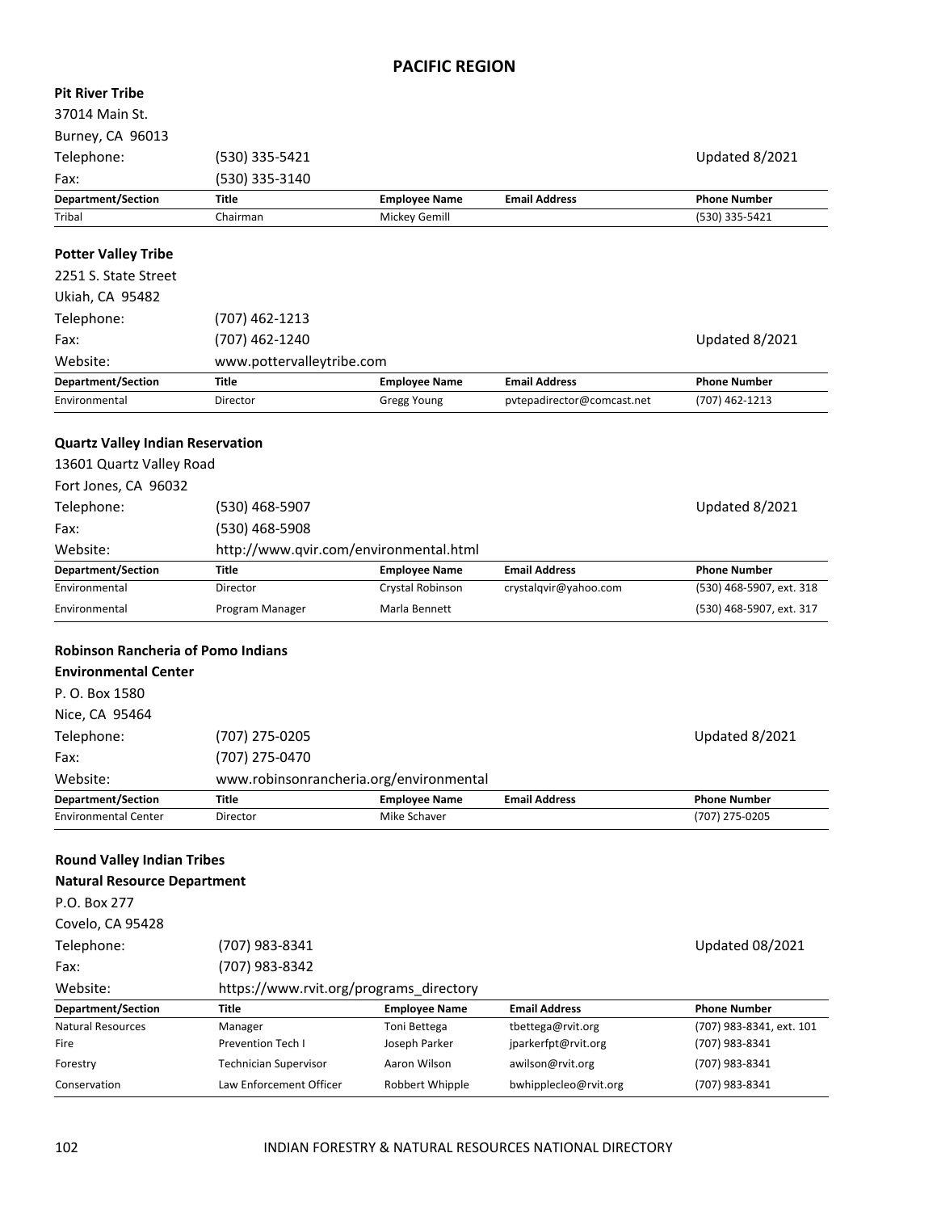# PACIFIC REGION

## Pit River Tribe

37014 Main St.
Burney, CA 96013
Telephone: (530) 335-5421
Fax: (530) 335-3140

Updated 8/2021

| Department/Section | Title | Employee Name | Email Address | Phone Number |
|---|---|---|---|---|
| Tribal | Chairman | Mickey Gemill | | (530) 335-5421 |

## Potter Valley Tribe

2251 S. State Street
Ukiah, CA 95482
Telephone: (707) 462-1213
Fax: (707) 462-1240
Website: www.pottervalleytribe.com

Updated 8/2021

| Department/Section | Title | Employee Name | Email Address | Phone Number |
|---|---|---|---|---|
| Environmental | Director | Gregg Young | pvtepadirector@comcast.net | (707) 462-1213 |

## Quartz Valley Indian Reservation

13601 Quartz Valley Road
Fort Jones, CA 96032
Telephone: (530) 468-5907
Fax: (530) 468-5908
Website: http://www.qvir.com/environmental.html

Updated 8/2021

| Department/Section | Title | Employee Name | Email Address | Phone Number |
|---|---|---|---|---|
| Environmental | Director | Crystal Robinson | crystalqvir@yahoo.com | (530) 468-5907, ext. 318 |
| Environmental | Program Manager | Marla Bennett | | (530) 468-5907, ext. 317 |

## Robinson Rancheria of Pomo Indians
### Environmental Center

P. O. Box 1580
Nice, CA 95464
Telephone: (707) 275-0205
Fax: (707) 275-0470
Website: www.robinsonrancheria.org/environmental

Updated 8/2021

| Department/Section | Title | Employee Name | Email Address | Phone Number |
|---|---|---|---|---|
| Environmental Center | Director | Mike Schaver | | (707) 275-0205 |

## Round Valley Indian Tribes
### Natural Resource Department

P.O. Box 277
Covelo, CA 95428
Telephone: (707) 983-8341
Fax: (707) 983-8342
Website: https://www.rvit.org/programs_directory

Updated 08/2021

| Department/Section | Title | Employee Name | Email Address | Phone Number |
|---|---|---|---|---|
| Natural Resources | Manager | Toni Bettega | tbettega@rvit.org | (707) 983-8341, ext. 101 |
| Fire | Prevention Tech I | Joseph Parker | jparkerfpt@rvit.org | (707) 983-8341 |
| Forestry | Technician Supervisor | Aaron Wilson | awilson@rvit.org | (707) 983-8341 |
| Conservation | Law Enforcement Officer | Robbert Whipple | bwhipplecleo@rvit.org | (707) 983-8341 |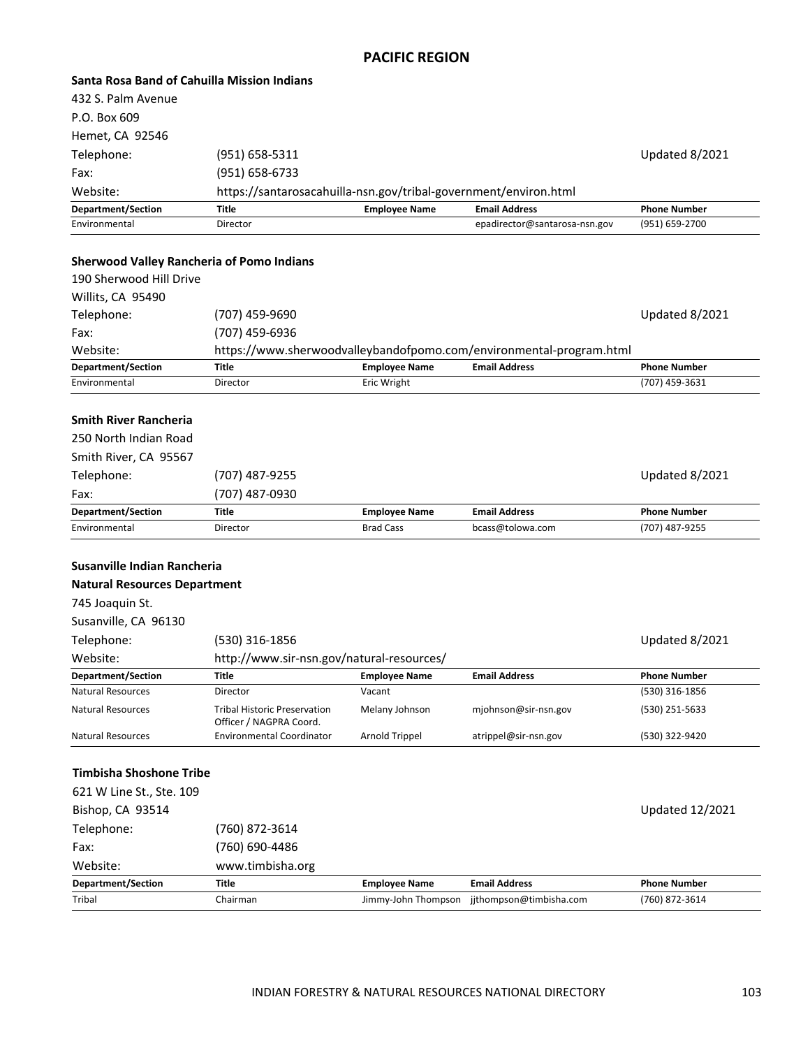## PACIFIC REGION

**Santa Rosa Band of Cahuilla Mission Indians**

432 S. Palm Avenue
P.O. Box 609
Hemet, CA 92546

Telephone: (951) 658-5311 — Updated 8/2021
Fax: (951) 658-6733
Website: https://santarosacahuilla-nsn.gov/tribal-government/environ.html

| Department/Section | Title | Employee Name | Email Address | Phone Number |
|---|---|---|---|---|
| Environmental | Director | | epadirector@santarosa-nsn.gov | (951) 659-2700 |

**Sherwood Valley Rancheria of Pomo Indians**

190 Sherwood Hill Drive
Willits, CA 95490

Telephone: (707) 459-9690 — Updated 8/2021
Fax: (707) 459-6936
Website: https://www.sherwoodvalleybandofpomo.com/environmental-program.html

| Department/Section | Title | Employee Name | Email Address | Phone Number |
|---|---|---|---|---|
| Environmental | Director | Eric Wright | | (707) 459-3631 |

**Smith River Rancheria**

250 North Indian Road
Smith River, CA 95567

Telephone: (707) 487-9255 — Updated 8/2021
Fax: (707) 487-0930

| Department/Section | Title | Employee Name | Email Address | Phone Number |
|---|---|---|---|---|
| Environmental | Director | Brad Cass | bcass@tolowa.com | (707) 487-9255 |

**Susanville Indian Rancheria**
**Natural Resources Department**

745 Joaquin St.
Susanville, CA 96130

Telephone: (530) 316-1856 — Updated 8/2021
Website: http://www.sir-nsn.gov/natural-resources/

| Department/Section | Title | Employee Name | Email Address | Phone Number |
|---|---|---|---|---|
| Natural Resources | Director | Vacant | | (530) 316-1856 |
| Natural Resources | Tribal Historic Preservation Officer / NAGPRA Coord. | Melany Johnson | mjohnson@sir-nsn.gov | (530) 251-5633 |
| Natural Resources | Environmental Coordinator | Arnold Trippel | atrippel@sir-nsn.gov | (530) 322-9420 |

**Timbisha Shoshone Tribe**

621 W Line St., Ste. 109
Bishop, CA 93514 — Updated 12/2021

Telephone: (760) 872-3614
Fax: (760) 690-4486
Website: www.timbisha.org

| Department/Section | Title | Employee Name | Email Address | Phone Number |
|---|---|---|---|---|
| Tribal | Chairman | Jimmy-John Thompson | jjthompson@timbisha.com | (760) 872-3614 |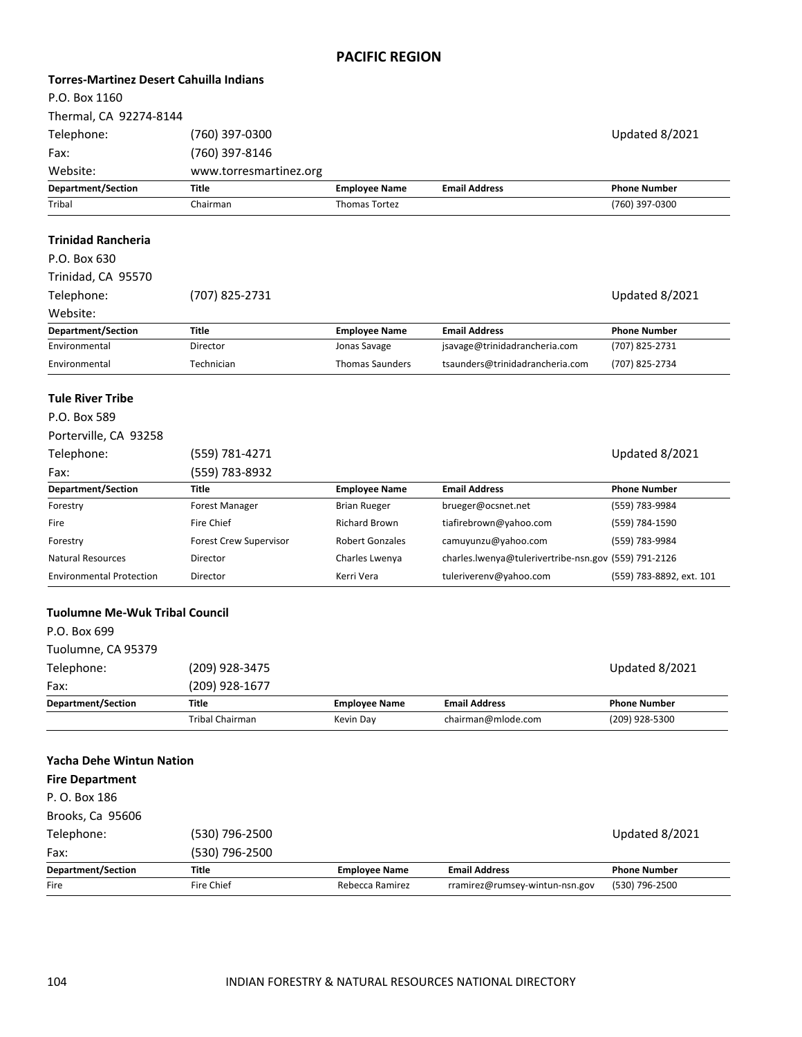## PACIFIC REGION

### Torres-Martinez Desert Cahuilla Indians

P.O. Box 1160
Thermal, CA 92274-8144

Telephone: (760) 397-0300 — Updated 8/2021
Fax: (760) 397-8146
Website: www.torresmartinez.org

| Department/Section | Title | Employee Name | Email Address | Phone Number |
|---|---|---|---|---|
| Tribal | Chairman | Thomas Tortez | | (760) 397-0300 |

### Trinidad Rancheria

P.O. Box 630
Trinidad, CA 95570

Telephone: (707) 825-2731 — Updated 8/2021
Website:

| Department/Section | Title | Employee Name | Email Address | Phone Number |
|---|---|---|---|---|
| Environmental | Director | Jonas Savage | jsavage@trinidadrancheria.com | (707) 825-2731 |
| Environmental | Technician | Thomas Saunders | tsaunders@trinidadrancheria.com | (707) 825-2734 |

### Tule River Tribe

P.O. Box 589
Porterville, CA 93258

Telephone: (559) 781-4271 — Updated 8/2021
Fax: (559) 783-8932

| Department/Section | Title | Employee Name | Email Address | Phone Number |
|---|---|---|---|---|
| Forestry | Forest Manager | Brian Rueger | brueger@ocsnet.net | (559) 783-9984 |
| Fire | Fire Chief | Richard Brown | tiafirebrown@yahoo.com | (559) 784-1590 |
| Forestry | Forest Crew Supervisor | Robert Gonzales | camuyunzu@yahoo.com | (559) 783-9984 |
| Natural Resources | Director | Charles Lwenya | charles.lwenya@tulerivertribe-nsn.gov | (559) 791-2126 |
| Environmental Protection | Director | Kerri Vera | tuleriverenv@yahoo.com | (559) 783-8892, ext. 101 |

### Tuolumne Me-Wuk Tribal Council

P.O. Box 699
Tuolumne, CA 95379

Telephone: (209) 928-3475 — Updated 8/2021
Fax: (209) 928-1677

| Department/Section | Title | Employee Name | Email Address | Phone Number |
|---|---|---|---|---|
| | Tribal Chairman | Kevin Day | chairman@mlode.com | (209) 928-5300 |

### Yacha Dehe Wintun Nation

**Fire Department**

P. O. Box 186
Brooks, Ca 95606

Telephone: (530) 796-2500 — Updated 8/2021
Fax: (530) 796-2500

| Department/Section | Title | Employee Name | Email Address | Phone Number |
|---|---|---|---|---|
| Fire | Fire Chief | Rebecca Ramirez | rramirez@rumsey-wintun-nsn.gov | (530) 796-2500 |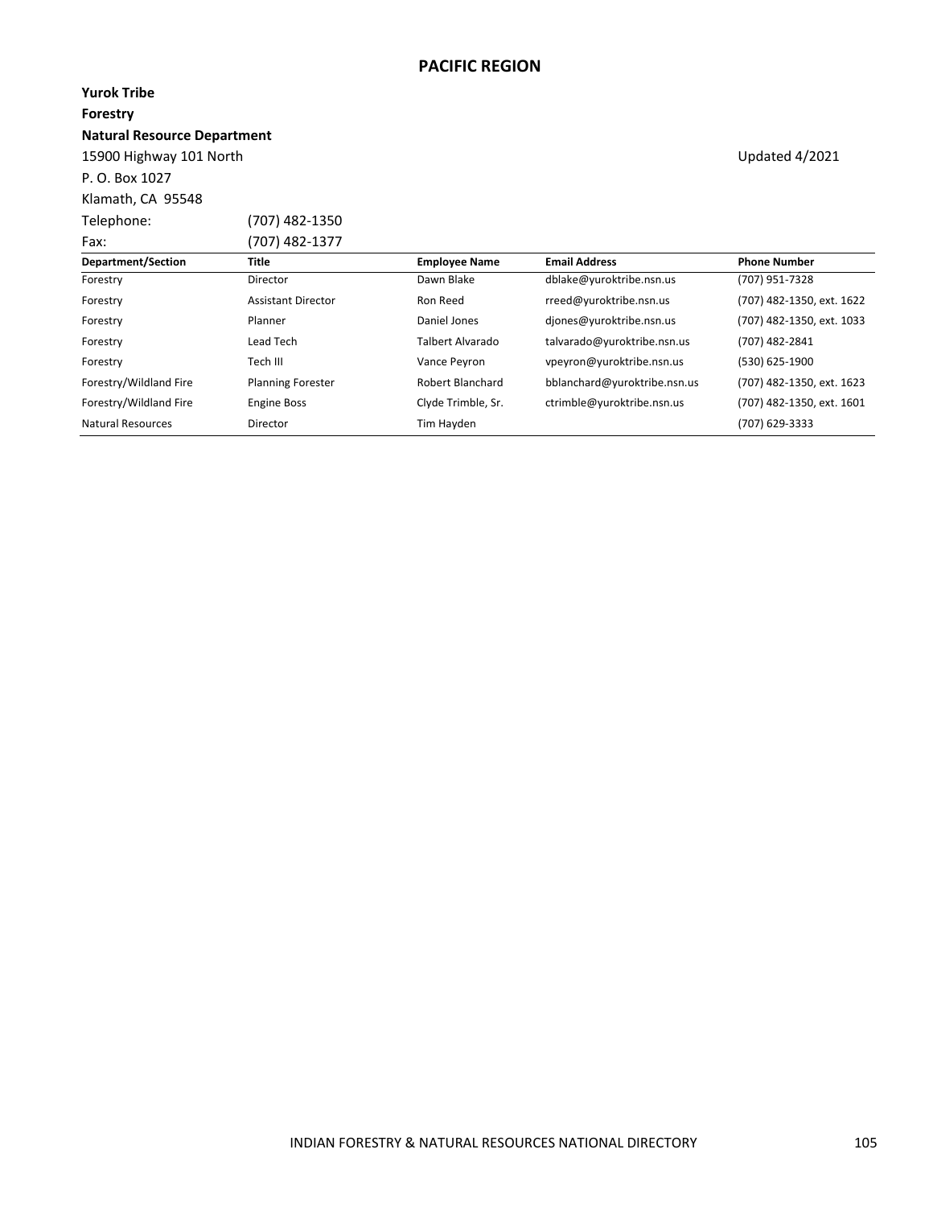## PACIFIC REGION

**Yurok Tribe**
**Forestry**
**Natural Resource Department**

15900 Highway 101 North
P. O. Box 1027
Klamath, CA 95548

Updated 4/2021

Telephone: (707) 482-1350
Fax: (707) 482-1377

| Department/Section | Title | Employee Name | Email Address | Phone Number |
|---|---|---|---|---|
| Forestry | Director | Dawn Blake | dblake@yuroktribe.nsn.us | (707) 951-7328 |
| Forestry | Assistant Director | Ron Reed | rreed@yuroktribe.nsn.us | (707) 482-1350, ext. 1622 |
| Forestry | Planner | Daniel Jones | djones@yuroktribe.nsn.us | (707) 482-1350, ext. 1033 |
| Forestry | Lead Tech | Talbert Alvarado | talvarado@yuroktribe.nsn.us | (707) 482-2841 |
| Forestry | Tech III | Vance Peyron | vpeyron@yuroktribe.nsn.us | (530) 625-1900 |
| Forestry/Wildland Fire | Planning Forester | Robert Blanchard | bblanchard@yuroktribe.nsn.us | (707) 482-1350, ext. 1623 |
| Forestry/Wildland Fire | Engine Boss | Clyde Trimble, Sr. | ctrimble@yuroktribe.nsn.us | (707) 482-1350, ext. 1601 |
| Natural Resources | Director | Tim Hayden | | (707) 629-3333 |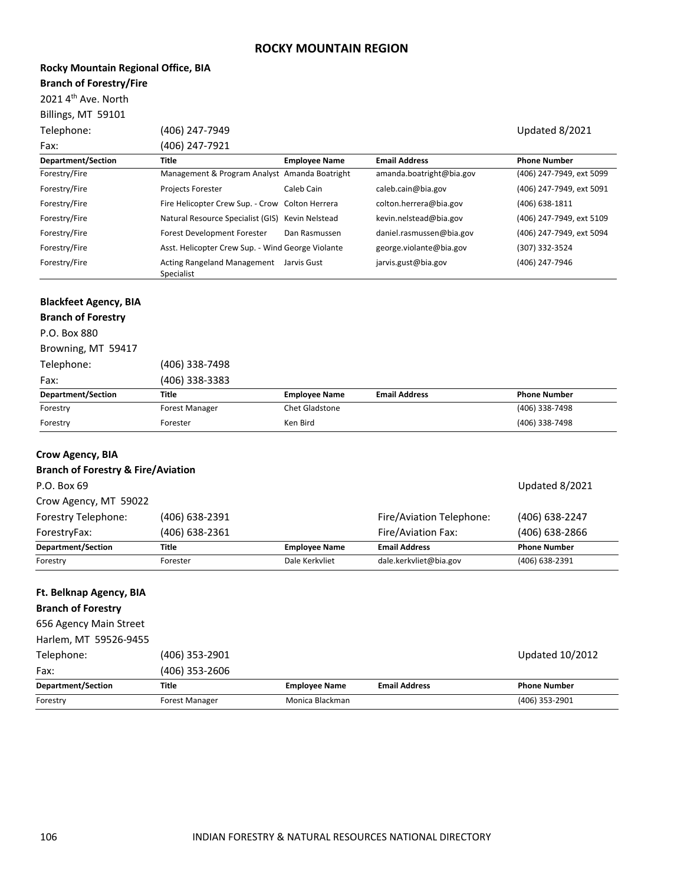# ROCKY MOUNTAIN REGION

**Rocky Mountain Regional Office, BIA**
**Branch of Forestry/Fire**
2021 4th Ave. North
Billings, MT 59101

Telephone: (406) 247-7949 — Updated 8/2021
Fax: (406) 247-7921

| Department/Section | Title | Employee Name | Email Address | Phone Number |
|---|---|---|---|---|
| Forestry/Fire | Management & Program Analyst | Amanda Boatright | amanda.boatright@bia.gov | (406) 247-7949, ext 5099 |
| Forestry/Fire | Projects Forester | Caleb Cain | caleb.cain@bia.gov | (406) 247-7949, ext 5091 |
| Forestry/Fire | Fire Helicopter Crew Sup. - Crow | Colton Herrera | colton.herrera@bia.gov | (406) 638-1811 |
| Forestry/Fire | Natural Resource Specialist (GIS) | Kevin Nelstead | kevin.nelstead@bia.gov | (406) 247-7949, ext 5109 |
| Forestry/Fire | Forest Development Forester | Dan Rasmussen | daniel.rasmussen@bia.gov | (406) 247-7949, ext 5094 |
| Forestry/Fire | Asst. Helicopter Crew Sup. - Wind | George Violante | george.violante@bia.gov | (307) 332-3524 |
| Forestry/Fire | Acting Rangeland Management Specialist | Jarvis Gust | jarvis.gust@bia.gov | (406) 247-7946 |

**Blackfeet Agency, BIA**
**Branch of Forestry**
P.O. Box 880
Browning, MT 59417

Telephone: (406) 338-7498
Fax: (406) 338-3383

| Department/Section | Title | Employee Name | Email Address | Phone Number |
|---|---|---|---|---|
| Forestry | Forest Manager | Chet Gladstone | | (406) 338-7498 |
| Forestry | Forester | Ken Bird | | (406) 338-7498 |

**Crow Agency, BIA**
**Branch of Forestry & Fire/Aviation**
P.O. Box 69 — Updated 8/2021
Crow Agency, MT 59022

Forestry Telephone: (406) 638-2391 — Fire/Aviation Telephone: (406) 638-2247
ForestryFax: (406) 638-2361 — Fire/Aviation Fax: (406) 638-2866

| Department/Section | Title | Employee Name | Email Address | Phone Number |
|---|---|---|---|---|
| Forestry | Forester | Dale Kerkvliet | dale.kerkvliet@bia.gov | (406) 638-2391 |

**Ft. Belknap Agency, BIA**
**Branch of Forestry**
656 Agency Main Street
Harlem, MT 59526-9455

Telephone: (406) 353-2901 — Updated 10/2012
Fax: (406) 353-2606

| Department/Section | Title | Employee Name | Email Address | Phone Number |
|---|---|---|---|---|
| Forestry | Forest Manager | Monica Blackman | | (406) 353-2901 |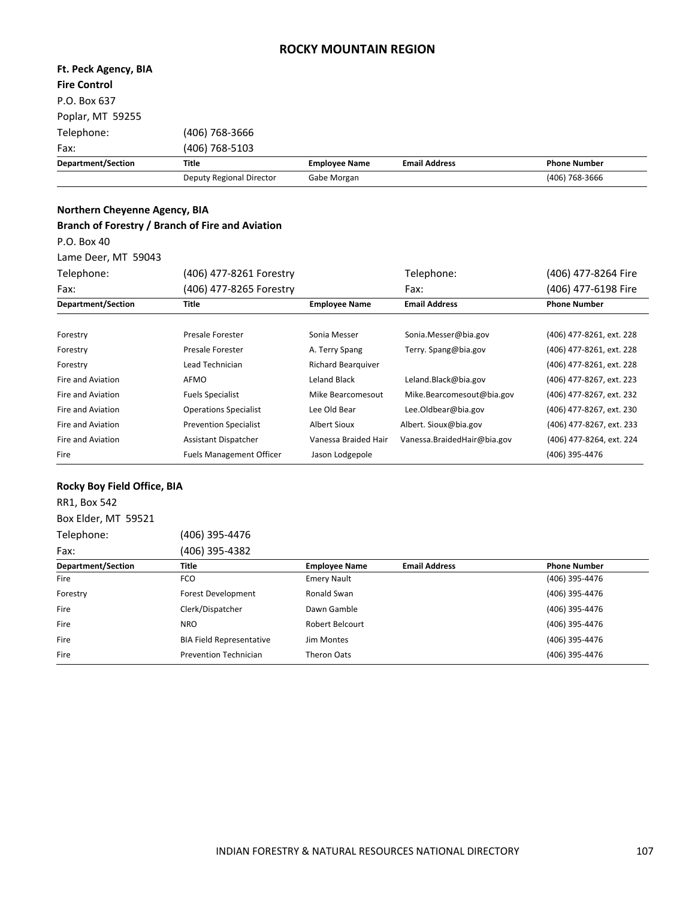# ROCKY MOUNTAIN REGION

**Ft. Peck Agency, BIA**
**Fire Control**
P.O. Box 637
Poplar, MT 59255

Telephone: (406) 768-3666
Fax: (406) 768-5103

| Department/Section | Title | Employee Name | Email Address | Phone Number |
|---|---|---|---|---|
| | Deputy Regional Director | Gabe Morgan | | (406) 768-3666 |

**Northern Cheyenne Agency, BIA**
**Branch of Forestry / Branch of Fire and Aviation**
P.O. Box 40
Lame Deer, MT 59043

Telephone: (406) 477-8261 Forestry — Telephone: (406) 477-8264 Fire
Fax: (406) 477-8265 Forestry — Fax: (406) 477-6198 Fire

| Department/Section | Title | Employee Name | Email Address | Phone Number |
|---|---|---|---|---|
| Forestry | Presale Forester | Sonia Messer | Sonia.Messer@bia.gov | (406) 477-8261, ext. 228 |
| Forestry | Presale Forester | A. Terry Spang | Terry. Spang@bia.gov | (406) 477-8261, ext. 228 |
| Forestry | Lead Technician | Richard Bearquiver | | (406) 477-8261, ext. 228 |
| Fire and Aviation | AFMO | Leland Black | Leland.Black@bia.gov | (406) 477-8267, ext. 223 |
| Fire and Aviation | Fuels Specialist | Mike Bearcomesout | Mike.Bearcomesout@bia.gov | (406) 477-8267, ext. 232 |
| Fire and Aviation | Operations Specialist | Lee Old Bear | Lee.Oldbear@bia.gov | (406) 477-8267, ext. 230 |
| Fire and Aviation | Prevention Specialist | Albert Sioux | Albert. Sioux@bia.gov | (406) 477-8267, ext. 233 |
| Fire and Aviation | Assistant Dispatcher | Vanessa Braided Hair | Vanessa.BraidedHair@bia.gov | (406) 477-8264, ext. 224 |
| Fire | Fuels Management Officer | Jason Lodgepole | | (406) 395-4476 |

**Rocky Boy Field Office, BIA**
RR1, Box 542
Box Elder, MT 59521

Telephone: (406) 395-4476
Fax: (406) 395-4382

| Department/Section | Title | Employee Name | Email Address | Phone Number |
|---|---|---|---|---|
| Fire | FCO | Emery Nault | | (406) 395-4476 |
| Forestry | Forest Development | Ronald Swan | | (406) 395-4476 |
| Fire | Clerk/Dispatcher | Dawn Gamble | | (406) 395-4476 |
| Fire | NRO | Robert Belcourt | | (406) 395-4476 |
| Fire | BIA Field Representative | Jim Montes | | (406) 395-4476 |
| Fire | Prevention Technician | Theron Oats | | (406) 395-4476 |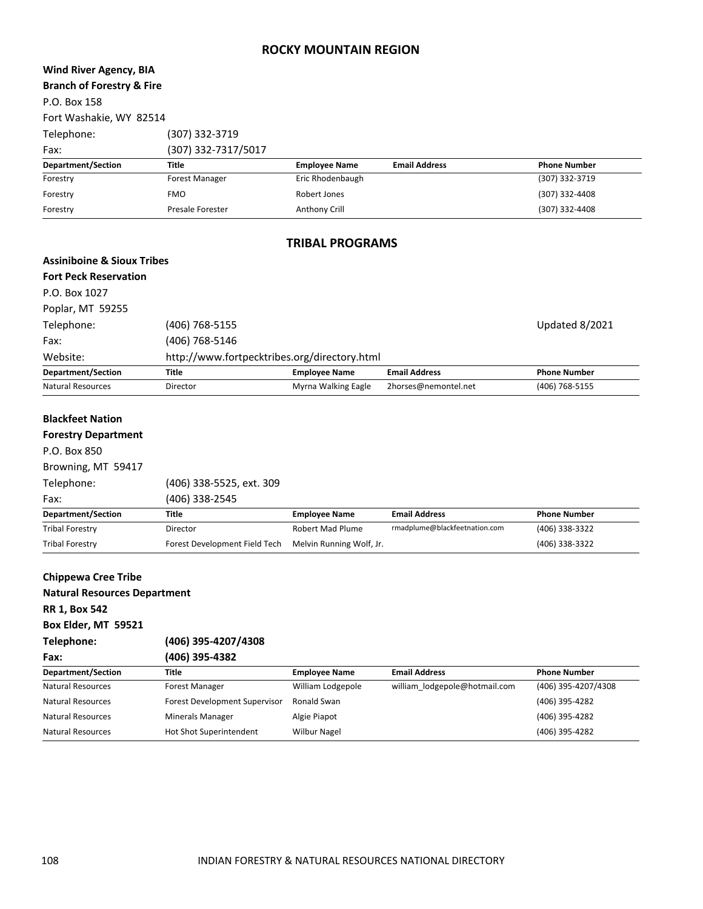# ROCKY MOUNTAIN REGION

**Wind River Agency, BIA**
**Branch of Forestry & Fire**
P.O. Box 158
Fort Washakie, WY 82514
Telephone: (307) 332-3719
Fax: (307) 332-7317/5017

| Department/Section | Title | Employee Name | Email Address | Phone Number |
|---|---|---|---|---|
| Forestry | Forest Manager | Eric Rhodenbaugh | | (307) 332-3719 |
| Forestry | FMO | Robert Jones | | (307) 332-4408 |
| Forestry | Presale Forester | Anthony Crill | | (307) 332-4408 |

## TRIBAL PROGRAMS

**Assiniboine & Sioux Tribes**
**Fort Peck Reservation**
P.O. Box 1027
Poplar, MT 59255
Telephone: (406) 768-5155 Updated 8/2021
Fax: (406) 768-5146
Website: http://www.fortpecktribes.org/directory.html

| Department/Section | Title | Employee Name | Email Address | Phone Number |
|---|---|---|---|---|
| Natural Resources | Director | Myrna Walking Eagle | 2horses@nemontel.net | (406) 768-5155 |

**Blackfeet Nation**
**Forestry Department**
P.O. Box 850
Browning, MT 59417
Telephone: (406) 338-5525, ext. 309
Fax: (406) 338-2545

| Department/Section | Title | Employee Name | Email Address | Phone Number |
|---|---|---|---|---|
| Tribal Forestry | Director | Robert Mad Plume | rmadplume@blackfeetnation.com | (406) 338-3322 |
| Tribal Forestry | Forest Development Field Tech | Melvin Running Wolf, Jr. | | (406) 338-3322 |

**Chippewa Cree Tribe**
**Natural Resources Department**
**RR 1, Box 542**
**Box Elder, MT 59521**
**Telephone: (406) 395-4207/4308**
**Fax: (406) 395-4382**

| Department/Section | Title | Employee Name | Email Address | Phone Number |
|---|---|---|---|---|
| Natural Resources | Forest Manager | William Lodgepole | william_lodgepole@hotmail.com | (406) 395-4207/4308 |
| Natural Resources | Forest Development Supervisor | Ronald Swan | | (406) 395-4282 |
| Natural Resources | Minerals Manager | Algie Piapot | | (406) 395-4282 |
| Natural Resources | Hot Shot Superintendent | Wilbur Nagel | | (406) 395-4282 |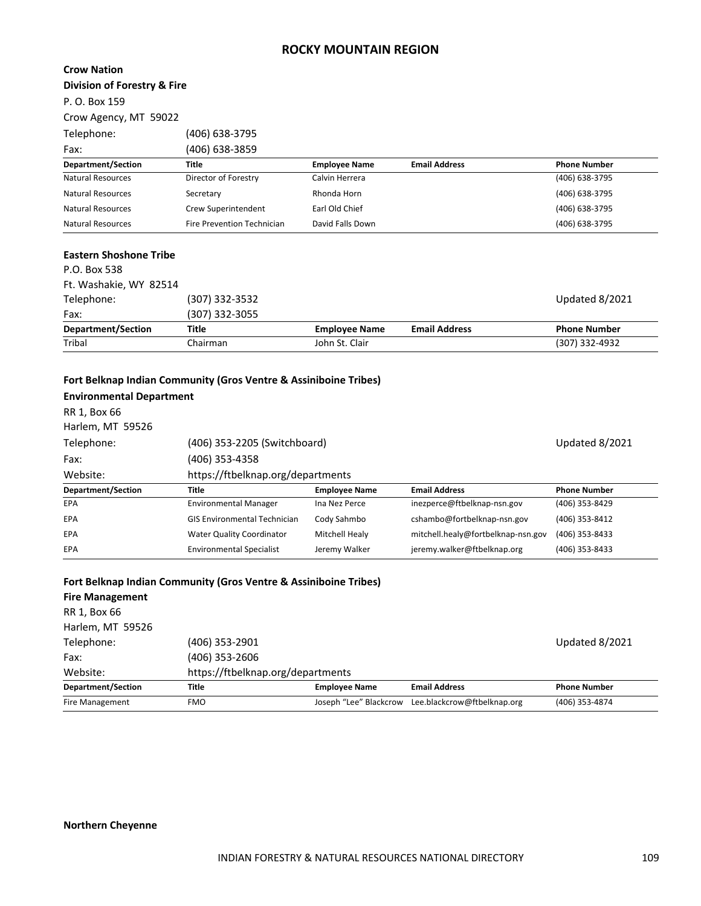# ROCKY MOUNTAIN REGION

**Crow Nation**
**Division of Forestry & Fire**
P. O. Box 159
Crow Agency, MT 59022
Telephone: (406) 638-3795
Fax: (406) 638-3859

| Department/Section | Title | Employee Name | Email Address | Phone Number |
|---|---|---|---|---|
| Natural Resources | Director of Forestry | Calvin Herrera | | (406) 638-3795 |
| Natural Resources | Secretary | Rhonda Horn | | (406) 638-3795 |
| Natural Resources | Crew Superintendent | Earl Old Chief | | (406) 638-3795 |
| Natural Resources | Fire Prevention Technician | David Falls Down | | (406) 638-3795 |

**Eastern Shoshone Tribe**
P.O. Box 538
Ft. Washakie, WY 82514
Telephone: (307) 332-3532
Fax: (307) 332-3055

Updated 8/2021

| Department/Section | Title | Employee Name | Email Address | Phone Number |
|---|---|---|---|---|
| Tribal | Chairman | John St. Clair | | (307) 332-4932 |

**Fort Belknap Indian Community (Gros Ventre & Assiniboine Tribes)**
**Environmental Department**
RR 1, Box 66
Harlem, MT 59526
Telephone: (406) 353-2205 (Switchboard)
Fax: (406) 353-4358
Website: https://ftbelknap.org/departments

Updated 8/2021

| Department/Section | Title | Employee Name | Email Address | Phone Number |
|---|---|---|---|---|
| EPA | Environmental Manager | Ina Nez Perce | inezperce@ftbelknap-nsn.gov | (406) 353-8429 |
| EPA | GIS Environmental Technician | Cody Sahmbo | cshambo@fortbelknap-nsn.gov | (406) 353-8412 |
| EPA | Water Quality Coordinator | Mitchell Healy | mitchell.healy@fortbelknap-nsn.gov | (406) 353-8433 |
| EPA | Environmental Specialist | Jeremy Walker | jeremy.walker@ftbelknap.org | (406) 353-8433 |

**Fort Belknap Indian Community (Gros Ventre & Assiniboine Tribes)**
**Fire Management**
RR 1, Box 66
Harlem, MT 59526
Telephone: (406) 353-2901
Fax: (406) 353-2606
Website: https://ftbelknap.org/departments

Updated 8/2021

| Department/Section | Title | Employee Name | Email Address | Phone Number |
|---|---|---|---|---|
| Fire Management | FMO | Joseph "Lee" Blackcrow | Lee.blackcrow@ftbelknap.org | (406) 353-4874 |

**Northern Cheyenne**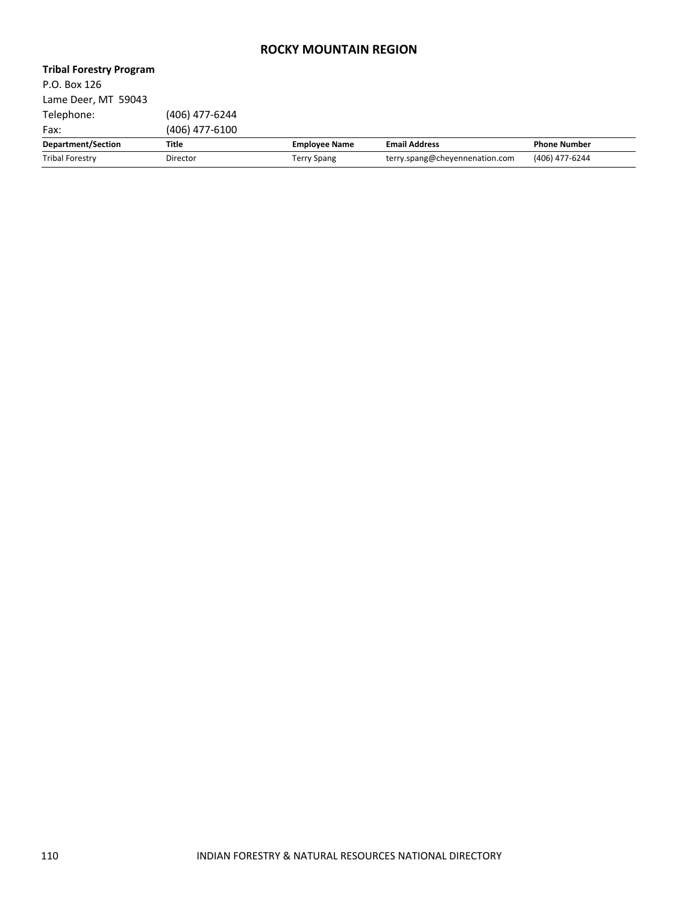# ROCKY MOUNTAIN REGION

**Tribal Forestry Program**
P.O. Box 126
Lame Deer, MT 59043
Telephone: (406) 477-6244
Fax: (406) 477-6100

| Department/Section | Title | Employee Name | Email Address | Phone Number |
|---|---|---|---|---|
| Tribal Forestry | Director | Terry Spang | terry.spang@cheyennenation.com | (406) 477-6244 |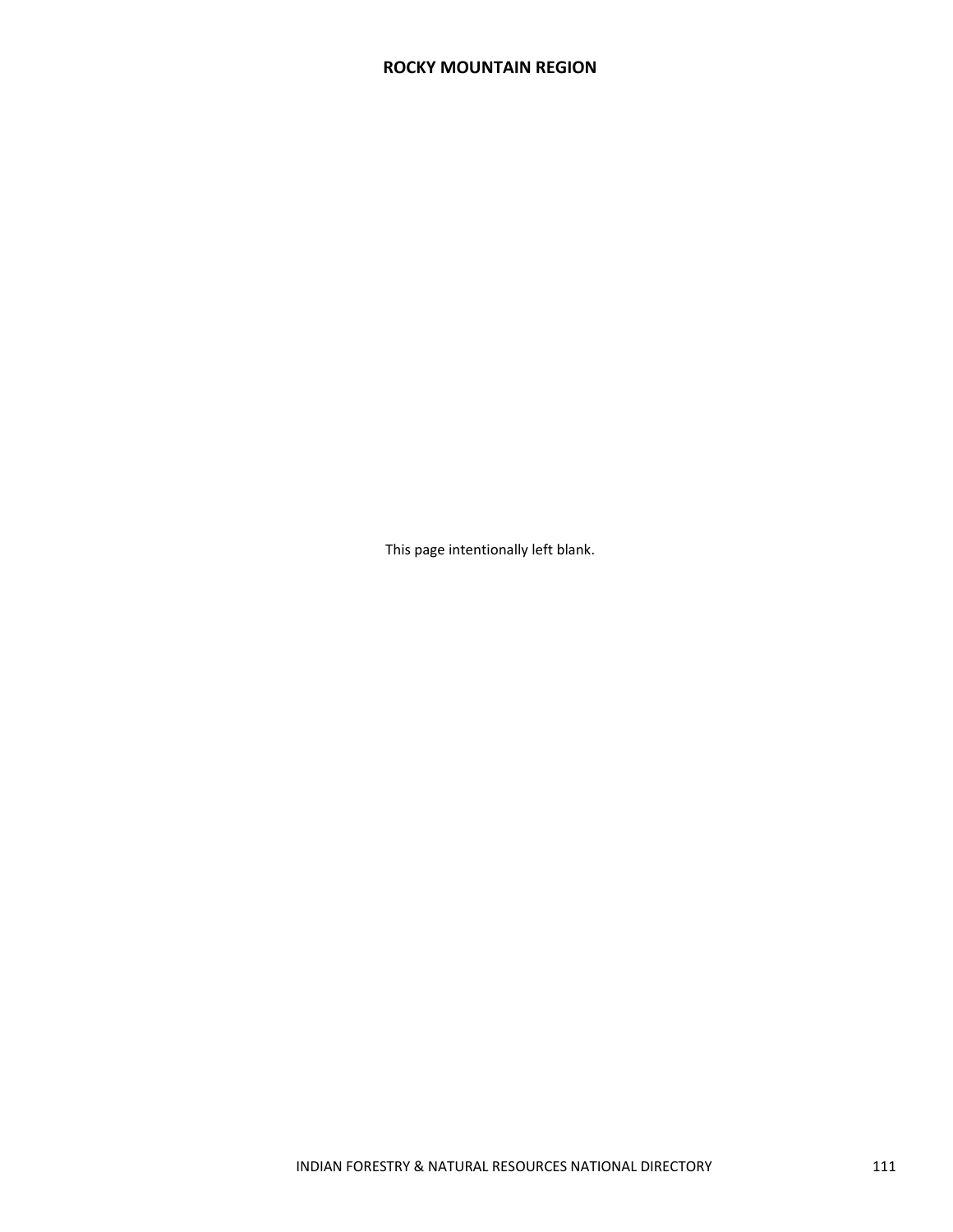# ROCKY MOUNTAIN REGION

This page intentionally left blank.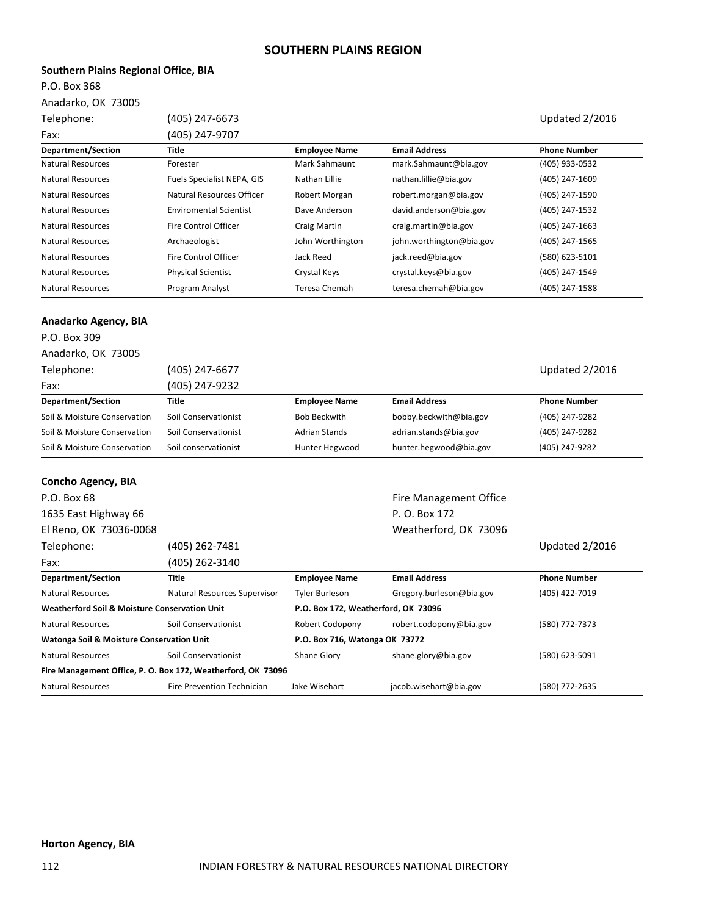# SOUTHERN PLAINS REGION

**Southern Plains Regional Office, BIA**

P.O. Box 368
Anadarko, OK 73005
Telephone: (405) 247-6673
Fax: (405) 247-9707

Updated 2/2016

| Department/Section | Title | Employee Name | Email Address | Phone Number |
|---|---|---|---|---|
| Natural Resources | Forester | Mark Sahmaunt | mark.Sahmaunt@bia.gov | (405) 933-0532 |
| Natural Resources | Fuels Specialist NEPA, GIS | Nathan Lillie | nathan.lillie@bia.gov | (405) 247-1609 |
| Natural Resources | Natural Resources Officer | Robert Morgan | robert.morgan@bia.gov | (405) 247-1590 |
| Natural Resources | Enviromental Scientist | Dave Anderson | david.anderson@bia.gov | (405) 247-1532 |
| Natural Resources | Fire Control Officer | Craig Martin | craig.martin@bia.gov | (405) 247-1663 |
| Natural Resources | Archaeologist | John Worthington | john.worthington@bia.gov | (405) 247-1565 |
| Natural Resources | Fire Control Officer | Jack Reed | jack.reed@bia.gov | (580) 623-5101 |
| Natural Resources | Physical Scientist | Crystal Keys | crystal.keys@bia.gov | (405) 247-1549 |
| Natural Resources | Program Analyst | Teresa Chemah | teresa.chemah@bia.gov | (405) 247-1588 |

**Anadarko Agency, BIA**

P.O. Box 309
Anadarko, OK 73005
Telephone: (405) 247-6677
Fax: (405) 247-9232

Updated 2/2016

| Department/Section | Title | Employee Name | Email Address | Phone Number |
|---|---|---|---|---|
| Soil & Moisture Conservation | Soil Conservationist | Bob Beckwith | bobby.beckwith@bia.gov | (405) 247-9282 |
| Soil & Moisture Conservation | Soil Conservationist | Adrian Stands | adrian.stands@bia.gov | (405) 247-9282 |
| Soil & Moisture Conservation | Soil conservationist | Hunter Hegwood | hunter.hegwood@bia.gov | (405) 247-9282 |

**Concho Agency, BIA**

P.O. Box 68
1635 East Highway 66
El Reno, OK 73036-0068
Telephone: (405) 262-7481
Fax: (405) 262-3140

Fire Management Office
P. O. Box 172
Weatherford, OK 73096

Updated 2/2016

| Department/Section | Title | Employee Name | Email Address | Phone Number |
|---|---|---|---|---|
| Natural Resources | Natural Resources Supervisor | Tyler Burleson | Gregory.burleson@bia.gov | (405) 422-7019 |
| **Weatherford Soil & Moisture Conservation Unit** | | **P.O. Box 172, Weatherford, OK 73096** | | |
| Natural Resources | Soil Conservationist | Robert Codopony | robert.codopony@bia.gov | (580) 772-7373 |
| **Watonga Soil & Moisture Conservation Unit** | | **P.O. Box 716, Watonga OK 73772** | | |
| Natural Resources | Soil Conservationist | Shane Glory | shane.glory@bia.gov | (580) 623-5091 |
| **Fire Management Office, P. O. Box 172, Weatherford, OK 73096** | | | | |
| Natural Resources | Fire Prevention Technician | Jake Wisehart | jacob.wisehart@bia.gov | (580) 772-2635 |

**Horton Agency, BIA**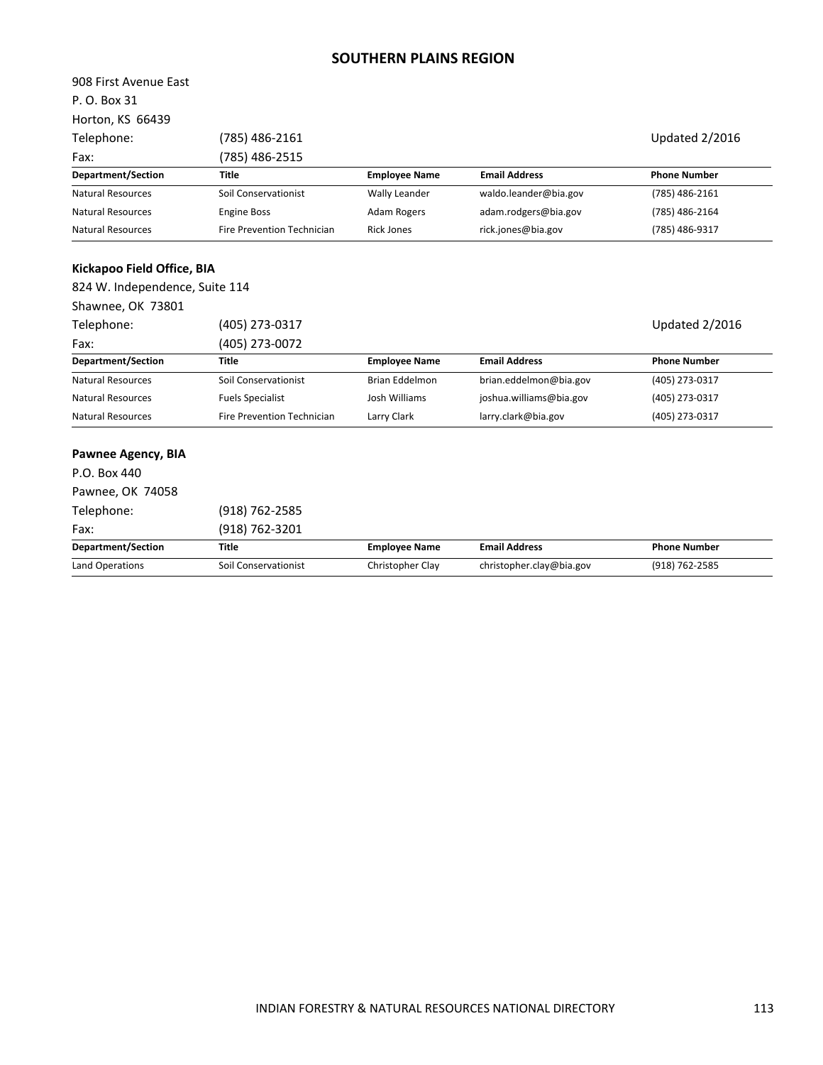## SOUTHERN PLAINS REGION

908 First Avenue East
P. O. Box 31
Horton, KS 66439

Telephone: (785) 486-2161 Updated 2/2016

Fax: (785) 486-2515

| Department/Section | Title | Employee Name | Email Address | Phone Number |
|---|---|---|---|---|
| Natural Resources | Soil Conservationist | Wally Leander | waldo.leander@bia.gov | (785) 486-2161 |
| Natural Resources | Engine Boss | Adam Rogers | adam.rodgers@bia.gov | (785) 486-2164 |
| Natural Resources | Fire Prevention Technician | Rick Jones | rick.jones@bia.gov | (785) 486-9317 |

### Kickapoo Field Office, BIA

824 W. Independence, Suite 114
Shawnee, OK 73801

Telephone: (405) 273-0317 Updated 2/2016

Fax: (405) 273-0072

| Department/Section | Title | Employee Name | Email Address | Phone Number |
|---|---|---|---|---|
| Natural Resources | Soil Conservationist | Brian Eddelmon | brian.eddelmon@bia.gov | (405) 273-0317 |
| Natural Resources | Fuels Specialist | Josh Williams | joshua.williams@bia.gov | (405) 273-0317 |
| Natural Resources | Fire Prevention Technician | Larry Clark | larry.clark@bia.gov | (405) 273-0317 |

### Pawnee Agency, BIA

P.O. Box 440
Pawnee, OK 74058

Telephone: (918) 762-2585

Fax: (918) 762-3201

| Department/Section | Title | Employee Name | Email Address | Phone Number |
|---|---|---|---|---|
| Land Operations | Soil Conservationist | Christopher Clay | christopher.clay@bia.gov | (918) 762-2585 |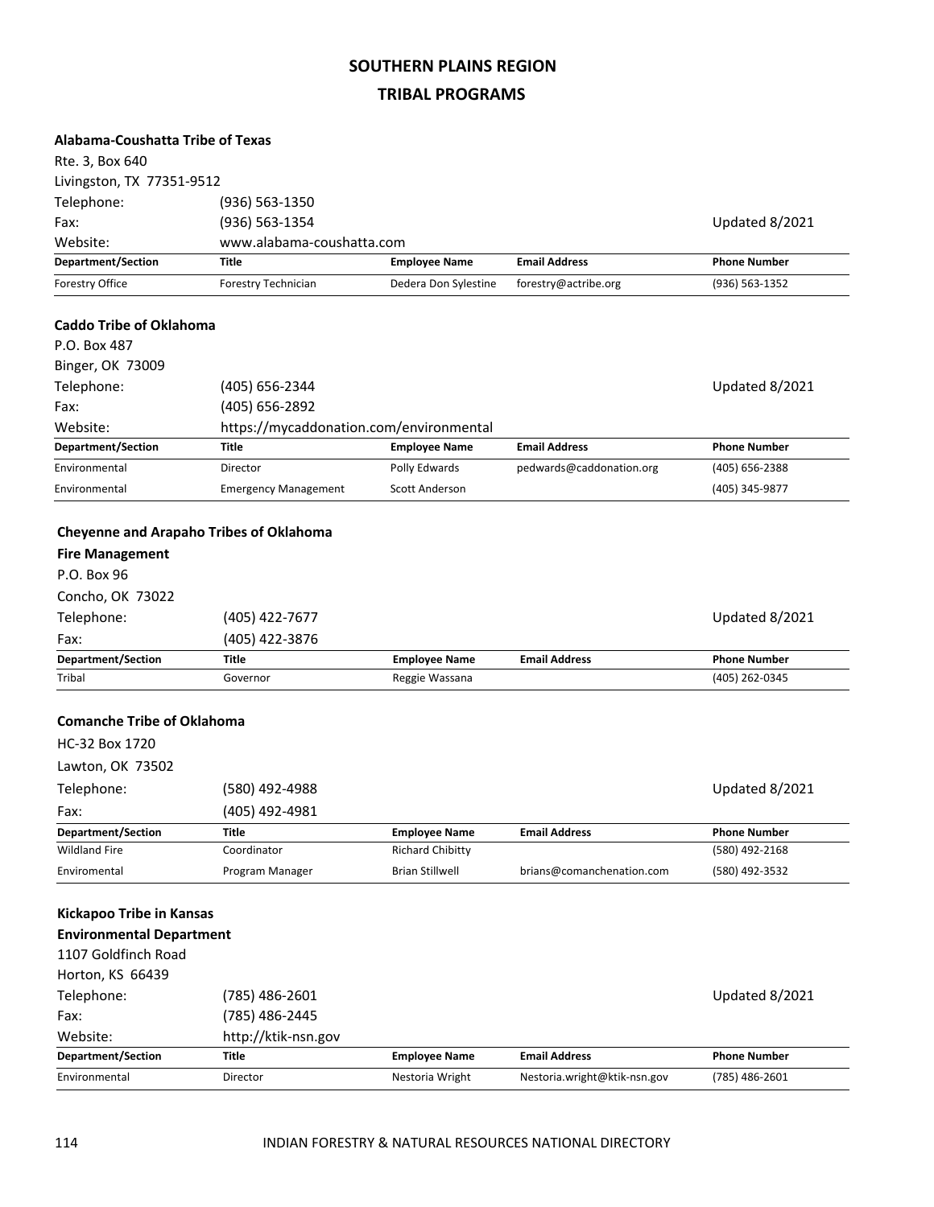# SOUTHERN PLAINS REGION

## TRIBAL PROGRAMS

### Alabama-Coushatta Tribe of Texas

Rte. 3, Box 640
Livingston, TX 77351-9512

Telephone: (936) 563-1350
Fax: (936) 563-1354
Website: www.alabama-coushatta.com

Updated 8/2021

| Department/Section | Title | Employee Name | Email Address | Phone Number |
|---|---|---|---|---|
| Forestry Office | Forestry Technician | Dedera Don Sylestine | forestry@actribe.org | (936) 563-1352 |

### Caddo Tribe of Oklahoma

P.O. Box 487
Binger, OK 73009

Telephone: (405) 656-2344
Fax: (405) 656-2892
Website: https://mycaddonation.com/environmental

Updated 8/2021

| Department/Section | Title | Employee Name | Email Address | Phone Number |
|---|---|---|---|---|
| Environmental | Director | Polly Edwards | pedwards@caddonation.org | (405) 656-2388 |
| Environmental | Emergency Management | Scott Anderson | | (405) 345-9877 |

### Cheyenne and Arapaho Tribes of Oklahoma

**Fire Management**

P.O. Box 96
Concho, OK 73022

Telephone: (405) 422-7677
Fax: (405) 422-3876

Updated 8/2021

| Department/Section | Title | Employee Name | Email Address | Phone Number |
|---|---|---|---|---|
| Tribal | Governor | Reggie Wassana | | (405) 262-0345 |

### Comanche Tribe of Oklahoma

HC-32 Box 1720
Lawton, OK 73502

Telephone: (580) 492-4988
Fax: (405) 492-4981

Updated 8/2021

| Department/Section | Title | Employee Name | Email Address | Phone Number |
|---|---|---|---|---|
| Wildland Fire | Coordinator | Richard Chibitty | | (580) 492-2168 |
| Enviromental | Program Manager | Brian Stillwell | brians@comanchenation.com | (580) 492-3532 |

### Kickapoo Tribe in Kansas

**Environmental Department**

1107 Goldfinch Road
Horton, KS 66439

Telephone: (785) 486-2601
Fax: (785) 486-2445
Website: http://ktik-nsn.gov

Updated 8/2021

| Department/Section | Title | Employee Name | Email Address | Phone Number |
|---|---|---|---|---|
| Environmental | Director | Nestoria Wright | Nestoria.wright@ktik-nsn.gov | (785) 486-2601 |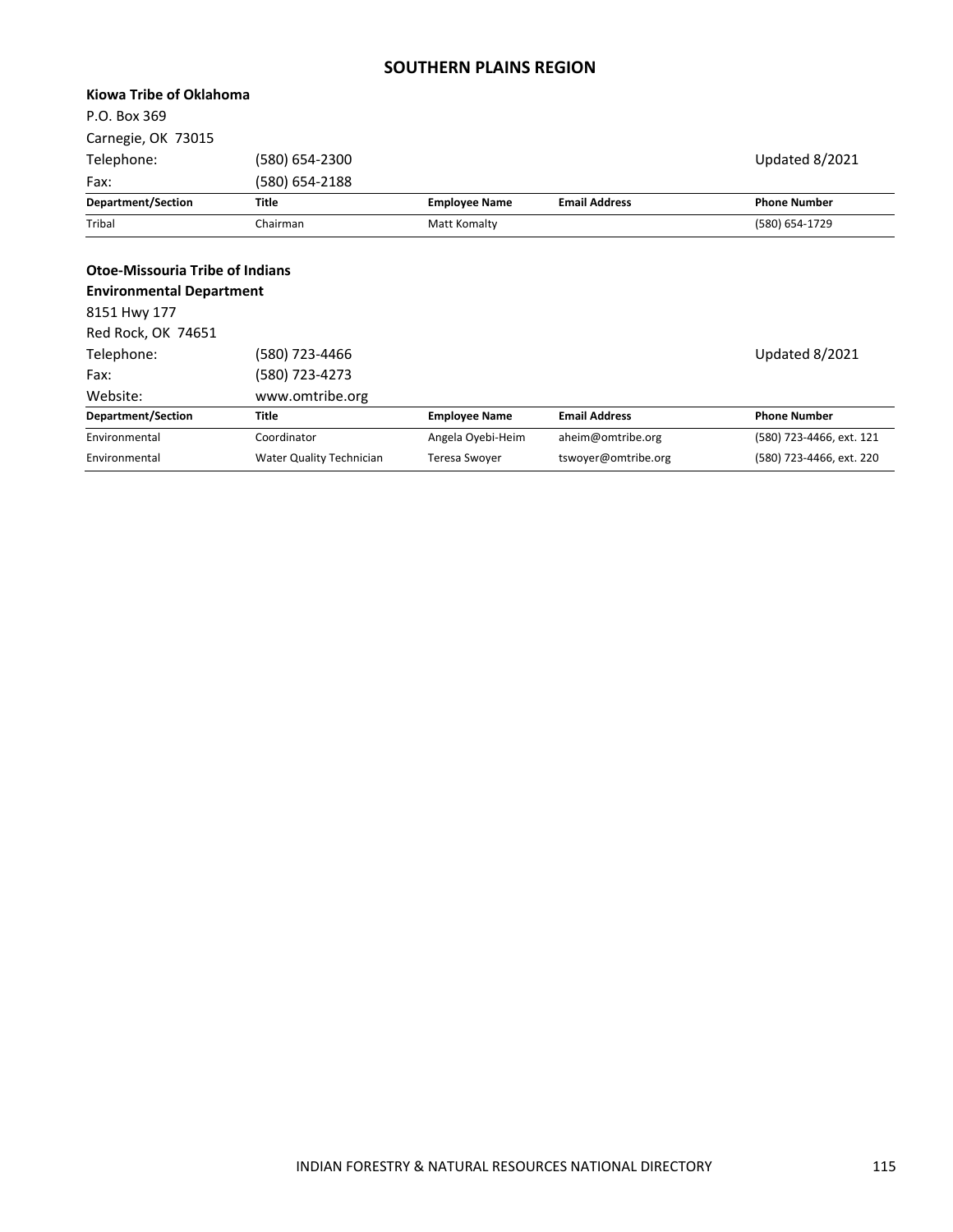## SOUTHERN PLAINS REGION

**Kiowa Tribe of Oklahoma**

P.O. Box 369

Carnegie, OK 73015

Telephone: (580) 654-2300

Fax: (580) 654-2188

Updated 8/2021

| Department/Section | Title | Employee Name | Email Address | Phone Number |
|---|---|---|---|---|
| Tribal | Chairman | Matt Komalty | | (580) 654-1729 |

**Otoe-Missouria Tribe of Indians**

**Environmental Department**

8151 Hwy 177

Red Rock, OK 74651

Telephone: (580) 723-4466

Fax: (580) 723-4273

Website: www.omtribe.org

Updated 8/2021

| Department/Section | Title | Employee Name | Email Address | Phone Number |
|---|---|---|---|---|
| Environmental | Coordinator | Angela Oyebi-Heim | aheim@omtribe.org | (580) 723-4466, ext. 121 |
| Environmental | Water Quality Technician | Teresa Swoyer | tswoyer@omtribe.org | (580) 723-4466, ext. 220 |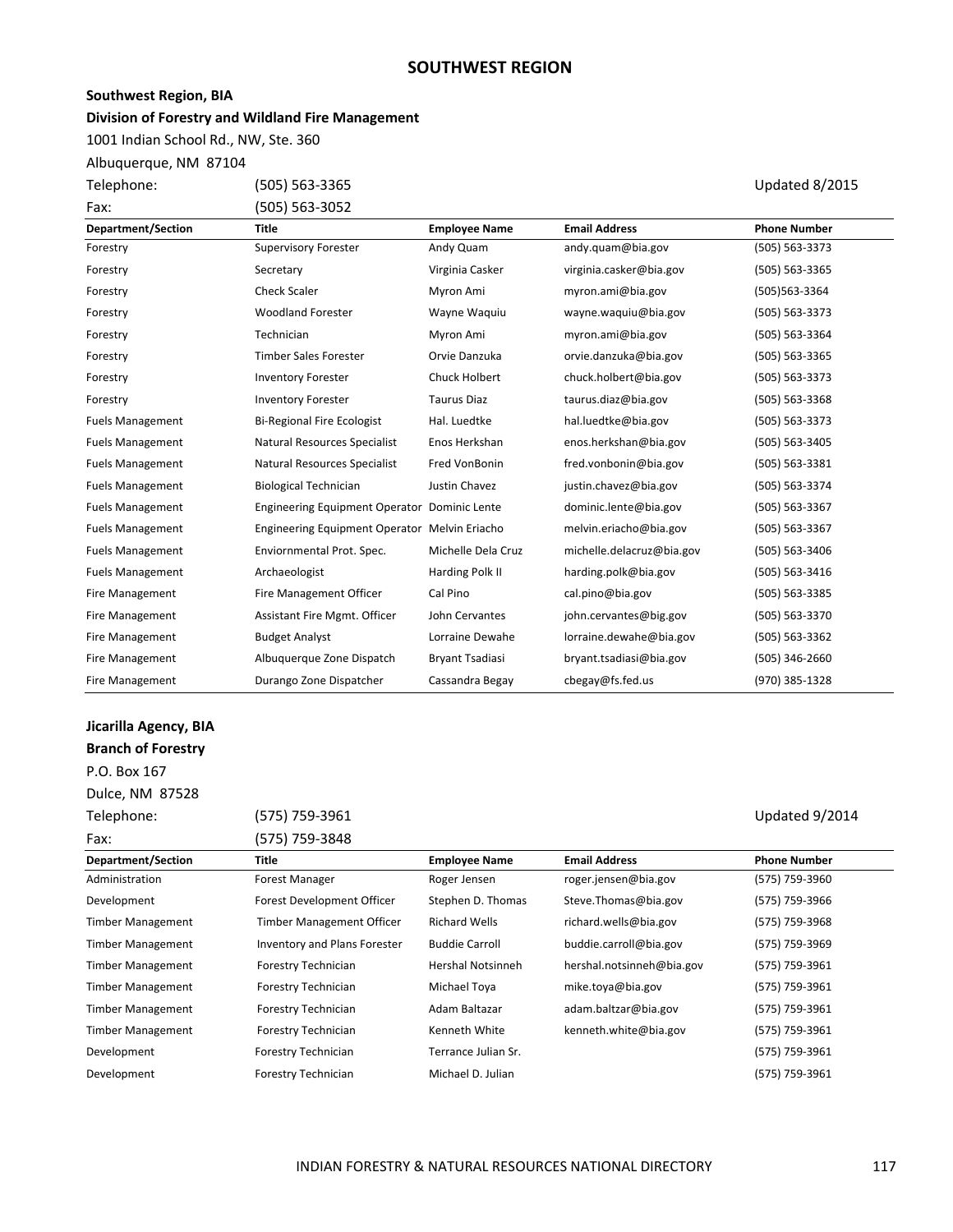# SOUTHWEST REGION

**Southwest Region, BIA**

**Division of Forestry and Wildland Fire Management**

1001 Indian School Rd., NW, Ste. 360

Albuquerque, NM 87104

Telephone: (505) 563-3365

Fax: (505) 563-3052

Updated 8/2015

| Department/Section | Title | Employee Name | Email Address | Phone Number |
|---|---|---|---|---|
| Forestry | Supervisory Forester | Andy Quam | andy.quam@bia.gov | (505) 563-3373 |
| Forestry | Secretary | Virginia Casker | virginia.casker@bia.gov | (505) 563-3365 |
| Forestry | Check Scaler | Myron Ami | myron.ami@bia.gov | (505)563-3364 |
| Forestry | Woodland Forester | Wayne Waquiu | wayne.waquiu@bia.gov | (505) 563-3373 |
| Forestry | Technician | Myron Ami | myron.ami@bia.gov | (505) 563-3364 |
| Forestry | Timber Sales Forester | Orvie Danzuka | orvie.danzuka@bia.gov | (505) 563-3365 |
| Forestry | Inventory Forester | Chuck Holbert | chuck.holbert@bia.gov | (505) 563-3373 |
| Forestry | Inventory Forester | Taurus Diaz | taurus.diaz@bia.gov | (505) 563-3368 |
| Fuels Management | Bi-Regional Fire Ecologist | Hal. Luedtke | hal.luedtke@bia.gov | (505) 563-3373 |
| Fuels Management | Natural Resources Specialist | Enos Herkshan | enos.herkshan@bia.gov | (505) 563-3405 |
| Fuels Management | Natural Resources Specialist | Fred VonBonin | fred.vonbonin@bia.gov | (505) 563-3381 |
| Fuels Management | Biological Technician | Justin Chavez | justin.chavez@bia.gov | (505) 563-3374 |
| Fuels Management | Engineering Equipment Operator | Dominic Lente | dominic.lente@bia.gov | (505) 563-3367 |
| Fuels Management | Engineering Equipment Operator | Melvin Eriacho | melvin.eriacho@bia.gov | (505) 563-3367 |
| Fuels Management | Enviornmental Prot. Spec. | Michelle Dela Cruz | michelle.delacruz@bia.gov | (505) 563-3406 |
| Fuels Management | Archaeologist | Harding Polk II | harding.polk@bia.gov | (505) 563-3416 |
| Fire Management | Fire Management Officer | Cal Pino | cal.pino@bia.gov | (505) 563-3385 |
| Fire Management | Assistant Fire Mgmt. Officer | John Cervantes | john.cervantes@big.gov | (505) 563-3370 |
| Fire Management | Budget Analyst | Lorraine Dewahe | lorraine.dewahe@bia.gov | (505) 563-3362 |
| Fire Management | Albuquerque Zone Dispatch | Bryant Tsadiasi | bryant.tsadiasi@bia.gov | (505) 346-2660 |
| Fire Management | Durango Zone Dispatcher | Cassandra Begay | cbegay@fs.fed.us | (970) 385-1328 |

**Jicarilla Agency, BIA**

**Branch of Forestry**

P.O. Box 167

Dulce, NM 87528

Telephone: (575) 759-3961

Fax: (575) 759-3848

Updated 9/2014

| Department/Section | Title | Employee Name | Email Address | Phone Number |
|---|---|---|---|---|
| Administration | Forest Manager | Roger Jensen | roger.jensen@bia.gov | (575) 759-3960 |
| Development | Forest Development Officer | Stephen D. Thomas | Steve.Thomas@bia.gov | (575) 759-3966 |
| Timber Management | Timber Management Officer | Richard Wells | richard.wells@bia.gov | (575) 759-3968 |
| Timber Management | Inventory and Plans Forester | Buddie Carroll | buddie.carroll@bia.gov | (575) 759-3969 |
| Timber Management | Forestry Technician | Hershal Notsinneh | hershal.notsinneh@bia.gov | (575) 759-3961 |
| Timber Management | Forestry Technician | Michael Toya | mike.toya@bia.gov | (575) 759-3961 |
| Timber Management | Forestry Technician | Adam Baltazar | adam.baltzar@bia.gov | (575) 759-3961 |
| Timber Management | Forestry Technician | Kenneth White | kenneth.white@bia.gov | (575) 759-3961 |
| Development | Forestry Technician | Terrance Julian Sr. | | (575) 759-3961 |
| Development | Forestry Technician | Michael D. Julian | | (575) 759-3961 |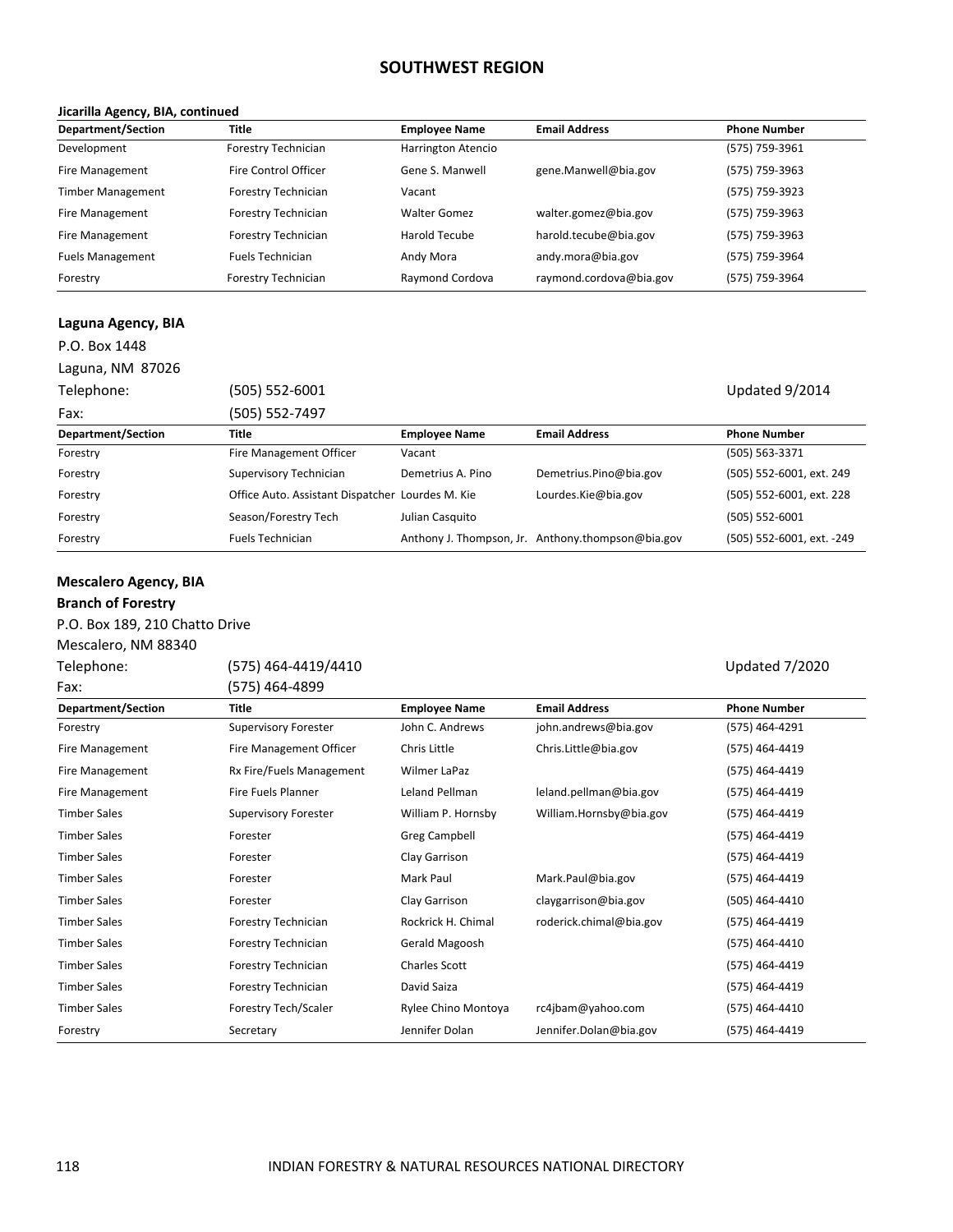## SOUTHWEST REGION

**Jicarilla Agency, BIA, continued**

| Department/Section | Title | Employee Name | Email Address | Phone Number |
|---|---|---|---|---|
| Development | Forestry Technician | Harrington Atencio | | (575) 759-3961 |
| Fire Management | Fire Control Officer | Gene S. Manwell | gene.Manwell@bia.gov | (575) 759-3963 |
| Timber Management | Forestry Technician | Vacant | | (575) 759-3923 |
| Fire Management | Forestry Technician | Walter Gomez | walter.gomez@bia.gov | (575) 759-3963 |
| Fire Management | Forestry Technician | Harold Tecube | harold.tecube@bia.gov | (575) 759-3963 |
| Fuels Management | Fuels Technician | Andy Mora | andy.mora@bia.gov | (575) 759-3964 |
| Forestry | Forestry Technician | Raymond Cordova | raymond.cordova@bia.gov | (575) 759-3964 |

### Laguna Agency, BIA

P.O. Box 1448
Laguna, NM 87026
Telephone: (505) 552-6001
Fax: (505) 552-7497

Updated 9/2014

| Department/Section | Title | Employee Name | Email Address | Phone Number |
|---|---|---|---|---|
| Forestry | Fire Management Officer | Vacant | | (505) 563-3371 |
| Forestry | Supervisory Technician | Demetrius A. Pino | Demetrius.Pino@bia.gov | (505) 552-6001, ext. 249 |
| Forestry | Office Auto. Assistant Dispatcher | Lourdes M. Kie | Lourdes.Kie@bia.gov | (505) 552-6001, ext. 228 |
| Forestry | Season/Forestry Tech | Julian Casquito | | (505) 552-6001 |
| Forestry | Fuels Technician | Anthony J. Thompson, Jr. | Anthony.thompson@bia.gov | (505) 552-6001, ext. -249 |

### Mescalero Agency, BIA
**Branch of Forestry**

P.O. Box 189, 210 Chatto Drive
Mescalero, NM 88340
Telephone: (575) 464-4419/4410
Fax: (575) 464-4899

Updated 7/2020

| Department/Section | Title | Employee Name | Email Address | Phone Number |
|---|---|---|---|---|
| Forestry | Supervisory Forester | John C. Andrews | john.andrews@bia.gov | (575) 464-4291 |
| Fire Management | Fire Management Officer | Chris Little | Chris.Little@bia.gov | (575) 464-4419 |
| Fire Management | Rx Fire/Fuels Management | Wilmer LaPaz | | (575) 464-4419 |
| Fire Management | Fire Fuels Planner | Leland Pellman | leland.pellman@bia.gov | (575) 464-4419 |
| Timber Sales | Supervisory Forester | William P. Hornsby | William.Hornsby@bia.gov | (575) 464-4419 |
| Timber Sales | Forester | Greg Campbell | | (575) 464-4419 |
| Timber Sales | Forester | Clay Garrison | | (575) 464-4419 |
| Timber Sales | Forester | Mark Paul | Mark.Paul@bia.gov | (575) 464-4419 |
| Timber Sales | Forester | Clay Garrison | claygarrison@bia.gov | (505) 464-4410 |
| Timber Sales | Forestry Technician | Rockrick H. Chimal | roderick.chimal@bia.gov | (575) 464-4419 |
| Timber Sales | Forestry Technician | Gerald Magoosh | | (575) 464-4410 |
| Timber Sales | Forestry Technician | Charles Scott | | (575) 464-4419 |
| Timber Sales | Forestry Technician | David Saiza | | (575) 464-4419 |
| Timber Sales | Forestry Tech/Scaler | Rylee Chino Montoya | rc4jbam@yahoo.com | (575) 464-4410 |
| Forestry | Secretary | Jennifer Dolan | Jennifer.Dolan@bia.gov | (575) 464-4419 |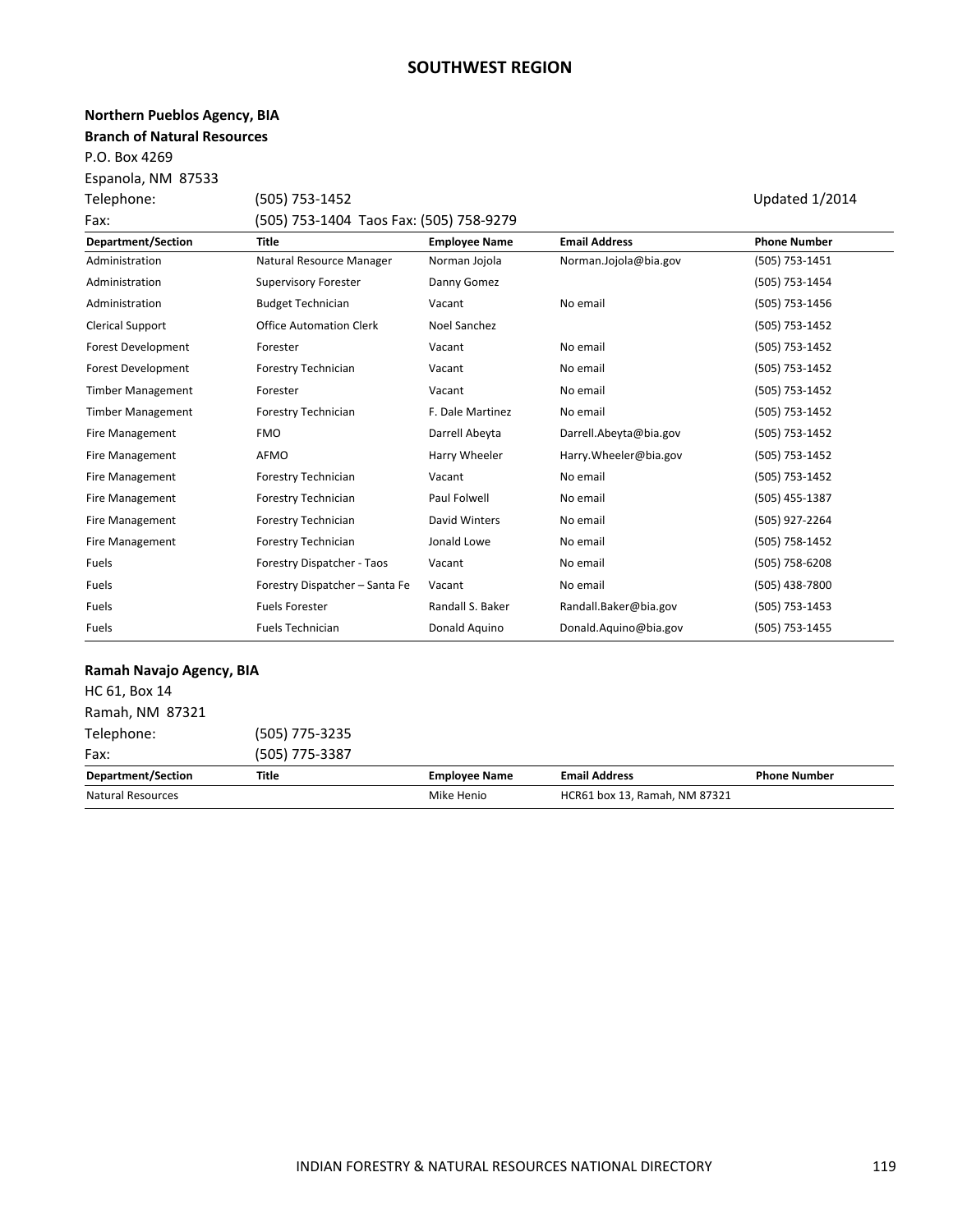# SOUTHWEST REGION

**Northern Pueblos Agency, BIA**
**Branch of Natural Resources**
P.O. Box 4269
Espanola, NM 87533
Telephone: (505) 753-1452 Updated 1/2014
Fax: (505) 753-1404 Taos Fax: (505) 758-9279

| Department/Section | Title | Employee Name | Email Address | Phone Number |
|---|---|---|---|---|
| Administration | Natural Resource Manager | Norman Jojola | Norman.Jojola@bia.gov | (505) 753-1451 |
| Administration | Supervisory Forester | Danny Gomez | | (505) 753-1454 |
| Administration | Budget Technician | Vacant | No email | (505) 753-1456 |
| Clerical Support | Office Automation Clerk | Noel Sanchez | | (505) 753-1452 |
| Forest Development | Forester | Vacant | No email | (505) 753-1452 |
| Forest Development | Forestry Technician | Vacant | No email | (505) 753-1452 |
| Timber Management | Forester | Vacant | No email | (505) 753-1452 |
| Timber Management | Forestry Technician | F. Dale Martinez | No email | (505) 753-1452 |
| Fire Management | FMO | Darrell Abeyta | Darrell.Abeyta@bia.gov | (505) 753-1452 |
| Fire Management | AFMO | Harry Wheeler | Harry.Wheeler@bia.gov | (505) 753-1452 |
| Fire Management | Forestry Technician | Vacant | No email | (505) 753-1452 |
| Fire Management | Forestry Technician | Paul Folwell | No email | (505) 455-1387 |
| Fire Management | Forestry Technician | David Winters | No email | (505) 927-2264 |
| Fire Management | Forestry Technician | Jonald Lowe | No email | (505) 758-1452 |
| Fuels | Forestry Dispatcher - Taos | Vacant | No email | (505) 758-6208 |
| Fuels | Forestry Dispatcher – Santa Fe | Vacant | No email | (505) 438-7800 |
| Fuels | Fuels Forester | Randall S. Baker | Randall.Baker@bia.gov | (505) 753-1453 |
| Fuels | Fuels Technician | Donald Aquino | Donald.Aquino@bia.gov | (505) 753-1455 |

**Ramah Navajo Agency, BIA**
HC 61, Box 14
Ramah, NM 87321
Telephone: (505) 775-3235
Fax: (505) 775-3387

| Department/Section | Title | Employee Name | Email Address | Phone Number |
|---|---|---|---|---|
| Natural Resources | | Mike Henio | HCR61 box 13, Ramah, NM 87321 | |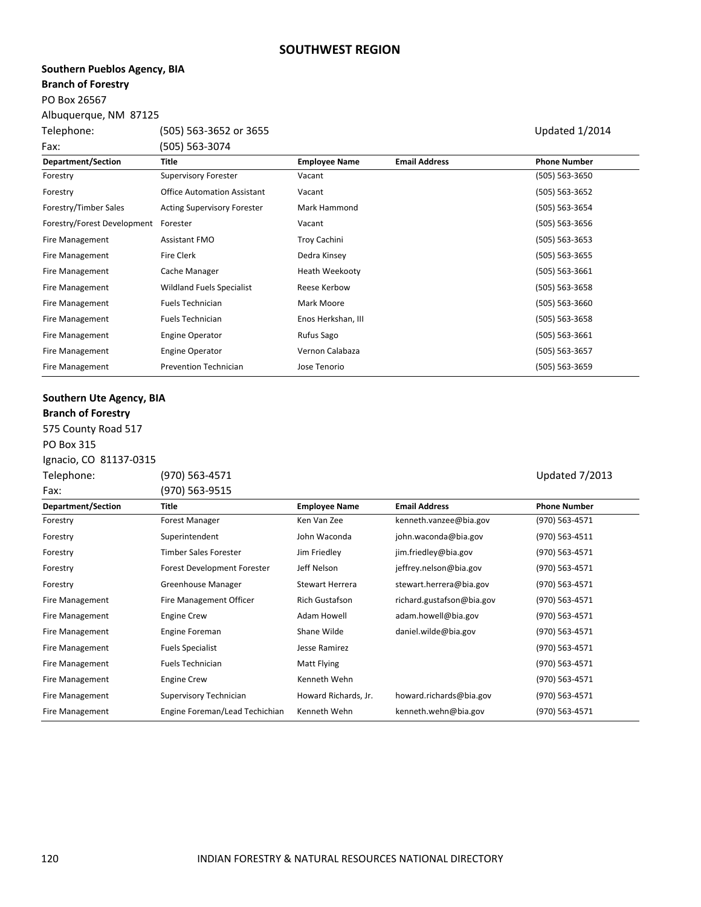# SOUTHWEST REGION

**Southern Pueblos Agency, BIA**
**Branch of Forestry**
PO Box 26567
Albuquerque, NM 87125

Telephone: (505) 563-3652 or 3655
Fax: (505) 563-3074

Updated 1/2014

| Department/Section | Title | Employee Name | Email Address | Phone Number |
|---|---|---|---|---|
| Forestry | Supervisory Forester | Vacant | | (505) 563-3650 |
| Forestry | Office Automation Assistant | Vacant | | (505) 563-3652 |
| Forestry/Timber Sales | Acting Supervisory Forester | Mark Hammond | | (505) 563-3654 |
| Forestry/Forest Development | Forester | Vacant | | (505) 563-3656 |
| Fire Management | Assistant FMO | Troy Cachini | | (505) 563-3653 |
| Fire Management | Fire Clerk | Dedra Kinsey | | (505) 563-3655 |
| Fire Management | Cache Manager | Heath Weekooty | | (505) 563-3661 |
| Fire Management | Wildland Fuels Specialist | Reese Kerbow | | (505) 563-3658 |
| Fire Management | Fuels Technician | Mark Moore | | (505) 563-3660 |
| Fire Management | Fuels Technician | Enos Herkshan, III | | (505) 563-3658 |
| Fire Management | Engine Operator | Rufus Sago | | (505) 563-3661 |
| Fire Management | Engine Operator | Vernon Calabaza | | (505) 563-3657 |
| Fire Management | Prevention Technician | Jose Tenorio | | (505) 563-3659 |

**Southern Ute Agency, BIA**
**Branch of Forestry**
575 County Road 517
PO Box 315
Ignacio, CO 81137-0315

Telephone: (970) 563-4571
Fax: (970) 563-9515

Updated 7/2013

| Department/Section | Title | Employee Name | Email Address | Phone Number |
|---|---|---|---|---|
| Forestry | Forest Manager | Ken Van Zee | kenneth.vanzee@bia.gov | (970) 563-4571 |
| Forestry | Superintendent | John Waconda | john.waconda@bia.gov | (970) 563-4511 |
| Forestry | Timber Sales Forester | Jim Friedley | jim.friedley@bia.gov | (970) 563-4571 |
| Forestry | Forest Development Forester | Jeff Nelson | jeffrey.nelson@bia.gov | (970) 563-4571 |
| Forestry | Greenhouse Manager | Stewart Herrera | stewart.herrera@bia.gov | (970) 563-4571 |
| Fire Management | Fire Management Officer | Rich Gustafson | richard.gustafson@bia.gov | (970) 563-4571 |
| Fire Management | Engine Crew | Adam Howell | adam.howell@bia.gov | (970) 563-4571 |
| Fire Management | Engine Foreman | Shane Wilde | daniel.wilde@bia.gov | (970) 563-4571 |
| Fire Management | Fuels Specialist | Jesse Ramirez | | (970) 563-4571 |
| Fire Management | Fuels Technician | Matt Flying | | (970) 563-4571 |
| Fire Management | Engine Crew | Kenneth Wehn | | (970) 563-4571 |
| Fire Management | Supervisory Technician | Howard Richards, Jr. | howard.richards@bia.gov | (970) 563-4571 |
| Fire Management | Engine Foreman/Lead Techichian | Kenneth Wehn | kenneth.wehn@bia.gov | (970) 563-4571 |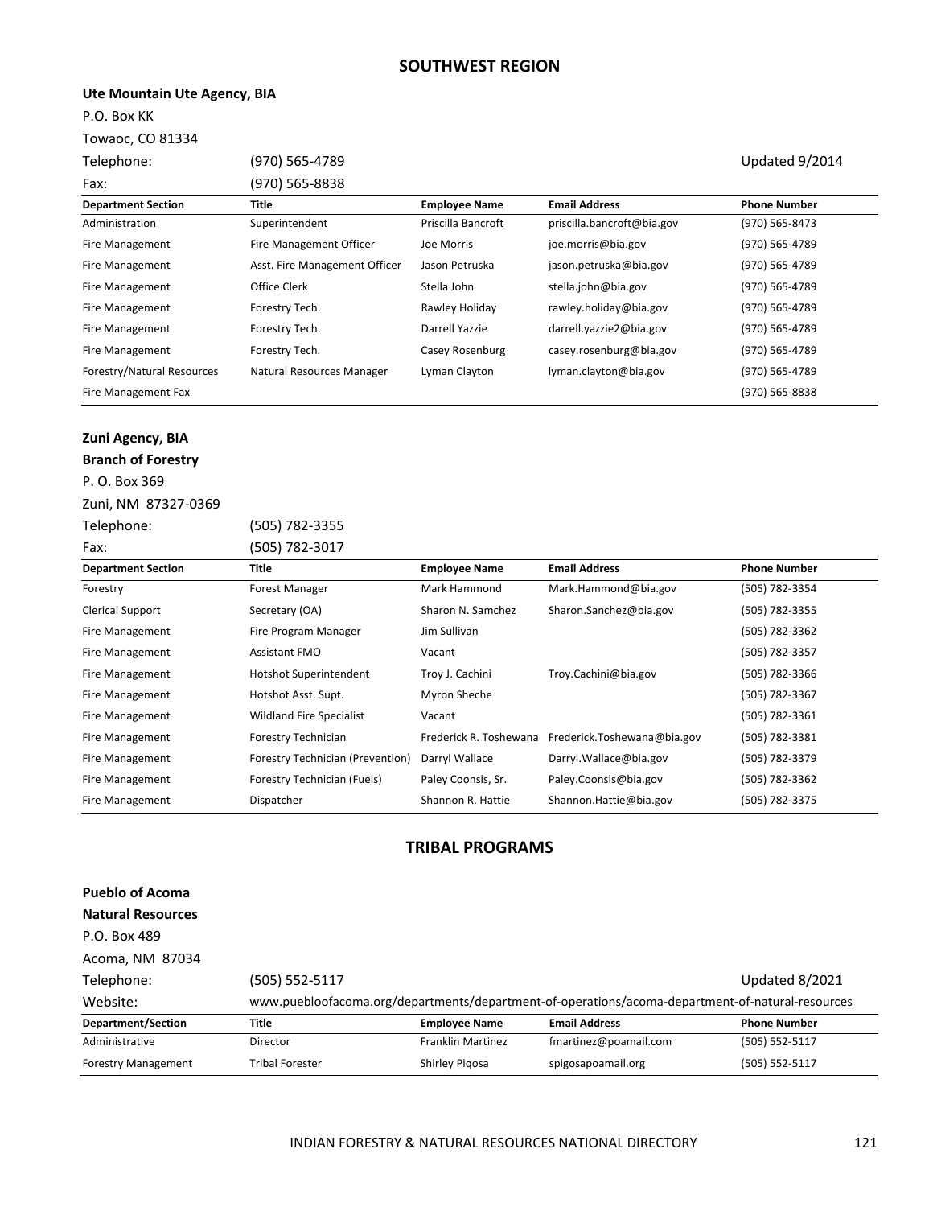## SOUTHWEST REGION

**Ute Mountain Ute Agency, BIA**

P.O. Box KK

Towaoc, CO 81334

Telephone: (970) 565-4789 Updated 9/2014

Fax: (970) 565-8838

| Department Section | Title | Employee Name | Email Address | Phone Number |
|---|---|---|---|---|
| Administration | Superintendent | Priscilla Bancroft | priscilla.bancroft@bia.gov | (970) 565-8473 |
| Fire Management | Fire Management Officer | Joe Morris | joe.morris@bia.gov | (970) 565-4789 |
| Fire Management | Asst. Fire Management Officer | Jason Petruska | jason.petruska@bia.gov | (970) 565-4789 |
| Fire Management | Office Clerk | Stella John | stella.john@bia.gov | (970) 565-4789 |
| Fire Management | Forestry Tech. | Rawley Holiday | rawley.holiday@bia.gov | (970) 565-4789 |
| Fire Management | Forestry Tech. | Darrell Yazzie | darrell.yazzie2@bia.gov | (970) 565-4789 |
| Fire Management | Forestry Tech. | Casey Rosenburg | casey.rosenburg@bia.gov | (970) 565-4789 |
| Forestry/Natural Resources | Natural Resources Manager | Lyman Clayton | lyman.clayton@bia.gov | (970) 565-4789 |
| Fire Management Fax | | | | (970) 565-8838 |

**Zuni Agency, BIA**

**Branch of Forestry**

P. O. Box 369

Zuni, NM 87327-0369

Telephone: (505) 782-3355

Fax: (505) 782-3017

| Department Section | Title | Employee Name | Email Address | Phone Number |
|---|---|---|---|---|
| Forestry | Forest Manager | Mark Hammond | Mark.Hammond@bia.gov | (505) 782-3354 |
| Clerical Support | Secretary (OA) | Sharon N. Samchez | Sharon.Sanchez@bia.gov | (505) 782-3355 |
| Fire Management | Fire Program Manager | Jim Sullivan | | (505) 782-3362 |
| Fire Management | Assistant FMO | Vacant | | (505) 782-3357 |
| Fire Management | Hotshot Superintendent | Troy J. Cachini | Troy.Cachini@bia.gov | (505) 782-3366 |
| Fire Management | Hotshot Asst. Supt. | Myron Sheche | | (505) 782-3367 |
| Fire Management | Wildland Fire Specialist | Vacant | | (505) 782-3361 |
| Fire Management | Forestry Technician | Frederick R. Toshewana | Frederick.Toshewana@bia.gov | (505) 782-3381 |
| Fire Management | Forestry Technician (Prevention) | Darryl Wallace | Darryl.Wallace@bia.gov | (505) 782-3379 |
| Fire Management | Forestry Technician (Fuels) | Paley Coonsis, Sr. | Paley.Coonsis@bia.gov | (505) 782-3362 |
| Fire Management | Dispatcher | Shannon R. Hattie | Shannon.Hattie@bia.gov | (505) 782-3375 |

## TRIBAL PROGRAMS

**Pueblo of Acoma**

**Natural Resources**

P.O. Box 489

Acoma, NM 87034

Telephone: (505) 552-5117 Updated 8/2021

Website: www.puebloofacoma.org/departments/department-of-operations/acoma-department-of-natural-resources

| Department/Section | Title | Employee Name | Email Address | Phone Number |
|---|---|---|---|---|
| Administrative | Director | Franklin Martinez | fmartinez@poamail.com | (505) 552-5117 |
| Forestry Management | Tribal Forester | Shirley Piqosa | spigosapoamail.org | (505) 552-5117 |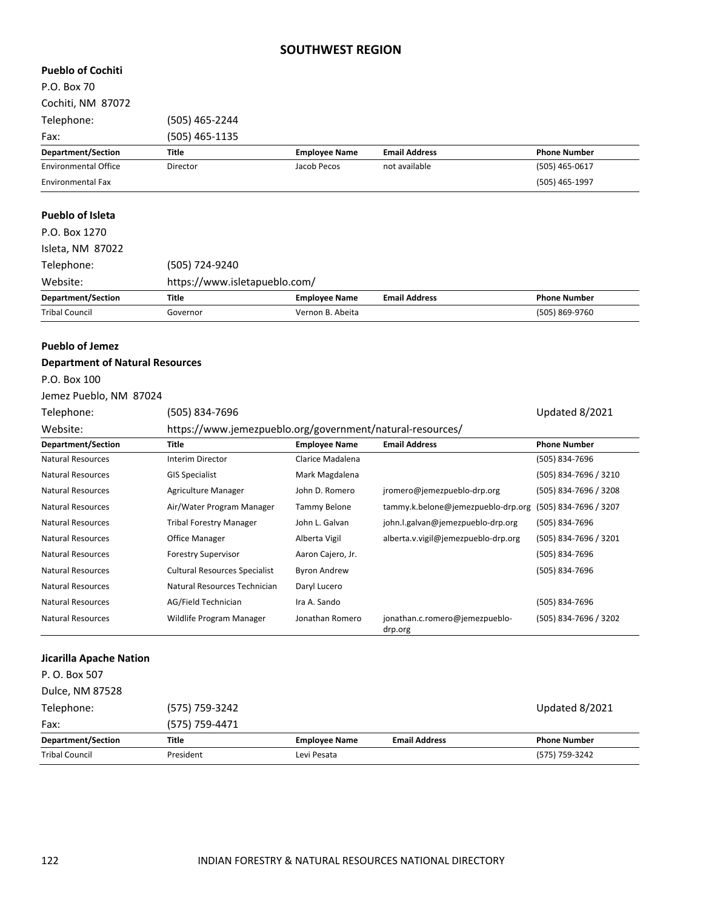# SOUTHWEST REGION

**Pueblo of Cochiti**

P.O. Box 70

Cochiti, NM 87072

Telephone: (505) 465-2244

Fax: (505) 465-1135

| Department/Section | Title | Employee Name | Email Address | Phone Number |
|---|---|---|---|---|
| Environmental Office | Director | Jacob Pecos | not available | (505) 465-0617 |
| Environmental Fax | | | | (505) 465-1997 |

**Pueblo of Isleta**

P.O. Box 1270

Isleta, NM 87022

Telephone: (505) 724-9240

Website: https://www.isletapueblo.com/

| Department/Section | Title | Employee Name | Email Address | Phone Number |
|---|---|---|---|---|
| Tribal Council | Governor | Vernon B. Abeita | | (505) 869-9760 |

**Pueblo of Jemez**

**Department of Natural Resources**

P.O. Box 100

Jemez Pueblo, NM 87024

Telephone: (505) 834-7696 Updated 8/2021

Website: https://www.jemezpueblo.org/government/natural-resources/

| Department/Section | Title | Employee Name | Email Address | Phone Number |
|---|---|---|---|---|
| Natural Resources | Interim Director | Clarice Madalena | | (505) 834-7696 |
| Natural Resources | GIS Specialist | Mark Magdalena | | (505) 834-7696 / 3210 |
| Natural Resources | Agriculture Manager | John D. Romero | jromero@jemezpueblo-drp.org | (505) 834-7696 / 3208 |
| Natural Resources | Air/Water Program Manager | Tammy Belone | tammy.k.belone@jemezpueblo-drp.org | (505) 834-7696 / 3207 |
| Natural Resources | Tribal Forestry Manager | John L. Galvan | john.l.galvan@jemezpueblo-drp.org | (505) 834-7696 |
| Natural Resources | Office Manager | Alberta Vigil | alberta.v.vigil@jemezpueblo-drp.org | (505) 834-7696 / 3201 |
| Natural Resources | Forestry Supervisor | Aaron Cajero, Jr. | | (505) 834-7696 |
| Natural Resources | Cultural Resources Specialist | Byron Andrew | | (505) 834-7696 |
| Natural Resources | Natural Resources Technician | Daryl Lucero | | |
| Natural Resources | AG/Field Technician | Ira A. Sando | | (505) 834-7696 |
| Natural Resources | Wildlife Program Manager | Jonathan Romero | jonathan.c.romero@jemezpueblo-drp.org | (505) 834-7696 / 3202 |

**Jicarilla Apache Nation**

P. O. Box 507

Dulce, NM 87528

Telephone: (575) 759-3242 Updated 8/2021

Fax: (575) 759-4471

| Department/Section | Title | Employee Name | Email Address | Phone Number |
|---|---|---|---|---|
| Tribal Council | President | Levi Pesata | | (575) 759-3242 |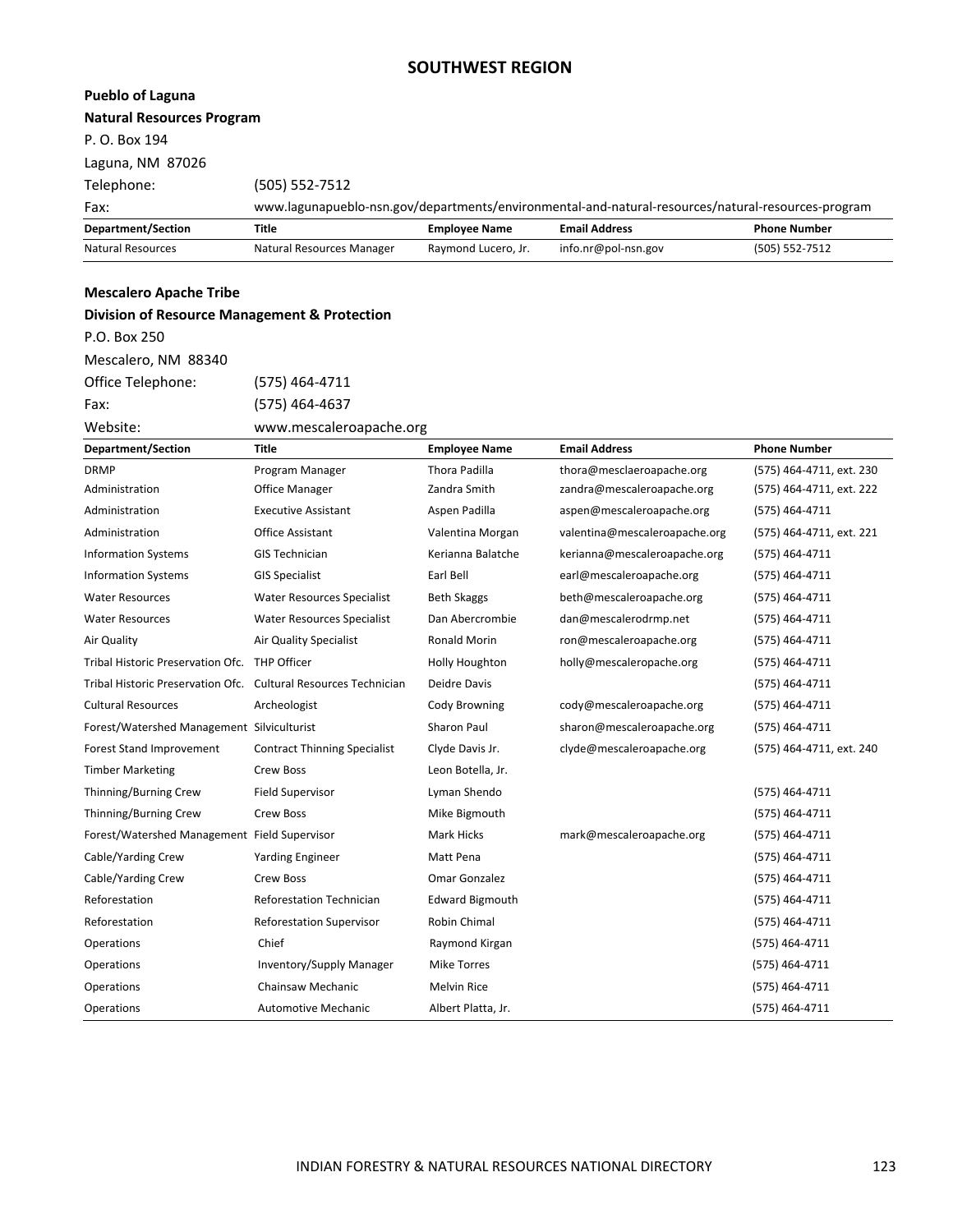## SOUTHWEST REGION

**Pueblo of Laguna**

**Natural Resources Program**

P. O. Box 194

Laguna, NM 87026

Telephone: (505) 552-7512

Fax: www.lagunapueblo-nsn.gov/departments/environmental-and-natural-resources/natural-resources-program

| Department/Section | Title | Employee Name | Email Address | Phone Number |
|---|---|---|---|---|
| Natural Resources | Natural Resources Manager | Raymond Lucero, Jr. | info.nr@pol-nsn.gov | (505) 552-7512 |

**Mescalero Apache Tribe**

**Division of Resource Management & Protection**

P.O. Box 250

Mescalero, NM 88340

Office Telephone: (575) 464-4711

Fax: (575) 464-4637

Website: www.mescaleroapache.org

| Department/Section | Title | Employee Name | Email Address | Phone Number |
|---|---|---|---|---|
| DRMP | Program Manager | Thora Padilla | thora@mesclaeroapache.org | (575) 464-4711, ext. 230 |
| Administration | Office Manager | Zandra Smith | zandra@mescaleroapache.org | (575) 464-4711, ext. 222 |
| Administration | Executive Assistant | Aspen Padilla | aspen@mescaleroapache.org | (575) 464-4711 |
| Administration | Office Assistant | Valentina Morgan | valentina@mescaleroapache.org | (575) 464-4711, ext. 221 |
| Information Systems | GIS Technician | Kerianna Balatche | kerianna@mescaleroapache.org | (575) 464-4711 |
| Information Systems | GIS Specialist | Earl Bell | earl@mescaleroapache.org | (575) 464-4711 |
| Water Resources | Water Resources Specialist | Beth Skaggs | beth@mescaleroapache.org | (575) 464-4711 |
| Water Resources | Water Resources Specialist | Dan Abercrombie | dan@mescalerodrmp.net | (575) 464-4711 |
| Air Quality | Air Quality Specialist | Ronald Morin | ron@mescaleroapache.org | (575) 464-4711 |
| Tribal Historic Preservation Ofc. | THP Officer | Holly Houghton | holly@mescaleropache.org | (575) 464-4711 |
| Tribal Historic Preservation Ofc. | Cultural Resources Technician | Deidre Davis | | (575) 464-4711 |
| Cultural Resources | Archeologist | Cody Browning | cody@mescaleroapache.org | (575) 464-4711 |
| Forest/Watershed Management | Silviculturist | Sharon Paul | sharon@mescaleroapache.org | (575) 464-4711 |
| Forest Stand Improvement | Contract Thinning Specialist | Clyde Davis Jr. | clyde@mescaleroapache.org | (575) 464-4711, ext. 240 |
| Timber Marketing | Crew Boss | Leon Botella, Jr. | | |
| Thinning/Burning Crew | Field Supervisor | Lyman Shendo | | (575) 464-4711 |
| Thinning/Burning Crew | Crew Boss | Mike Bigmouth | | (575) 464-4711 |
| Forest/Watershed Management | Field Supervisor | Mark Hicks | mark@mescaleroapache.org | (575) 464-4711 |
| Cable/Yarding Crew | Yarding Engineer | Matt Pena | | (575) 464-4711 |
| Cable/Yarding Crew | Crew Boss | Omar Gonzalez | | (575) 464-4711 |
| Reforestation | Reforestation Technician | Edward Bigmouth | | (575) 464-4711 |
| Reforestation | Reforestation Supervisor | Robin Chimal | | (575) 464-4711 |
| Operations | Chief | Raymond Kirgan | | (575) 464-4711 |
| Operations | Inventory/Supply Manager | Mike Torres | | (575) 464-4711 |
| Operations | Chainsaw Mechanic | Melvin Rice | | (575) 464-4711 |
| Operations | Automotive Mechanic | Albert Platta, Jr. | | (575) 464-4711 |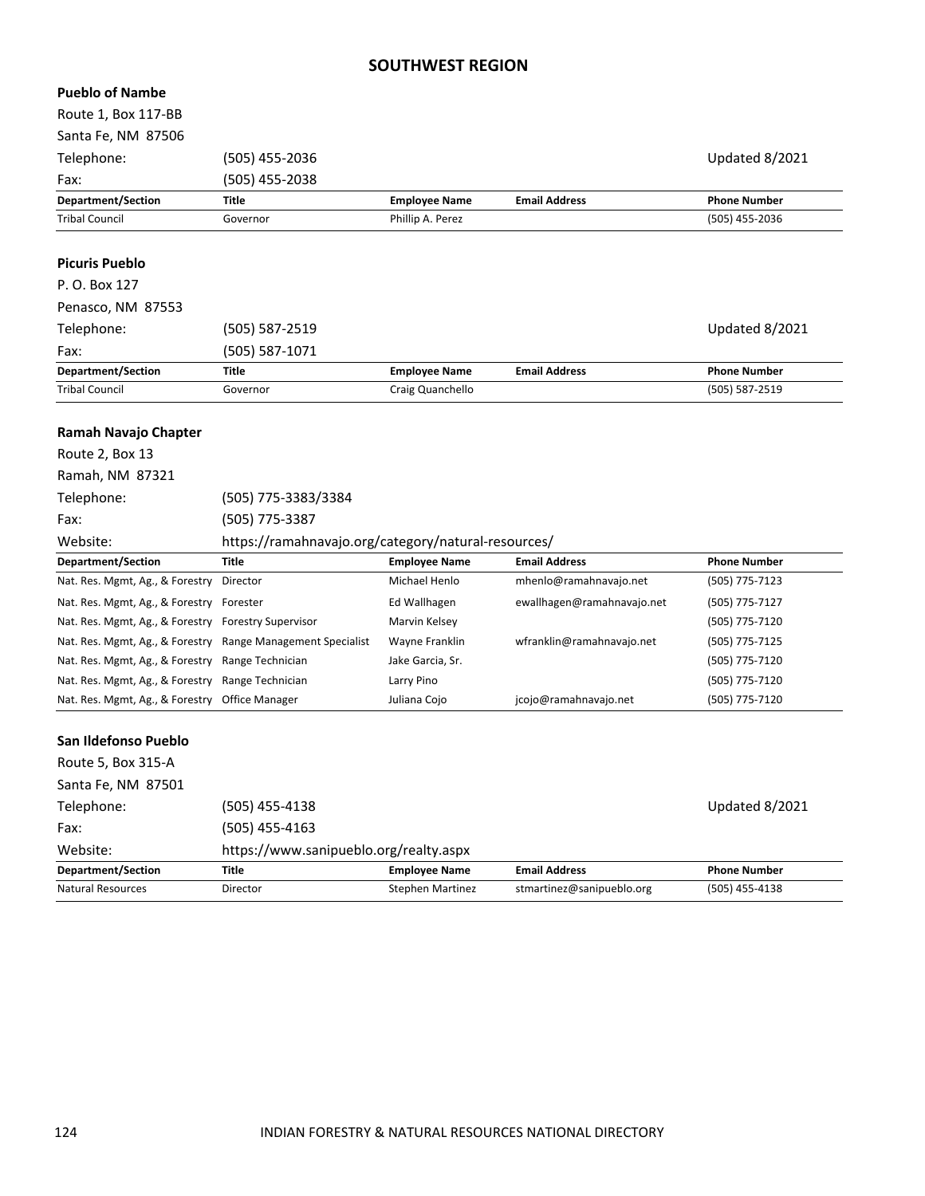## SOUTHWEST REGION

### Pueblo of Nambe

Route 1, Box 117-BB
Santa Fe, NM 87506

Telephone: (505) 455-2036 — Updated 8/2021
Fax: (505) 455-2038

| Department/Section | Title | Employee Name | Email Address | Phone Number |
|---|---|---|---|---|
| Tribal Council | Governor | Phillip A. Perez | | (505) 455-2036 |

### Picuris Pueblo

P. O. Box 127
Penasco, NM 87553

Telephone: (505) 587-2519 — Updated 8/2021
Fax: (505) 587-1071

| Department/Section | Title | Employee Name | Email Address | Phone Number |
|---|---|---|---|---|
| Tribal Council | Governor | Craig Quanchello | | (505) 587-2519 |

### Ramah Navajo Chapter

Route 2, Box 13
Ramah, NM 87321

Telephone: (505) 775-3383/3384
Fax: (505) 775-3387
Website: https://ramahnavajo.org/category/natural-resources/

| Department/Section | Title | Employee Name | Email Address | Phone Number |
|---|---|---|---|---|
| Nat. Res. Mgmt, Ag., & Forestry | Director | Michael Henlo | mhenlo@ramahnavajo.net | (505) 775-7123 |
| Nat. Res. Mgmt, Ag., & Forestry | Forester | Ed Wallhagen | ewallhagen@ramahnavajo.net | (505) 775-7127 |
| Nat. Res. Mgmt, Ag., & Forestry | Forestry Supervisor | Marvin Kelsey | | (505) 775-7120 |
| Nat. Res. Mgmt, Ag., & Forestry | Range Management Specialist | Wayne Franklin | wfranklin@ramahnavajo.net | (505) 775-7125 |
| Nat. Res. Mgmt, Ag., & Forestry | Range Technician | Jake Garcia, Sr. | | (505) 775-7120 |
| Nat. Res. Mgmt, Ag., & Forestry | Range Technician | Larry Pino | | (505) 775-7120 |
| Nat. Res. Mgmt, Ag., & Forestry | Office Manager | Juliana Cojo | jcojo@ramahnavajo.net | (505) 775-7120 |

### San Ildefonso Pueblo

Route 5, Box 315-A
Santa Fe, NM 87501

Telephone: (505) 455-4138 — Updated 8/2021
Fax: (505) 455-4163
Website: https://www.sanipueblo.org/realty.aspx

| Department/Section | Title | Employee Name | Email Address | Phone Number |
|---|---|---|---|---|
| Natural Resources | Director | Stephen Martinez | stmartinez@sanipueblo.org | (505) 455-4138 |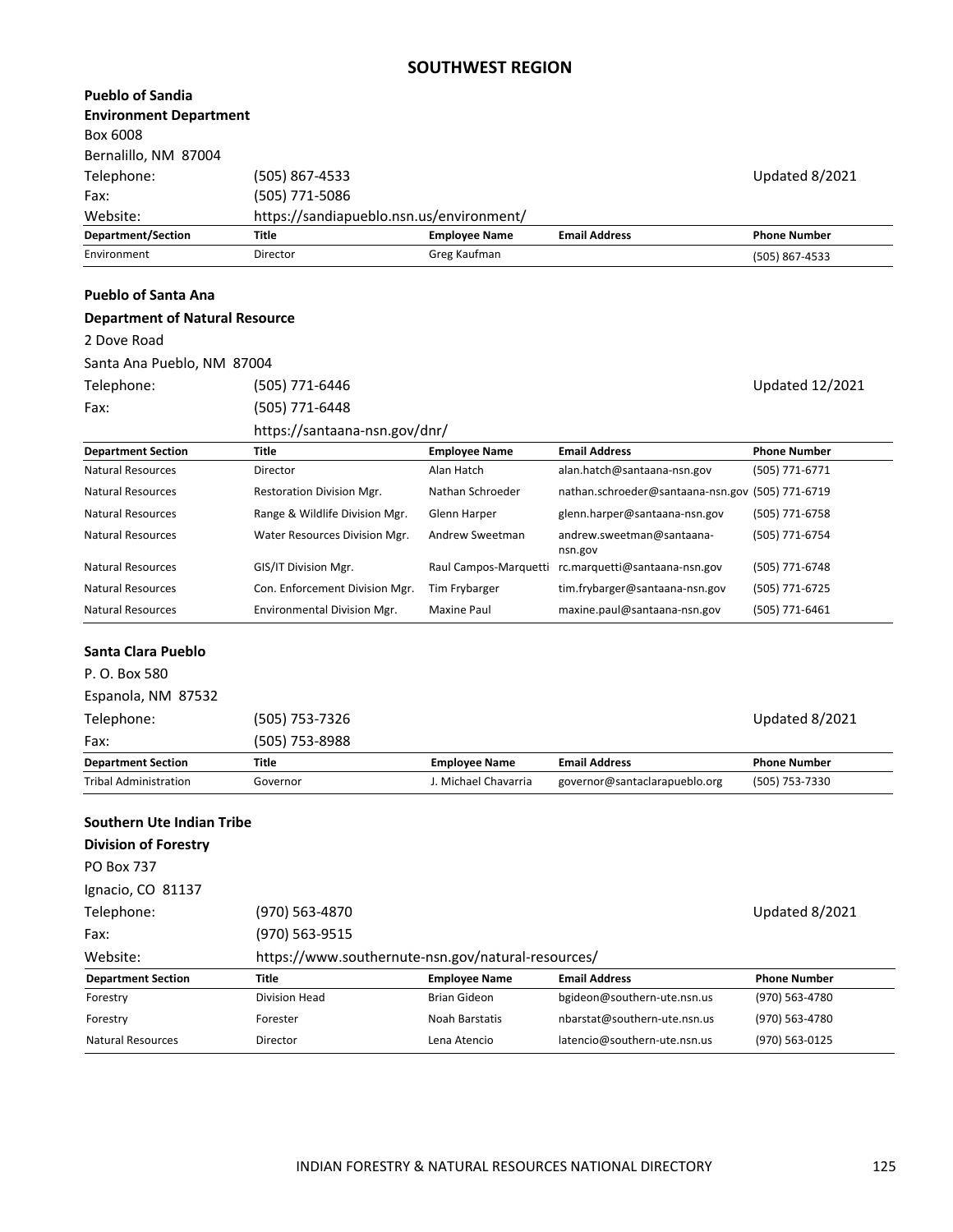# SOUTHWEST REGION

**Pueblo of Sandia**
**Environment Department**
Box 6008
Bernalillo, NM 87004

Telephone: (505) 867-4533 — Updated 8/2021
Fax: (505) 771-5086
Website: https://sandiapueblo.nsn.us/environment/

| Department/Section | Title | Employee Name | Email Address | Phone Number |
|---|---|---|---|---|
| Environment | Director | Greg Kaufman | | (505) 867-4533 |

**Pueblo of Santa Ana**
**Department of Natural Resource**
2 Dove Road
Santa Ana Pueblo, NM 87004

Telephone: (505) 771-6446 — Updated 12/2021
Fax: (505) 771-6448
https://santaana-nsn.gov/dnr/

| Department Section | Title | Employee Name | Email Address | Phone Number |
|---|---|---|---|---|
| Natural Resources | Director | Alan Hatch | alan.hatch@santaana-nsn.gov | (505) 771-6771 |
| Natural Resources | Restoration Division Mgr. | Nathan Schroeder | nathan.schroeder@santaana-nsn.gov | (505) 771-6719 |
| Natural Resources | Range & Wildlife Division Mgr. | Glenn Harper | glenn.harper@santaana-nsn.gov | (505) 771-6758 |
| Natural Resources | Water Resources Division Mgr. | Andrew Sweetman | andrew.sweetman@santaana-nsn.gov | (505) 771-6754 |
| Natural Resources | GIS/IT Division Mgr. | Raul Campos-Marquetti | rc.marquetti@santaana-nsn.gov | (505) 771-6748 |
| Natural Resources | Con. Enforcement Division Mgr. | Tim Frybarger | tim.frybarger@santaana-nsn.gov | (505) 771-6725 |
| Natural Resources | Environmental Division Mgr. | Maxine Paul | maxine.paul@santaana-nsn.gov | (505) 771-6461 |

**Santa Clara Pueblo**
P. O. Box 580
Espanola, NM 87532

Telephone: (505) 753-7326 — Updated 8/2021
Fax: (505) 753-8988

| Department Section | Title | Employee Name | Email Address | Phone Number |
|---|---|---|---|---|
| Tribal Administration | Governor | J. Michael Chavarria | governor@santaclarapueblo.org | (505) 753-7330 |

**Southern Ute Indian Tribe**
**Division of Forestry**
PO Box 737
Ignacio, CO 81137

Telephone: (970) 563-4870 — Updated 8/2021
Fax: (970) 563-9515
Website: https://www.southernute-nsn.gov/natural-resources/

| Department Section | Title | Employee Name | Email Address | Phone Number |
|---|---|---|---|---|
| Forestry | Division Head | Brian Gideon | bgideon@southern-ute.nsn.us | (970) 563-4780 |
| Forestry | Forester | Noah Barstatis | nbarstat@southern-ute.nsn.us | (970) 563-4780 |
| Natural Resources | Director | Lena Atencio | latencio@southern-ute.nsn.us | (970) 563-0125 |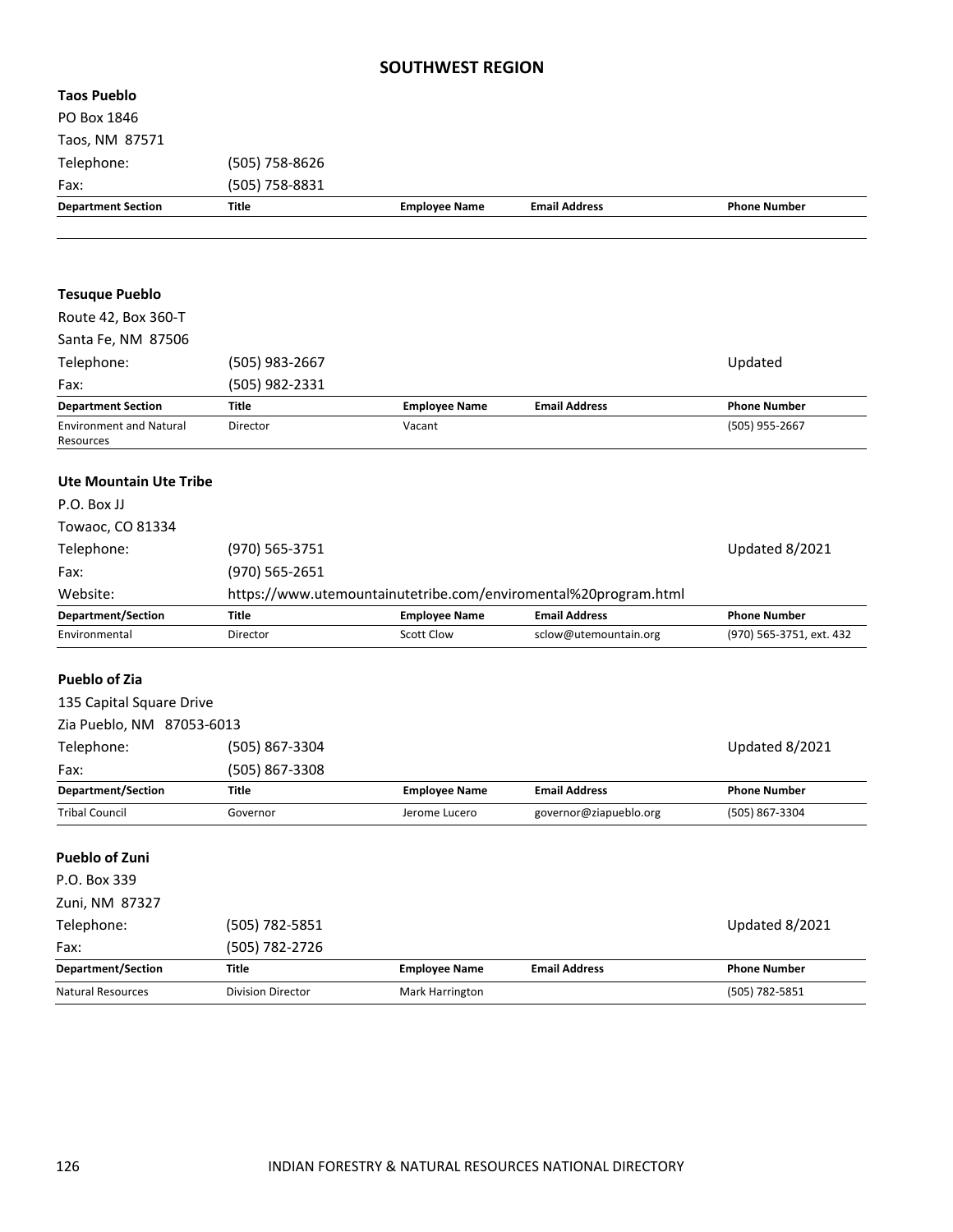## SOUTHWEST REGION

**Taos Pueblo**

PO Box 1846

Taos, NM 87571

Telephone: (505) 758-8626

Fax: (505) 758-8831

| Department Section | Title | Employee Name | Email Address | Phone Number |
|---|---|---|---|---|
| | | | | |

**Tesuque Pueblo**

Route 42, Box 360-T

Santa Fe, NM 87506

Telephone: (505) 983-2667 Updated

Fax: (505) 982-2331

| Department Section | Title | Employee Name | Email Address | Phone Number |
|---|---|---|---|---|
| Environment and Natural Resources | Director | Vacant | | (505) 955-2667 |

**Ute Mountain Ute Tribe**

P.O. Box JJ

Towaoc, CO 81334

Telephone: (970) 565-3751 Updated 8/2021

Fax: (970) 565-2651

Website: https://www.utemountainutetribe.com/enviromental%20program.html

| Department/Section | Title | Employee Name | Email Address | Phone Number |
|---|---|---|---|---|
| Environmental | Director | Scott Clow | sclow@utemountain.org | (970) 565-3751, ext. 432 |

**Pueblo of Zia**

135 Capital Square Drive

Zia Pueblo, NM 87053-6013

Telephone: (505) 867-3304 Updated 8/2021

Fax: (505) 867-3308

| Department/Section | Title | Employee Name | Email Address | Phone Number |
|---|---|---|---|---|
| Tribal Council | Governor | Jerome Lucero | governor@ziapueblo.org | (505) 867-3304 |

**Pueblo of Zuni**

P.O. Box 339

Zuni, NM 87327

Telephone: (505) 782-5851 Updated 8/2021

Fax: (505) 782-2726

| Department/Section | Title | Employee Name | Email Address | Phone Number |
|---|---|---|---|---|
| Natural Resources | Division Director | Mark Harrington | | (505) 782-5851 |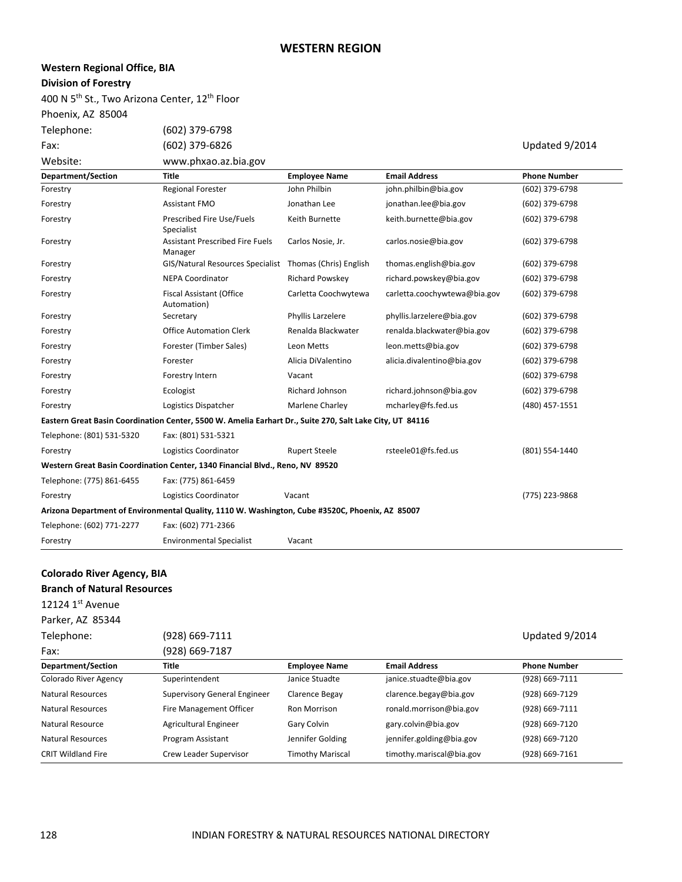# WESTERN REGION

**Western Regional Office, BIA**
**Division of Forestry**

400 N 5th St., Two Arizona Center, 12th Floor
Phoenix, AZ 85004

Telephone: (602) 379-6798
Fax: (602) 379-6826
Website: www.phxao.az.bia.gov

Updated 9/2014

| Department/Section | Title | Employee Name | Email Address | Phone Number |
|---|---|---|---|---|
| Forestry | Regional Forester | John Philbin | john.philbin@bia.gov | (602) 379-6798 |
| Forestry | Assistant FMO | Jonathan Lee | jonathan.lee@bia.gov | (602) 379-6798 |
| Forestry | Prescribed Fire Use/Fuels Specialist | Keith Burnette | keith.burnette@bia.gov | (602) 379-6798 |
| Forestry | Assistant Prescribed Fire Fuels Manager | Carlos Nosie, Jr. | carlos.nosie@bia.gov | (602) 379-6798 |
| Forestry | GIS/Natural Resources Specialist | Thomas (Chris) English | thomas.english@bia.gov | (602) 379-6798 |
| Forestry | NEPA Coordinator | Richard Powskey | richard.powskey@bia.gov | (602) 379-6798 |
| Forestry | Fiscal Assistant (Office Automation) | Carletta Coochwytewa | carletta.coochywtewa@bia.gov | (602) 379-6798 |
| Forestry | Secretary | Phyllis Larzelere | phyllis.larzelere@bia.gov | (602) 379-6798 |
| Forestry | Office Automation Clerk | Renalda Blackwater | renalda.blackwater@bia.gov | (602) 379-6798 |
| Forestry | Forester (Timber Sales) | Leon Metts | leon.metts@bia.gov | (602) 379-6798 |
| Forestry | Forester | Alicia DiValentino | alicia.divalentino@bia.gov | (602) 379-6798 |
| Forestry | Forestry Intern | Vacant | | (602) 379-6798 |
| Forestry | Ecologist | Richard Johnson | richard.johnson@bia.gov | (602) 379-6798 |
| Forestry | Logistics Dispatcher | Marlene Charley | mcharley@fs.fed.us | (480) 457-1551 |
| **Eastern Great Basin Coordination Center, 5500 W. Amelia Earhart Dr., Suite 270, Salt Lake City, UT 84116** | | | | |
| Telephone: (801) 531-5320 | Fax: (801) 531-5321 | | | |
| Forestry | Logistics Coordinator | Rupert Steele | rsteele01@fs.fed.us | (801) 554-1440 |
| **Western Great Basin Coordination Center, 1340 Financial Blvd., Reno, NV 89520** | | | | |
| Telephone: (775) 861-6455 | Fax: (775) 861-6459 | | | |
| Forestry | Logistics Coordinator | Vacant | | (775) 223-9868 |
| **Arizona Department of Environmental Quality, 1110 W. Washington, Cube #3520C, Phoenix, AZ 85007** | | | | |
| Telephone: (602) 771-2277 | Fax: (602) 771-2366 | | | |
| Forestry | Environmental Specialist | Vacant | | |

**Colorado River Agency, BIA**
**Branch of Natural Resources**

12124 1st Avenue
Parker, AZ 85344

Telephone: (928) 669-7111
Fax: (928) 669-7187

Updated 9/2014

| Department/Section | Title | Employee Name | Email Address | Phone Number |
|---|---|---|---|---|
| Colorado River Agency | Superintendent | Janice Stuadte | janice.stuadte@bia.gov | (928) 669-7111 |
| Natural Resources | Supervisory General Engineer | Clarence Begay | clarence.begay@bia.gov | (928) 669-7129 |
| Natural Resources | Fire Management Officer | Ron Morrison | ronald.morrison@bia.gov | (928) 669-7111 |
| Natural Resource | Agricultural Engineer | Gary Colvin | gary.colvin@bia.gov | (928) 669-7120 |
| Natural Resources | Program Assistant | Jennifer Golding | jennifer.golding@bia.gov | (928) 669-7120 |
| CRIT Wildland Fire | Crew Leader Supervisor | Timothy Mariscal | timothy.mariscal@bia.gov | (928) 669-7161 |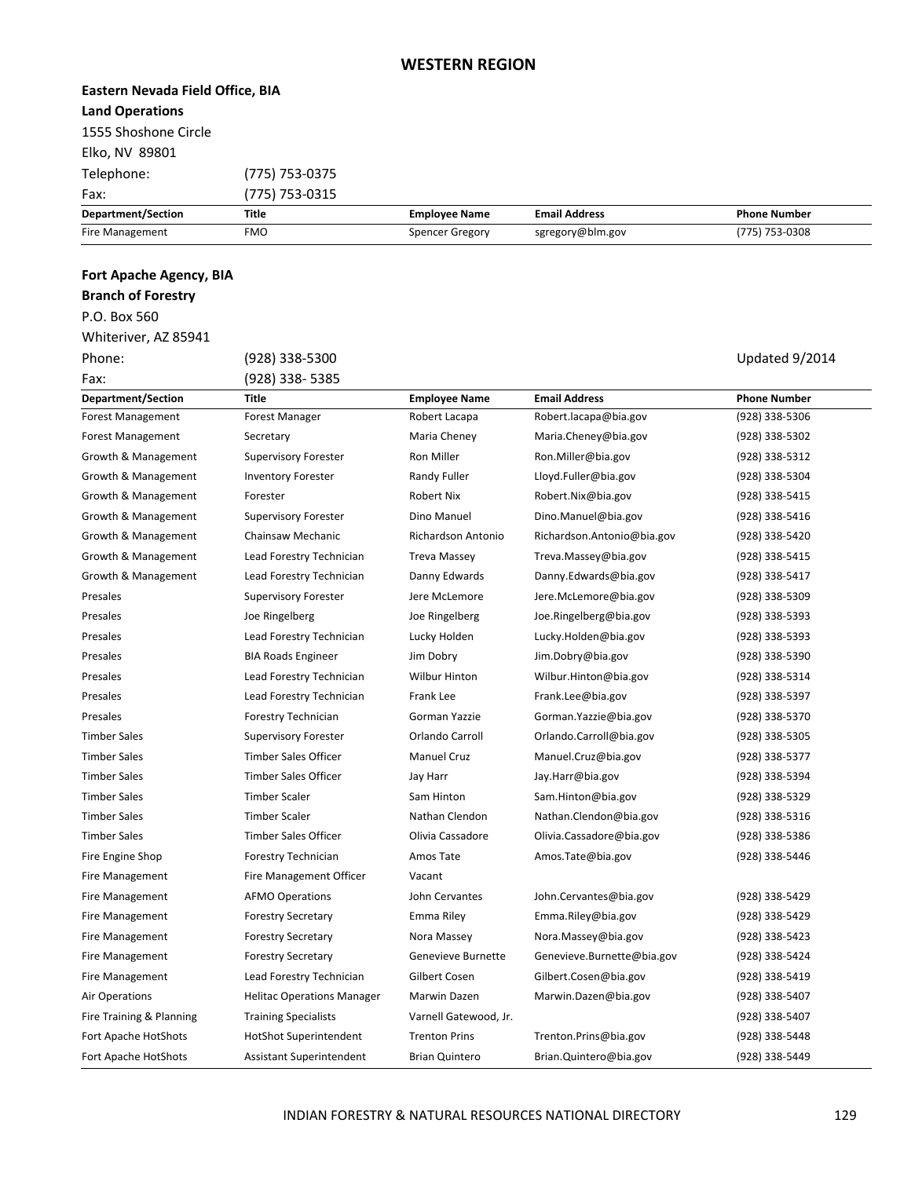# WESTERN REGION

**Eastern Nevada Field Office, BIA**
**Land Operations**
1555 Shoshone Circle
Elko, NV 89801
Telephone: (775) 753-0375
Fax: (775) 753-0315

| Department/Section | Title | Employee Name | Email Address | Phone Number |
|---|---|---|---|---|
| Fire Management | FMO | Spencer Gregory | sgregory@blm.gov | (775) 753-0308 |

**Fort Apache Agency, BIA**
**Branch of Forestry**
P.O. Box 560
Whiteriver, AZ 85941
Phone: (928) 338-5300
Fax: (928) 338- 5385

Updated 9/2014

| Department/Section | Title | Employee Name | Email Address | Phone Number |
|---|---|---|---|---|
| Forest Management | Forest Manager | Robert Lacapa | Robert.lacapa@bia.gov | (928) 338-5306 |
| Forest Management | Secretary | Maria Cheney | Maria.Cheney@bia.gov | (928) 338-5302 |
| Growth & Management | Supervisory Forester | Ron Miller | Ron.Miller@bia.gov | (928) 338-5312 |
| Growth & Management | Inventory Forester | Randy Fuller | Lloyd.Fuller@bia.gov | (928) 338-5304 |
| Growth & Management | Forester | Robert Nix | Robert.Nix@bia.gov | (928) 338-5415 |
| Growth & Management | Supervisory Forester | Dino Manuel | Dino.Manuel@bia.gov | (928) 338-5416 |
| Growth & Management | Chainsaw Mechanic | Richardson Antonio | Richardson.Antonio@bia.gov | (928) 338-5420 |
| Growth & Management | Lead Forestry Technician | Treva Massey | Treva.Massey@bia.gov | (928) 338-5415 |
| Growth & Management | Lead Forestry Technician | Danny Edwards | Danny.Edwards@bia.gov | (928) 338-5417 |
| Presales | Supervisory Forester | Jere McLemore | Jere.McLemore@bia.gov | (928) 338-5309 |
| Presales | Joe Ringelberg | Joe Ringelberg | Joe.Ringelberg@bia.gov | (928) 338-5393 |
| Presales | Lead Forestry Technician | Lucky Holden | Lucky.Holden@bia.gov | (928) 338-5393 |
| Presales | BIA Roads Engineer | Jim Dobry | Jim.Dobry@bia.gov | (928) 338-5390 |
| Presales | Lead Forestry Technician | Wilbur Hinton | Wilbur.Hinton@bia.gov | (928) 338-5314 |
| Presales | Lead Forestry Technician | Frank Lee | Frank.Lee@bia.gov | (928) 338-5397 |
| Presales | Forestry Technician | Gorman Yazzie | Gorman.Yazzie@bia.gov | (928) 338-5370 |
| Timber Sales | Supervisory Forester | Orlando Carroll | Orlando.Carroll@bia.gov | (928) 338-5305 |
| Timber Sales | Timber Sales Officer | Manuel Cruz | Manuel.Cruz@bia.gov | (928) 338-5377 |
| Timber Sales | Timber Sales Officer | Jay Harr | Jay.Harr@bia.gov | (928) 338-5394 |
| Timber Sales | Timber Scaler | Sam Hinton | Sam.Hinton@bia.gov | (928) 338-5329 |
| Timber Sales | Timber Scaler | Nathan Clendon | Nathan.Clendon@bia.gov | (928) 338-5316 |
| Timber Sales | Timber Sales Officer | Olivia Cassadore | Olivia.Cassadore@bia.gov | (928) 338-5386 |
| Fire Engine Shop | Forestry Technician | Amos Tate | Amos.Tate@bia.gov | (928) 338-5446 |
| Fire Management | Fire Management Officer | Vacant | | |
| Fire Management | AFMO Operations | John Cervantes | John.Cervantes@bia.gov | (928) 338-5429 |
| Fire Management | Forestry Secretary | Emma Riley | Emma.Riley@bia.gov | (928) 338-5429 |
| Fire Management | Forestry Secretary | Nora Massey | Nora.Massey@bia.gov | (928) 338-5423 |
| Fire Management | Forestry Secretary | Genevieve Burnette | Genevieve.Burnette@bia.gov | (928) 338-5424 |
| Fire Management | Lead Forestry Technician | Gilbert Cosen | Gilbert.Cosen@bia.gov | (928) 338-5419 |
| Air Operations | Helitac Operations Manager | Marwin Dazen | Marwin.Dazen@bia.gov | (928) 338-5407 |
| Fire Training & Planning | Training Specialists | Varnell Gatewood, Jr. | | (928) 338-5407 |
| Fort Apache HotShots | HotShot Superintendent | Trenton Prins | Trenton.Prins@bia.gov | (928) 338-5448 |
| Fort Apache HotShots | Assistant Superintendent | Brian Quintero | Brian.Quintero@bia.gov | (928) 338-5449 |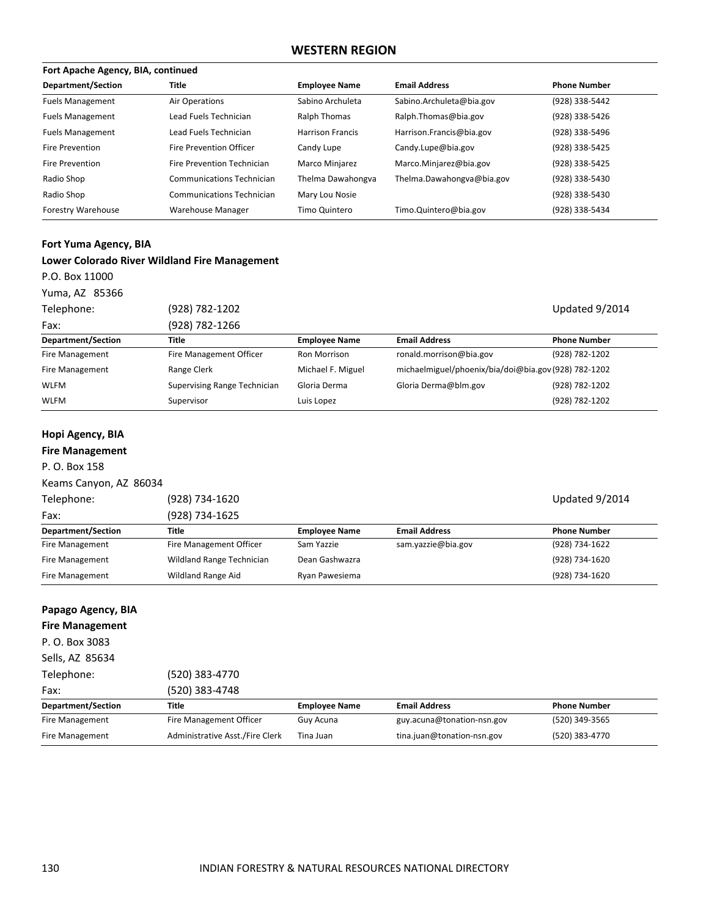## WESTERN REGION

**Fort Apache Agency, BIA, continued**

| Department/Section | Title | Employee Name | Email Address | Phone Number |
|---|---|---|---|---|
| Fuels Management | Air Operations | Sabino Archuleta | Sabino.Archuleta@bia.gov | (928) 338-5442 |
| Fuels Management | Lead Fuels Technician | Ralph Thomas | Ralph.Thomas@bia.gov | (928) 338-5426 |
| Fuels Management | Lead Fuels Technician | Harrison Francis | Harrison.Francis@bia.gov | (928) 338-5496 |
| Fire Prevention | Fire Prevention Officer | Candy Lupe | Candy.Lupe@bia.gov | (928) 338-5425 |
| Fire Prevention | Fire Prevention Technician | Marco Minjarez | Marco.Minjarez@bia.gov | (928) 338-5425 |
| Radio Shop | Communications Technician | Thelma Dawahongva | Thelma.Dawahongva@bia.gov | (928) 338-5430 |
| Radio Shop | Communications Technician | Mary Lou Nosie | | (928) 338-5430 |
| Forestry Warehouse | Warehouse Manager | Timo Quintero | Timo.Quintero@bia.gov | (928) 338-5434 |

**Fort Yuma Agency, BIA**

**Lower Colorado River Wildland Fire Management**

P.O. Box 11000
Yuma, AZ 85366
Telephone: (928) 782-1202
Fax: (928) 782-1266

Updated 9/2014

| Department/Section | Title | Employee Name | Email Address | Phone Number |
|---|---|---|---|---|
| Fire Management | Fire Management Officer | Ron Morrison | ronald.morrison@bia.gov | (928) 782-1202 |
| Fire Management | Range Clerk | Michael F. Miguel | michaelmiguel/phoenix/bia/doi@bia.gov | (928) 782-1202 |
| WLFM | Supervising Range Technician | Gloria Derma | Gloria Derma@blm.gov | (928) 782-1202 |
| WLFM | Supervisor | Luis Lopez | | (928) 782-1202 |

**Hopi Agency, BIA**

**Fire Management**

P. O. Box 158
Keams Canyon, AZ 86034
Telephone: (928) 734-1620
Fax: (928) 734-1625

Updated 9/2014

| Department/Section | Title | Employee Name | Email Address | Phone Number |
|---|---|---|---|---|
| Fire Management | Fire Management Officer | Sam Yazzie | sam.yazzie@bia.gov | (928) 734-1622 |
| Fire Management | Wildland Range Technician | Dean Gashwazra | | (928) 734-1620 |
| Fire Management | Wildland Range Aid | Ryan Pawesiema | | (928) 734-1620 |

**Papago Agency, BIA**

**Fire Management**

P. O. Box 3083
Sells, AZ 85634
Telephone: (520) 383-4770
Fax: (520) 383-4748

| Department/Section | Title | Employee Name | Email Address | Phone Number |
|---|---|---|---|---|
| Fire Management | Fire Management Officer | Guy Acuna | guy.acuna@tonation-nsn.gov | (520) 349-3565 |
| Fire Management | Administrative Asst./Fire Clerk | Tina Juan | tina.juan@tonation-nsn.gov | (520) 383-4770 |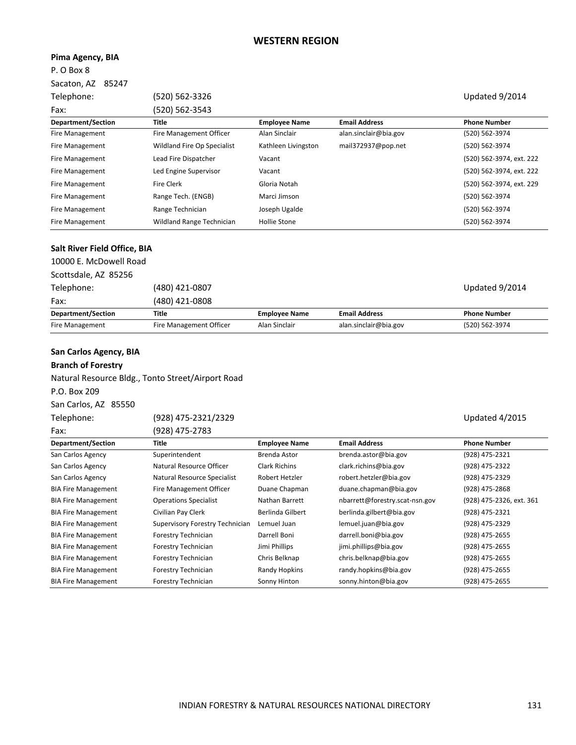## WESTERN REGION

**Pima Agency, BIA**

P. O Box 8

Sacaton, AZ 85247

Telephone: (520) 562-3326 Updated 9/2014

Fax: (520) 562-3543

| Department/Section | Title | Employee Name | Email Address | Phone Number |
|---|---|---|---|---|
| Fire Management | Fire Management Officer | Alan Sinclair | alan.sinclair@bia.gov | (520) 562-3974 |
| Fire Management | Wildland Fire Op Specialist | Kathleen Livingston | mail372937@pop.net | (520) 562-3974 |
| Fire Management | Lead Fire Dispatcher | Vacant | | (520) 562-3974, ext. 222 |
| Fire Management | Led Engine Supervisor | Vacant | | (520) 562-3974, ext. 222 |
| Fire Management | Fire Clerk | Gloria Notah | | (520) 562-3974, ext. 229 |
| Fire Management | Range Tech. (ENGB) | Marci Jimson | | (520) 562-3974 |
| Fire Management | Range Technician | Joseph Ugalde | | (520) 562-3974 |
| Fire Management | Wildland Range Technician | Hollie Stone | | (520) 562-3974 |

**Salt River Field Office, BIA**

10000 E. McDowell Road

Scottsdale, AZ 85256

Telephone: (480) 421-0807 Updated 9/2014

Fax: (480) 421-0808

| Department/Section | Title | Employee Name | Email Address | Phone Number |
|---|---|---|---|---|
| Fire Management | Fire Management Officer | Alan Sinclair | alan.sinclair@bia.gov | (520) 562-3974 |

**San Carlos Agency, BIA**

**Branch of Forestry**

Natural Resource Bldg., Tonto Street/Airport Road

P.O. Box 209

San Carlos, AZ 85550

Telephone: (928) 475-2321/2329 Updated 4/2015

Fax: (928) 475-2783

| Department/Section | Title | Employee Name | Email Address | Phone Number |
|---|---|---|---|---|
| San Carlos Agency | Superintendent | Brenda Astor | brenda.astor@bia.gov | (928) 475-2321 |
| San Carlos Agency | Natural Resource Officer | Clark Richins | clark.richins@bia.gov | (928) 475-2322 |
| San Carlos Agency | Natural Resource Specialist | Robert Hetzler | robert.hetzler@bia.gov | (928) 475-2329 |
| BIA Fire Management | Fire Management Officer | Duane Chapman | duane.chapman@bia.gov | (928) 475-2868 |
| BIA Fire Management | Operations Specialist | Nathan Barrett | nbarrett@forestry.scat-nsn.gov | (928) 475-2326, ext. 361 |
| BIA Fire Management | Civilian Pay Clerk | Berlinda Gilbert | berlinda.gilbert@bia.gov | (928) 475-2321 |
| BIA Fire Management | Supervisory Forestry Technician | Lemuel Juan | lemuel.juan@bia.gov | (928) 475-2329 |
| BIA Fire Management | Forestry Technician | Darrell Boni | darrell.boni@bia.gov | (928) 475-2655 |
| BIA Fire Management | Forestry Technician | Jimi Phillips | jimi.phillips@bia.gov | (928) 475-2655 |
| BIA Fire Management | Forestry Technician | Chris Belknap | chris.belknap@bia.gov | (928) 475-2655 |
| BIA Fire Management | Forestry Technician | Randy Hopkins | randy.hopkins@bia.gov | (928) 475-2655 |
| BIA Fire Management | Forestry Technician | Sonny Hinton | sonny.hinton@bia.gov | (928) 475-2655 |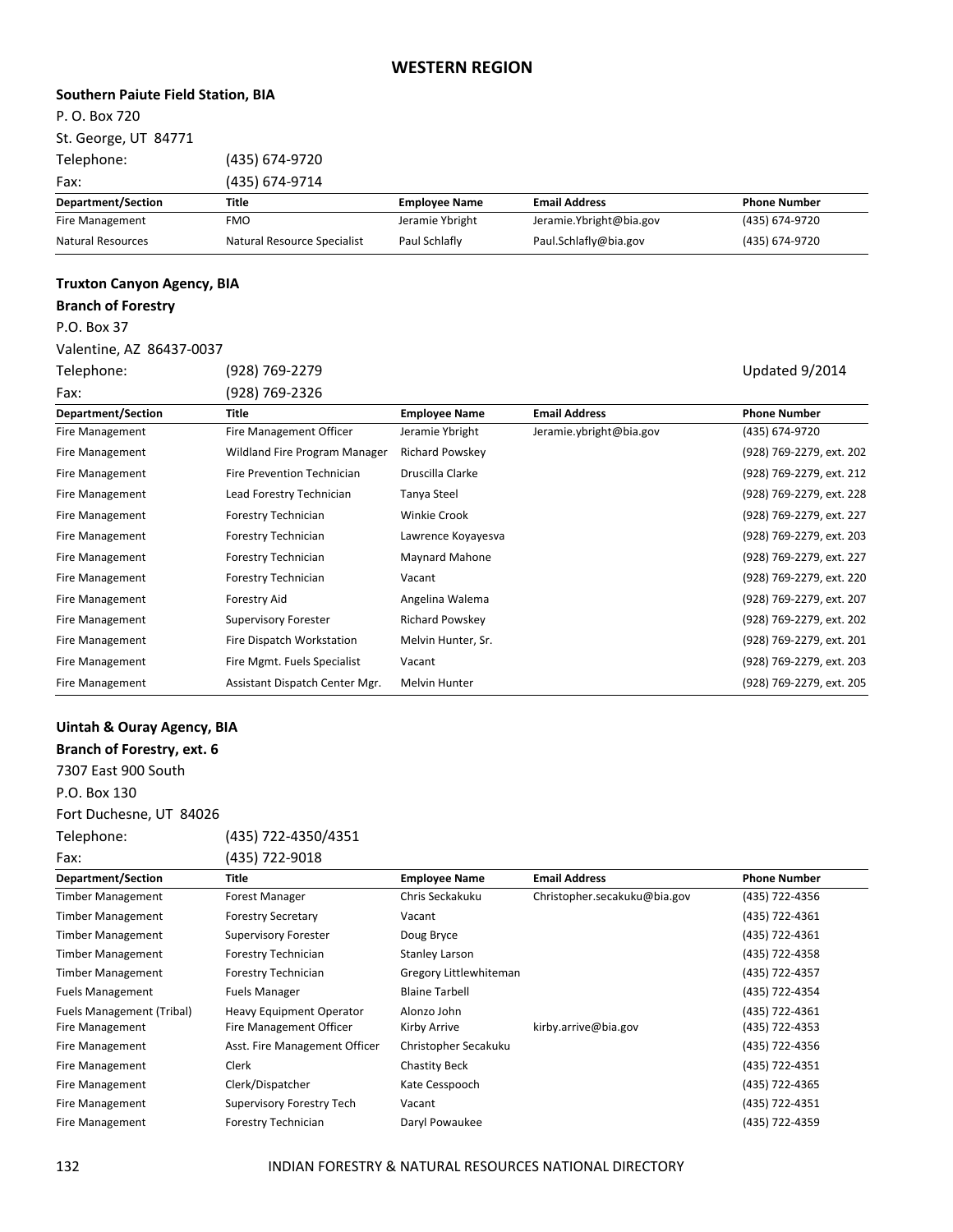# WESTERN REGION

**Southern Paiute Field Station, BIA**

P. O. Box 720
St. George, UT 84771
Telephone: (435) 674-9720
Fax: (435) 674-9714

| Department/Section | Title | Employee Name | Email Address | Phone Number |
|---|---|---|---|---|
| Fire Management | FMO | Jeramie Ybright | Jeramie.Ybright@bia.gov | (435) 674-9720 |
| Natural Resources | Natural Resource Specialist | Paul Schlafly | Paul.Schlafly@bia.gov | (435) 674-9720 |

**Truxton Canyon Agency, BIA**
**Branch of Forestry**

P.O. Box 37
Valentine, AZ 86437-0037
Telephone: (928) 769-2279
Fax: (928) 769-2326

Updated 9/2014

| Department/Section | Title | Employee Name | Email Address | Phone Number |
|---|---|---|---|---|
| Fire Management | Fire Management Officer | Jeramie Ybright | Jeramie.ybright@bia.gov | (435) 674-9720 |
| Fire Management | Wildland Fire Program Manager | Richard Powskey | | (928) 769-2279, ext. 202 |
| Fire Management | Fire Prevention Technician | Druscilla Clarke | | (928) 769-2279, ext. 212 |
| Fire Management | Lead Forestry Technician | Tanya Steel | | (928) 769-2279, ext. 228 |
| Fire Management | Forestry Technician | Winkie Crook | | (928) 769-2279, ext. 227 |
| Fire Management | Forestry Technician | Lawrence Koyayesva | | (928) 769-2279, ext. 203 |
| Fire Management | Forestry Technician | Maynard Mahone | | (928) 769-2279, ext. 227 |
| Fire Management | Forestry Technician | Vacant | | (928) 769-2279, ext. 220 |
| Fire Management | Forestry Aid | Angelina Walema | | (928) 769-2279, ext. 207 |
| Fire Management | Supervisory Forester | Richard Powskey | | (928) 769-2279, ext. 202 |
| Fire Management | Fire Dispatch Workstation | Melvin Hunter, Sr. | | (928) 769-2279, ext. 201 |
| Fire Management | Fire Mgmt. Fuels Specialist | Vacant | | (928) 769-2279, ext. 203 |
| Fire Management | Assistant Dispatch Center Mgr. | Melvin Hunter | | (928) 769-2279, ext. 205 |

**Uintah & Ouray Agency, BIA**
**Branch of Forestry, ext. 6**

7307 East 900 South
P.O. Box 130
Fort Duchesne, UT 84026
Telephone: (435) 722-4350/4351
Fax: (435) 722-9018

| Department/Section | Title | Employee Name | Email Address | Phone Number |
|---|---|---|---|---|
| Timber Management | Forest Manager | Chris Seckakuku | Christopher.secakuku@bia.gov | (435) 722-4356 |
| Timber Management | Forestry Secretary | Vacant | | (435) 722-4361 |
| Timber Management | Supervisory Forester | Doug Bryce | | (435) 722-4361 |
| Timber Management | Forestry Technician | Stanley Larson | | (435) 722-4358 |
| Timber Management | Forestry Technician | Gregory Littlewhiteman | | (435) 722-4357 |
| Fuels Management | Fuels Manager | Blaine Tarbell | | (435) 722-4354 |
| Fuels Management (Tribal) | Heavy Equipment Operator | Alonzo John | | (435) 722-4361 |
| Fire Management | Fire Management Officer | Kirby Arrive | kirby.arrive@bia.gov | (435) 722-4353 |
| Fire Management | Asst. Fire Management Officer | Christopher Secakuku | | (435) 722-4356 |
| Fire Management | Clerk | Chastity Beck | | (435) 722-4351 |
| Fire Management | Clerk/Dispatcher | Kate Cesspooch | | (435) 722-4365 |
| Fire Management | Supervisory Forestry Tech | Vacant | | (435) 722-4351 |
| Fire Management | Forestry Technician | Daryl Powaukee | | (435) 722-4359 |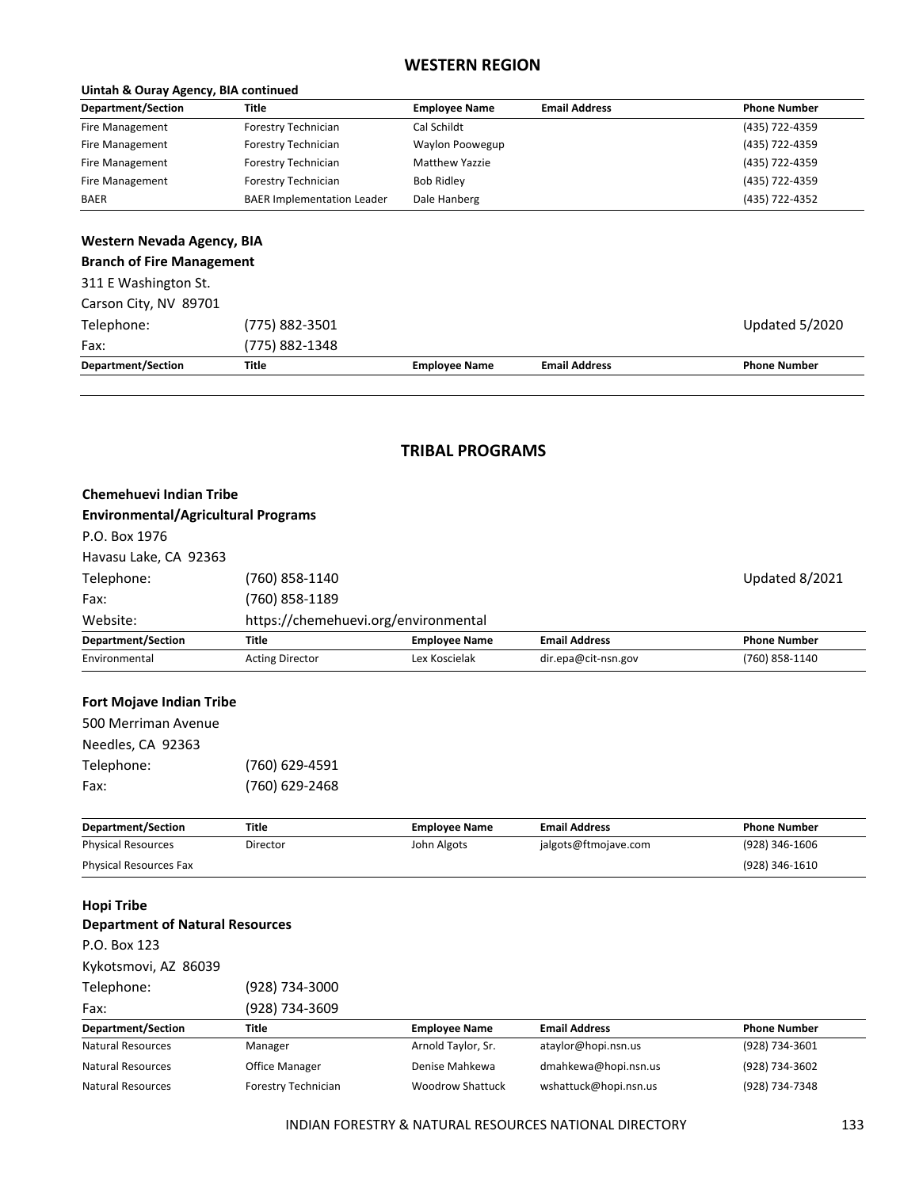## WESTERN REGION

**Uintah & Ouray Agency, BIA continued**

| Department/Section | Title | Employee Name | Email Address | Phone Number |
|---|---|---|---|---|
| Fire Management | Forestry Technician | Cal Schildt | | (435) 722-4359 |
| Fire Management | Forestry Technician | Waylon Poowegup | | (435) 722-4359 |
| Fire Management | Forestry Technician | Matthew Yazzie | | (435) 722-4359 |
| Fire Management | Forestry Technician | Bob Ridley | | (435) 722-4359 |
| BAER | BAER Implementation Leader | Dale Hanberg | | (435) 722-4352 |

**Western Nevada Agency, BIA**
**Branch of Fire Management**
311 E Washington St.
Carson City, NV 89701
Telephone: (775) 882-3501
Fax: (775) 882-1348

Updated 5/2020

| Department/Section | Title | Employee Name | Email Address | Phone Number |
|---|---|---|---|---|
| | | | | |

## TRIBAL PROGRAMS

**Chemehuevi Indian Tribe**
**Environmental/Agricultural Programs**
P.O. Box 1976
Havasu Lake, CA 92363
Telephone: (760) 858-1140
Fax: (760) 858-1189
Website: https://chemehuevi.org/environmental

Updated 8/2021

| Department/Section | Title | Employee Name | Email Address | Phone Number |
|---|---|---|---|---|
| Environmental | Acting Director | Lex Koscielak | dir.epa@cit-nsn.gov | (760) 858-1140 |

**Fort Mojave Indian Tribe**
500 Merriman Avenue
Needles, CA 92363
Telephone: (760) 629-4591
Fax: (760) 629-2468

| Department/Section | Title | Employee Name | Email Address | Phone Number |
|---|---|---|---|---|
| Physical Resources | Director | John Algots | jalgots@ftmojave.com | (928) 346-1606 |
| Physical Resources Fax | | | | (928) 346-1610 |

**Hopi Tribe**
**Department of Natural Resources**
P.O. Box 123
Kykotsmovi, AZ 86039
Telephone: (928) 734-3000
Fax: (928) 734-3609

| Department/Section | Title | Employee Name | Email Address | Phone Number |
|---|---|---|---|---|
| Natural Resources | Manager | Arnold Taylor, Sr. | ataylor@hopi.nsn.us | (928) 734-3601 |
| Natural Resources | Office Manager | Denise Mahkewa | dmahkewa@hopi.nsn.us | (928) 734-3602 |
| Natural Resources | Forestry Technician | Woodrow Shattuck | wshattuck@hopi.nsn.us | (928) 734-7348 |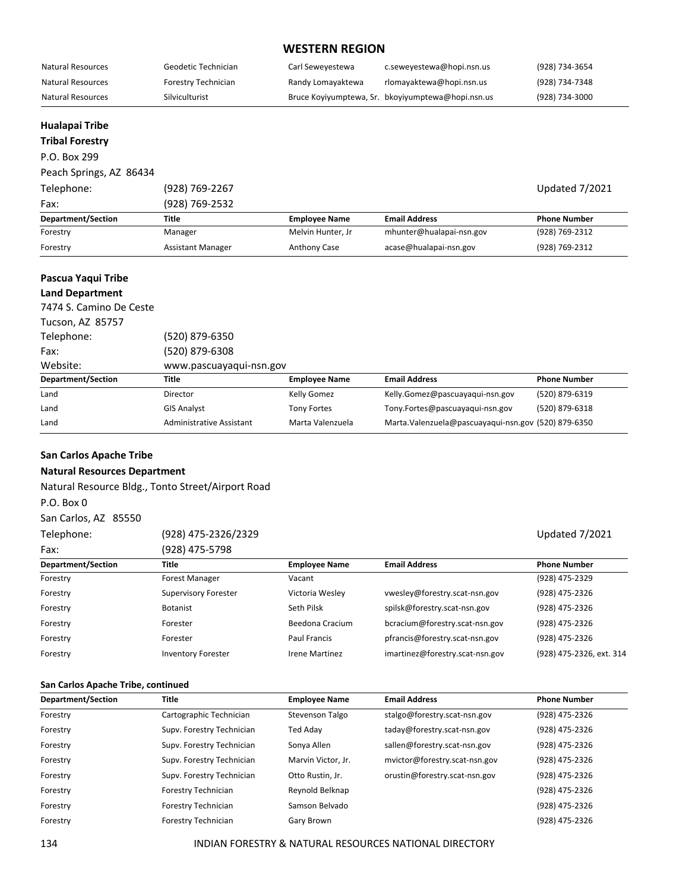## WESTERN REGION

| Natural Resources | Geodetic Technician | Carl Seweyestewa | c.seweyestewa@hopi.nsn.us | (928) 734-3654 |
|---|---|---|---|---|
| Natural Resources | Forestry Technician | Randy Lomayaktewa | rlomayaktewa@hopi.nsn.us | (928) 734-7348 |
| Natural Resources | Silviculturist | Bruce Koyiyumptewa, Sr. | bkoyiyumptewa@hopi.nsn.us | (928) 734-3000 |

### Hualapai Tribe
### Tribal Forestry

P.O. Box 299
Peach Springs, AZ 86434

Telephone: (928) 769-2267
Fax: (928) 769-2532

Updated 7/2021

| Department/Section | Title | Employee Name | Email Address | Phone Number |
|---|---|---|---|---|
| Forestry | Manager | Melvin Hunter, Jr | mhunter@hualapai-nsn.gov | (928) 769-2312 |
| Forestry | Assistant Manager | Anthony Case | acase@hualapai-nsn.gov | (928) 769-2312 |

### Pascua Yaqui Tribe
### Land Department

7474 S. Camino De Ceste
Tucson, AZ 85757

Telephone: (520) 879-6350
Fax: (520) 879-6308
Website: www.pascuayaqui-nsn.gov

| Department/Section | Title | Employee Name | Email Address | Phone Number |
|---|---|---|---|---|
| Land | Director | Kelly Gomez | Kelly.Gomez@pascuayaqui-nsn.gov | (520) 879-6319 |
| Land | GIS Analyst | Tony Fortes | Tony.Fortes@pascuayaqui-nsn.gov | (520) 879-6318 |
| Land | Administrative Assistant | Marta Valenzuela | Marta.Valenzuela@pascuayaqui-nsn.gov | (520) 879-6350 |

### San Carlos Apache Tribe
### Natural Resources Department

Natural Resource Bldg., Tonto Street/Airport Road
P.O. Box 0
San Carlos, AZ 85550

Telephone: (928) 475-2326/2329
Fax: (928) 475-5798

Updated 7/2021

| Department/Section | Title | Employee Name | Email Address | Phone Number |
|---|---|---|---|---|
| Forestry | Forest Manager | Vacant | | (928) 475-2329 |
| Forestry | Supervisory Forester | Victoria Wesley | vwesley@forestry.scat-nsn.gov | (928) 475-2326 |
| Forestry | Botanist | Seth Pilsk | spilsk@forestry.scat-nsn.gov | (928) 475-2326 |
| Forestry | Forester | Beedona Cracium | bcracium@forestry.scat-nsn.gov | (928) 475-2326 |
| Forestry | Forester | Paul Francis | pfrancis@forestry.scat-nsn.gov | (928) 475-2326 |
| Forestry | Inventory Forester | Irene Martinez | imartinez@forestry.scat-nsn.gov | (928) 475-2326, ext. 314 |

**San Carlos Apache Tribe, continued**

| Department/Section | Title | Employee Name | Email Address | Phone Number |
|---|---|---|---|---|
| Forestry | Cartographic Technician | Stevenson Talgo | stalgo@forestry.scat-nsn.gov | (928) 475-2326 |
| Forestry | Supv. Forestry Technician | Ted Aday | taday@forestry.scat-nsn.gov | (928) 475-2326 |
| Forestry | Supv. Forestry Technician | Sonya Allen | sallen@forestry.scat-nsn.gov | (928) 475-2326 |
| Forestry | Supv. Forestry Technician | Marvin Victor, Jr. | mvictor@forestry.scat-nsn.gov | (928) 475-2326 |
| Forestry | Supv. Forestry Technician | Otto Rustin, Jr. | orustin@forestry.scat-nsn.gov | (928) 475-2326 |
| Forestry | Forestry Technician | Reynold Belknap | | (928) 475-2326 |
| Forestry | Forestry Technician | Samson Belvado | | (928) 475-2326 |
| Forestry | Forestry Technician | Gary Brown | | (928) 475-2326 |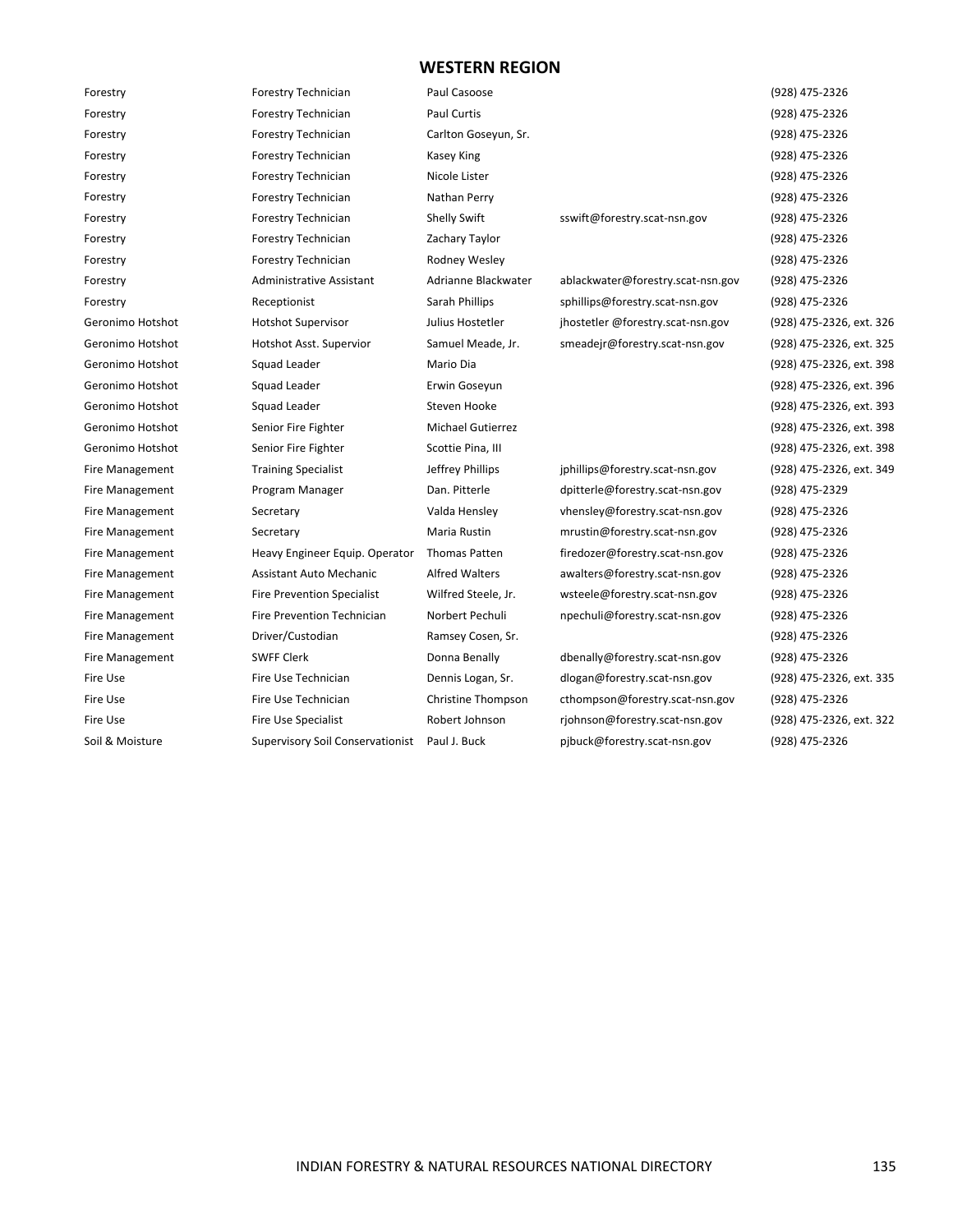## WESTERN REGION

| | | | | |
|---|---|---|---|---|
| Forestry | Forestry Technician | Paul Casoose | | (928) 475-2326 |
| Forestry | Forestry Technician | Paul Curtis | | (928) 475-2326 |
| Forestry | Forestry Technician | Carlton Goseyun, Sr. | | (928) 475-2326 |
| Forestry | Forestry Technician | Kasey King | | (928) 475-2326 |
| Forestry | Forestry Technician | Nicole Lister | | (928) 475-2326 |
| Forestry | Forestry Technician | Nathan Perry | | (928) 475-2326 |
| Forestry | Forestry Technician | Shelly Swift | sswift@forestry.scat-nsn.gov | (928) 475-2326 |
| Forestry | Forestry Technician | Zachary Taylor | | (928) 475-2326 |
| Forestry | Forestry Technician | Rodney Wesley | | (928) 475-2326 |
| Forestry | Administrative Assistant | Adrianne Blackwater | ablackwater@forestry.scat-nsn.gov | (928) 475-2326 |
| Forestry | Receptionist | Sarah Phillips | sphillips@forestry.scat-nsn.gov | (928) 475-2326 |
| Geronimo Hotshot | Hotshot Supervisor | Julius Hostetler | jhostetler @forestry.scat-nsn.gov | (928) 475-2326, ext. 326 |
| Geronimo Hotshot | Hotshot Asst. Supervior | Samuel Meade, Jr. | smeadejr@forestry.scat-nsn.gov | (928) 475-2326, ext. 325 |
| Geronimo Hotshot | Squad Leader | Mario Dia | | (928) 475-2326, ext. 398 |
| Geronimo Hotshot | Squad Leader | Erwin Goseyun | | (928) 475-2326, ext. 396 |
| Geronimo Hotshot | Squad Leader | Steven Hooke | | (928) 475-2326, ext. 393 |
| Geronimo Hotshot | Senior Fire Fighter | Michael Gutierrez | | (928) 475-2326, ext. 398 |
| Geronimo Hotshot | Senior Fire Fighter | Scottie Pina, III | | (928) 475-2326, ext. 398 |
| Fire Management | Training Specialist | Jeffrey Phillips | jphillips@forestry.scat-nsn.gov | (928) 475-2326, ext. 349 |
| Fire Management | Program Manager | Dan. Pitterle | dpitterle@forestry.scat-nsn.gov | (928) 475-2329 |
| Fire Management | Secretary | Valda Hensley | vhensley@forestry.scat-nsn.gov | (928) 475-2326 |
| Fire Management | Secretary | Maria Rustin | mrustin@forestry.scat-nsn.gov | (928) 475-2326 |
| Fire Management | Heavy Engineer Equip. Operator | Thomas Patten | firedozer@forestry.scat-nsn.gov | (928) 475-2326 |
| Fire Management | Assistant Auto Mechanic | Alfred Walters | awalters@forestry.scat-nsn.gov | (928) 475-2326 |
| Fire Management | Fire Prevention Specialist | Wilfred Steele, Jr. | wsteele@forestry.scat-nsn.gov | (928) 475-2326 |
| Fire Management | Fire Prevention Technician | Norbert Pechuli | npechuli@forestry.scat-nsn.gov | (928) 475-2326 |
| Fire Management | Driver/Custodian | Ramsey Cosen, Sr. | | (928) 475-2326 |
| Fire Management | SWFF Clerk | Donna Benally | dbenally@forestry.scat-nsn.gov | (928) 475-2326 |
| Fire Use | Fire Use Technician | Dennis Logan, Sr. | dlogan@forestry.scat-nsn.gov | (928) 475-2326, ext. 335 |
| Fire Use | Fire Use Technician | Christine Thompson | cthompson@forestry.scat-nsn.gov | (928) 475-2326 |
| Fire Use | Fire Use Specialist | Robert Johnson | rjohnson@forestry.scat-nsn.gov | (928) 475-2326, ext. 322 |
| Soil & Moisture | Supervisory Soil Conservationist | Paul J. Buck | pjbuck@forestry.scat-nsn.gov | (928) 475-2326 |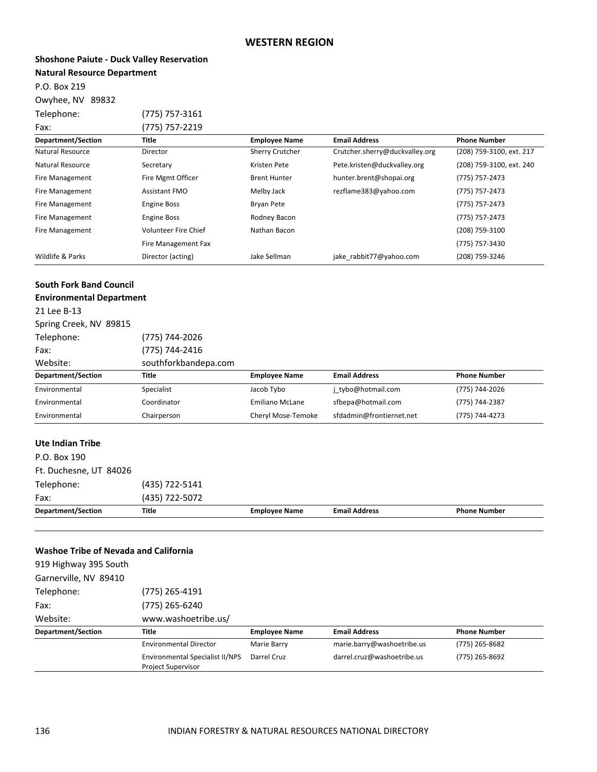## WESTERN REGION

**Shoshone Paiute - Duck Valley Reservation**
**Natural Resource Department**

P.O. Box 219
Owyhee, NV 89832

Telephone: (775) 757-3161
Fax: (775) 757-2219

| Department/Section | Title | Employee Name | Email Address | Phone Number |
|---|---|---|---|---|
| Natural Resource | Director | Sherry Crutcher | Crutcher.sherry@duckvalley.org | (208) 759-3100, ext. 217 |
| Natural Resource | Secretary | Kristen Pete | Pete.kristen@duckvalley.org | (208) 759-3100, ext. 240 |
| Fire Management | Fire Mgmt Officer | Brent Hunter | hunter.brent@shopai.org | (775) 757-2473 |
| Fire Management | Assistant FMO | Melby Jack | rezflame383@yahoo.com | (775) 757-2473 |
| Fire Management | Engine Boss | Bryan Pete | | (775) 757-2473 |
| Fire Management | Engine Boss | Rodney Bacon | | (775) 757-2473 |
| Fire Management | Volunteer Fire Chief | Nathan Bacon | | (208) 759-3100 |
| | Fire Management Fax | | | (775) 757-3430 |
| Wildlife & Parks | Director (acting) | Jake Sellman | jake_rabbit77@yahoo.com | (208) 759-3246 |

**South Fork Band Council**
**Environmental Department**

21 Lee B-13
Spring Creek, NV 89815

Telephone: (775) 744-2026
Fax: (775) 744-2416
Website: southforkbandepa.com

| Department/Section | Title | Employee Name | Email Address | Phone Number |
|---|---|---|---|---|
| Environmental | Specialist | Jacob Tybo | j_tybo@hotmail.com | (775) 744-2026 |
| Environmental | Coordinator | Emiliano McLane | sfbepa@hotmail.com | (775) 744-2387 |
| Environmental | Chairperson | Cheryl Mose-Temoke | sfdadmin@frontiernet.net | (775) 744-4273 |

**Ute Indian Tribe**

P.O. Box 190
Ft. Duchesne, UT 84026

Telephone: (435) 722-5141
Fax: (435) 722-5072

| Department/Section | Title | Employee Name | Email Address | Phone Number |
|---|---|---|---|---|
| | | | | |

**Washoe Tribe of Nevada and California**

919 Highway 395 South
Garnerville, NV 89410

Telephone: (775) 265-4191
Fax: (775) 265-6240
Website: www.washoetribe.us/

| Department/Section | Title | Employee Name | Email Address | Phone Number |
|---|---|---|---|---|
| | Environmental Director | Marie Barry | marie.barry@washoetribe.us | (775) 265-8682 |
| | Environmental Specialist II/NPS Project Supervisor | Darrel Cruz | darrel.cruz@washoetribe.us | (775) 265-8692 |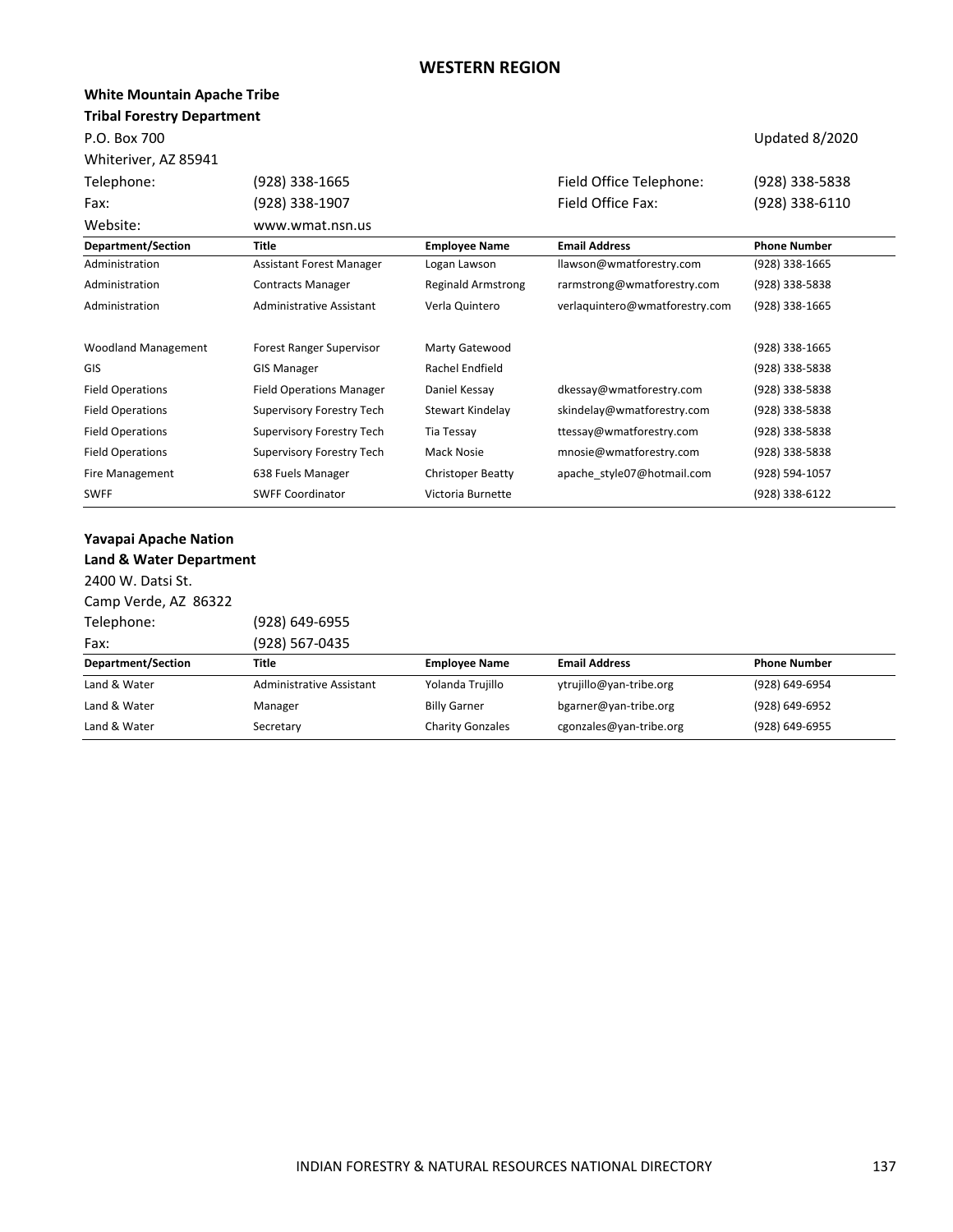## WESTERN REGION

**White Mountain Apache Tribe**
**Tribal Forestry Department**

P.O. Box 700
Whiteriver, AZ 85941

Updated 8/2020

| | | | |
|---|---|---|---|
| Telephone: | (928) 338-1665 | Field Office Telephone: | (928) 338-5838 |
| Fax: | (928) 338-1907 | Field Office Fax: | (928) 338-6110 |
| Website: | www.wmat.nsn.us | | |

| Department/Section | Title | Employee Name | Email Address | Phone Number |
|---|---|---|---|---|
| Administration | Assistant Forest Manager | Logan Lawson | llawson@wmatforestry.com | (928) 338-1665 |
| Administration | Contracts Manager | Reginald Armstrong | rarmstrong@wmatforestry.com | (928) 338-5838 |
| Administration | Administrative Assistant | Verla Quintero | verlaquintero@wmatforestry.com | (928) 338-1665 |
| Woodland Management | Forest Ranger Supervisor | Marty Gatewood | | (928) 338-1665 |
| GIS | GIS Manager | Rachel Endfield | | (928) 338-5838 |
| Field Operations | Field Operations Manager | Daniel Kessay | dkessay@wmatforestry.com | (928) 338-5838 |
| Field Operations | Supervisory Forestry Tech | Stewart Kindelay | skindelay@wmatforestry.com | (928) 338-5838 |
| Field Operations | Supervisory Forestry Tech | Tia Tessay | ttessay@wmatforestry.com | (928) 338-5838 |
| Field Operations | Supervisory Forestry Tech | Mack Nosie | mnosie@wmatforestry.com | (928) 338-5838 |
| Fire Management | 638 Fuels Manager | Christoper Beatty | apache_style07@hotmail.com | (928) 594-1057 |
| SWFF | SWFF Coordinator | Victoria Burnette | | (928) 338-6122 |

**Yavapai Apache Nation**
**Land & Water Department**

2400 W. Datsi St.
Camp Verde, AZ 86322

| | |
|---|---|
| Telephone: | (928) 649-6955 |
| Fax: | (928) 567-0435 |

| Department/Section | Title | Employee Name | Email Address | Phone Number |
|---|---|---|---|---|
| Land & Water | Administrative Assistant | Yolanda Trujillo | ytrujillo@yan-tribe.org | (928) 649-6954 |
| Land & Water | Manager | Billy Garner | bgarner@yan-tribe.org | (928) 649-6952 |
| Land & Water | Secretary | Charity Gonzales | cgonzales@yan-tribe.org | (928) 649-6955 |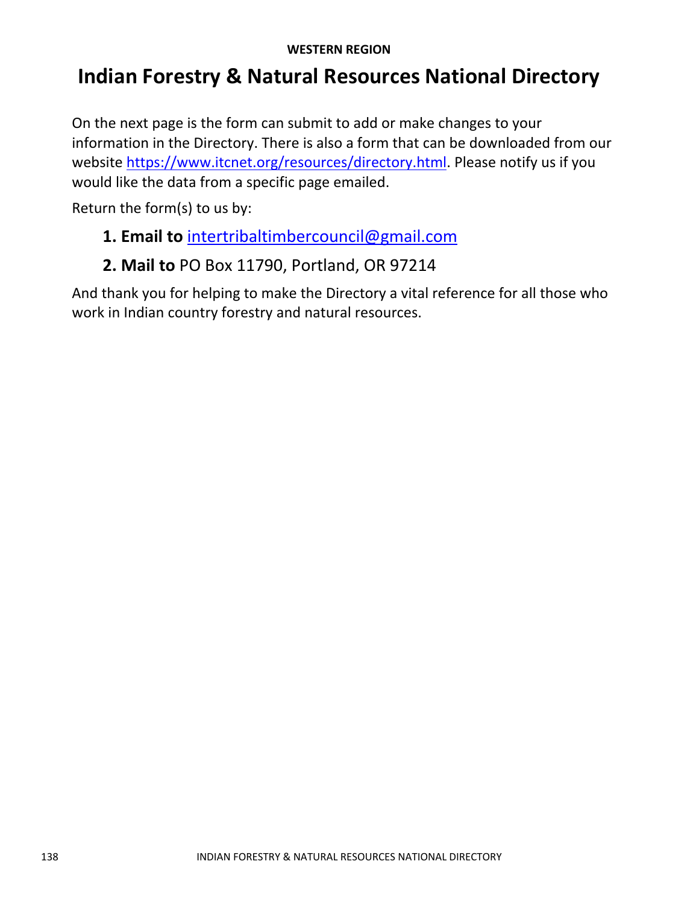# Indian Forestry & Natural Resources National Directory

On the next page is the form can submit to add or make changes to your information in the Directory. There is also a form that can be downloaded from our website https://www.itcnet.org/resources/directory.html. Please notify us if you would like the data from a specific page emailed.

Return the form(s) to us by:

1. **Email to** intertribaltimbercouncil@gmail.com
2. **Mail to** PO Box 11790, Portland, OR 97214

And thank you for helping to make the Directory a vital reference for all those who work in Indian country forestry and natural resources.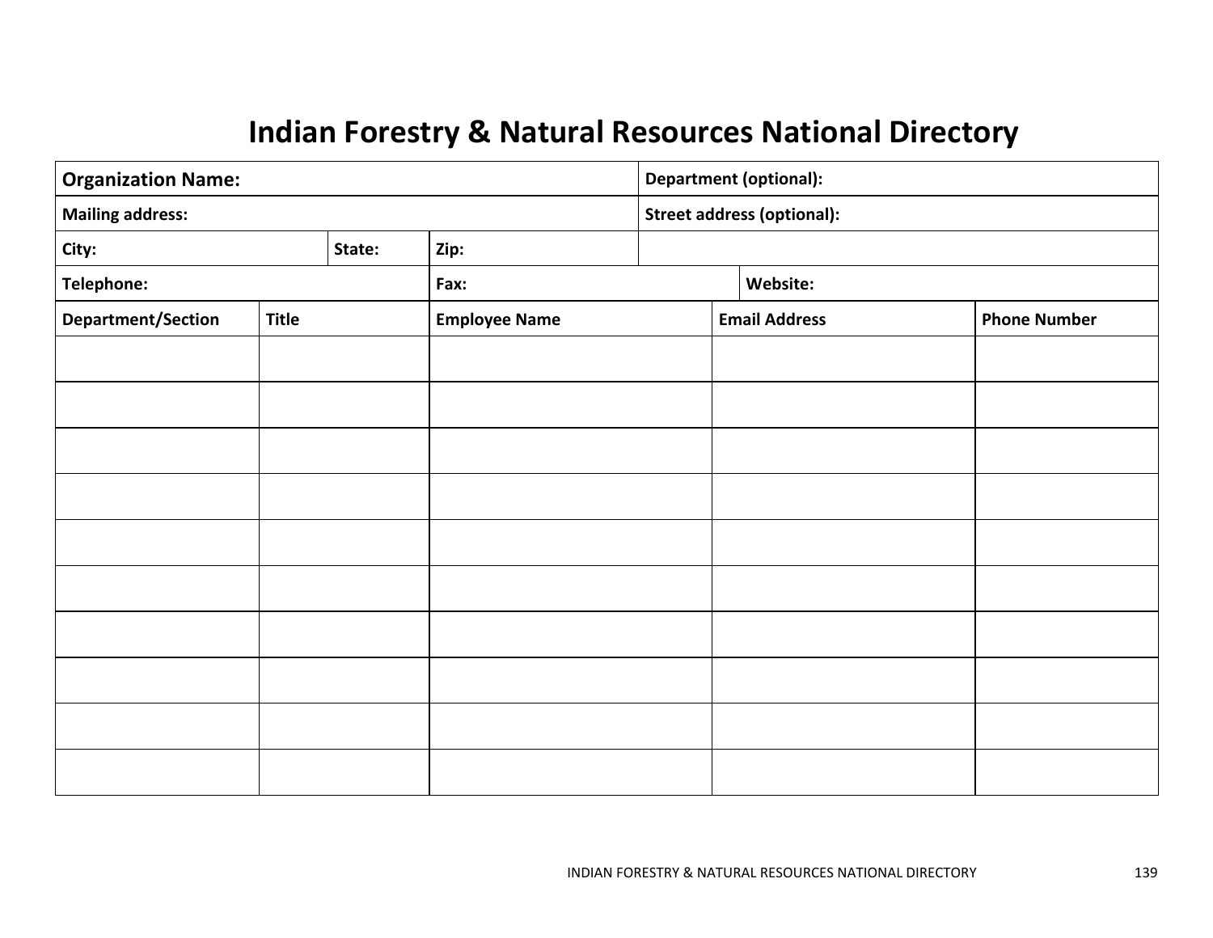# Indian Forestry & Natural Resources National Directory

| Organization Name: | | | Department (optional): | |
|---|---|---|---|---|
| Mailing address: | | | Street address (optional): | |
| City: | State: | Zip: | | |
| Telephone: | | Fax: | Website: | |

| Department/Section | Title | Employee Name | Email Address | Phone Number |
|---|---|---|---|---|
| | | | | |
| | | | | |
| | | | | |
| | | | | |
| | | | | |
| | | | | |
| | | | | |
| | | | | |
| | | | | |
| | | | | |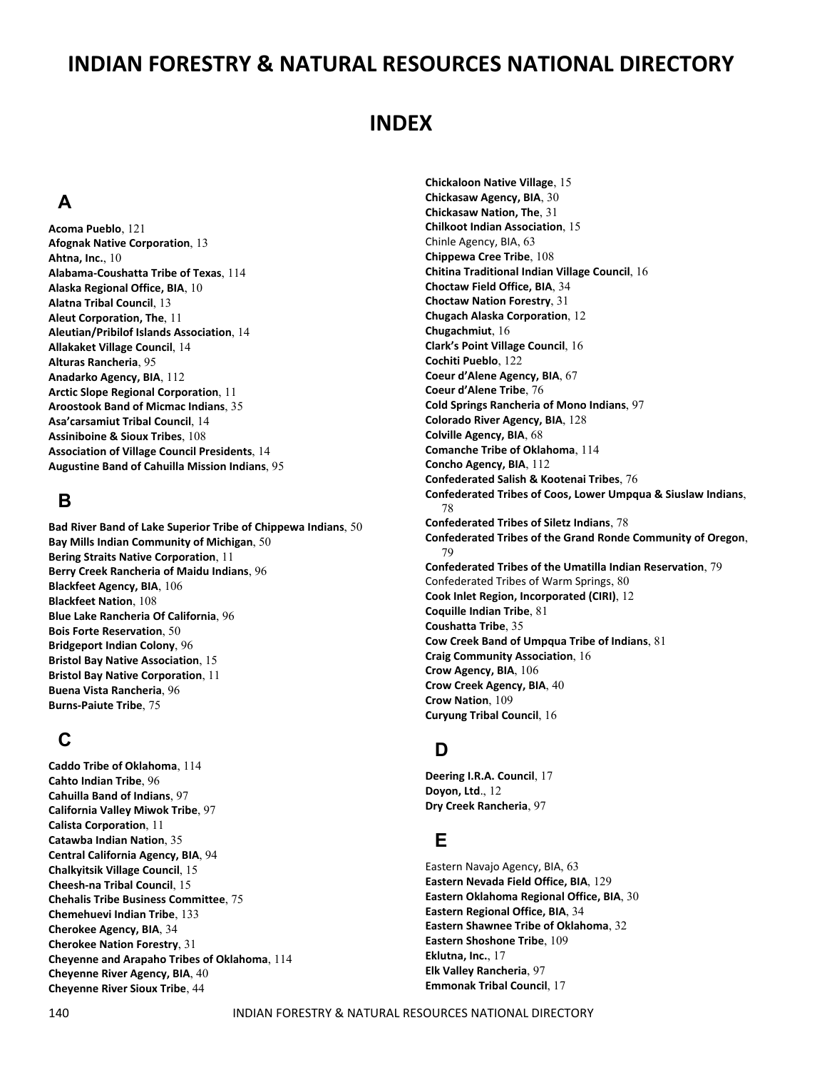# INDIAN FORESTRY & NATURAL RESOURCES NATIONAL DIRECTORY

# INDEX

## A

**Acoma Pueblo**, 121
**Afognak Native Corporation**, 13
**Ahtna, Inc.**, 10
**Alabama-Coushatta Tribe of Texas**, 114
**Alaska Regional Office, BIA**, 10
**Alatna Tribal Council**, 13
**Aleut Corporation, The**, 11
**Aleutian/Pribilof Islands Association**, 14
**Allakaket Village Council**, 14
**Alturas Rancheria**, 95
**Anadarko Agency, BIA**, 112
**Arctic Slope Regional Corporation**, 11
**Aroostook Band of Micmac Indians**, 35
**Asa'carsamiut Tribal Council**, 14
**Assiniboine & Sioux Tribes**, 108
**Association of Village Council Presidents**, 14
**Augustine Band of Cahuilla Mission Indians**, 95

## B

**Bad River Band of Lake Superior Tribe of Chippewa Indians**, 50
**Bay Mills Indian Community of Michigan**, 50
**Bering Straits Native Corporation**, 11
**Berry Creek Rancheria of Maidu Indians**, 96
**Blackfeet Agency, BIA**, 106
**Blackfeet Nation**, 108
**Blue Lake Rancheria Of California**, 96
**Bois Forte Reservation**, 50
**Bridgeport Indian Colony**, 96
**Bristol Bay Native Association**, 15
**Bristol Bay Native Corporation**, 11
**Buena Vista Rancheria**, 96
**Burns-Paiute Tribe**, 75

## C

**Caddo Tribe of Oklahoma**, 114
**Cahto Indian Tribe**, 96
**Cahuilla Band of Indians**, 97
**California Valley Miwok Tribe**, 97
**Calista Corporation**, 11
**Catawba Indian Nation**, 35
**Central California Agency, BIA**, 94
**Chalkyitsik Village Council**, 15
**Cheesh-na Tribal Council**, 15
**Chehalis Tribe Business Committee**, 75
**Chemehuevi Indian Tribe**, 133
**Cherokee Agency, BIA**, 34
**Cherokee Nation Forestry**, 31
**Cheyenne and Arapaho Tribes of Oklahoma**, 114
**Cheyenne River Agency, BIA**, 40
**Cheyenne River Sioux Tribe**, 44
**Chickaloon Native Village**, 15
**Chickasaw Agency, BIA**, 30
**Chickasaw Nation, The**, 31
**Chilkoot Indian Association**, 15
Chinle Agency, BIA, 63
**Chippewa Cree Tribe**, 108
**Chitina Traditional Indian Village Council**, 16
**Choctaw Field Office, BIA**, 34
**Choctaw Nation Forestry**, 31
**Chugach Alaska Corporation**, 12
**Chugachmiut**, 16
**Clark's Point Village Council**, 16
**Cochiti Pueblo**, 122
**Coeur d'Alene Agency, BIA**, 67
**Coeur d'Alene Tribe**, 76
**Cold Springs Rancheria of Mono Indians**, 97
**Colorado River Agency, BIA**, 128
**Colville Agency, BIA**, 68
**Comanche Tribe of Oklahoma**, 114
**Concho Agency, BIA**, 112
**Confederated Salish & Kootenai Tribes**, 76
**Confederated Tribes of Coos, Lower Umpqua & Siuslaw Indians**, 78
**Confederated Tribes of Siletz Indians**, 78
**Confederated Tribes of the Grand Ronde Community of Oregon**, 79
**Confederated Tribes of the Umatilla Indian Reservation**, 79
Confederated Tribes of Warm Springs, 80
**Cook Inlet Region, Incorporated (CIRI)**, 12
**Coquille Indian Tribe**, 81
**Coushatta Tribe**, 35
**Cow Creek Band of Umpqua Tribe of Indians**, 81
**Craig Community Association**, 16
**Crow Agency, BIA**, 106
**Crow Creek Agency, BIA**, 40
**Crow Nation**, 109
**Curyung Tribal Council**, 16

## D

**Deering I.R.A. Council**, 17
**Doyon, Ltd**., 12
**Dry Creek Rancheria**, 97

## E

Eastern Navajo Agency, BIA, 63
**Eastern Nevada Field Office, BIA**, 129
**Eastern Oklahoma Regional Office, BIA**, 30
**Eastern Regional Office, BIA**, 34
**Eastern Shawnee Tribe of Oklahoma**, 32
**Eastern Shoshone Tribe**, 109
**Eklutna, Inc.**, 17
**Elk Valley Rancheria**, 97
**Emmonak Tribal Council**, 17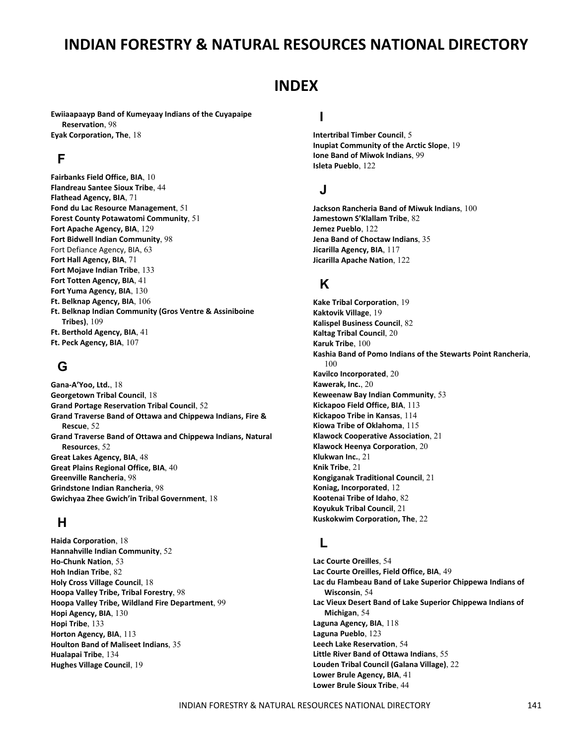# INDIAN FORESTRY & NATURAL RESOURCES NATIONAL DIRECTORY

## INDEX

**Ewiiaapaayp Band of Kumeyaay Indians of the Cuyapaipe Reservation**, 98
**Eyak Corporation, The**, 18

### F

**Fairbanks Field Office, BIA**, 10
**Flandreau Santee Sioux Tribe**, 44
**Flathead Agency, BIA**, 71
**Fond du Lac Resource Management**, 51
**Forest County Potawatomi Community**, 51
**Fort Apache Agency, BIA**, 129
**Fort Bidwell Indian Community**, 98
Fort Defiance Agency, BIA, 63
**Fort Hall Agency, BIA**, 71
**Fort Mojave Indian Tribe**, 133
**Fort Totten Agency, BIA**, 41
**Fort Yuma Agency, BIA**, 130
**Ft. Belknap Agency, BIA**, 106
**Ft. Belknap Indian Community (Gros Ventre & Assiniboine Tribes)**, 109
**Ft. Berthold Agency, BIA**, 41
**Ft. Peck Agency, BIA**, 107

### G

**Gana-A'Yoo, Ltd.**, 18
**Georgetown Tribal Council**, 18
**Grand Portage Reservation Tribal Council**, 52
**Grand Traverse Band of Ottawa and Chippewa Indians, Fire & Rescue**, 52
**Grand Traverse Band of Ottawa and Chippewa Indians, Natural Resources**, 52
**Great Lakes Agency, BIA**, 48
**Great Plains Regional Office, BIA**, 40
**Greenville Rancheria**, 98
**Grindstone Indian Rancheria**, 98
**Gwichyaa Zhee Gwich'in Tribal Government**, 18

### H

**Haida Corporation**, 18
**Hannahville Indian Community**, 52
**Ho-Chunk Nation**, 53
**Hoh Indian Tribe**, 82
**Holy Cross Village Council**, 18
**Hoopa Valley Tribe, Tribal Forestry**, 98
**Hoopa Valley Tribe, Wildland Fire Department**, 99
**Hopi Agency, BIA**, 130
**Hopi Tribe**, 133
**Horton Agency, BIA**, 113
**Houlton Band of Maliseet Indians**, 35
**Hualapai Tribe**, 134
**Hughes Village Council**, 19

### I

**Intertribal Timber Council**, 5
**Inupiat Community of the Arctic Slope**, 19
**Ione Band of Miwok Indians**, 99
**Isleta Pueblo**, 122

### J

**Jackson Rancheria Band of Miwuk Indians**, 100
**Jamestown S'Klallam Tribe**, 82
**Jemez Pueblo**, 122
**Jena Band of Choctaw Indians**, 35
**Jicarilla Agency, BIA**, 117
**Jicarilla Apache Nation**, 122

### K

**Kake Tribal Corporation**, 19
**Kaktovik Village**, 19
**Kalispel Business Council**, 82
**Kaltag Tribal Council**, 20
**Karuk Tribe**, 100
**Kashia Band of Pomo Indians of the Stewarts Point Rancheria**, 100
**Kavilco Incorporated**, 20
**Kawerak, Inc.**, 20
**Keweenaw Bay Indian Community**, 53
**Kickapoo Field Office, BIA**, 113
**Kickapoo Tribe in Kansas**, 114
**Kiowa Tribe of Oklahoma**, 115
**Klawock Cooperative Association**, 21
**Klawock Heenya Corporation**, 20
**Klukwan Inc.**, 21
**Knik Tribe**, 21
**Kongiganak Traditional Council**, 21
**Koniag, Incorporated**, 12
**Kootenai Tribe of Idaho**, 82
**Koyukuk Tribal Council**, 21
**Kuskokwim Corporation, The**, 22

### L

**Lac Courte Oreilles**, 54
**Lac Courte Oreilles, Field Office, BIA**, 49
**Lac du Flambeau Band of Lake Superior Chippewa Indians of Wisconsin**, 54
**Lac Vieux Desert Band of Lake Superior Chippewa Indians of Michigan**, 54
**Laguna Agency, BIA**, 118
**Laguna Pueblo**, 123
**Leech Lake Reservation**, 54
**Little River Band of Ottawa Indians**, 55
**Louden Tribal Council (Galana Village)**, 22
**Lower Brule Agency, BIA**, 41
**Lower Brule Sioux Tribe**, 44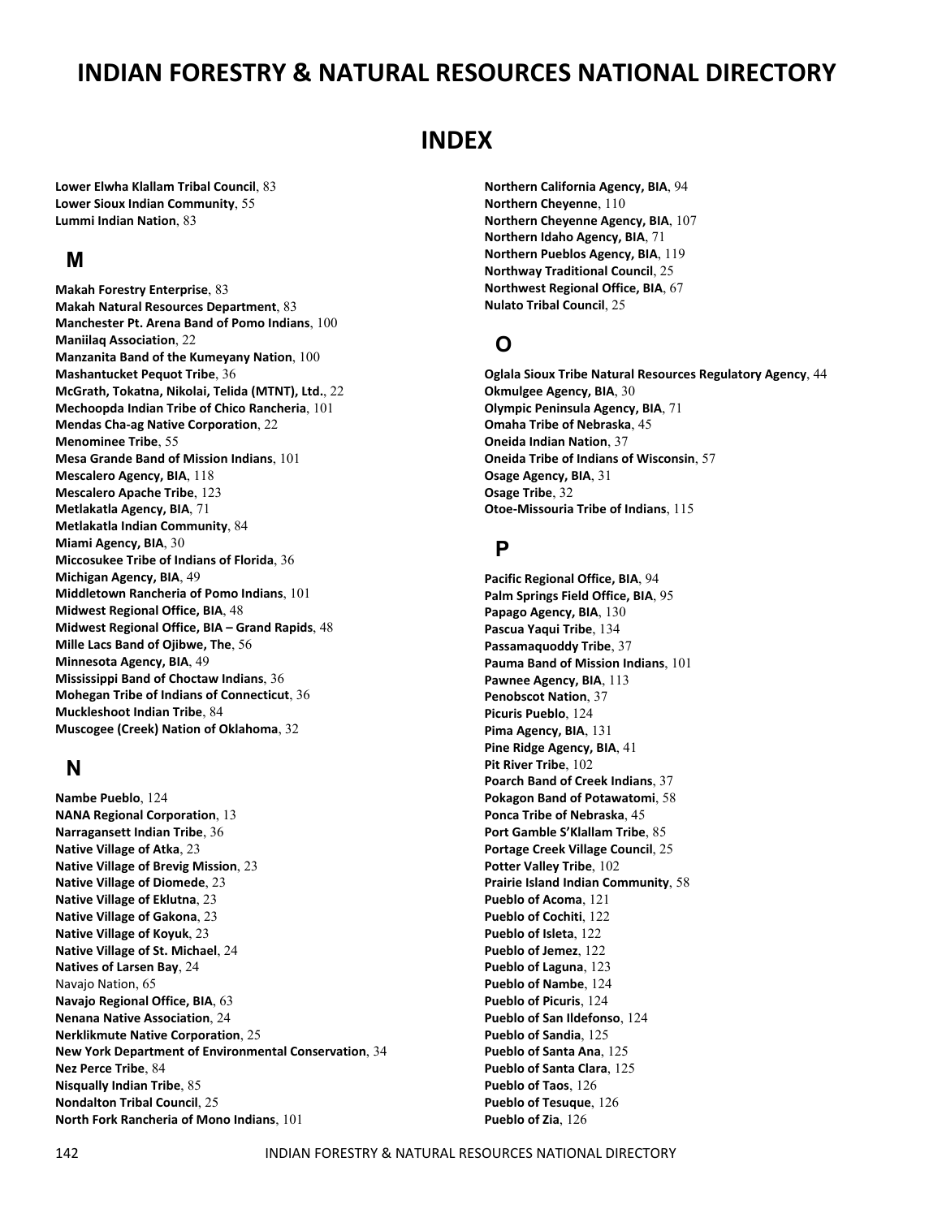# INDIAN FORESTRY & NATURAL RESOURCES NATIONAL DIRECTORY

## INDEX

**Lower Elwha Klallam Tribal Council**, 83
**Lower Sioux Indian Community**, 55
**Lummi Indian Nation**, 83

### M

**Makah Forestry Enterprise**, 83
**Makah Natural Resources Department**, 83
**Manchester Pt. Arena Band of Pomo Indians**, 100
**Maniilaq Association**, 22
**Manzanita Band of the Kumeyany Nation**, 100
**Mashantucket Pequot Tribe**, 36
**McGrath, Tokatna, Nikolai, Telida (MTNT), Ltd.**, 22
**Mechoopda Indian Tribe of Chico Rancheria**, 101
**Mendas Cha-ag Native Corporation**, 22
**Menominee Tribe**, 55
**Mesa Grande Band of Mission Indians**, 101
**Mescalero Agency, BIA**, 118
**Mescalero Apache Tribe**, 123
**Metlakatla Agency, BIA**, 71
**Metlakatla Indian Community**, 84
**Miami Agency, BIA**, 30
**Miccosukee Tribe of Indians of Florida**, 36
**Michigan Agency, BIA**, 49
**Middletown Rancheria of Pomo Indians**, 101
**Midwest Regional Office, BIA**, 48
**Midwest Regional Office, BIA – Grand Rapids**, 48
**Mille Lacs Band of Ojibwe, The**, 56
**Minnesota Agency, BIA**, 49
**Mississippi Band of Choctaw Indians**, 36
**Mohegan Tribe of Indians of Connecticut**, 36
**Muckleshoot Indian Tribe**, 84
**Muscogee (Creek) Nation of Oklahoma**, 32

### N

**Nambe Pueblo**, 124
**NANA Regional Corporation**, 13
**Narragansett Indian Tribe**, 36
**Native Village of Atka**, 23
**Native Village of Brevig Mission**, 23
**Native Village of Diomede**, 23
**Native Village of Eklutna**, 23
**Native Village of Gakona**, 23
**Native Village of Koyuk**, 23
**Native Village of St. Michael**, 24
**Natives of Larsen Bay**, 24
Navajo Nation, 65
**Navajo Regional Office, BIA**, 63
**Nenana Native Association**, 24
**Nerklikmute Native Corporation**, 25
**New York Department of Environmental Conservation**, 34
**Nez Perce Tribe**, 84
**Nisqually Indian Tribe**, 85
**Nondalton Tribal Council**, 25
**North Fork Rancheria of Mono Indians**, 101
**Northern California Agency, BIA**, 94
**Northern Cheyenne**, 110
**Northern Cheyenne Agency, BIA**, 107
**Northern Idaho Agency, BIA**, 71
**Northern Pueblos Agency, BIA**, 119
**Northway Traditional Council**, 25
**Northwest Regional Office, BIA**, 67
**Nulato Tribal Council**, 25

### O

**Oglala Sioux Tribe Natural Resources Regulatory Agency**, 44
**Okmulgee Agency, BIA**, 30
**Olympic Peninsula Agency, BIA**, 71
**Omaha Tribe of Nebraska**, 45
**Oneida Indian Nation**, 37
**Oneida Tribe of Indians of Wisconsin**, 57
**Osage Agency, BIA**, 31
**Osage Tribe**, 32
**Otoe-Missouria Tribe of Indians**, 115

### P

**Pacific Regional Office, BIA**, 94
**Palm Springs Field Office, BIA**, 95
**Papago Agency, BIA**, 130
**Pascua Yaqui Tribe**, 134
**Passamaquoddy Tribe**, 37
**Pauma Band of Mission Indians**, 101
**Pawnee Agency, BIA**, 113
**Penobscot Nation**, 37
**Picuris Pueblo**, 124
**Pima Agency, BIA**, 131
**Pine Ridge Agency, BIA**, 41
**Pit River Tribe**, 102
**Poarch Band of Creek Indians**, 37
**Pokagon Band of Potawatomi**, 58
**Ponca Tribe of Nebraska**, 45
**Port Gamble S'Klallam Tribe**, 85
**Portage Creek Village Council**, 25
**Potter Valley Tribe**, 102
**Prairie Island Indian Community**, 58
**Pueblo of Acoma**, 121
**Pueblo of Cochiti**, 122
**Pueblo of Isleta**, 122
**Pueblo of Jemez**, 122
**Pueblo of Laguna**, 123
**Pueblo of Nambe**, 124
**Pueblo of Picuris**, 124
**Pueblo of San Ildefonso**, 124
**Pueblo of Sandia**, 125
**Pueblo of Santa Ana**, 125
**Pueblo of Santa Clara**, 125
**Pueblo of Taos**, 126
**Pueblo of Tesuque**, 126
**Pueblo of Zia**, 126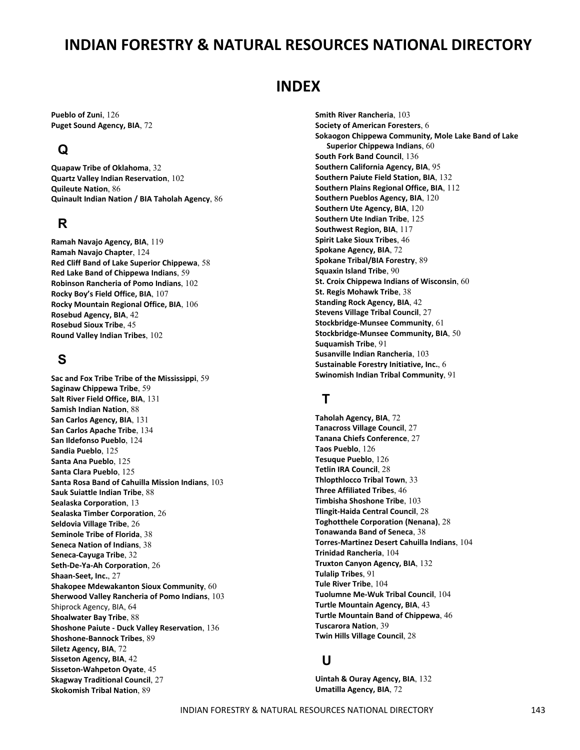# INDIAN FORESTRY & NATURAL RESOURCES NATIONAL DIRECTORY

## INDEX

**Pueblo of Zuni**, 126
**Puget Sound Agency, BIA**, 72

### Q

**Quapaw Tribe of Oklahoma**, 32
**Quartz Valley Indian Reservation**, 102
**Quileute Nation**, 86
**Quinault Indian Nation / BIA Taholah Agency**, 86

### R

**Ramah Navajo Agency, BIA**, 119
**Ramah Navajo Chapter**, 124
**Red Cliff Band of Lake Superior Chippewa**, 58
**Red Lake Band of Chippewa Indians**, 59
**Robinson Rancheria of Pomo Indians**, 102
**Rocky Boy's Field Office, BIA**, 107
**Rocky Mountain Regional Office, BIA**, 106
**Rosebud Agency, BIA**, 42
**Rosebud Sioux Tribe**, 45
**Round Valley Indian Tribes**, 102

### S

**Sac and Fox Tribe Tribe of the Mississippi**, 59
**Saginaw Chippewa Tribe**, 59
**Salt River Field Office, BIA**, 131
**Samish Indian Nation**, 88
**San Carlos Agency, BIA**, 131
**San Carlos Apache Tribe**, 134
**San Ildefonso Pueblo**, 124
**Sandia Pueblo**, 125
**Santa Ana Pueblo**, 125
**Santa Clara Pueblo**, 125
**Santa Rosa Band of Cahuilla Mission Indians**, 103
**Sauk Suiattle Indian Tribe**, 88
**Sealaska Corporation**, 13
**Sealaska Timber Corporation**, 26
**Seldovia Village Tribe**, 26
**Seminole Tribe of Florida**, 38
**Seneca Nation of Indians**, 38
**Seneca-Cayuga Tribe**, 32
**Seth-De-Ya-Ah Corporation**, 26
**Shaan-Seet, Inc.**, 27
**Shakopee Mdewakanton Sioux Community**, 60
**Sherwood Valley Rancheria of Pomo Indians**, 103
Shiprock Agency, BIA, 64
**Shoalwater Bay Tribe**, 88
**Shoshone Paiute - Duck Valley Reservation**, 136
**Shoshone-Bannock Tribes**, 89
**Siletz Agency, BIA**, 72
**Sisseton Agency, BIA**, 42
**Sisseton-Wahpeton Oyate**, 45
**Skagway Traditional Council**, 27
**Skokomish Tribal Nation**, 89
**Smith River Rancheria**, 103
**Society of American Foresters**, 6
**Sokaogon Chippewa Community, Mole Lake Band of Lake Superior Chippewa Indians**, 60
**South Fork Band Council**, 136
**Southern California Agency, BIA**, 95
**Southern Paiute Field Station, BIA**, 132
**Southern Plains Regional Office, BIA**, 112
**Southern Pueblos Agency, BIA**, 120
**Southern Ute Agency, BIA**, 120
**Southern Ute Indian Tribe**, 125
**Southwest Region, BIA**, 117
**Spirit Lake Sioux Tribes**, 46
**Spokane Agency, BIA**, 72
**Spokane Tribal/BIA Forestry**, 89
**Squaxin Island Tribe**, 90
**St. Croix Chippewa Indians of Wisconsin**, 60
**St. Regis Mohawk Tribe**, 38
**Standing Rock Agency, BIA**, 42
**Stevens Village Tribal Council**, 27
**Stockbridge-Munsee Community**, 61
**Stockbridge-Munsee Community, BIA**, 50
**Suquamish Tribe**, 91
**Susanville Indian Rancheria**, 103
**Sustainable Forestry Initiative, Inc.**, 6
**Swinomish Indian Tribal Community**, 91

### T

**Taholah Agency, BIA**, 72
**Tanacross Village Council**, 27
**Tanana Chiefs Conference**, 27
**Taos Pueblo**, 126
**Tesuque Pueblo**, 126
**Tetlin IRA Council**, 28
**Thlopthlocco Tribal Town**, 33
**Three Affiliated Tribes**, 46
**Timbisha Shoshone Tribe**, 103
**Tlingit-Haida Central Council**, 28
**Toghotthele Corporation (Nenana)**, 28
**Tonawanda Band of Seneca**, 38
**Torres-Martinez Desert Cahuilla Indians**, 104
**Trinidad Rancheria**, 104
**Truxton Canyon Agency, BIA**, 132
**Tulalip Tribes**, 91
**Tule River Tribe**, 104
**Tuolumne Me-Wuk Tribal Council**, 104
**Turtle Mountain Agency, BIA**, 43
**Turtle Mountain Band of Chippewa**, 46
**Tuscarora Nation**, 39
**Twin Hills Village Council**, 28

### U

**Uintah & Ouray Agency, BIA**, 132
**Umatilla Agency, BIA**, 72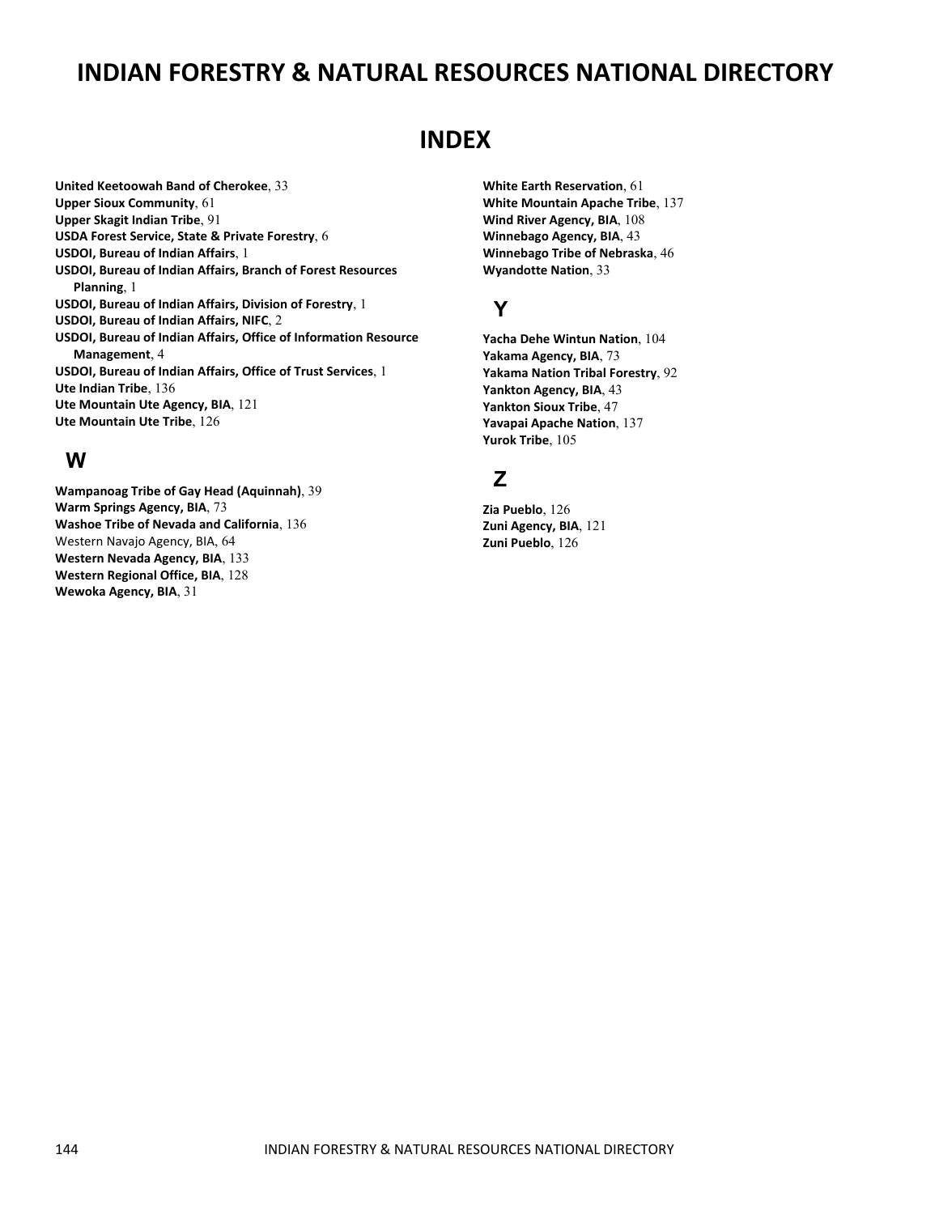# INDEX

**United Keetoowah Band of Cherokee**, 33
**Upper Sioux Community**, 61
**Upper Skagit Indian Tribe**, 91
**USDA Forest Service, State & Private Forestry**, 6
**USDOI, Bureau of Indian Affairs**, 1
**USDOI, Bureau of Indian Affairs, Branch of Forest Resources Planning**, 1
**USDOI, Bureau of Indian Affairs, Division of Forestry**, 1
**USDOI, Bureau of Indian Affairs, NIFC**, 2
**USDOI, Bureau of Indian Affairs, Office of Information Resource Management**, 4
**USDOI, Bureau of Indian Affairs, Office of Trust Services**, 1
**Ute Indian Tribe**, 136
**Ute Mountain Ute Agency, BIA**, 121
**Ute Mountain Ute Tribe**, 126

## W

**Wampanoag Tribe of Gay Head (Aquinnah)**, 39
**Warm Springs Agency, BIA**, 73
**Washoe Tribe of Nevada and California**, 136
Western Navajo Agency, BIA, 64
**Western Nevada Agency, BIA**, 133
**Western Regional Office, BIA**, 128
**Wewoka Agency, BIA**, 31
**White Earth Reservation**, 61
**White Mountain Apache Tribe**, 137
**Wind River Agency, BIA**, 108
**Winnebago Agency, BIA**, 43
**Winnebago Tribe of Nebraska**, 46
**Wyandotte Nation**, 33

## Y

**Yacha Dehe Wintun Nation**, 104
**Yakama Agency, BIA**, 73
**Yakama Nation Tribal Forestry**, 92
**Yankton Agency, BIA**, 43
**Yankton Sioux Tribe**, 47
**Yavapai Apache Nation**, 137
**Yurok Tribe**, 105

## Z

**Zia Pueblo**, 126
**Zuni Agency, BIA**, 121
**Zuni Pueblo**, 126